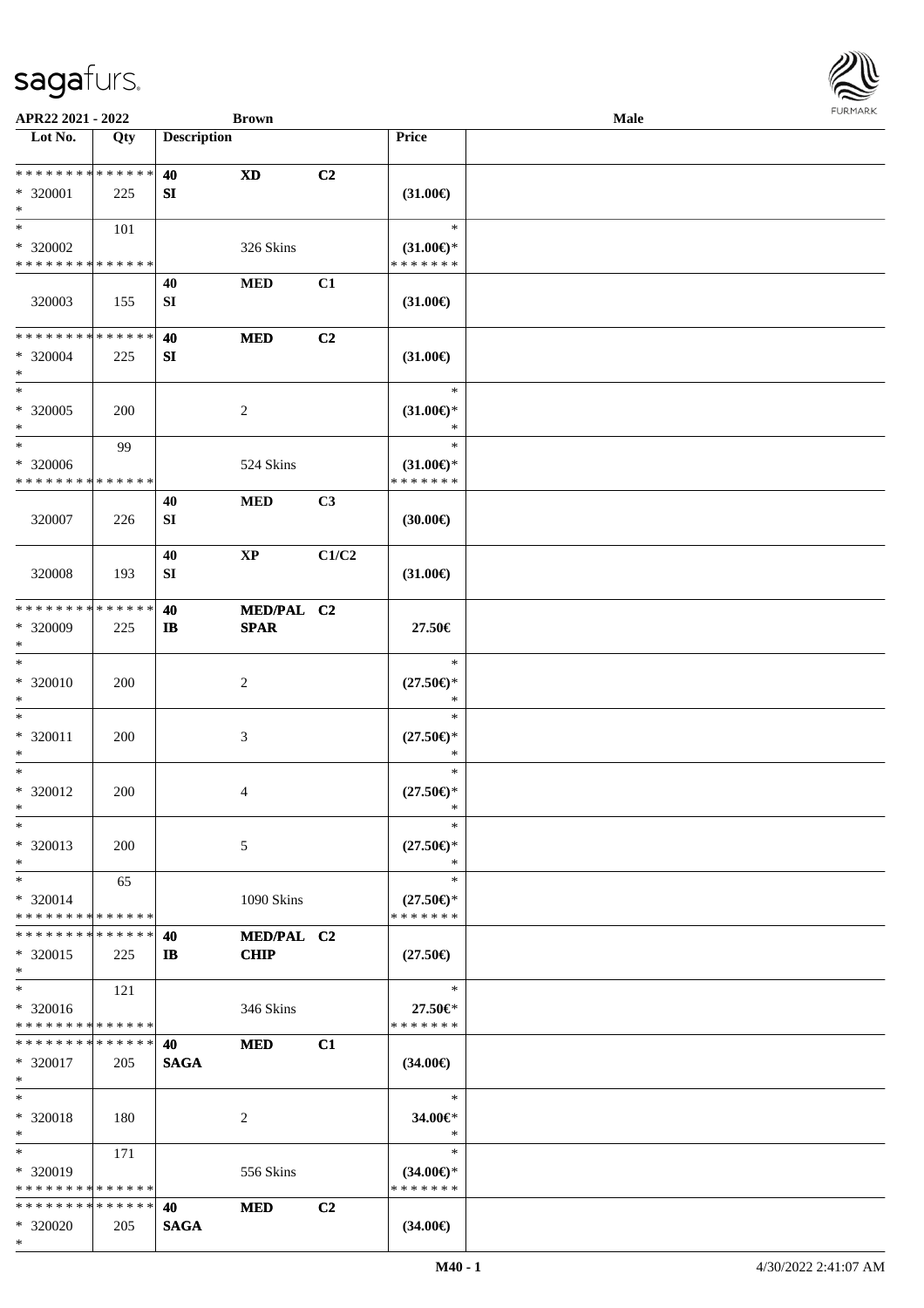**APR22 2021 - 2022** **Brown** **Male**

| Lot No. | Qty | Description | | | Price |
|---|---|---|---|---|---|
| * * * * * * * * * * * * * * | | 40 | XD | C2 | |
| * 320001 | 225 | SI | | | (31.00€) |
| * | | | | | |
| * | 101 | | | | * |
| * 320002 | | | 326 Skins | | (31.00€)* |
| * * * * * * * * * * * * * * | | | | | * * * * * * * |
| | | 40 | MED | C1 | |
| 320003 | 155 | SI | | | (31.00€) |
| * * * * * * * * * * * * * * | | 40 | MED | C2 | |
| * 320004 | 225 | SI | | | (31.00€) |
| * | | | | | |
| * | | | | | * |
| * 320005 | 200 | | 2 | | (31.00€)* |
| * | | | | | * |
| * | 99 | | | | * |
| * 320006 | | | 524 Skins | | (31.00€)* |
| * * * * * * * * * * * * * * | | | | | * * * * * * * |
| | | 40 | MED | C3 | |
| 320007 | 226 | SI | | | (30.00€) |
| | | 40 | XP | C1/C2 | |
| 320008 | 193 | SI | | | (31.00€) |
| * * * * * * * * * * * * * * | | 40 | MED/PAL | C2 | |
| * 320009 | 225 | IB | SPAR | | 27.50€ |
| * | | | | | |
| * | | | | | * |
| * 320010 | 200 | | 2 | | (27.50€)* |
| * | | | | | * |
| * | | | | | * |
| * 320011 | 200 | | 3 | | (27.50€)* |
| * | | | | | * |
| * | | | | | * |
| * 320012 | 200 | | 4 | | (27.50€)* |
| * | | | | | * |
| * | | | | | * |
| * 320013 | 200 | | 5 | | (27.50€)* |
| * | | | | | * |
| * | 65 | | | | * |
| * 320014 | | | 1090 Skins | | (27.50€)* |
| * * * * * * * * * * * * * * | | | | | * * * * * * * |
| * * * * * * * * * * * * * * | | 40 | MED/PAL | C2 | |
| * 320015 | 225 | IB | CHIP | | (27.50€) |
| * | | | | | |
| * | 121 | | | | * |
| * 320016 | | | 346 Skins | | 27.50€* |
| * * * * * * * * * * * * * * | | | | | * * * * * * * |
| * * * * * * * * * * * * * * | | 40 | MED | C1 | |
| * 320017 | 205 | SAGA | | | (34.00€) |
| * | | | | | |
| * | | | | | * |
| * 320018 | 180 | | 2 | | 34.00€* |
| * | | | | | * |
| * | 171 | | | | * |
| * 320019 | | | 556 Skins | | (34.00€)* |
| * * * * * * * * * * * * * * | | | | | * * * * * * * |
| * * * * * * * * * * * * * * | | 40 | MED | C2 | |
| * 320020 | 205 | SAGA | | | (34.00€) |
| * | | | | | |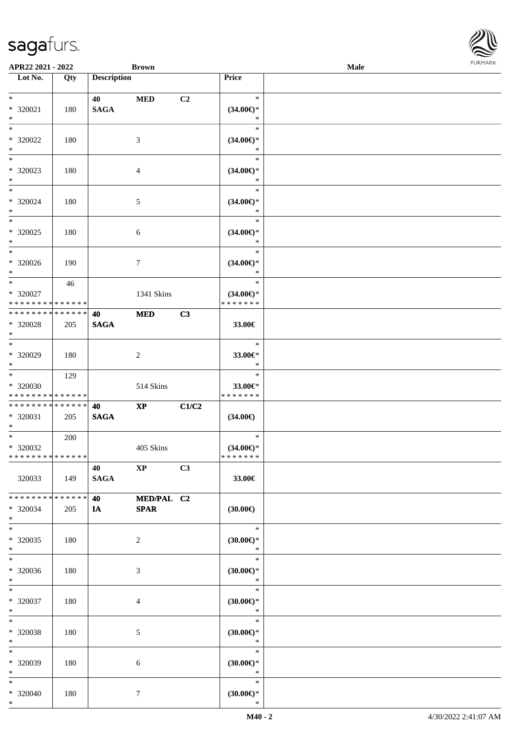APR22 2021 - 2022 | Brown | Male

| Lot No. | Qty | Description | | | Price | |
|---|---|---|---|---|---|---|
| * <br> * 320021 <br> * | 180 | 40 <br> SAGA | MED | C2 | * <br> (34.00€)* <br> * | |
| * <br> * 320022 <br> * | 180 | | 3 | | * <br> (34.00€)* <br> * | |
| * <br> * 320023 <br> * | 180 | | 4 | | * <br> (34.00€)* <br> * | |
| * <br> * 320024 <br> * | 180 | | 5 | | * <br> (34.00€)* <br> * | |
| * <br> * 320025 <br> * | 180 | | 6 | | * <br> (34.00€)* <br> * | |
| * <br> * 320026 <br> * | 190 | | 7 | | * <br> (34.00€)* <br> * | |
| * <br> * 320027 <br> * * * * * * * * * * * * * * | 46 | | 1341 Skins | | * <br> (34.00€)* <br> * * * * * * * | |
| * * * * * * * * * * * * * * <br> * 320028 <br> * | 205 | 40 <br> SAGA | MED | C3 | 33.00€ | |
| * <br> * 320029 <br> * | 180 | | 2 | | * <br> 33.00€* <br> * | |
| * <br> * 320030 <br> * * * * * * * * * * * * * * | 129 | | 514 Skins | | * <br> 33.00€* <br> * * * * * * * | |
| * * * * * * * * * * * * * * <br> * 320031 <br> * | 205 | 40 <br> SAGA | XP | C1/C2 | (34.00€) | |
| * <br> * 320032 <br> * * * * * * * * * * * * * * | 200 | | 405 Skins | | * <br> (34.00€)* <br> * * * * * * * | |
| 320033 | 149 | 40 <br> SAGA | XP | C3 | 33.00€ | |
| * * * * * * * * * * * * * * <br> * 320034 <br> * | 205 | 40 <br> IA | MED/PAL <br> SPAR | C2 | (30.00€) | |
| * <br> * 320035 <br> * | 180 | | 2 | | * <br> (30.00€)* <br> * | |
| * <br> * 320036 <br> * | 180 | | 3 | | * <br> (30.00€)* <br> * | |
| * <br> * 320037 <br> * | 180 | | 4 | | * <br> (30.00€)* <br> * | |
| * <br> * 320038 <br> * | 180 | | 5 | | * <br> (30.00€)* <br> * | |
| * <br> * 320039 <br> * | 180 | | 6 | | * <br> (30.00€)* <br> * | |
| * <br> * 320040 <br> * | 180 | | 7 | | * <br> (30.00€)* <br> * | |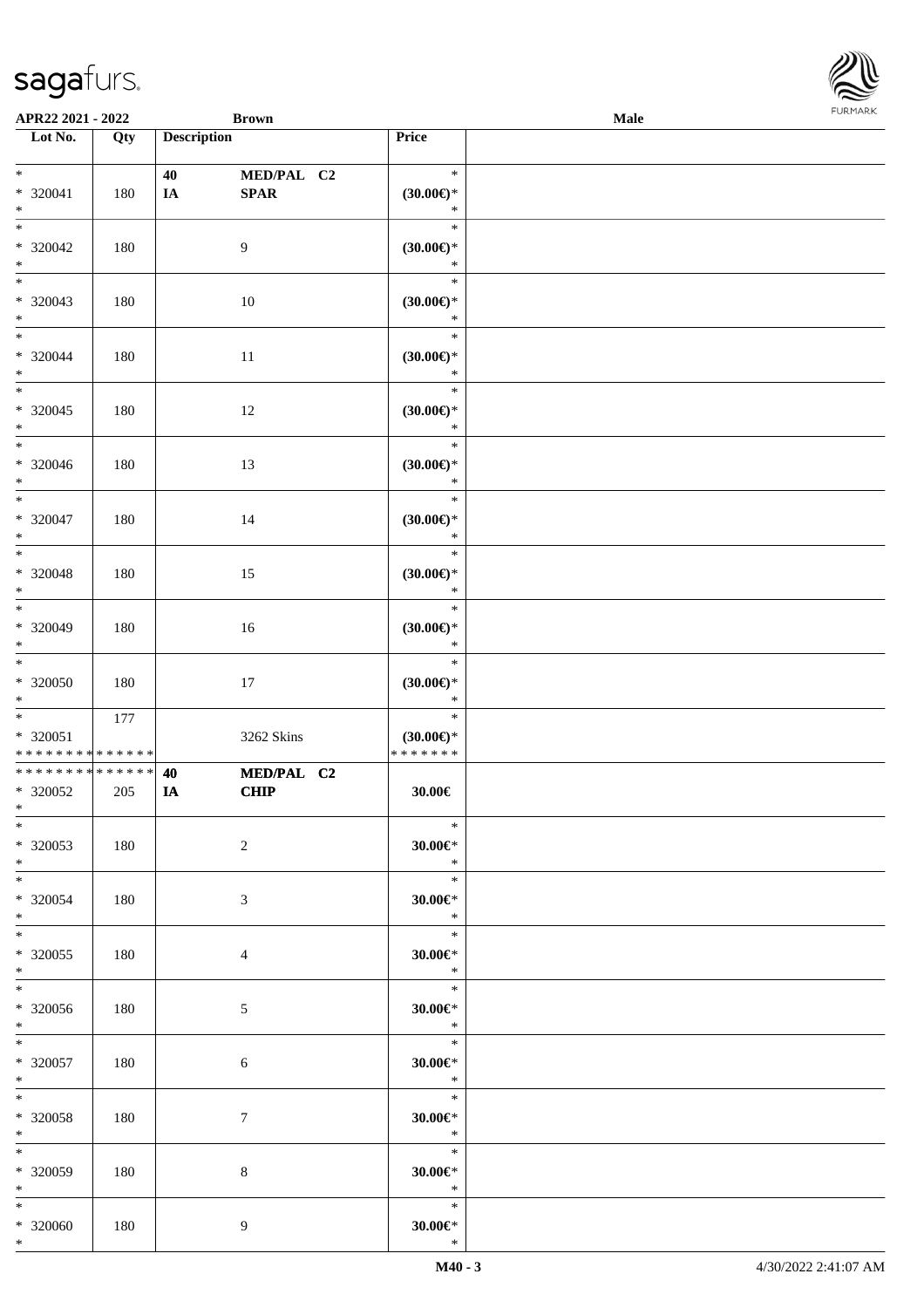| Lot No. | Qty | Description | | Price | |
|---|---|---|---|---|---|
| * <br> * 320041 <br> * | 180 | 40 <br> IA | MED/PAL C2 <br> SPAR | * <br> (30.00€)* <br> * | |
| * <br> * 320042 <br> * | 180 | | 9 | * <br> (30.00€)* <br> * | |
| * <br> * 320043 <br> * | 180 | | 10 | * <br> (30.00€)* <br> * | |
| * <br> * 320044 <br> * | 180 | | 11 | * <br> (30.00€)* <br> * | |
| * <br> * 320045 <br> * | 180 | | 12 | * <br> (30.00€)* <br> * | |
| * <br> * 320046 <br> * | 180 | | 13 | * <br> (30.00€)* <br> * | |
| * <br> * 320047 <br> * | 180 | | 14 | * <br> (30.00€)* <br> * | |
| * <br> * 320048 <br> * | 180 | | 15 | * <br> (30.00€)* <br> * | |
| * <br> * 320049 <br> * | 180 | | 16 | * <br> (30.00€)* <br> * | |
| * <br> * 320050 <br> * | 180 | | 17 | * <br> (30.00€)* <br> * | |
| * <br> * 320051 <br> ************** | 177 | | 3262 Skins | * <br> (30.00€)* <br> ******* | |
| ************** <br> * 320052 <br> * | 205 | 40 <br> IA | MED/PAL C2 <br> CHIP | 30.00€ | |
| * <br> * 320053 <br> * | 180 | | 2 | * <br> 30.00€* <br> * | |
| * <br> * 320054 <br> * | 180 | | 3 | * <br> 30.00€* <br> * | |
| * <br> * 320055 <br> * | 180 | | 4 | * <br> 30.00€* <br> * | |
| * <br> * 320056 <br> * | 180 | | 5 | * <br> 30.00€* <br> * | |
| * <br> * 320057 <br> * | 180 | | 6 | * <br> 30.00€* <br> * | |
| * <br> * 320058 <br> * | 180 | | 7 | * <br> 30.00€* <br> * | |
| * <br> * 320059 <br> * | 180 | | 8 | * <br> 30.00€* <br> * | |
| * <br> * 320060 <br> * | 180 | | 9 | * <br> 30.00€* <br> * | |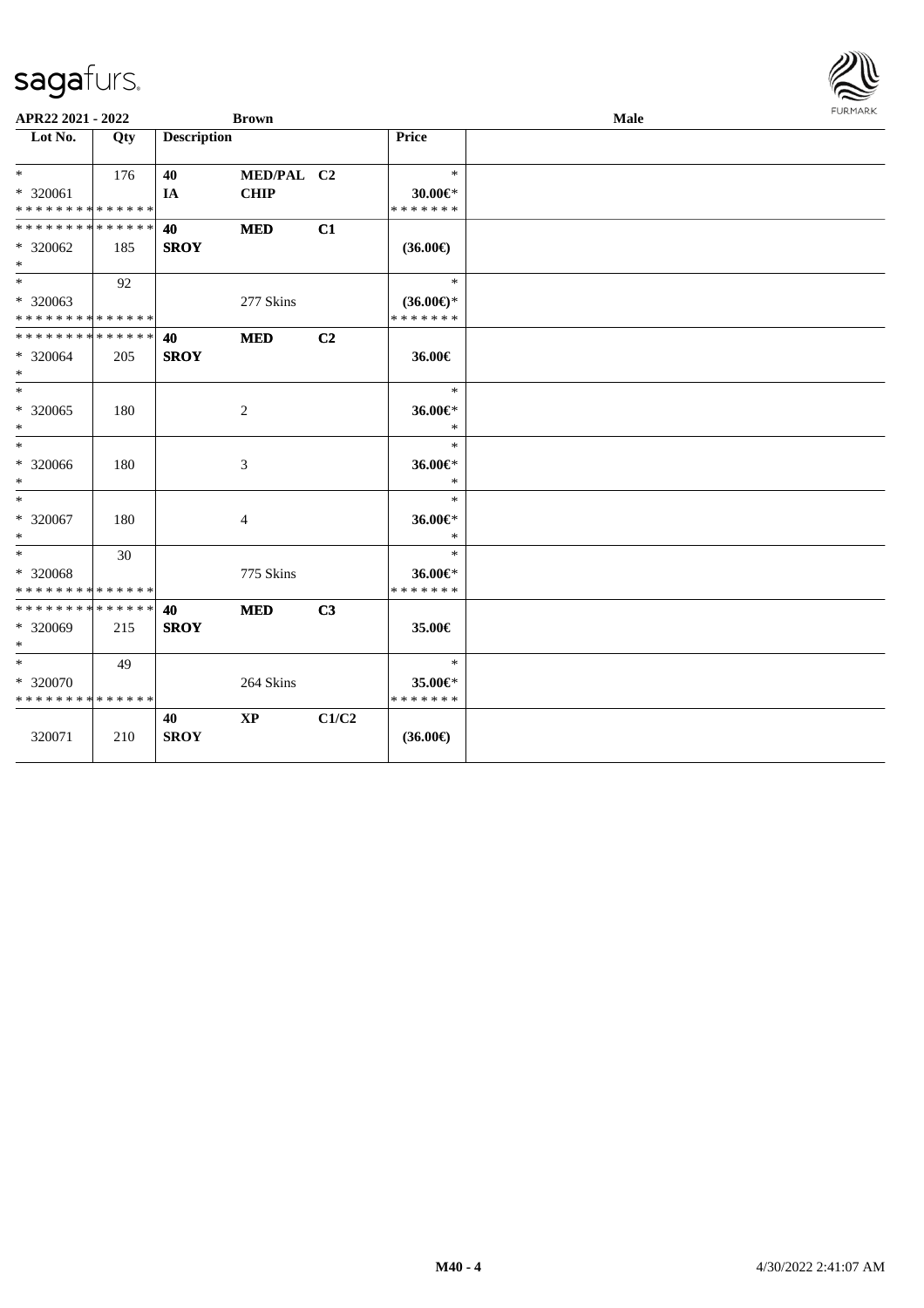APR22 2021 - 2022 &nbsp;&nbsp;&nbsp;&nbsp; Brown &nbsp;&nbsp;&nbsp;&nbsp; Male

| Lot No. | Qty | Description | | | Price | |
|---|---|---|---|---|---|---|
| * | 176 | **40** | **MED/PAL** | **C2** | * | |
| * 320061 | | **IA** | **CHIP** | | **30.00€*** | |
| * * * * * * * * * * * * * * | | | | | * * * * * * * | |
| * * * * * * * * * * * * * * | | **40** | **MED** | **C1** | | |
| * 320062 | 185 | **SROY** | | | **(36.00€)** | |
| * | | | | | | |
| * | 92 | | | | * | |
| * 320063 | | | 277 Skins | | **(36.00€)*** | |
| * * * * * * * * * * * * * * | | | | | * * * * * * * | |
| * * * * * * * * * * * * * * | | **40** | **MED** | **C2** | | |
| * 320064 | 205 | **SROY** | | | **36.00€** | |
| * | | | | | | |
| * | | | | | * | |
| * 320065 | 180 | | 2 | | **36.00€*** | |
| * | | | | | * | |
| * | | | | | * | |
| * 320066 | 180 | | 3 | | **36.00€*** | |
| * | | | | | * | |
| * | | | | | * | |
| * 320067 | 180 | | 4 | | **36.00€*** | |
| * | | | | | * | |
| * | 30 | | | | * | |
| * 320068 | | | 775 Skins | | **36.00€*** | |
| * * * * * * * * * * * * * * | | | | | * * * * * * * | |
| * * * * * * * * * * * * * * | | **40** | **MED** | **C3** | | |
| * 320069 | 215 | **SROY** | | | **35.00€** | |
| * | | | | | | |
| * | 49 | | | | * | |
| * 320070 | | | 264 Skins | | **35.00€*** | |
| * * * * * * * * * * * * * * | | | | | * * * * * * * | |
| | | **40** | **XP** | **C1/C2** | | |
| 320071 | 210 | **SROY** | | | **(36.00€)** | |

M40 - 4 &nbsp;&nbsp;&nbsp;&nbsp; 4/30/2022 2:41:07 AM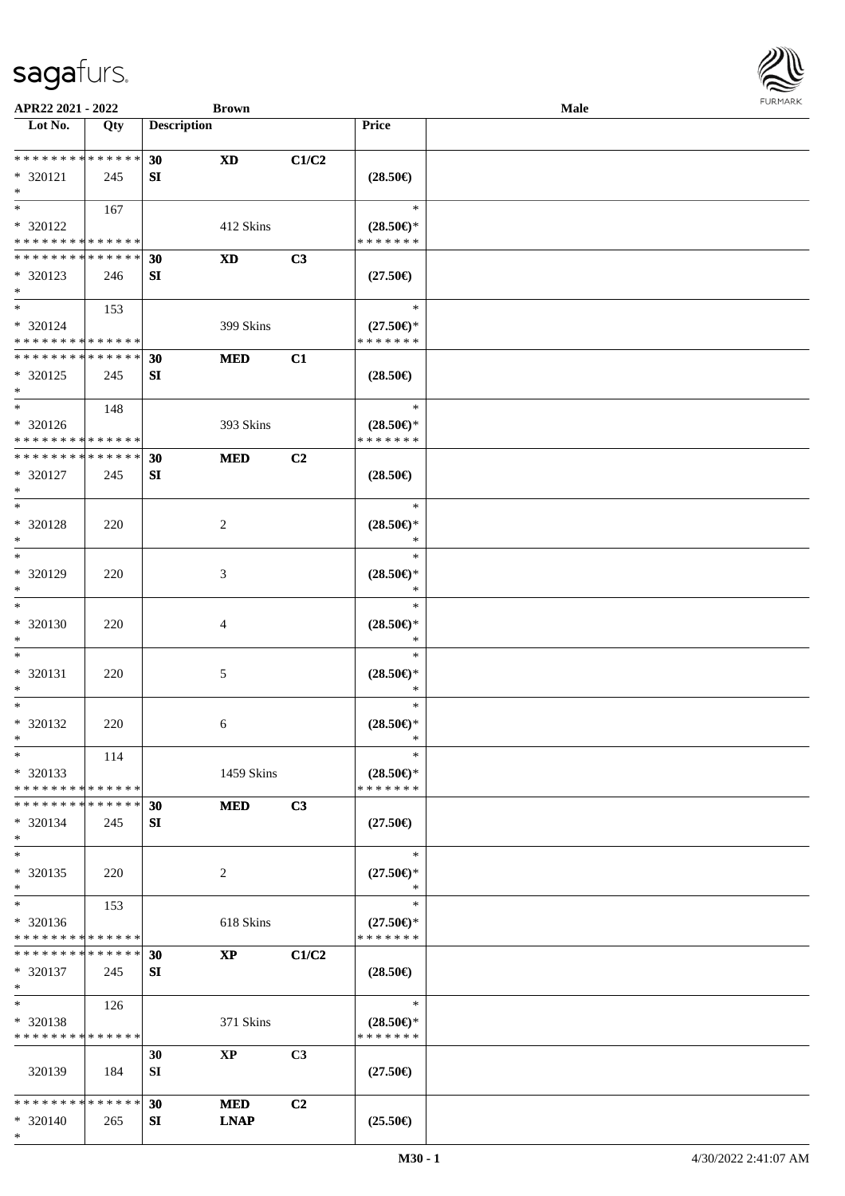APR22 2021 - 2022 | Brown | Male

| Lot No. | Qty | Description | | | Price | |
|---|---|---|---|---|---|---|
| * * * * * * * * * * * * * * | | 30 | XD | C1/C2 | | |
| * 320121 | 245 | SI | | | (28.50€) | |
| * | | | | | | |
| * | 167 | | | | * | |
| * 320122 | | | 412 Skins | | (28.50€)* | |
| * * * * * * * * * * * * * * | | | | | * * * * * * * | |
| * * * * * * * * * * * * * * | | 30 | XD | C3 | | |
| * 320123 | 246 | SI | | | (27.50€) | |
| * | | | | | | |
| * | 153 | | | | * | |
| * 320124 | | | 399 Skins | | (27.50€)* | |
| * * * * * * * * * * * * * * | | | | | * * * * * * * | |
| * * * * * * * * * * * * * * | | 30 | MED | C1 | | |
| * 320125 | 245 | SI | | | (28.50€) | |
| * | | | | | | |
| * | 148 | | | | * | |
| * 320126 | | | 393 Skins | | (28.50€)* | |
| * * * * * * * * * * * * * * | | | | | * * * * * * * | |
| * * * * * * * * * * * * * * | | 30 | MED | C2 | | |
| * 320127 | 245 | SI | | | (28.50€) | |
| * | | | | | | |
| * | | | | | * | |
| * 320128 | 220 | | 2 | | (28.50€)* | |
| * | | | | | * | |
| * | | | | | * | |
| * 320129 | 220 | | 3 | | (28.50€)* | |
| * | | | | | * | |
| * | | | | | * | |
| * 320130 | 220 | | 4 | | (28.50€)* | |
| * | | | | | * | |
| * | | | | | * | |
| * 320131 | 220 | | 5 | | (28.50€)* | |
| * | | | | | * | |
| * | | | | | * | |
| * 320132 | 220 | | 6 | | (28.50€)* | |
| * | | | | | * | |
| * | 114 | | | | * | |
| * 320133 | | | 1459 Skins | | (28.50€)* | |
| * * * * * * * * * * * * * * | | | | | * * * * * * * | |
| * * * * * * * * * * * * * * | | 30 | MED | C3 | | |
| * 320134 | 245 | SI | | | (27.50€) | |
| * | | | | | | |
| * | | | | | * | |
| * 320135 | 220 | | 2 | | (27.50€)* | |
| * | | | | | * | |
| * | 153 | | | | * | |
| * 320136 | | | 618 Skins | | (27.50€)* | |
| * * * * * * * * * * * * * * | | | | | * * * * * * * | |
| * * * * * * * * * * * * * * | | 30 | XP | C1/C2 | | |
| * 320137 | 245 | SI | | | (28.50€) | |
| * | | | | | | |
| * | 126 | | | | * | |
| * 320138 | | | 371 Skins | | (28.50€)* | |
| * * * * * * * * * * * * * * | | | | | * * * * * * * | |
| | | 30 | XP | C3 | | |
| 320139 | 184 | SI | | | (27.50€) | |
| * * * * * * * * * * * * * * | | 30 | MED | C2 | | |
| * 320140 | 265 | SI | LNAP | | (25.50€) | |
| * | | | | | | |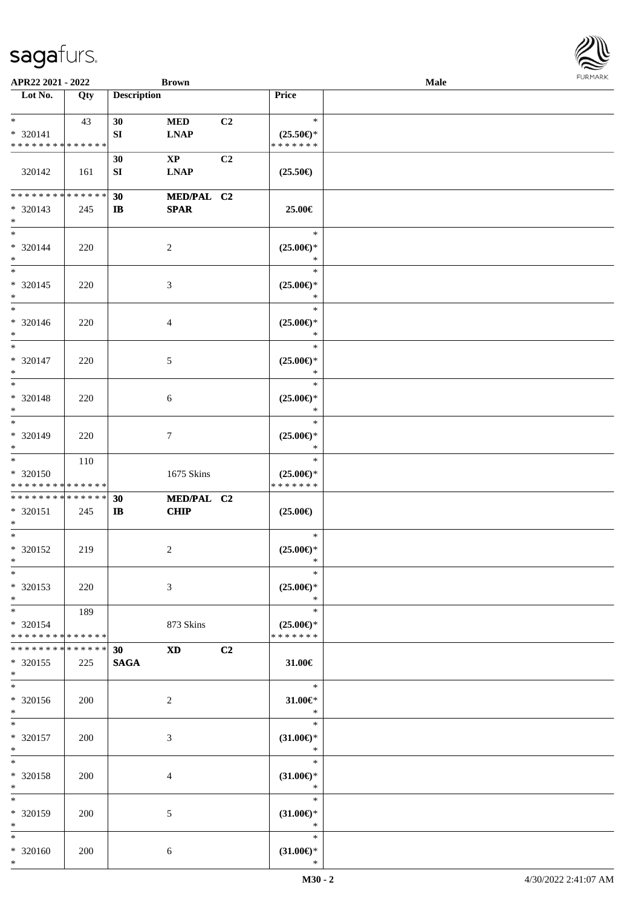| Lot No. | Qty | Description | | | Price |
|---|---|---|---|---|---|
| * | 43 | 30 | MED | C2 | * |
| * 320141 | | SI | LNAP | | (25.50€)* |
| * * * * * * * * * * * * * * | | | | | * * * * * * * |
| 320142 | 161 | 30 SI | XP LNAP | C2 | (25.50€) |
| * * * * * * * * * * * * * * | | 30 | MED/PAL | C2 | |
| * 320143 | 245 | IB | SPAR | | 25.00€ |
| * | | | | | |
| * | | | | | * |
| * 320144 | 220 | | 2 | | (25.00€)* |
| * | | | | | * |
| * | | | | | * |
| * 320145 | 220 | | 3 | | (25.00€)* |
| * | | | | | * |
| * | | | | | * |
| * 320146 | 220 | | 4 | | (25.00€)* |
| * | | | | | * |
| * | | | | | * |
| * 320147 | 220 | | 5 | | (25.00€)* |
| * | | | | | * |
| * | | | | | * |
| * 320148 | 220 | | 6 | | (25.00€)* |
| * | | | | | * |
| * | | | | | * |
| * 320149 | 220 | | 7 | | (25.00€)* |
| * | | | | | * |
| * | 110 | | | | * |
| * 320150 | | | 1675 Skins | | (25.00€)* |
| * * * * * * * * * * * * * * | | | | | * * * * * * * |
| * * * * * * * * * * * * * * | | 30 | MED/PAL | C2 | |
| * 320151 | 245 | IB | CHIP | | (25.00€) |
| * | | | | | |
| * | | | | | * |
| * 320152 | 219 | | 2 | | (25.00€)* |
| * | | | | | * |
| * | | | | | * |
| * 320153 | 220 | | 3 | | (25.00€)* |
| * | | | | | * |
| * | 189 | | | | * |
| * 320154 | | | 873 Skins | | (25.00€)* |
| * * * * * * * * * * * * * * | | | | | * * * * * * * |
| * * * * * * * * * * * * * * | | 30 | XD | C2 | |
| * 320155 | 225 | SAGA | | | 31.00€ |
| * | | | | | |
| * | | | | | * |
| * 320156 | 200 | | 2 | | 31.00€* |
| * | | | | | * |
| * | | | | | * |
| * 320157 | 200 | | 3 | | (31.00€)* |
| * | | | | | * |
| * | | | | | * |
| * 320158 | 200 | | 4 | | (31.00€)* |
| * | | | | | * |
| * | | | | | * |
| * 320159 | 200 | | 5 | | (31.00€)* |
| * | | | | | * |
| * | | | | | * |
| * 320160 | 200 | | 6 | | (31.00€)* |
| * | | | | | * |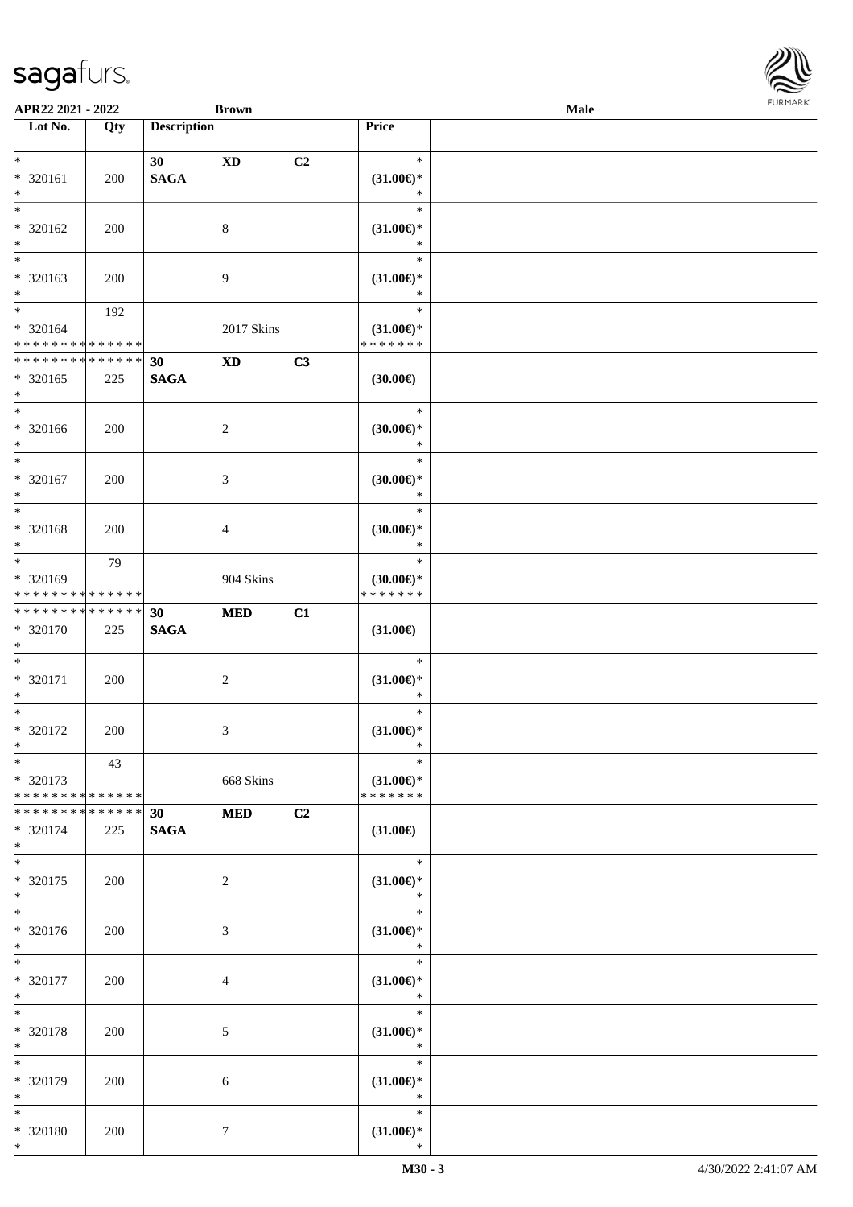| Lot No. | Qty | Description | | | Price |
|---|---|---|---|---|---|
| * | | 30 | XD | C2 | * |
| * 320161 | 200 | SAGA | | | (31.00€)* |
| * | | | | | * |
| * | | | | | * |
| * 320162 | 200 | | 8 | | (31.00€)* |
| * | | | | | * |
| * | | | | | * |
| * 320163 | 200 | | 9 | | (31.00€)* |
| * | | | | | * |
| * | 192 | | | | * |
| * 320164 | | | 2017 Skins | | (31.00€)* |
| * * * * * * * * * * * * * * | | | | | * * * * * * * |
| * * * * * * * * * * * * * * | | 30 | XD | C3 | |
| * 320165 | 225 | SAGA | | | (30.00€) |
| * | | | | | |
| * | | | | | * |
| * 320166 | 200 | | 2 | | (30.00€)* |
| * | | | | | * |
| * | | | | | * |
| * 320167 | 200 | | 3 | | (30.00€)* |
| * | | | | | * |
| * | | | | | * |
| * 320168 | 200 | | 4 | | (30.00€)* |
| * | | | | | * |
| * | 79 | | | | * |
| * 320169 | | | 904 Skins | | (30.00€)* |
| * * * * * * * * * * * * * * | | | | | * * * * * * * |
| * * * * * * * * * * * * * * | | 30 | MED | C1 | |
| * 320170 | 225 | SAGA | | | (31.00€) |
| * | | | | | |
| * | | | | | * |
| * 320171 | 200 | | 2 | | (31.00€)* |
| * | | | | | * |
| * | | | | | * |
| * 320172 | 200 | | 3 | | (31.00€)* |
| * | | | | | * |
| * | 43 | | | | * |
| * 320173 | | | 668 Skins | | (31.00€)* |
| * * * * * * * * * * * * * * | | | | | * * * * * * * |
| * * * * * * * * * * * * * * | | 30 | MED | C2 | |
| * 320174 | 225 | SAGA | | | (31.00€) |
| * | | | | | |
| * | | | | | * |
| * 320175 | 200 | | 2 | | (31.00€)* |
| * | | | | | * |
| * | | | | | * |
| * 320176 | 200 | | 3 | | (31.00€)* |
| * | | | | | * |
| * | | | | | * |
| * 320177 | 200 | | 4 | | (31.00€)* |
| * | | | | | * |
| * | | | | | * |
| * 320178 | 200 | | 5 | | (31.00€)* |
| * | | | | | * |
| * | | | | | * |
| * 320179 | 200 | | 6 | | (31.00€)* |
| * | | | | | * |
| * | | | | | * |
| * 320180 | 200 | | 7 | | (31.00€)* |
| * | | | | | * |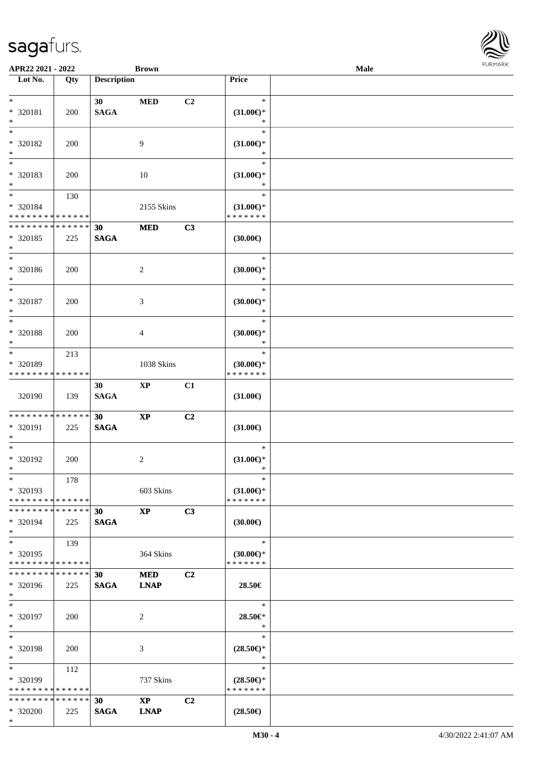APR22 2021 - 2022 Brown Male

| Lot No. | Qty | Description | | | Price | |
|---|---|---|---|---|---|---|
| * | | 30 | MED | C2 | * | |
| * 320181 | 200 | SAGA | | | (31.00€)* | |
| * | | | | | * | |
| * | | | | | * | |
| * 320182 | 200 | | 9 | | (31.00€)* | |
| * | | | | | * | |
| * | | | | | * | |
| * 320183 | 200 | | 10 | | (31.00€)* | |
| * | | | | | * | |
| * | 130 | | | | * | |
| * 320184 | | | 2155 Skins | | (31.00€)* | |
| * * * * * * * * * * * * * * | | | | | * * * * * * * | |
| * * * * * * * * * * * * * * | | 30 | MED | C3 | | |
| * 320185 | 225 | SAGA | | | (30.00€) | |
| * | | | | | | |
| * | | | | | * | |
| * 320186 | 200 | | 2 | | (30.00€)* | |
| * | | | | | * | |
| * | | | | | * | |
| * 320187 | 200 | | 3 | | (30.00€)* | |
| * | | | | | * | |
| * | | | | | * | |
| * 320188 | 200 | | 4 | | (30.00€)* | |
| * | | | | | * | |
| * | 213 | | | | * | |
| * 320189 | | | 1038 Skins | | (30.00€)* | |
| * * * * * * * * * * * * * * | | | | | * * * * * * * | |
| | | 30 | XP | C1 | | |
| 320190 | 139 | SAGA | | | (31.00€) | |
| * * * * * * * * * * * * * * | | 30 | XP | C2 | | |
| * 320191 | 225 | SAGA | | | (31.00€) | |
| * | | | | | | |
| * | | | | | * | |
| * 320192 | 200 | | 2 | | (31.00€)* | |
| * | | | | | * | |
| * | 178 | | | | * | |
| * 320193 | | | 603 Skins | | (31.00€)* | |
| * * * * * * * * * * * * * * | | | | | * * * * * * * | |
| * * * * * * * * * * * * * * | | 30 | XP | C3 | | |
| * 320194 | 225 | SAGA | | | (30.00€) | |
| * | | | | | | |
| * | 139 | | | | * | |
| * 320195 | | | 364 Skins | | (30.00€)* | |
| * * * * * * * * * * * * * * | | | | | * * * * * * * | |
| * * * * * * * * * * * * * * | | 30 | MED | C2 | | |
| * 320196 | 225 | SAGA | LNAP | | 28.50€ | |
| * | | | | | | |
| * | | | | | * | |
| * 320197 | 200 | | 2 | | 28.50€* | |
| * | | | | | * | |
| * | | | | | * | |
| * 320198 | 200 | | 3 | | (28.50€)* | |
| * | | | | | * | |
| * | 112 | | | | * | |
| * 320199 | | | 737 Skins | | (28.50€)* | |
| * * * * * * * * * * * * * * | | | | | * * * * * * * | |
| * * * * * * * * * * * * * * | | 30 | XP | C2 | | |
| * 320200 | 225 | SAGA | LNAP | | (28.50€) | |
| * | | | | | | |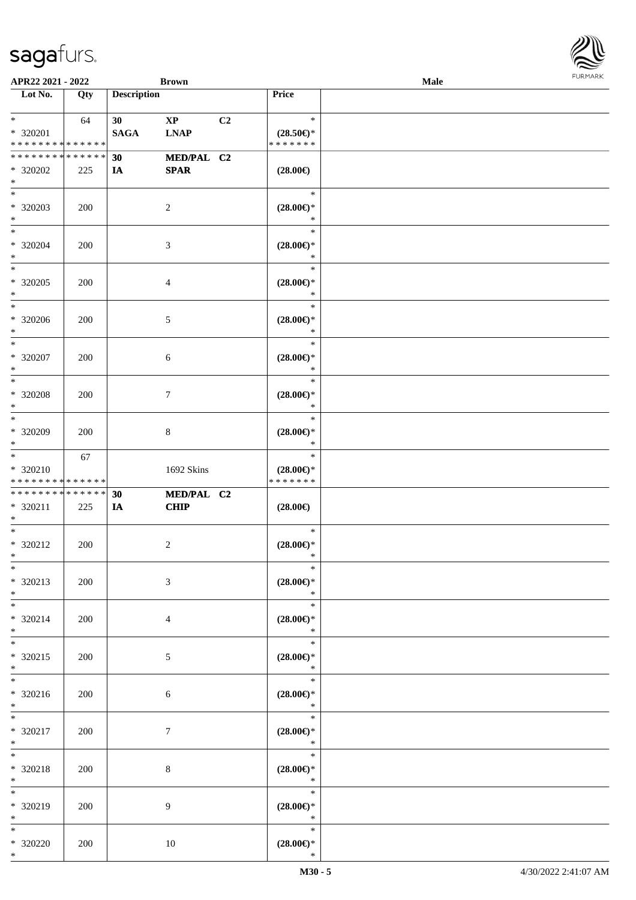APR22 2021 - 2022 Brown Male

| Lot No. | Qty | Description | | | Price | |
|---|---|---|---|---|---|---|
| * <br> * 320201 <br> * * * * * * * * * * * * * * | 64 | 30 <br> SAGA | XP <br> LNAP | C2 | * <br> (28.50€)* <br> * * * * * * * | |
| * * * * * * * * * * * * * * <br> * 320202 <br> * | 225 | 30 <br> IA | MED/PAL <br> SPAR | C2 | (28.00€) | |
| * <br> * 320203 <br> * | 200 | | 2 | | * <br> (28.00€)* <br> * | |
| * <br> * 320204 <br> * | 200 | | 3 | | * <br> (28.00€)* <br> * | |
| * <br> * 320205 <br> * | 200 | | 4 | | * <br> (28.00€)* <br> * | |
| * <br> * 320206 <br> * | 200 | | 5 | | * <br> (28.00€)* <br> * | |
| * <br> * 320207 <br> * | 200 | | 6 | | * <br> (28.00€)* <br> * | |
| * <br> * 320208 <br> * | 200 | | 7 | | * <br> (28.00€)* <br> * | |
| * <br> * 320209 <br> * | 200 | | 8 | | * <br> (28.00€)* <br> * | |
| * <br> * 320210 <br> * * * * * * * * * * * * * * | 67 | | 1692 Skins | | * <br> (28.00€)* <br> * * * * * * * | |
| * * * * * * * * * * * * * * <br> * 320211 <br> * | 225 | 30 <br> IA | MED/PAL <br> CHIP | C2 | (28.00€) | |
| * <br> * 320212 <br> * | 200 | | 2 | | * <br> (28.00€)* <br> * | |
| * <br> * 320213 <br> * | 200 | | 3 | | * <br> (28.00€)* <br> * | |
| * <br> * 320214 <br> * | 200 | | 4 | | * <br> (28.00€)* <br> * | |
| * <br> * 320215 <br> * | 200 | | 5 | | * <br> (28.00€)* <br> * | |
| * <br> * 320216 <br> * | 200 | | 6 | | * <br> (28.00€)* <br> * | |
| * <br> * 320217 <br> * | 200 | | 7 | | * <br> (28.00€)* <br> * | |
| * <br> * 320218 <br> * | 200 | | 8 | | * <br> (28.00€)* <br> * | |
| * <br> * 320219 <br> * | 200 | | 9 | | * <br> (28.00€)* <br> * | |
| * <br> * 320220 <br> * | 200 | | 10 | | * <br> (28.00€)* <br> * | |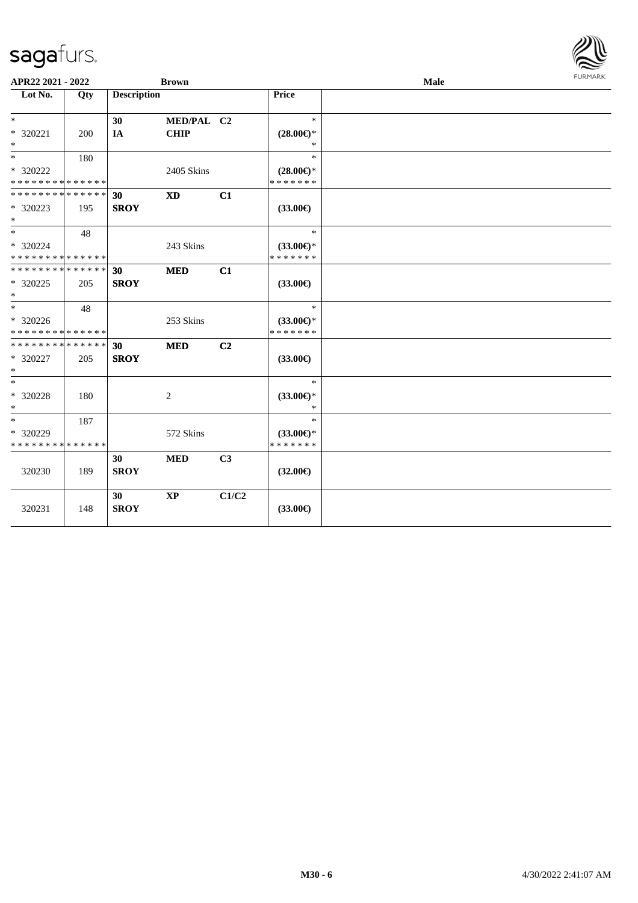sagafurs.

APR22 2021 - 2022 | Brown | Male

| Lot No. | Qty | Description | | | Price | |
|---|---|---|---|---|---|---|
| * | | 30 | MED/PAL | C2 | * | |
| * 320221 | 200 | IA | CHIP | | (28.00€)* | |
| * | | | | | * | |
| * | 180 | | | | * | |
| * 320222 | | | 2405 Skins | | (28.00€)* | |
| * * * * * * * * * * * * * * | | | | | * * * * * * * | |
| * * * * * * * * * * * * * * | | 30 | XD | C1 | | |
| * 320223 | 195 | SROY | | | (33.00€) | |
| * | | | | | | |
| * | 48 | | | | * | |
| * 320224 | | | 243 Skins | | (33.00€)* | |
| * * * * * * * * * * * * * * | | | | | * * * * * * * | |
| * * * * * * * * * * * * * * | | 30 | MED | C1 | | |
| * 320225 | 205 | SROY | | | (33.00€) | |
| * | | | | | | |
| * | 48 | | | | * | |
| * 320226 | | | 253 Skins | | (33.00€)* | |
| * * * * * * * * * * * * * * | | | | | * * * * * * * | |
| * * * * * * * * * * * * * * | | 30 | MED | C2 | | |
| * 320227 | 205 | SROY | | | (33.00€) | |
| * | | | | | | |
| * | | | | | * | |
| * 320228 | 180 | | 2 | | (33.00€)* | |
| * | | | | | * | |
| * | 187 | | | | * | |
| * 320229 | | | 572 Skins | | (33.00€)* | |
| * * * * * * * * * * * * * * | | | | | * * * * * * * | |
| | | 30 | MED | C3 | | |
| 320230 | 189 | SROY | | | (32.00€) | |
| | | 30 | XP | C1/C2 | | |
| 320231 | 148 | SROY | | | (33.00€) | |

M30 - 6 | 4/30/2022 2:41:07 AM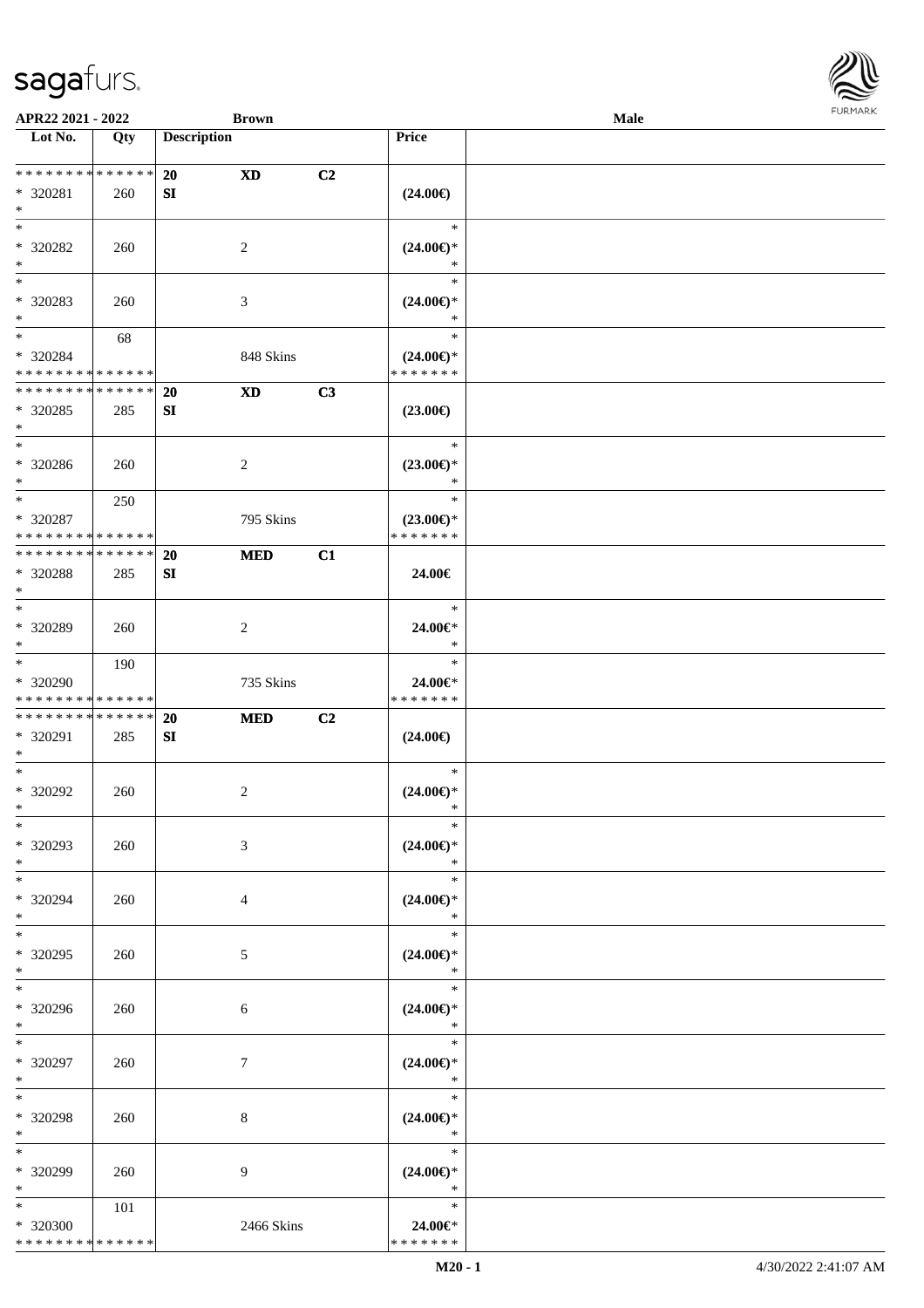APR22 2021 - 2022 | Brown | Male

| Lot No. | Qty | Description | | | Price | |
|---|---|---|---|---|---|---|
| * * * * * * * * * * * * * * | | 20 | XD | C2 | | |
| * 320281 | 260 | SI | | | (24.00€) | |
| * | | | | | | |
| * | | | | | * | |
| * 320282 | 260 | | 2 | | (24.00€)* | |
| * | | | | | * | |
| * | | | | | * | |
| * 320283 | 260 | | 3 | | (24.00€)* | |
| * | | | | | * | |
| * | 68 | | | | * | |
| * 320284 | | | 848 Skins | | (24.00€)* | |
| * * * * * * * * * * * * * * | | | | | * * * * * * * | |
| * * * * * * * * * * * * * * | | 20 | XD | C3 | | |
| * 320285 | 285 | SI | | | (23.00€) | |
| * | | | | | | |
| * | | | | | * | |
| * 320286 | 260 | | 2 | | (23.00€)* | |
| * | | | | | * | |
| * | 250 | | | | * | |
| * 320287 | | | 795 Skins | | (23.00€)* | |
| * * * * * * * * * * * * * * | | | | | * * * * * * * | |
| * * * * * * * * * * * * * * | | 20 | MED | C1 | | |
| * 320288 | 285 | SI | | | 24.00€ | |
| * | | | | | | |
| * | | | | | * | |
| * 320289 | 260 | | 2 | | 24.00€* | |
| * | | | | | * | |
| * | 190 | | | | * | |
| * 320290 | | | 735 Skins | | 24.00€* | |
| * * * * * * * * * * * * * * | | | | | * * * * * * * | |
| * * * * * * * * * * * * * * | | 20 | MED | C2 | | |
| * 320291 | 285 | SI | | | (24.00€) | |
| * | | | | | | |
| * | | | | | * | |
| * 320292 | 260 | | 2 | | (24.00€)* | |
| * | | | | | * | |
| * | | | | | * | |
| * 320293 | 260 | | 3 | | (24.00€)* | |
| * | | | | | * | |
| * | | | | | * | |
| * 320294 | 260 | | 4 | | (24.00€)* | |
| * | | | | | * | |
| * | | | | | * | |
| * 320295 | 260 | | 5 | | (24.00€)* | |
| * | | | | | * | |
| * | | | | | * | |
| * 320296 | 260 | | 6 | | (24.00€)* | |
| * | | | | | * | |
| * | | | | | * | |
| * 320297 | 260 | | 7 | | (24.00€)* | |
| * | | | | | * | |
| * | | | | | * | |
| * 320298 | 260 | | 8 | | (24.00€)* | |
| * | | | | | * | |
| * | | | | | * | |
| * 320299 | 260 | | 9 | | (24.00€)* | |
| * | | | | | * | |
| * | 101 | | | | * | |
| * 320300 | | | 2466 Skins | | 24.00€* | |
| * * * * * * * * * * * * * * | | | | | * * * * * * * | |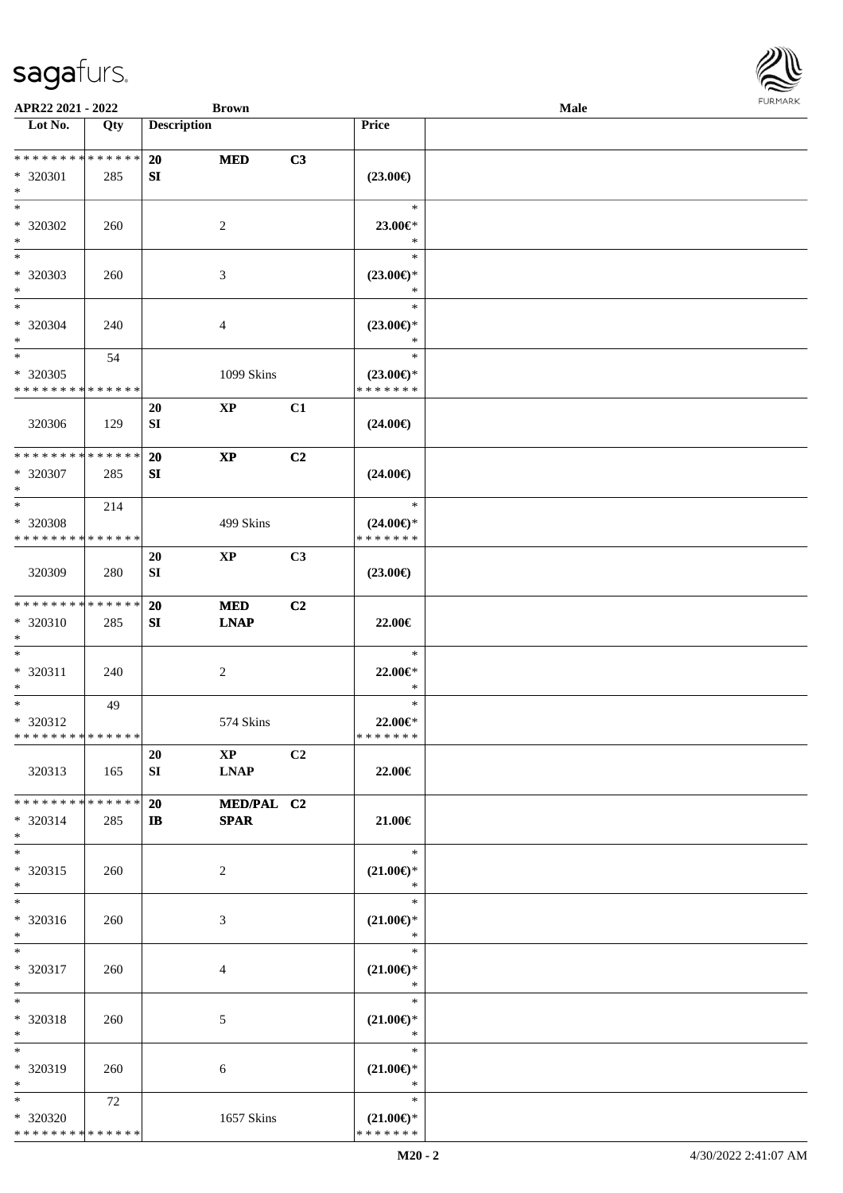APR22 2021 - 2022 | Brown | Male

| Lot No. | Qty | Description | | | Price | |
|---|---|---|---|---|---|---|
| * * * * * * * * * * * * * * | | 20 | MED | C3 | | |
| * 320301 | 285 | SI | | | (23.00€) | |
| * | | | | | | |
| * | | | | | * | |
| * 320302 | 260 | | 2 | | 23.00€* | |
| * | | | | | * | |
| * | | | | | * | |
| * 320303 | 260 | | 3 | | (23.00€)* | |
| * | | | | | * | |
| * | | | | | * | |
| * 320304 | 240 | | 4 | | (23.00€)* | |
| * | | | | | * | |
| * | 54 | | | | * | |
| * 320305 | | | 1099 Skins | | (23.00€)* | |
| * * * * * * * * * * * * * * | | | | | * * * * * * * | |
| | | 20 | XP | C1 | | |
| 320306 | 129 | SI | | | (24.00€) | |
| * * * * * * * * * * * * * * | | 20 | XP | C2 | | |
| * 320307 | 285 | SI | | | (24.00€) | |
| * | | | | | | |
| * | 214 | | | | * | |
| * 320308 | | | 499 Skins | | (24.00€)* | |
| * * * * * * * * * * * * * * | | | | | * * * * * * * | |
| | | 20 | XP | C3 | | |
| 320309 | 280 | SI | | | (23.00€) | |
| * * * * * * * * * * * * * * | | 20 | MED | C2 | | |
| * 320310 | 285 | SI | LNAP | | 22.00€ | |
| * | | | | | | |
| * | | | | | * | |
| * 320311 | 240 | | 2 | | 22.00€* | |
| * | | | | | * | |
| * | 49 | | | | * | |
| * 320312 | | | 574 Skins | | 22.00€* | |
| * * * * * * * * * * * * * * | | | | | * * * * * * * | |
| | | 20 | XP | C2 | | |
| 320313 | 165 | SI | LNAP | | 22.00€ | |
| * * * * * * * * * * * * * * | | 20 | MED/PAL | C2 | | |
| * 320314 | 285 | IB | SPAR | | 21.00€ | |
| * | | | | | | |
| * | | | | | * | |
| * 320315 | 260 | | 2 | | (21.00€)* | |
| * | | | | | * | |
| * | | | | | * | |
| * 320316 | 260 | | 3 | | (21.00€)* | |
| * | | | | | * | |
| * | | | | | * | |
| * 320317 | 260 | | 4 | | (21.00€)* | |
| * | | | | | * | |
| * | | | | | * | |
| * 320318 | 260 | | 5 | | (21.00€)* | |
| * | | | | | * | |
| * | | | | | * | |
| * 320319 | 260 | | 6 | | (21.00€)* | |
| * | | | | | * | |
| * | 72 | | | | * | |
| * 320320 | | | 1657 Skins | | (21.00€)* | |
| * * * * * * * * * * * * * * | | | | | * * * * * * * | |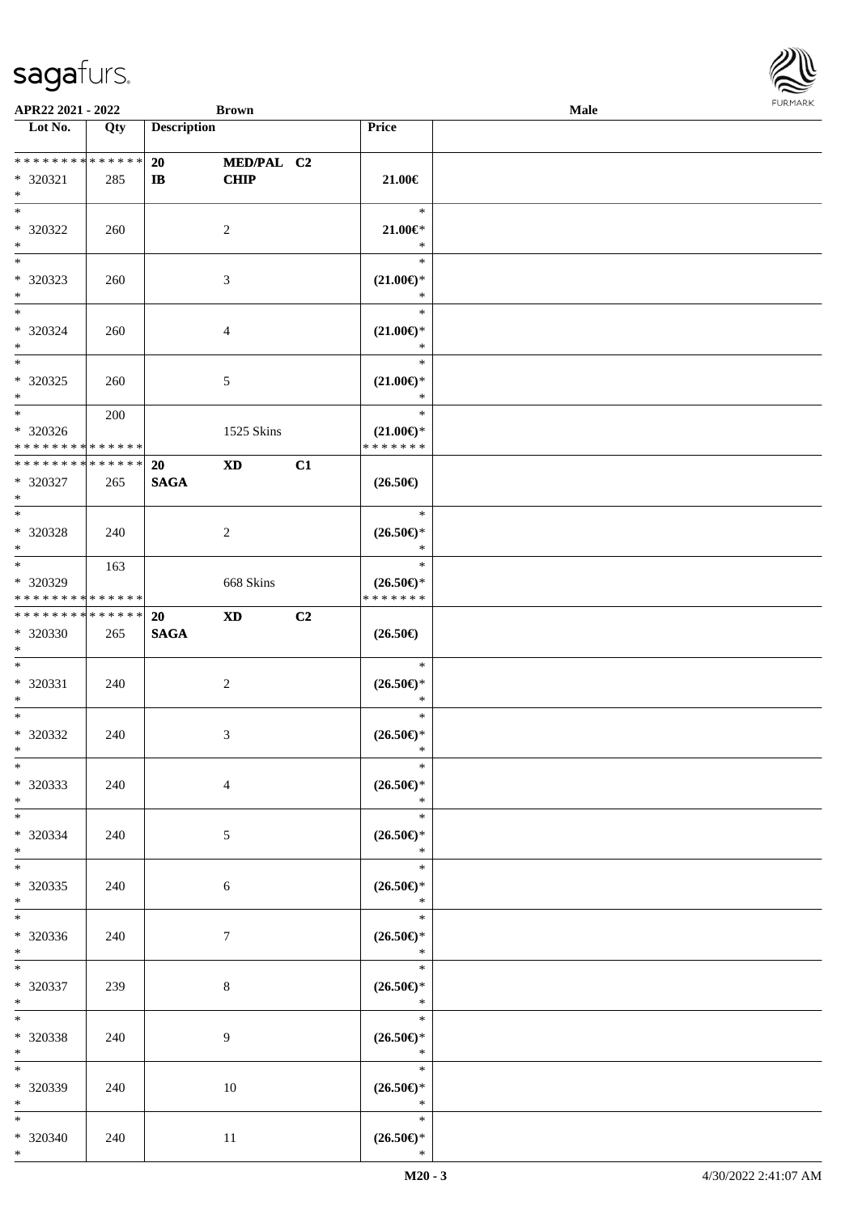| Lot No. | Qty | Description | | | Price | |
|---|---|---|---|---|---|---|
| * * * * * * * * * * * * * * | | 20 | MED/PAL | C2 | | |
| * 320321 | 285 | IB | CHIP | | 21.00€ | |
| * | | | | | | |
| * 320322 | 260 | | 2 | | * 21.00€* * | |
| * 320323 | 260 | | 3 | | * (21.00€)* * | |
| * 320324 | 260 | | 4 | | * (21.00€)* * | |
| * 320325 | 260 | | 5 | | * (21.00€)* * | |
| * 320326 | 200 | | 1525 Skins | | * (21.00€)* * * * * * * * | |
| * * * * * * * * * * * * * * | | 20 | XD | C1 | | |
| * 320327 | 265 | SAGA | | | (26.50€) | |
| * 320328 | 240 | | 2 | | * (26.50€)* * | |
| * 320329 | 163 | | 668 Skins | | * (26.50€)* * * * * * * * | |
| * * * * * * * * * * * * * * | | 20 | XD | C2 | | |
| * 320330 | 265 | SAGA | | | (26.50€) | |
| * 320331 | 240 | | 2 | | * (26.50€)* * | |
| * 320332 | 240 | | 3 | | * (26.50€)* * | |
| * 320333 | 240 | | 4 | | * (26.50€)* * | |
| * 320334 | 240 | | 5 | | * (26.50€)* * | |
| * 320335 | 240 | | 6 | | * (26.50€)* * | |
| * 320336 | 240 | | 7 | | * (26.50€)* * | |
| * 320337 | 239 | | 8 | | * (26.50€)* * | |
| * 320338 | 240 | | 9 | | * (26.50€)* * | |
| * 320339 | 240 | | 10 | | * (26.50€)* * | |
| * 320340 | 240 | | 11 | | * (26.50€)* * | |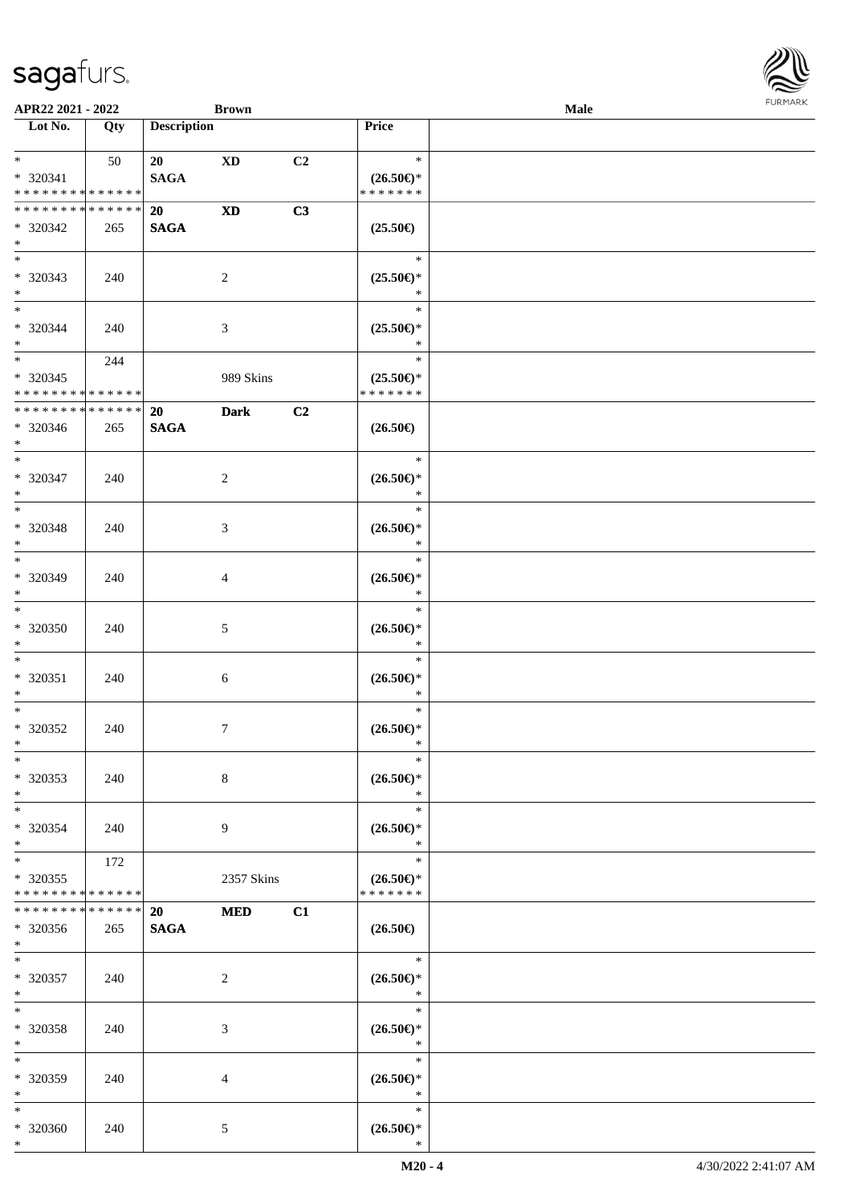| Lot No. | Qty | Description | | | Price | |
|---|---|---|---|---|---|---|
| * <br> * 320341 <br> * * * * * * * * * * * * * * | 50 | 20 <br> **SAGA** | **XD** | C2 | * <br> **(26.50€)*** <br> * * * * * * * | |
| * * * * * * * * * * * * * * <br> * 320342 <br> * | 265 | **20** <br> **SAGA** | **XD** | **C3** | **(25.50€)** | |
| * <br> * 320343 <br> * | 240 | | 2 | | * <br> **(25.50€)*** <br> * | |
| * <br> * 320344 <br> * | 240 | | 3 | | * <br> **(25.50€)*** <br> * | |
| * <br> * 320345 <br> * * * * * * * * * * * * * * | 244 | | 989 Skins | | * <br> **(25.50€)*** <br> * * * * * * * | |
| * * * * * * * * * * * * * * <br> * 320346 <br> * | 265 | **20** <br> **SAGA** | **Dark** | **C2** | **(26.50€)** | |
| * <br> * 320347 <br> * | 240 | | 2 | | * <br> **(26.50€)*** <br> * | |
| * <br> * 320348 <br> * | 240 | | 3 | | * <br> **(26.50€)*** <br> * | |
| * <br> * 320349 <br> * | 240 | | 4 | | * <br> **(26.50€)*** <br> * | |
| * <br> * 320350 <br> * | 240 | | 5 | | * <br> **(26.50€)*** <br> * | |
| * <br> * 320351 <br> * | 240 | | 6 | | * <br> **(26.50€)*** <br> * | |
| * <br> * 320352 <br> * | 240 | | 7 | | * <br> **(26.50€)*** <br> * | |
| * <br> * 320353 <br> * | 240 | | 8 | | * <br> **(26.50€)*** <br> * | |
| * <br> * 320354 <br> * | 240 | | 9 | | * <br> **(26.50€)*** <br> * | |
| * <br> * 320355 <br> * * * * * * * * * * * * * * | 172 | | 2357 Skins | | * <br> **(26.50€)*** <br> * * * * * * * | |
| * * * * * * * * * * * * * * <br> * 320356 <br> * | 265 | **20** <br> **SAGA** | **MED** | **C1** | **(26.50€)** | |
| * <br> * 320357 <br> * | 240 | | 2 | | * <br> **(26.50€)*** <br> * | |
| * <br> * 320358 <br> * | 240 | | 3 | | * <br> **(26.50€)*** <br> * | |
| * <br> * 320359 <br> * | 240 | | 4 | | * <br> **(26.50€)*** <br> * | |
| * <br> * 320360 <br> * | 240 | | 5 | | * <br> **(26.50€)*** <br> * | |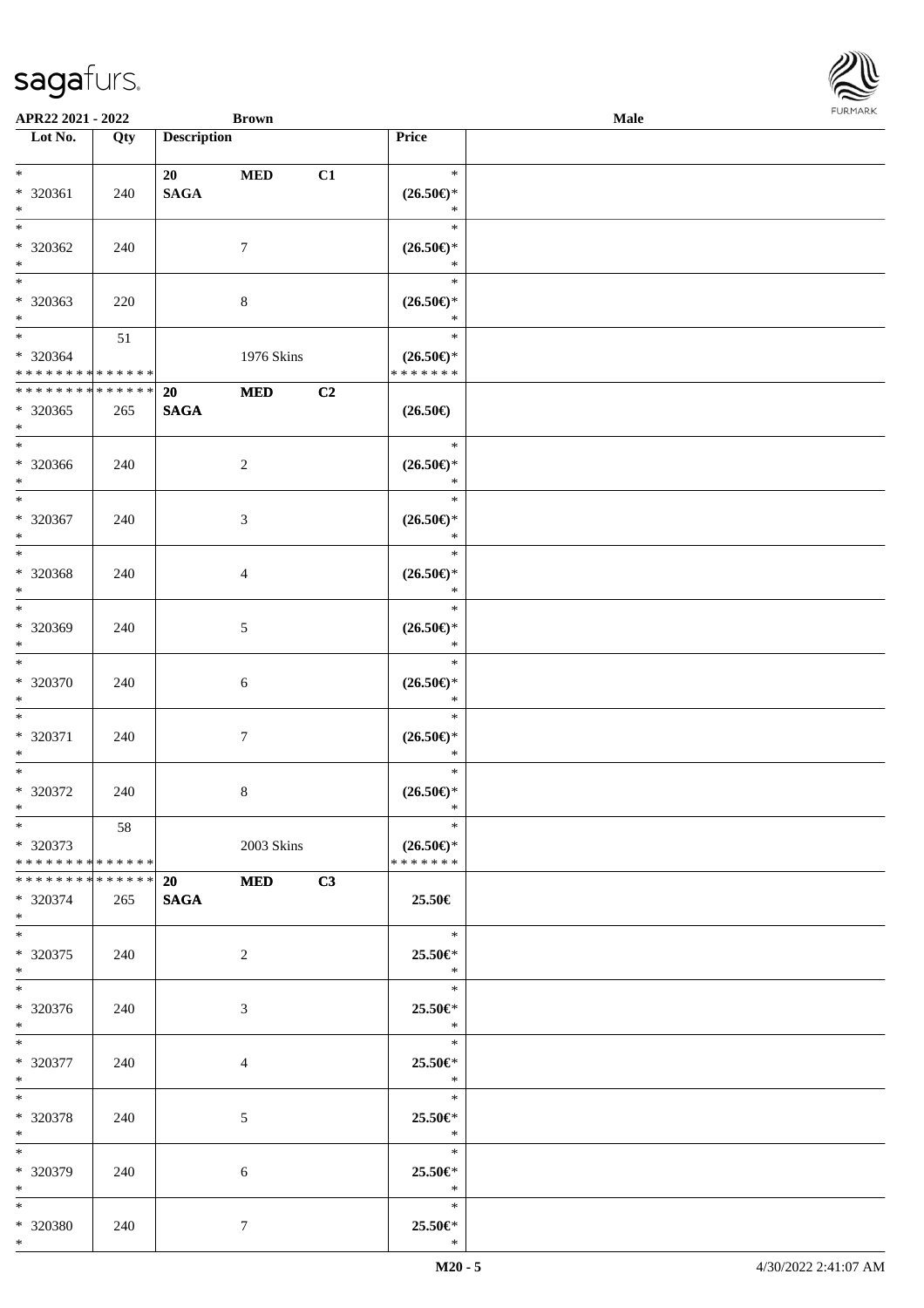| Lot No. | Qty | Description | | | Price | |
|---|---|---|---|---|---|---|
| * | | 20 | MED | C1 | * | |
| * 320361 | 240 | SAGA | | | (26.50€)* | |
| * | | | | | * | |
| * | | | | | * | |
| * 320362 | 240 | | 7 | | (26.50€)* | |
| * | | | | | * | |
| * | | | | | * | |
| * 320363 | 220 | | 8 | | (26.50€)* | |
| * | | | | | * | |
| * | 51 | | | | * | |
| * 320364 | | | 1976 Skins | | (26.50€)* | |
| * * * * * * * * * * * * * * | | | | | * * * * * * * | |
| * * * * * * * * * * * * * * | | 20 | MED | C2 | | |
| * 320365 | 265 | SAGA | | | (26.50€) | |
| * | | | | | | |
| * | | | | | * | |
| * 320366 | 240 | | 2 | | (26.50€)* | |
| * | | | | | * | |
| * | | | | | * | |
| * 320367 | 240 | | 3 | | (26.50€)* | |
| * | | | | | * | |
| * | | | | | * | |
| * 320368 | 240 | | 4 | | (26.50€)* | |
| * | | | | | * | |
| * | | | | | * | |
| * 320369 | 240 | | 5 | | (26.50€)* | |
| * | | | | | * | |
| * | | | | | * | |
| * 320370 | 240 | | 6 | | (26.50€)* | |
| * | | | | | * | |
| * | | | | | * | |
| * 320371 | 240 | | 7 | | (26.50€)* | |
| * | | | | | * | |
| * | | | | | * | |
| * 320372 | 240 | | 8 | | (26.50€)* | |
| * | | | | | * | |
| * | 58 | | | | * | |
| * 320373 | | | 2003 Skins | | (26.50€)* | |
| * * * * * * * * * * * * * * | | | | | * * * * * * * | |
| * * * * * * * * * * * * * * | | 20 | MED | C3 | | |
| * 320374 | 265 | SAGA | | | 25.50€ | |
| * | | | | | | |
| * | | | | | * | |
| * 320375 | 240 | | 2 | | 25.50€* | |
| * | | | | | * | |
| * | | | | | * | |
| * 320376 | 240 | | 3 | | 25.50€* | |
| * | | | | | * | |
| * | | | | | * | |
| * 320377 | 240 | | 4 | | 25.50€* | |
| * | | | | | * | |
| * | | | | | * | |
| * 320378 | 240 | | 5 | | 25.50€* | |
| * | | | | | * | |
| * | | | | | * | |
| * 320379 | 240 | | 6 | | 25.50€* | |
| * | | | | | * | |
| * | | | | | * | |
| * 320380 | 240 | | 7 | | 25.50€* | |
| * | | | | | * | |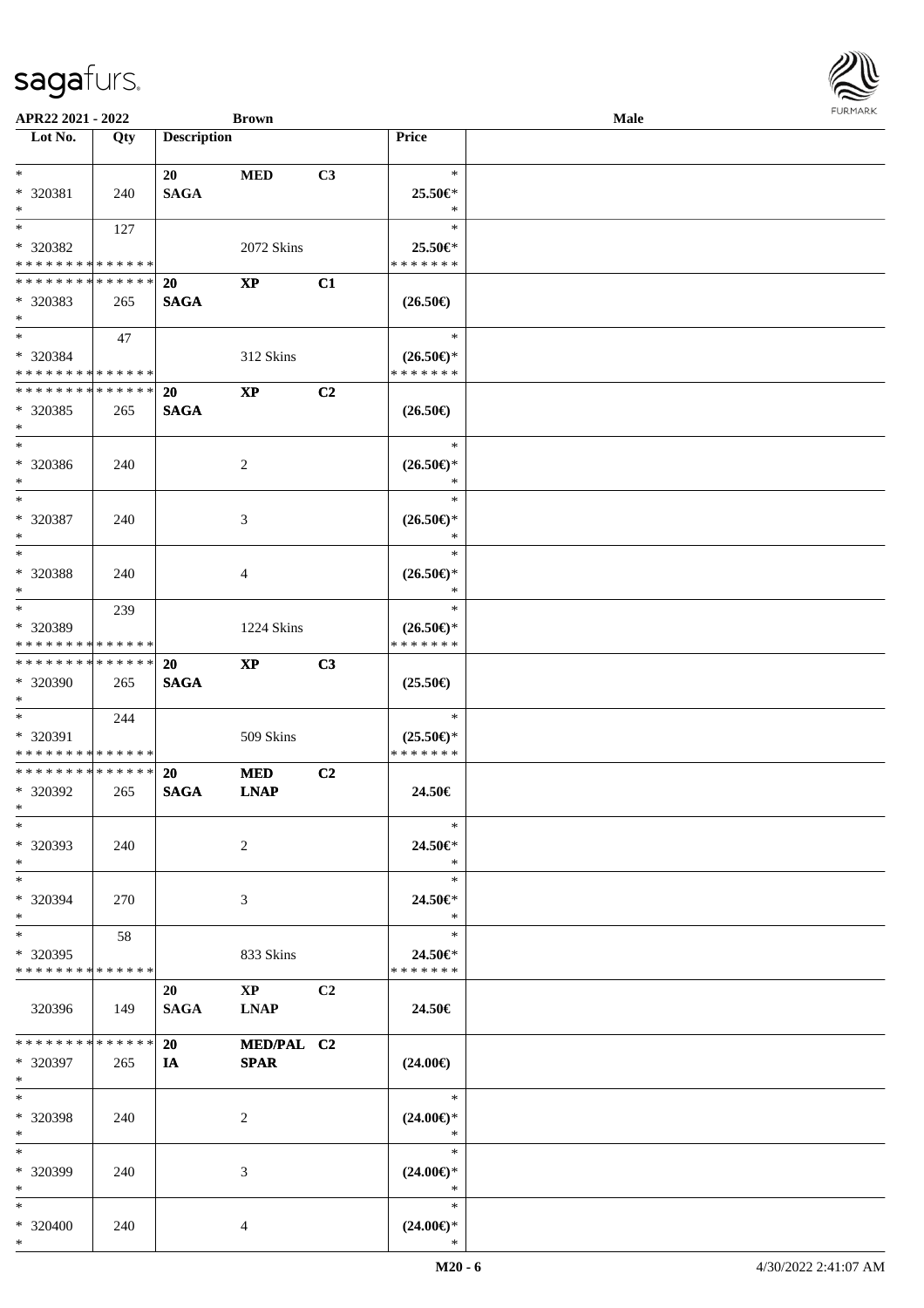| Lot No. | Qty | Description | | | Price | |
|---|---|---|---|---|---|---|
| *<br>* 320381<br>* | 240 | 20<br>SAGA | MED | C3 | *<br>25.50€*<br>* | |
| *<br>* 320382<br>* * * * * * * * * * * * * * | 127 | | 2072 Skins | | *<br>25.50€*<br>* * * * * * * | |
| * * * * * * * * * * * * * *<br>* 320383<br>* | 265 | 20<br>SAGA | XP | C1 | (26.50€) | |
| *<br>* 320384<br>* * * * * * * * * * * * * * | 47 | | 312 Skins | | *<br>(26.50€)*<br>* * * * * * * | |
| * * * * * * * * * * * * * *<br>* 320385<br>* | 265 | 20<br>SAGA | XP | C2 | (26.50€) | |
| *<br>* 320386<br>* | 240 | | 2 | | *<br>(26.50€)*<br>* | |
| *<br>* 320387<br>* | 240 | | 3 | | *<br>(26.50€)*<br>* | |
| *<br>* 320388<br>* | 240 | | 4 | | *<br>(26.50€)*<br>* | |
| *<br>* 320389<br>* * * * * * * * * * * * * * | 239 | | 1224 Skins | | *<br>(26.50€)*<br>* * * * * * * | |
| * * * * * * * * * * * * * *<br>* 320390<br>* | 265 | 20<br>SAGA | XP | C3 | (25.50€) | |
| *<br>* 320391<br>* * * * * * * * * * * * * * | 244 | | 509 Skins | | *<br>(25.50€)*<br>* * * * * * * | |
| * * * * * * * * * * * * * *<br>* 320392<br>* | 265 | 20<br>SAGA | MED<br>LNAP | C2 | 24.50€ | |
| *<br>* 320393<br>* | 240 | | 2 | | *<br>24.50€*<br>* | |
| *<br>* 320394<br>* | 270 | | 3 | | *<br>24.50€*<br>* | |
| *<br>* 320395<br>* * * * * * * * * * * * * * | 58 | | 833 Skins | | *<br>24.50€*<br>* * * * * * * | |
| 320396 | 149 | 20<br>SAGA | XP<br>LNAP | C2 | 24.50€ | |
| * * * * * * * * * * * * * *<br>* 320397<br>* | 265 | 20<br>IA | MED/PAL<br>SPAR | C2 | (24.00€) | |
| *<br>* 320398<br>* | 240 | | 2 | | *<br>(24.00€)*<br>* | |
| *<br>* 320399<br>* | 240 | | 3 | | *<br>(24.00€)*<br>* | |
| *<br>* 320400<br>* | 240 | | 4 | | *<br>(24.00€)*<br>* | |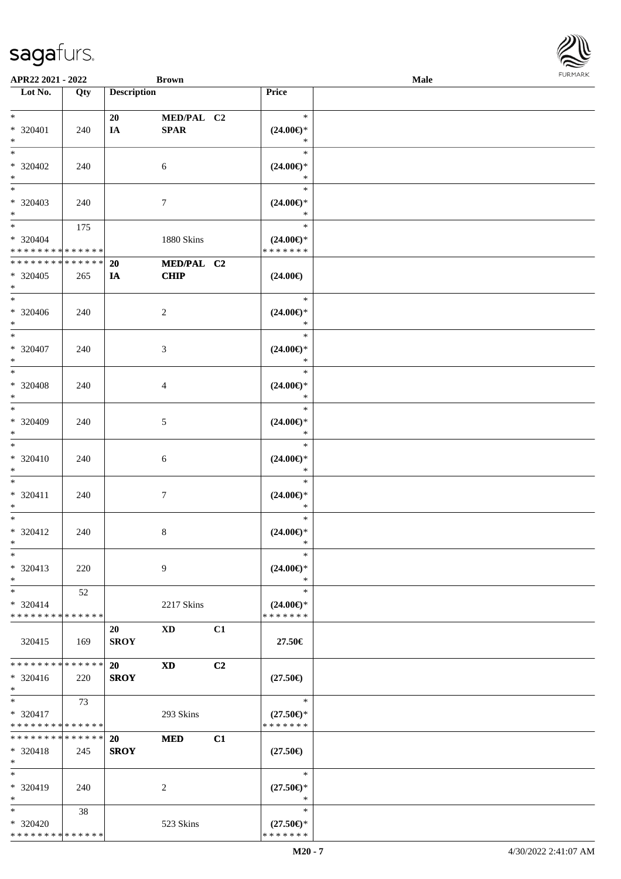APR22 2021 - 2022 | Brown | Male

| Lot No. | Qty | Description | | | Price | |
|---|---|---|---|---|---|---|
| * | | 20 | MED/PAL | C2 | * | |
| * 320401 | 240 | IA | SPAR | | (24.00€)* | |
| * | | | | | * | |
| * | | | | | * | |
| * 320402 | 240 | | 6 | | (24.00€)* | |
| * | | | | | * | |
| * | | | | | * | |
| * 320403 | 240 | | 7 | | (24.00€)* | |
| * | | | | | * | |
| * | 175 | | | | * | |
| * 320404 | | | 1880 Skins | | (24.00€)* | |
| * * * * * * * * * * * * * * | | | | | * * * * * * * | |
| * * * * * * * * * * * * * * | | 20 | MED/PAL | C2 | | |
| * 320405 | 265 | IA | CHIP | | (24.00€) | |
| * | | | | | | |
| * | | | | | * | |
| * 320406 | 240 | | 2 | | (24.00€)* | |
| * | | | | | * | |
| * | | | | | * | |
| * 320407 | 240 | | 3 | | (24.00€)* | |
| * | | | | | * | |
| * | | | | | * | |
| * 320408 | 240 | | 4 | | (24.00€)* | |
| * | | | | | * | |
| * | | | | | * | |
| * 320409 | 240 | | 5 | | (24.00€)* | |
| * | | | | | * | |
| * | | | | | * | |
| * 320410 | 240 | | 6 | | (24.00€)* | |
| * | | | | | * | |
| * | | | | | * | |
| * 320411 | 240 | | 7 | | (24.00€)* | |
| * | | | | | * | |
| * | | | | | * | |
| * 320412 | 240 | | 8 | | (24.00€)* | |
| * | | | | | * | |
| * | | | | | * | |
| * 320413 | 220 | | 9 | | (24.00€)* | |
| * | | | | | * | |
| * | 52 | | | | * | |
| * 320414 | | | 2217 Skins | | (24.00€)* | |
| * * * * * * * * * * * * * * | | | | | * * * * * * * | |
| | | 20 | XD | C1 | | |
| 320415 | 169 | SROY | | | 27.50€ | |
| * * * * * * * * * * * * * * | | 20 | XD | C2 | | |
| * 320416 | 220 | SROY | | | (27.50€) | |
| * | | | | | | |
| * | 73 | | | | * | |
| * 320417 | | | 293 Skins | | (27.50€)* | |
| * * * * * * * * * * * * * * | | | | | * * * * * * * | |
| * * * * * * * * * * * * * * | | 20 | MED | C1 | | |
| * 320418 | 245 | SROY | | | (27.50€) | |
| * | | | | | | |
| * | | | | | * | |
| * 320419 | 240 | | 2 | | (27.50€)* | |
| * | | | | | * | |
| * | 38 | | | | * | |
| * 320420 | | | 523 Skins | | (27.50€)* | |
| * * * * * * * * * * * * * * | | | | | * * * * * * * | |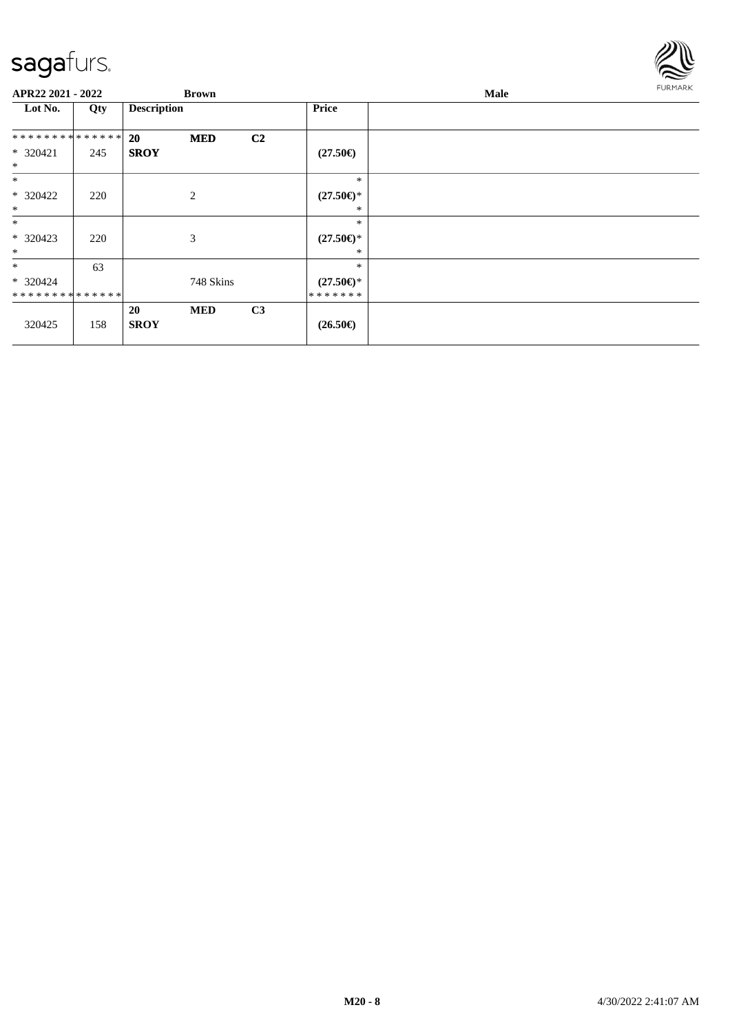**APR22 2021 - 2022** **Brown** **Male**

| Lot No. | Qty | Description | | | Price | |
|---|---|---|---|---|---|---|
| * * * * * * * * * * * * * * | | **20** | **MED** | **C2** | | |
| * 320421 | 245 | **SROY** | | | **(27.50€)** | |
| * | | | | | | |
| * | | | | | * | |
| * 320422 | 220 | | 2 | | **(27.50€)*** | |
| * | | | | | * | |
| * | | | | | * | |
| * 320423 | 220 | | 3 | | **(27.50€)*** | |
| * | | | | | * | |
| * | 63 | | | | * | |
| * 320424 | | | 748 Skins | | **(27.50€)*** | |
| * * * * * * * * * * * * * * | | | | | * * * * * * * | |
| | | **20** | **MED** | **C3** | | |
| 320425 | 158 | **SROY** | | | **(26.50€)** | |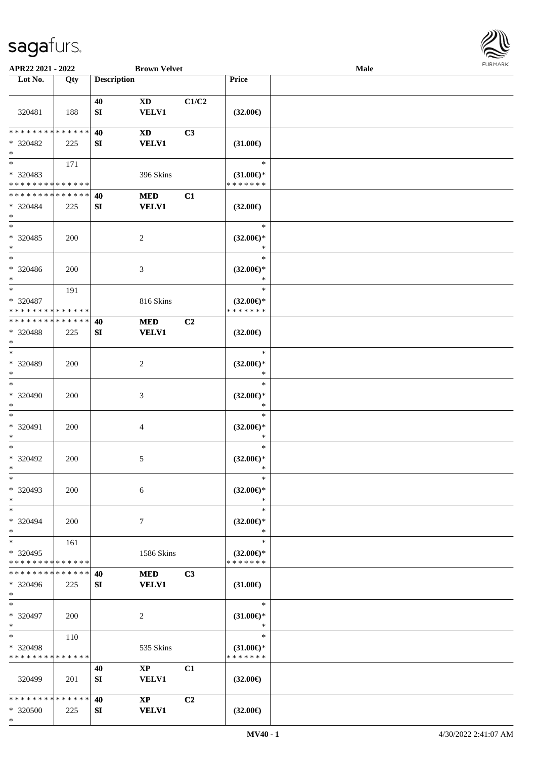**APR22 2021 - 2022** **Brown Velvet** **Male**

| Lot No. | Qty | Description | | | Price | |
|---|---|---|---|---|---|---|
| 320481 | 188 | **40** SI | **XD** VELV1 | **C1/C2** | **(32.00€)** | |
| * * * * * * * * * * * * * * * 320482 * | 225 | **40** SI | **XD** VELV1 | **C3** | **(31.00€)** | |
| * * 320483 * * * * * * * * * * * * * * | 171 | | 396 Skins | | * **(31.00€)*** * * * * * * * | |
| * * * * * * * * * * * * * * * 320484 * | 225 | **40** SI | **MED** VELV1 | **C1** | **(32.00€)** | |
| * * 320485 * | 200 | | 2 | | * **(32.00€)*** * | |
| * * 320486 * | 200 | | 3 | | * **(32.00€)*** * | |
| * * 320487 * * * * * * * * * * * * * * | 191 | | 816 Skins | | * **(32.00€)*** * * * * * * * | |
| * * * * * * * * * * * * * * * 320488 * | 225 | **40** SI | **MED** VELV1 | **C2** | **(32.00€)** | |
| * * 320489 * | 200 | | 2 | | * **(32.00€)*** * | |
| * * 320490 * | 200 | | 3 | | * **(32.00€)*** * | |
| * * 320491 * | 200 | | 4 | | * **(32.00€)*** * | |
| * * 320492 * | 200 | | 5 | | * **(32.00€)*** * | |
| * * 320493 * | 200 | | 6 | | * **(32.00€)*** * | |
| * * 320494 * | 200 | | 7 | | * **(32.00€)*** * | |
| * * 320495 * * * * * * * * * * * * * * | 161 | | 1586 Skins | | * **(32.00€)*** * * * * * * * | |
| * * * * * * * * * * * * * * * 320496 * | 225 | **40** SI | **MED** VELV1 | **C3** | **(31.00€)** | |
| * * 320497 * | 200 | | 2 | | * **(31.00€)*** * | |
| * * 320498 * * * * * * * * * * * * * * | 110 | | 535 Skins | | * **(31.00€)*** * * * * * * * | |
| 320499 | 201 | **40** SI | **XP** VELV1 | **C1** | **(32.00€)** | |
| * * * * * * * * * * * * * * * 320500 * | 225 | **40** SI | **XP** VELV1 | **C2** | **(32.00€)** | |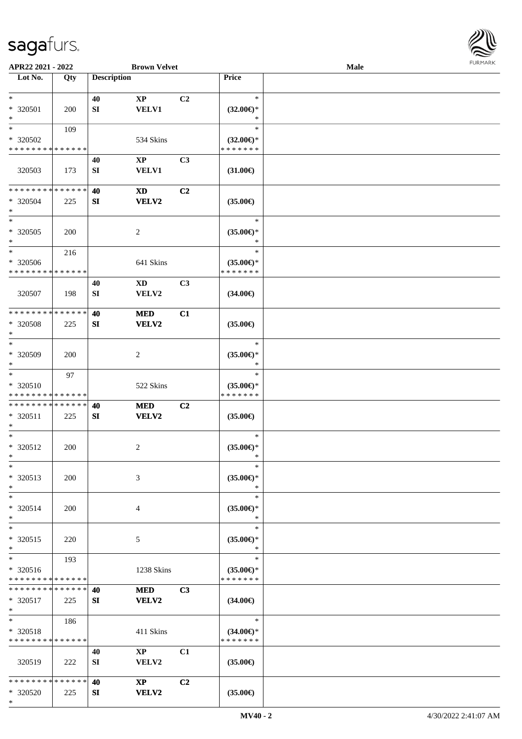APR22 2021 - 2022 | Brown Velvet | Male

| Lot No. | Qty | Description | | | Price | |
|---|---|---|---|---|---|---|
| * <br> * 320501 <br> * | 200 | 40 <br> SI | XP <br> VELV1 | C2 | * <br> (32.00€)* <br> * | |
| * <br> * 320502 <br> * * * * * * * * * * * * * * | 109 | | 534 Skins | | * <br> (32.00€)* <br> * * * * * * * | |
| 320503 | 173 | 40 <br> SI | XP <br> VELV1 | C3 | (31.00€) | |
| * * * * * * * * * * * * * * <br> * 320504 <br> * | 225 | 40 <br> SI | XD <br> VELV2 | C2 | (35.00€) | |
| * <br> * 320505 <br> * | 200 | | 2 | | * <br> (35.00€)* <br> * | |
| * <br> * 320506 <br> * * * * * * * * * * * * * * | 216 | | 641 Skins | | * <br> (35.00€)* <br> * * * * * * * | |
| 320507 | 198 | 40 <br> SI | XD <br> VELV2 | C3 | (34.00€) | |
| * * * * * * * * * * * * * * <br> * 320508 <br> * | 225 | 40 <br> SI | MED <br> VELV2 | C1 | (35.00€) | |
| * <br> * 320509 <br> * | 200 | | 2 | | * <br> (35.00€)* <br> * | |
| * <br> * 320510 <br> * * * * * * * * * * * * * * | 97 | | 522 Skins | | * <br> (35.00€)* <br> * * * * * * * | |
| * * * * * * * * * * * * * * <br> * 320511 <br> * | 225 | 40 <br> SI | MED <br> VELV2 | C2 | (35.00€) | |
| * <br> * 320512 <br> * | 200 | | 2 | | * <br> (35.00€)* <br> * | |
| * <br> * 320513 <br> * | 200 | | 3 | | * <br> (35.00€)* <br> * | |
| * <br> * 320514 <br> * | 200 | | 4 | | * <br> (35.00€)* <br> * | |
| * <br> * 320515 <br> * | 220 | | 5 | | * <br> (35.00€)* <br> * | |
| * <br> * 320516 <br> * * * * * * * * * * * * * * | 193 | | 1238 Skins | | * <br> (35.00€)* <br> * * * * * * * | |
| * * * * * * * * * * * * * * <br> * 320517 <br> * | 225 | 40 <br> SI | MED <br> VELV2 | C3 | (34.00€) | |
| * <br> * 320518 <br> * * * * * * * * * * * * * * | 186 | | 411 Skins | | * <br> (34.00€)* <br> * * * * * * * | |
| 320519 | 222 | 40 <br> SI | XP <br> VELV2 | C1 | (35.00€) | |
| * * * * * * * * * * * * * * <br> * 320520 <br> * | 225 | 40 <br> SI | XP <br> VELV2 | C2 | (35.00€) | |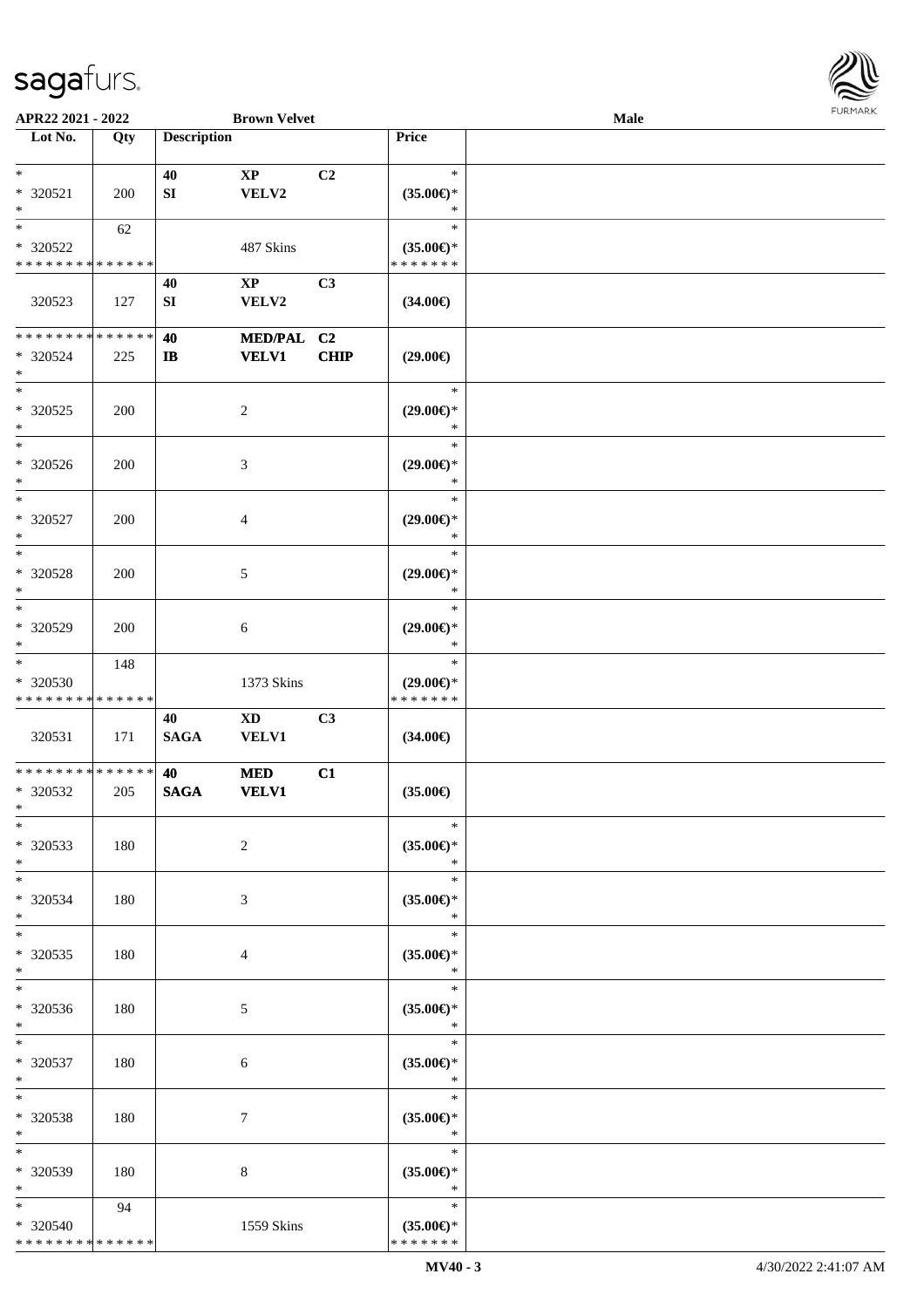| Lot No. | Qty | Description | | | Price |
|---|---|---|---|---|---|
| * <br> * 320521 <br> * | 200 | 40 <br> SI | XP <br> VELV2 | C2 | * <br> (35.00€)* <br> * |
| * <br> * 320522 <br> * * * * * * * * * * * * * * | 62 | | 487 Skins | | * <br> (35.00€)* <br> * * * * * * * |
| 320523 | 127 | 40 <br> SI | XP <br> VELV2 | C3 | (34.00€) |
| * * * * * * * * * * * * * * <br> * 320524 <br> * | 225 | 40 <br> IB | MED/PAL <br> VELV1 | C2 <br> CHIP | (29.00€) |
| * <br> * 320525 <br> * | 200 | | 2 | | * <br> (29.00€)* <br> * |
| * <br> * 320526 <br> * | 200 | | 3 | | * <br> (29.00€)* <br> * |
| * <br> * 320527 <br> * | 200 | | 4 | | * <br> (29.00€)* <br> * |
| * <br> * 320528 <br> * | 200 | | 5 | | * <br> (29.00€)* <br> * |
| * <br> * 320529 <br> * | 200 | | 6 | | * <br> (29.00€)* <br> * |
| * <br> * 320530 <br> * * * * * * * * * * * * * * | 148 | | 1373 Skins | | * <br> (29.00€)* <br> * * * * * * * |
| 320531 | 171 | 40 <br> SAGA | XD <br> VELV1 | C3 | (34.00€) |
| * * * * * * * * * * * * * * <br> * 320532 <br> * | 205 | 40 <br> SAGA | MED <br> VELV1 | C1 | (35.00€) |
| * <br> * 320533 <br> * | 180 | | 2 | | * <br> (35.00€)* <br> * |
| * <br> * 320534 <br> * | 180 | | 3 | | * <br> (35.00€)* <br> * |
| * <br> * 320535 <br> * | 180 | | 4 | | * <br> (35.00€)* <br> * |
| * <br> * 320536 <br> * | 180 | | 5 | | * <br> (35.00€)* <br> * |
| * <br> * 320537 <br> * | 180 | | 6 | | * <br> (35.00€)* <br> * |
| * <br> * 320538 <br> * | 180 | | 7 | | * <br> (35.00€)* <br> * |
| * <br> * 320539 <br> * | 180 | | 8 | | * <br> (35.00€)* <br> * |
| * <br> * 320540 <br> * * * * * * * * * * * * * * | 94 | | 1559 Skins | | * <br> (35.00€)* <br> * * * * * * * |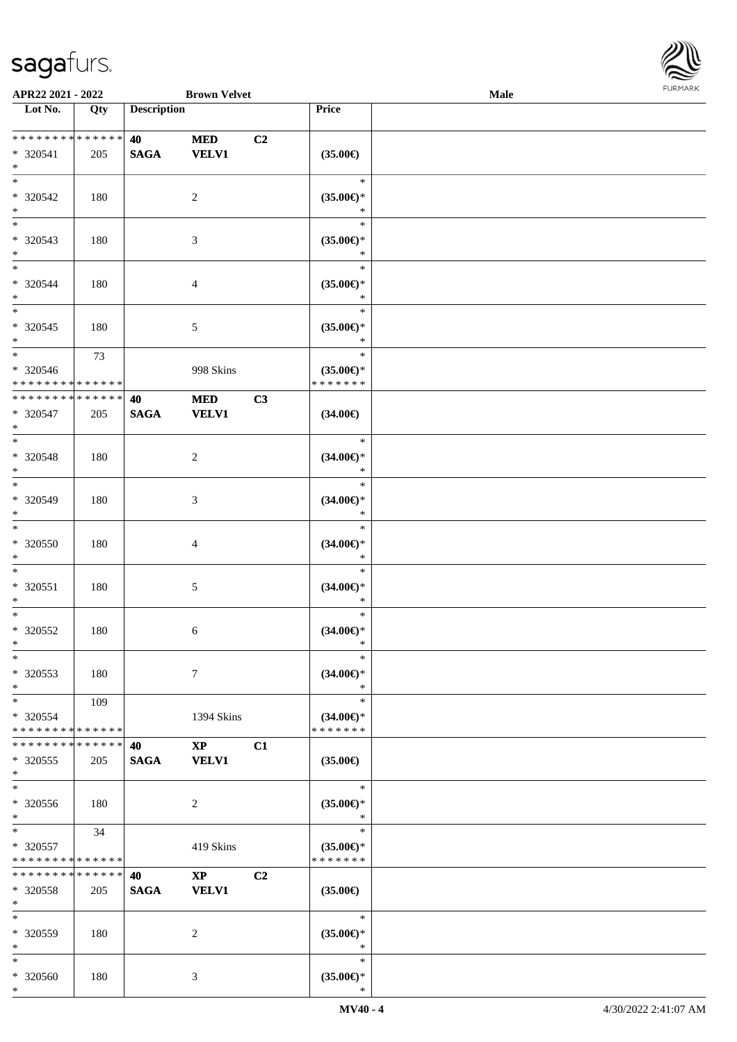APR22 2021 - 2022 | Brown Velvet | Male

| Lot No. | Qty | Description | | | Price | |
|---|---|---|---|---|---|---|
| * * * * * * * * * * * * * * | | 40 | MED | C2 | | |
| * 320541 | 205 | SAGA | VELV1 | | (35.00€) | |
| * | | | | | | |
| * | | | | | * | |
| * 320542 | 180 | | 2 | | (35.00€)* | |
| * | | | | | * | |
| * | | | | | * | |
| * 320543 | 180 | | 3 | | (35.00€)* | |
| * | | | | | * | |
| * | | | | | * | |
| * 320544 | 180 | | 4 | | (35.00€)* | |
| * | | | | | * | |
| * | | | | | * | |
| * 320545 | 180 | | 5 | | (35.00€)* | |
| * | | | | | * | |
| * | 73 | | | | * | |
| * 320546 | | | 998 Skins | | (35.00€)* | |
| * * * * * * * * * * * * * * | | | | | * * * * * * * | |
| * * * * * * * * * * * * * * | | 40 | MED | C3 | | |
| * 320547 | 205 | SAGA | VELV1 | | (34.00€) | |
| * | | | | | | |
| * | | | | | * | |
| * 320548 | 180 | | 2 | | (34.00€)* | |
| * | | | | | * | |
| * | | | | | * | |
| * 320549 | 180 | | 3 | | (34.00€)* | |
| * | | | | | * | |
| * | | | | | * | |
| * 320550 | 180 | | 4 | | (34.00€)* | |
| * | | | | | * | |
| * | | | | | * | |
| * 320551 | 180 | | 5 | | (34.00€)* | |
| * | | | | | * | |
| * | | | | | * | |
| * 320552 | 180 | | 6 | | (34.00€)* | |
| * | | | | | * | |
| * | | | | | * | |
| * 320553 | 180 | | 7 | | (34.00€)* | |
| * | | | | | * | |
| * | 109 | | | | * | |
| * 320554 | | | 1394 Skins | | (34.00€)* | |
| * * * * * * * * * * * * * * | | | | | * * * * * * * | |
| * * * * * * * * * * * * * * | | 40 | XP | C1 | | |
| * 320555 | 205 | SAGA | VELV1 | | (35.00€) | |
| * | | | | | | |
| * | | | | | * | |
| * 320556 | 180 | | 2 | | (35.00€)* | |
| * | | | | | * | |
| * | 34 | | | | * | |
| * 320557 | | | 419 Skins | | (35.00€)* | |
| * * * * * * * * * * * * * * | | | | | * * * * * * * | |
| * * * * * * * * * * * * * * | | 40 | XP | C2 | | |
| * 320558 | 205 | SAGA | VELV1 | | (35.00€) | |
| * | | | | | | |
| * | | | | | * | |
| * 320559 | 180 | | 2 | | (35.00€)* | |
| * | | | | | * | |
| * | | | | | * | |
| * 320560 | 180 | | 3 | | (35.00€)* | |
| * | | | | | * | |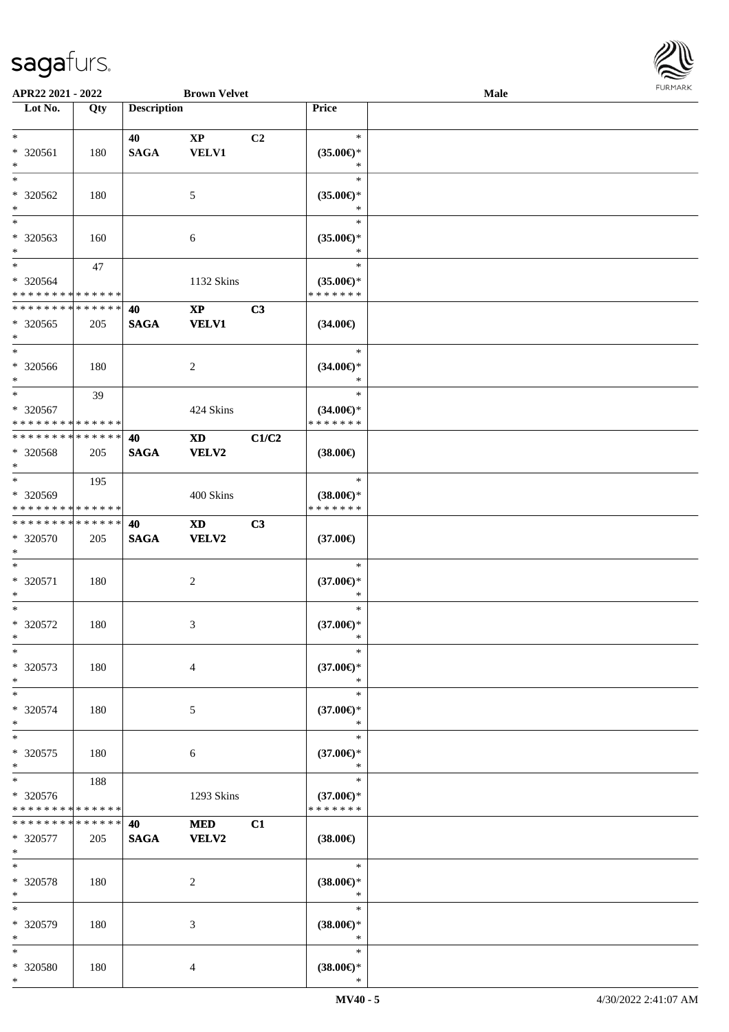APR22 2021 - 2022 | Brown Velvet | Male

| Lot No. | Qty | Description | | | Price | |
|---|---|---|---|---|---|---|
| * | | 40 | XP | C2 | * | |
| * 320561 | 180 | SAGA | VELV1 | | (35.00€)* | |
| * | | | | | * | |
| * 320562 | 180 | | 5 | | (35.00€)* | |
| * | | | | | * | |
| * 320563 | 160 | | 6 | | (35.00€)* | |
| * | 47 | | | | * | |
| * 320564 | | | 1132 Skins | | (35.00€)* | |
| * * * * * * * * * * * * * * | | | | | * * * * * * * | |
| * * * * * * * * * * * * * * | | 40 | XP | C3 | | |
| * 320565 | 205 | SAGA | VELV1 | | (34.00€) | |
| * | | | | | * | |
| * 320566 | 180 | | 2 | | (34.00€)* | |
| * | 39 | | | | * | |
| * 320567 | | | 424 Skins | | (34.00€)* | |
| * * * * * * * * * * * * * * | | | | | * * * * * * * | |
| * * * * * * * * * * * * * * | | 40 | XD | C1/C2 | | |
| * 320568 | 205 | SAGA | VELV2 | | (38.00€) | |
| * | 195 | | | | * | |
| * 320569 | | | 400 Skins | | (38.00€)* | |
| * * * * * * * * * * * * * * | | | | | * * * * * * * | |
| * * * * * * * * * * * * * * | | 40 | XD | C3 | | |
| * 320570 | 205 | SAGA | VELV2 | | (37.00€) | |
| * | | | | | * | |
| * 320571 | 180 | | 2 | | (37.00€)* | |
| * | | | | | * | |
| * 320572 | 180 | | 3 | | (37.00€)* | |
| * | | | | | * | |
| * 320573 | 180 | | 4 | | (37.00€)* | |
| * | | | | | * | |
| * 320574 | 180 | | 5 | | (37.00€)* | |
| * | | | | | * | |
| * 320575 | 180 | | 6 | | (37.00€)* | |
| * | 188 | | | | * | |
| * 320576 | | | 1293 Skins | | (37.00€)* | |
| * * * * * * * * * * * * * * | | | | | * * * * * * * | |
| * * * * * * * * * * * * * * | | 40 | MED | C1 | | |
| * 320577 | 205 | SAGA | VELV2 | | (38.00€) | |
| * | | | | | * | |
| * 320578 | 180 | | 2 | | (38.00€)* | |
| * | | | | | * | |
| * 320579 | 180 | | 3 | | (38.00€)* | |
| * | | | | | * | |
| * 320580 | 180 | | 4 | | (38.00€)* | |
| * | | | | | * | |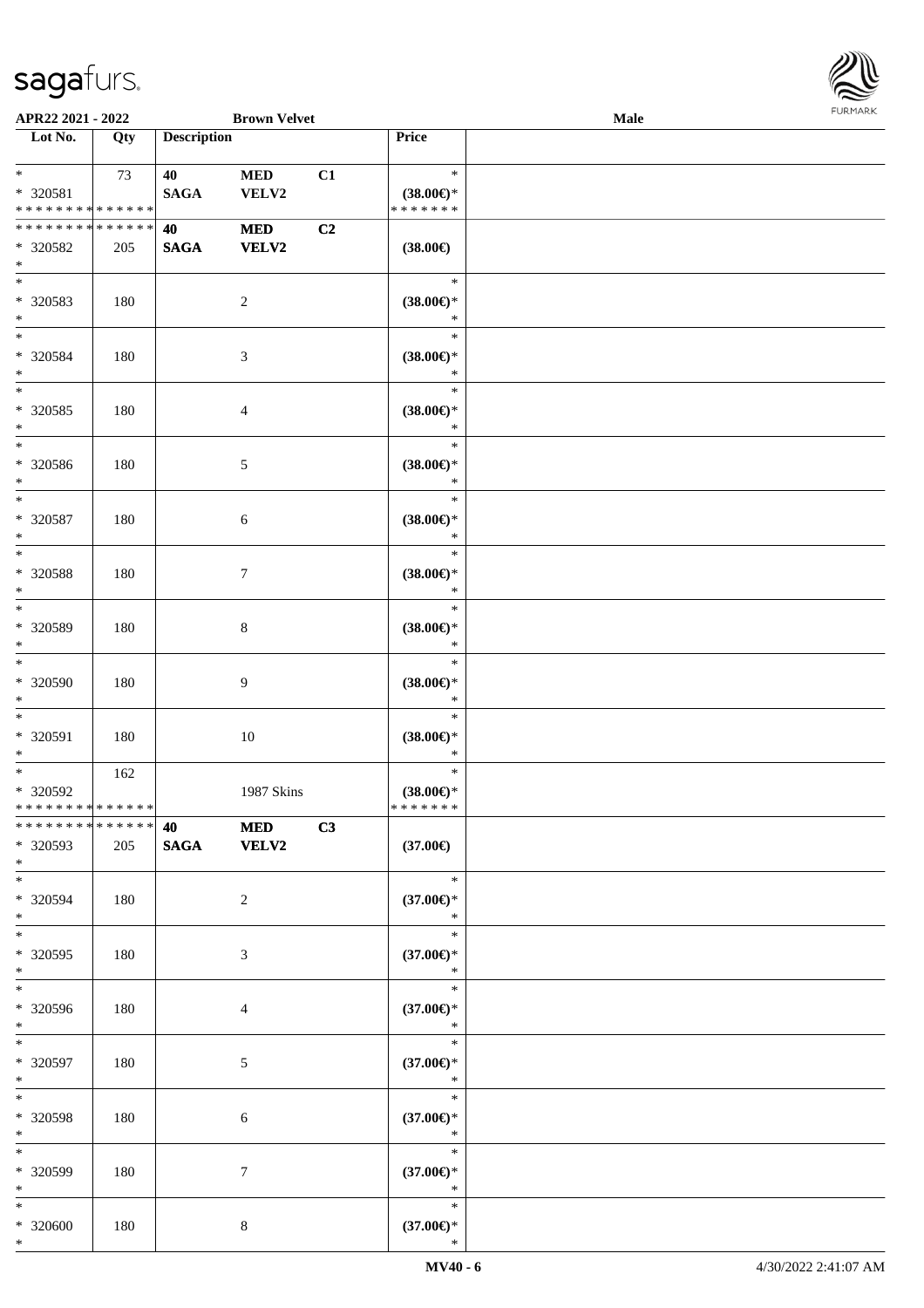APR22 2021 - 2022 | Brown Velvet | Male

| Lot No. | Qty | Description | | | Price | |
|---|---|---|---|---|---|---|
| * <br> * 320581 <br> * * * * * * * * * * * * * * | 73 | 40 <br> SAGA | MED <br> VELV2 | C1 | * <br> (38.00€)* <br> * * * * * * * | |
| * * * * * * * * * * * * * * <br> * 320582 <br> * | 205 | 40 <br> SAGA | MED <br> VELV2 | C2 | (38.00€) | |
| * <br> * 320583 <br> * | 180 | | 2 | | * <br> (38.00€)* <br> * | |
| * <br> * 320584 <br> * | 180 | | 3 | | * <br> (38.00€)* <br> * | |
| * <br> * 320585 <br> * | 180 | | 4 | | * <br> (38.00€)* <br> * | |
| * <br> * 320586 <br> * | 180 | | 5 | | * <br> (38.00€)* <br> * | |
| * <br> * 320587 <br> * | 180 | | 6 | | * <br> (38.00€)* <br> * | |
| * <br> * 320588 <br> * | 180 | | 7 | | * <br> (38.00€)* <br> * | |
| * <br> * 320589 <br> * | 180 | | 8 | | * <br> (38.00€)* <br> * | |
| * <br> * 320590 <br> * | 180 | | 9 | | * <br> (38.00€)* <br> * | |
| * <br> * 320591 <br> * | 180 | | 10 | | * <br> (38.00€)* <br> * | |
| * <br> * 320592 <br> * * * * * * * * * * * * * * | 162 | | 1987 Skins | | * <br> (38.00€)* <br> * * * * * * * | |
| * * * * * * * * * * * * * * <br> * 320593 <br> * | 205 | 40 <br> SAGA | MED <br> VELV2 | C3 | (37.00€) | |
| * <br> * 320594 <br> * | 180 | | 2 | | * <br> (37.00€)* <br> * | |
| * <br> * 320595 <br> * | 180 | | 3 | | * <br> (37.00€)* <br> * | |
| * <br> * 320596 <br> * | 180 | | 4 | | * <br> (37.00€)* <br> * | |
| * <br> * 320597 <br> * | 180 | | 5 | | * <br> (37.00€)* <br> * | |
| * <br> * 320598 <br> * | 180 | | 6 | | * <br> (37.00€)* <br> * | |
| * <br> * 320599 <br> * | 180 | | 7 | | * <br> (37.00€)* <br> * | |
| * <br> * 320600 <br> * | 180 | | 8 | | * <br> (37.00€)* <br> * | |

MV40 - 6 | 4/30/2022 2:41:07 AM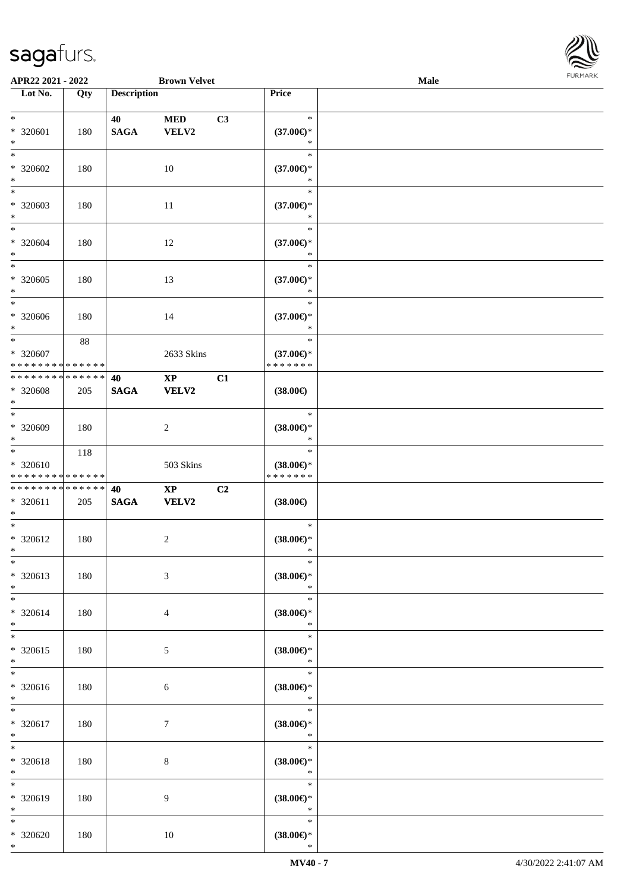APR22 2021 - 2022 | Brown Velvet | Male

| Lot No. | Qty | Description | | | Price | |
|---|---|---|---|---|---|---|
| * <br> * 320601 <br> * | 180 | 40 <br> SAGA | MED <br> VELV2 | C3 | * <br> (37.00€)* <br> * | |
| * <br> * 320602 <br> * | 180 | | 10 | | * <br> (37.00€)* <br> * | |
| * <br> * 320603 <br> * | 180 | | 11 | | * <br> (37.00€)* <br> * | |
| * <br> * 320604 <br> * | 180 | | 12 | | * <br> (37.00€)* <br> * | |
| * <br> * 320605 <br> * | 180 | | 13 | | * <br> (37.00€)* <br> * | |
| * <br> * 320606 <br> * | 180 | | 14 | | * <br> (37.00€)* <br> * | |
| * <br> * 320607 <br> * * * * * * * * * * * * * * | 88 | | 2633 Skins | | * <br> (37.00€)* <br> * * * * * * * | |
| * * * * * * * * * * * * * * <br> * 320608 <br> * | 205 | 40 <br> SAGA | XP <br> VELV2 | C1 | (38.00€) | |
| * <br> * 320609 <br> * | 180 | | 2 | | * <br> (38.00€)* <br> * | |
| * <br> * 320610 <br> * * * * * * * * * * * * * * | 118 | | 503 Skins | | * <br> (38.00€)* <br> * * * * * * * | |
| * * * * * * * * * * * * * * <br> * 320611 <br> * | 205 | 40 <br> SAGA | XP <br> VELV2 | C2 | (38.00€) | |
| * <br> * 320612 <br> * | 180 | | 2 | | * <br> (38.00€)* <br> * | |
| * <br> * 320613 <br> * | 180 | | 3 | | * <br> (38.00€)* <br> * | |
| * <br> * 320614 <br> * | 180 | | 4 | | * <br> (38.00€)* <br> * | |
| * <br> * 320615 <br> * | 180 | | 5 | | * <br> (38.00€)* <br> * | |
| * <br> * 320616 <br> * | 180 | | 6 | | * <br> (38.00€)* <br> * | |
| * <br> * 320617 <br> * | 180 | | 7 | | * <br> (38.00€)* <br> * | |
| * <br> * 320618 <br> * | 180 | | 8 | | * <br> (38.00€)* <br> * | |
| * <br> * 320619 <br> * | 180 | | 9 | | * <br> (38.00€)* <br> * | |
| * <br> * 320620 <br> * | 180 | | 10 | | * <br> (38.00€)* <br> * | |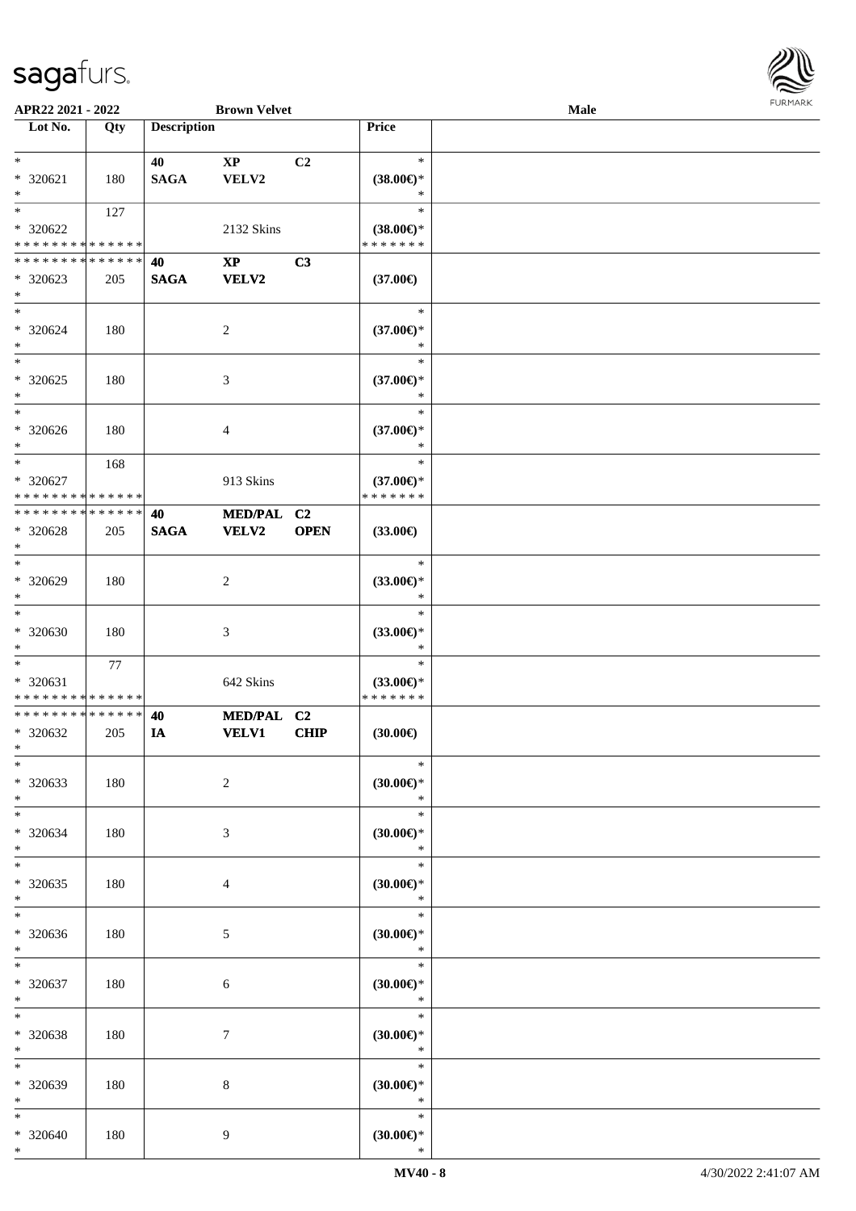| Lot No. | Qty | Description | | | Price |
|---|---|---|---|---|---|
| * | | 40 | XP | C2 | * |
| * 320621 | 180 | SAGA | VELV2 | | (38.00€)* |
| * | | | | | * |
| * | 127 | | | | * |
| * 320622 | | | 2132 Skins | | (38.00€)* |
| * * * * * * * * * * * * * * | | | | | * * * * * * * |
| * * * * * * * * * * * * * * | | 40 | XP | C3 | |
| * 320623 | 205 | SAGA | VELV2 | | (37.00€) |
| * | | | | | |
| * | | | | | * |
| * 320624 | 180 | | 2 | | (37.00€)* |
| * | | | | | * |
| * | | | | | * |
| * 320625 | 180 | | 3 | | (37.00€)* |
| * | | | | | * |
| * | | | | | * |
| * 320626 | 180 | | 4 | | (37.00€)* |
| * | | | | | * |
| * | 168 | | | | * |
| * 320627 | | | 913 Skins | | (37.00€)* |
| * * * * * * * * * * * * * * | | | | | * * * * * * * |
| * * * * * * * * * * * * * * | | 40 | MED/PAL | C2 | |
| * 320628 | 205 | SAGA | VELV2 | OPEN | (33.00€) |
| * | | | | | |
| * | | | | | * |
| * 320629 | 180 | | 2 | | (33.00€)* |
| * | | | | | * |
| * | | | | | * |
| * 320630 | 180 | | 3 | | (33.00€)* |
| * | | | | | * |
| * | 77 | | | | * |
| * 320631 | | | 642 Skins | | (33.00€)* |
| * * * * * * * * * * * * * * | | | | | * * * * * * * |
| * * * * * * * * * * * * * * | | 40 | MED/PAL | C2 | |
| * 320632 | 205 | IA | VELV1 | CHIP | (30.00€) |
| * | | | | | |
| * | | | | | * |
| * 320633 | 180 | | 2 | | (30.00€)* |
| * | | | | | * |
| * | | | | | * |
| * 320634 | 180 | | 3 | | (30.00€)* |
| * | | | | | * |
| * | | | | | * |
| * 320635 | 180 | | 4 | | (30.00€)* |
| * | | | | | * |
| * | | | | | * |
| * 320636 | 180 | | 5 | | (30.00€)* |
| * | | | | | * |
| * | | | | | * |
| * 320637 | 180 | | 6 | | (30.00€)* |
| * | | | | | * |
| * | | | | | * |
| * 320638 | 180 | | 7 | | (30.00€)* |
| * | | | | | * |
| * | | | | | * |
| * 320639 | 180 | | 8 | | (30.00€)* |
| * | | | | | * |
| * | | | | | * |
| * 320640 | 180 | | 9 | | (30.00€)* |
| * | | | | | * |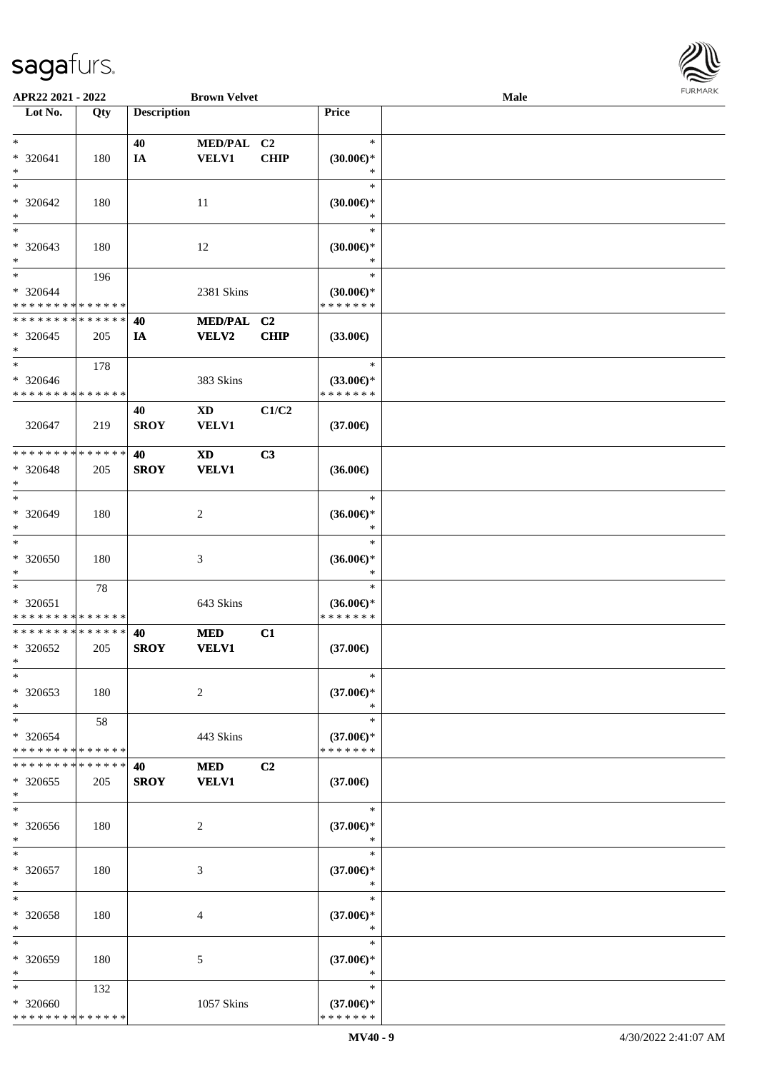| Lot No. | Qty | Description | | | Price | |
|---|---|---|---|---|---|---|
| *<br>* 320641<br>* | 180 | 40<br>IA | MED/PAL<br>VELV1 | C2<br>CHIP | *<br>(30.00€)*<br>* | |
| *<br>* 320642<br>* | 180 | | 11 | | *<br>(30.00€)*<br>* | |
| *<br>* 320643<br>* | 180 | | 12 | | *<br>(30.00€)*<br>* | |
| *<br>* 320644<br>* * * * * * * * * * * * * * | 196 | | 2381 Skins | | *<br>(30.00€)*<br>* * * * * * * | |
| * * * * * * * * * * * * * *<br>* 320645<br>* | 205 | 40<br>IA | MED/PAL<br>VELV2 | C2<br>CHIP | (33.00€) | |
| *<br>* 320646<br>* * * * * * * * * * * * * * | 178 | | 383 Skins | | *<br>(33.00€)*<br>* * * * * * * | |
| 320647 | 219 | 40<br>SROY | XD<br>VELV1 | C1/C2 | (37.00€) | |
| * * * * * * * * * * * * * *<br>* 320648<br>* | 205 | 40<br>SROY | XD<br>VELV1 | C3 | (36.00€) | |
| *<br>* 320649<br>* | 180 | | 2 | | *<br>(36.00€)*<br>* | |
| *<br>* 320650<br>* | 180 | | 3 | | *<br>(36.00€)*<br>* | |
| *<br>* 320651<br>* * * * * * * * * * * * * * | 78 | | 643 Skins | | *<br>(36.00€)*<br>* * * * * * * | |
| * * * * * * * * * * * * * *<br>* 320652<br>* | 205 | 40<br>SROY | MED<br>VELV1 | C1 | (37.00€) | |
| *<br>* 320653<br>* | 180 | | 2 | | *<br>(37.00€)*<br>* | |
| *<br>* 320654<br>* * * * * * * * * * * * * * | 58 | | 443 Skins | | *<br>(37.00€)*<br>* * * * * * * | |
| * * * * * * * * * * * * * *<br>* 320655<br>* | 205 | 40<br>SROY | MED<br>VELV1 | C2 | (37.00€) | |
| *<br>* 320656<br>* | 180 | | 2 | | *<br>(37.00€)*<br>* | |
| *<br>* 320657<br>* | 180 | | 3 | | *<br>(37.00€)*<br>* | |
| *<br>* 320658<br>* | 180 | | 4 | | *<br>(37.00€)*<br>* | |
| *<br>* 320659<br>* | 180 | | 5 | | *<br>(37.00€)*<br>* | |
| *<br>* 320660<br>* * * * * * * * * * * * * * | 132 | | 1057 Skins | | *<br>(37.00€)*<br>* * * * * * * | |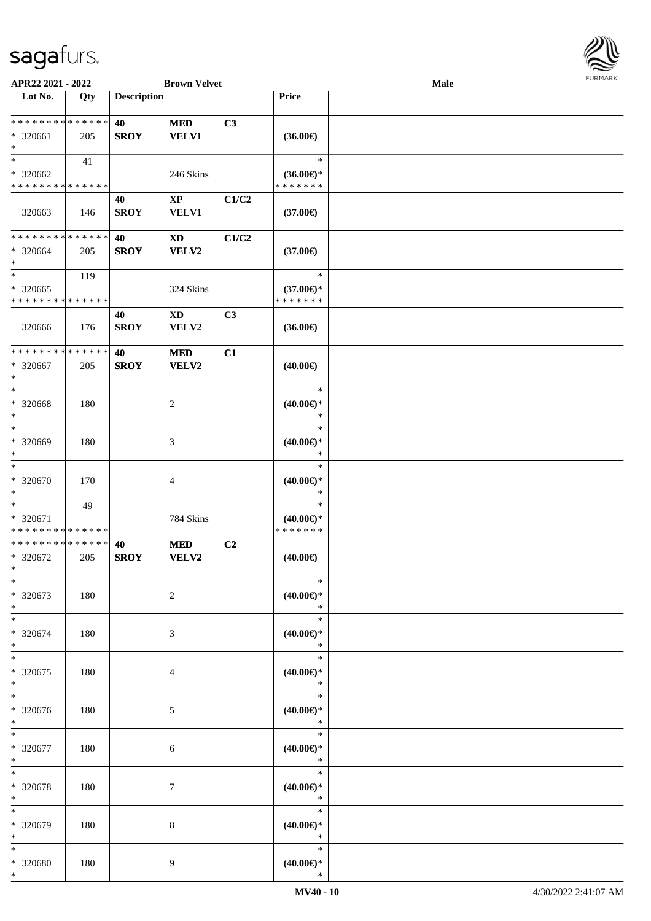| Lot No. | Qty | Description | | | Price | |
|---|---|---|---|---|---|---|
| * * * * * * * * * * * * * * | | 40 | MED | C3 | | |
| * 320661 | 205 | SROY | VELV1 | | (36.00€) | |
| * | | | | | | |
| * | 41 | | | | * | |
| * 320662 | | | 246 Skins | | (36.00€)* | |
| * * * * * * * * * * * * * * | | | | | * * * * * * * | |
| | | 40 | XP | C1/C2 | | |
| 320663 | 146 | SROY | VELV1 | | (37.00€) | |
| * * * * * * * * * * * * * * | | 40 | XD | C1/C2 | | |
| * 320664 | 205 | SROY | VELV2 | | (37.00€) | |
| * | | | | | | |
| * | 119 | | | | * | |
| * 320665 | | | 324 Skins | | (37.00€)* | |
| * * * * * * * * * * * * * * | | | | | * * * * * * * | |
| | | 40 | XD | C3 | | |
| 320666 | 176 | SROY | VELV2 | | (36.00€) | |
| * * * * * * * * * * * * * * | | 40 | MED | C1 | | |
| * 320667 | 205 | SROY | VELV2 | | (40.00€) | |
| * | | | | | | |
| * | | | | | * | |
| * 320668 | 180 | | 2 | | (40.00€)* | |
| * | | | | | * | |
| * | | | | | * | |
| * 320669 | 180 | | 3 | | (40.00€)* | |
| * | | | | | * | |
| * | | | | | * | |
| * 320670 | 170 | | 4 | | (40.00€)* | |
| * | | | | | * | |
| * | 49 | | | | * | |
| * 320671 | | | 784 Skins | | (40.00€)* | |
| * * * * * * * * * * * * * * | | | | | * * * * * * * | |
| * * * * * * * * * * * * * * | | 40 | MED | C2 | | |
| * 320672 | 205 | SROY | VELV2 | | (40.00€) | |
| * | | | | | | |
| * | | | | | * | |
| * 320673 | 180 | | 2 | | (40.00€)* | |
| * | | | | | * | |
| * | | | | | * | |
| * 320674 | 180 | | 3 | | (40.00€)* | |
| * | | | | | * | |
| * | | | | | * | |
| * 320675 | 180 | | 4 | | (40.00€)* | |
| * | | | | | * | |
| * | | | | | * | |
| * 320676 | 180 | | 5 | | (40.00€)* | |
| * | | | | | * | |
| * | | | | | * | |
| * 320677 | 180 | | 6 | | (40.00€)* | |
| * | | | | | * | |
| * | | | | | * | |
| * 320678 | 180 | | 7 | | (40.00€)* | |
| * | | | | | * | |
| * | | | | | * | |
| * 320679 | 180 | | 8 | | (40.00€)* | |
| * | | | | | * | |
| * | | | | | * | |
| * 320680 | 180 | | 9 | | (40.00€)* | |
| * | | | | | * | |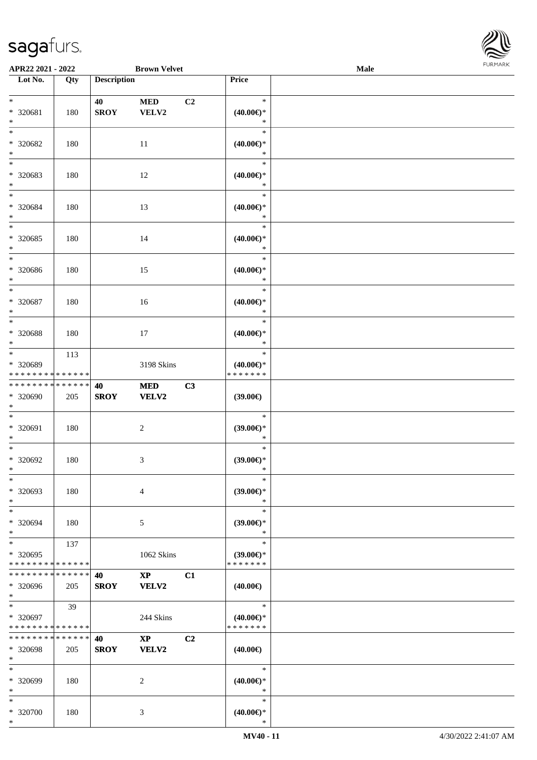| Lot No. | Qty | Description | | | Price |
|---|---|---|---|---|---|
| * | | 40 | MED | C2 | * |
| * 320681 | 180 | SROY | VELV2 | | (40.00€)* |
| * | | | | | * |
| * | | | | | * |
| * 320682 | 180 | | 11 | | (40.00€)* |
| * | | | | | * |
| * | | | | | * |
| * 320683 | 180 | | 12 | | (40.00€)* |
| * | | | | | * |
| * | | | | | * |
| * 320684 | 180 | | 13 | | (40.00€)* |
| * | | | | | * |
| * | | | | | * |
| * 320685 | 180 | | 14 | | (40.00€)* |
| * | | | | | * |
| * | | | | | * |
| * 320686 | 180 | | 15 | | (40.00€)* |
| * | | | | | * |
| * | | | | | * |
| * 320687 | 180 | | 16 | | (40.00€)* |
| * | | | | | * |
| * | | | | | * |
| * 320688 | 180 | | 17 | | (40.00€)* |
| * | | | | | * |
| * | 113 | | | | * |
| * 320689 | | | 3198 Skins | | (40.00€)* |
| * * * * * * * * * * * * * * | | | | | * * * * * * * |
| * * * * * * * * * * * * * * | | 40 | MED | C3 | |
| * 320690 | 205 | SROY | VELV2 | | (39.00€) |
| * | | | | | |
| * | | | | | * |
| * 320691 | 180 | | 2 | | (39.00€)* |
| * | | | | | * |
| * | | | | | * |
| * 320692 | 180 | | 3 | | (39.00€)* |
| * | | | | | * |
| * | | | | | * |
| * 320693 | 180 | | 4 | | (39.00€)* |
| * | | | | | * |
| * | | | | | * |
| * 320694 | 180 | | 5 | | (39.00€)* |
| * | | | | | * |
| * | 137 | | | | * |
| * 320695 | | | 1062 Skins | | (39.00€)* |
| * * * * * * * * * * * * * * | | | | | * * * * * * * |
| * * * * * * * * * * * * * * | | 40 | XP | C1 | |
| * 320696 | 205 | SROY | VELV2 | | (40.00€) |
| * | | | | | |
| * | 39 | | | | * |
| * 320697 | | | 244 Skins | | (40.00€)* |
| * * * * * * * * * * * * * * | | | | | * * * * * * * |
| * * * * * * * * * * * * * * | | 40 | XP | C2 | |
| * 320698 | 205 | SROY | VELV2 | | (40.00€) |
| * | | | | | |
| * | | | | | * |
| * 320699 | 180 | | 2 | | (40.00€)* |
| * | | | | | * |
| * | | | | | * |
| * 320700 | 180 | | 3 | | (40.00€)* |
| * | | | | | * |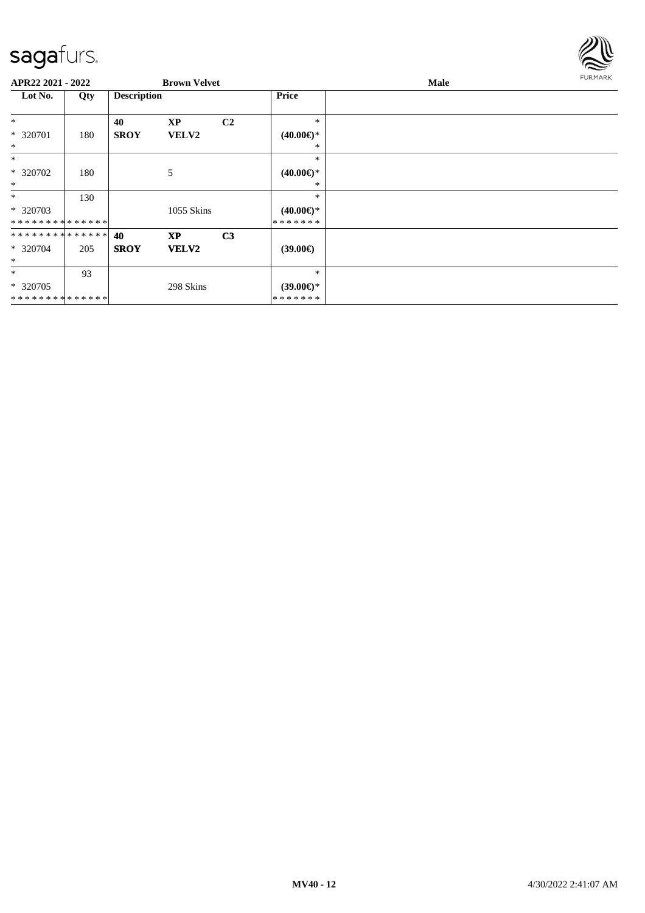**APR22 2021 - 2022** | **Brown Velvet** | **Male**

| Lot No. | Qty | Description | | | Price | |
|---|---|---|---|---|---|---|
| * | | **40** | **XP** | **C2** | * | |
| * 320701 | 180 | **SROY** | **VELV2** | | **(40.00€)*** | |
| * | | | | | * | |
| * | | | | | * | |
| * 320702 | 180 | | 5 | | **(40.00€)*** | |
| * | | | | | * | |
| * | 130 | | | | * | |
| * 320703 | | | 1055 Skins | | **(40.00€)*** | |
| * * * * * * * * * * * * * * | | | | | * * * * * * * | |
| * * * * * * * * * * * * * * | | **40** | **XP** | **C3** | | |
| * 320704 | 205 | **SROY** | **VELV2** | | **(39.00€)** | |
| * | | | | | | |
| * | 93 | | | | * | |
| * 320705 | | | 298 Skins | | **(39.00€)*** | |
| * * * * * * * * * * * * * * | | | | | * * * * * * * | |

**MV40 - 12** 4/30/2022 2:41:07 AM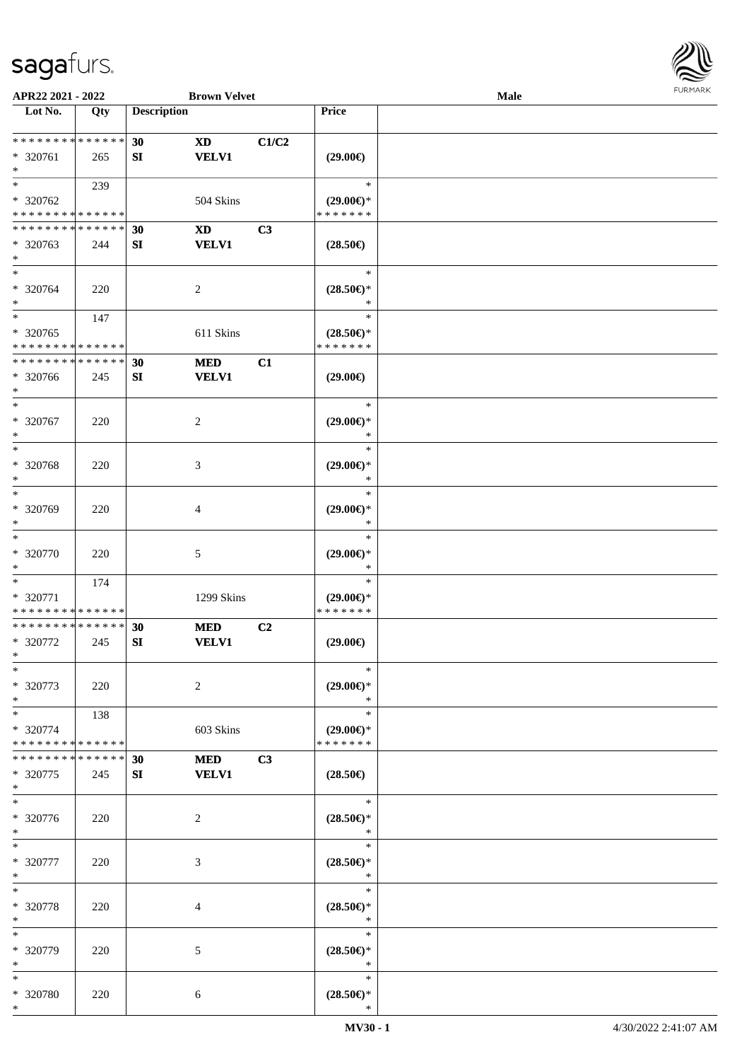| Lot No. | Qty | Description | | | Price | |
|---|---|---|---|---|---|---|
| * * * * * * * * * * * * * * | | 30 | XD | C1/C2 | | |
| * 320761 | 265 | SI | VELV1 | | (29.00€) | |
| * | | | | | | |
| * | 239 | | | | * | |
| * 320762 | | | 504 Skins | | (29.00€)* | |
| * * * * * * * * * * * * * * | | | | | * * * * * * * | |
| * * * * * * * * * * * * * * | | 30 | XD | C3 | | |
| * 320763 | 244 | SI | VELV1 | | (28.50€) | |
| * | | | | | | |
| * | | | | | * | |
| * 320764 | 220 | | 2 | | (28.50€)* | |
| * | | | | | * | |
| * | 147 | | | | * | |
| * 320765 | | | 611 Skins | | (28.50€)* | |
| * * * * * * * * * * * * * * | | | | | * * * * * * * | |
| * * * * * * * * * * * * * * | | 30 | MED | C1 | | |
| * 320766 | 245 | SI | VELV1 | | (29.00€) | |
| * | | | | | | |
| * | | | | | * | |
| * 320767 | 220 | | 2 | | (29.00€)* | |
| * | | | | | * | |
| * | | | | | * | |
| * 320768 | 220 | | 3 | | (29.00€)* | |
| * | | | | | * | |
| * | | | | | * | |
| * 320769 | 220 | | 4 | | (29.00€)* | |
| * | | | | | * | |
| * | | | | | * | |
| * 320770 | 220 | | 5 | | (29.00€)* | |
| * | | | | | * | |
| * | 174 | | | | * | |
| * 320771 | | | 1299 Skins | | (29.00€)* | |
| * * * * * * * * * * * * * * | | | | | * * * * * * * | |
| * * * * * * * * * * * * * * | | 30 | MED | C2 | | |
| * 320772 | 245 | SI | VELV1 | | (29.00€) | |
| * | | | | | | |
| * | | | | | * | |
| * 320773 | 220 | | 2 | | (29.00€)* | |
| * | | | | | * | |
| * | 138 | | | | * | |
| * 320774 | | | 603 Skins | | (29.00€)* | |
| * * * * * * * * * * * * * * | | | | | * * * * * * * | |
| * * * * * * * * * * * * * * | | 30 | MED | C3 | | |
| * 320775 | 245 | SI | VELV1 | | (28.50€) | |
| * | | | | | | |
| * | | | | | * | |
| * 320776 | 220 | | 2 | | (28.50€)* | |
| * | | | | | * | |
| * | | | | | * | |
| * 320777 | 220 | | 3 | | (28.50€)* | |
| * | | | | | * | |
| * | | | | | * | |
| * 320778 | 220 | | 4 | | (28.50€)* | |
| * | | | | | * | |
| * | | | | | * | |
| * 320779 | 220 | | 5 | | (28.50€)* | |
| * | | | | | * | |
| * | | | | | * | |
| * 320780 | 220 | | 6 | | (28.50€)* | |
| * | | | | | * | |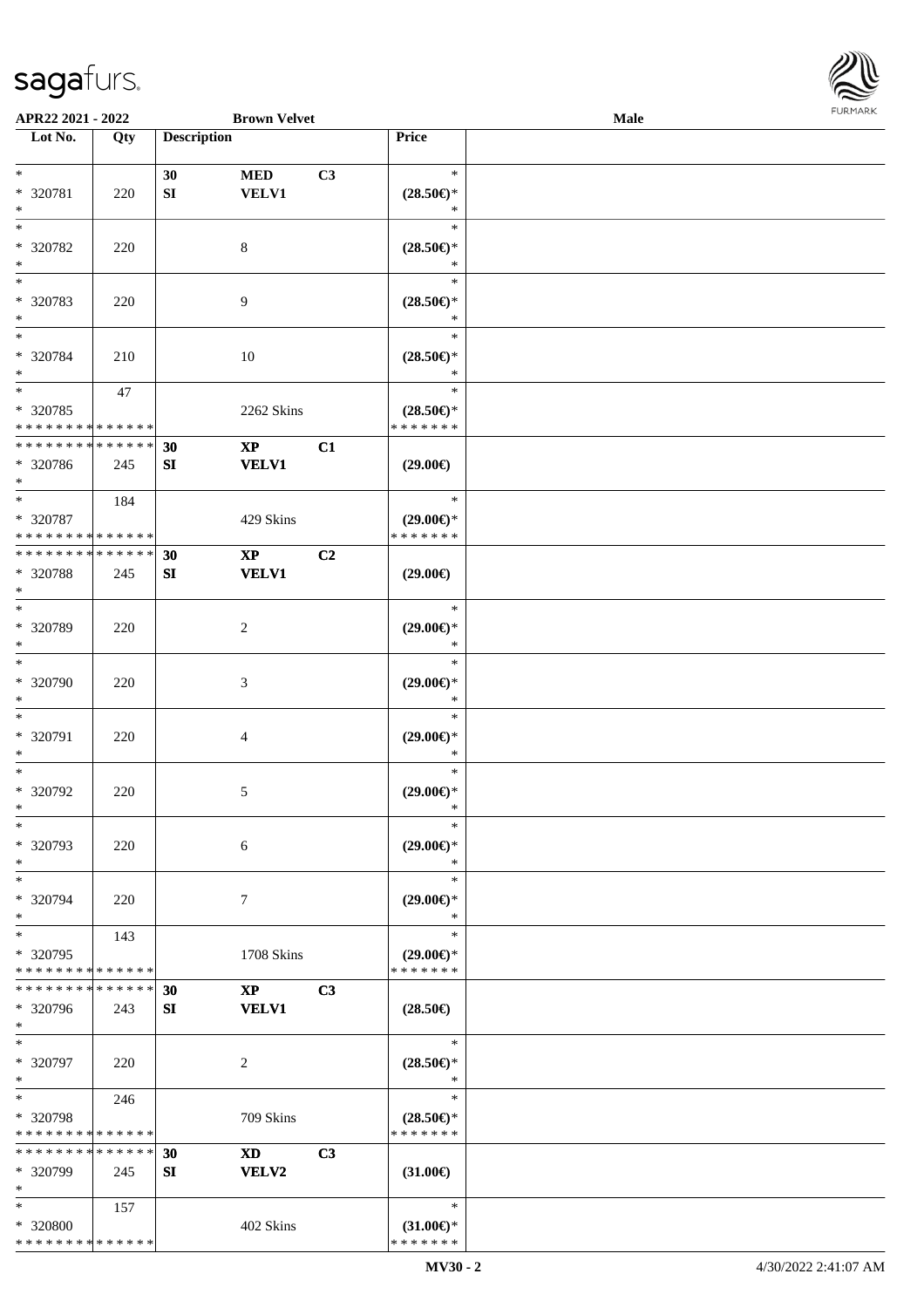**APR22 2021 - 2022** | **Brown Velvet** | **Male**

| Lot No. | Qty | Description | | | Price | |
|---|---|---|---|---|---|---|
| * | | 30 | MED | C3 | * | |
| * 320781 | 220 | SI | VELV1 | | (28.50€)* | |
| * | | | | | * | |
| * | | | | | * | |
| * 320782 | 220 | | 8 | | (28.50€)* | |
| * | | | | | * | |
| * | | | | | * | |
| * 320783 | 220 | | 9 | | (28.50€)* | |
| * | | | | | * | |
| * | | | | | * | |
| * 320784 | 210 | | 10 | | (28.50€)* | |
| * | | | | | * | |
| * | 47 | | | | * | |
| * 320785 | | | 2262 Skins | | (28.50€)* | |
| * * * * * * * * * * * * * * | | | | | * * * * * * * | |
| * * * * * * * * * * * * * * | | 30 | XP | C1 | | |
| * 320786 | 245 | SI | VELV1 | | (29.00€) | |
| * | | | | | | |
| * | 184 | | | | * | |
| * 320787 | | | 429 Skins | | (29.00€)* | |
| * * * * * * * * * * * * * * | | | | | * * * * * * * | |
| * * * * * * * * * * * * * * | | 30 | XP | C2 | | |
| * 320788 | 245 | SI | VELV1 | | (29.00€) | |
| * | | | | | | |
| * | | | | | * | |
| * 320789 | 220 | | 2 | | (29.00€)* | |
| * | | | | | * | |
| * | | | | | * | |
| * 320790 | 220 | | 3 | | (29.00€)* | |
| * | | | | | * | |
| * | | | | | * | |
| * 320791 | 220 | | 4 | | (29.00€)* | |
| * | | | | | * | |
| * | | | | | * | |
| * 320792 | 220 | | 5 | | (29.00€)* | |
| * | | | | | * | |
| * | | | | | * | |
| * 320793 | 220 | | 6 | | (29.00€)* | |
| * | | | | | * | |
| * | | | | | * | |
| * 320794 | 220 | | 7 | | (29.00€)* | |
| * | | | | | * | |
| * | 143 | | | | * | |
| * 320795 | | | 1708 Skins | | (29.00€)* | |
| * * * * * * * * * * * * * * | | | | | * * * * * * * | |
| * * * * * * * * * * * * * * | | 30 | XP | C3 | | |
| * 320796 | 243 | SI | VELV1 | | (28.50€) | |
| * | | | | | | |
| * | | | | | * | |
| * 320797 | 220 | | 2 | | (28.50€)* | |
| * | | | | | * | |
| * | 246 | | | | * | |
| * 320798 | | | 709 Skins | | (28.50€)* | |
| * * * * * * * * * * * * * * | | | | | * * * * * * * | |
| * * * * * * * * * * * * * * | | 30 | XD | C3 | | |
| * 320799 | 245 | SI | VELV2 | | (31.00€) | |
| * | | | | | | |
| * | 157 | | | | * | |
| * 320800 | | | 402 Skins | | (31.00€)* | |
| * * * * * * * * * * * * * * | | | | | * * * * * * * | |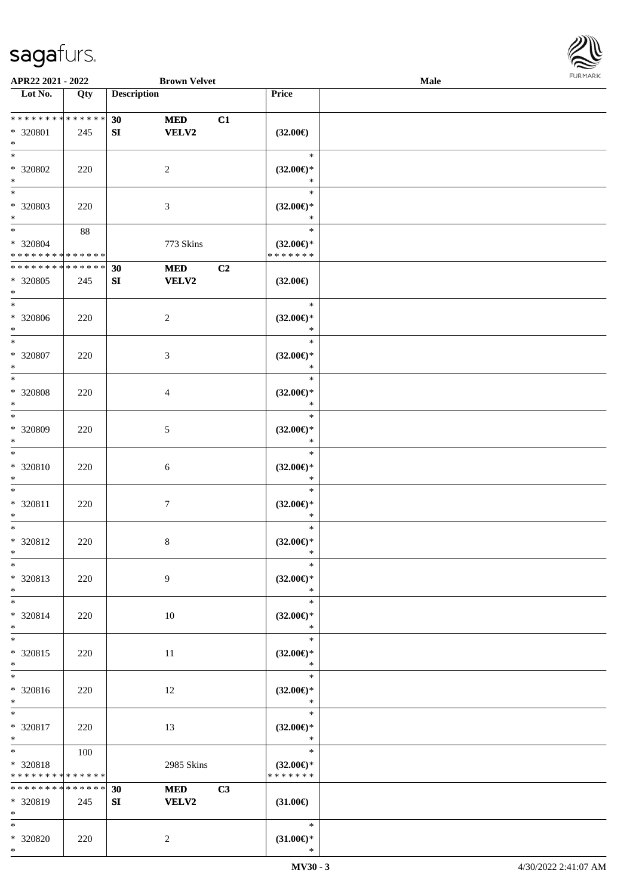| Lot No. | Qty | Description | | | Price | |
|---|---|---|---|---|---|---|
| * * * * * * * * * * * * * * | | 30 | MED | C1 | | |
| * 320801 | 245 | SI | VELV2 | | (32.00€) | |
| * | | | | | | |
| * | | | | | * | |
| * 320802 | 220 | | 2 | | (32.00€)* | |
| * | | | | | * | |
| * | | | | | * | |
| * 320803 | 220 | | 3 | | (32.00€)* | |
| * | | | | | * | |
| * | 88 | | | | * | |
| * 320804 | | | 773 Skins | | (32.00€)* | |
| * * * * * * * * * * * * * * | | | | | * * * * * * * | |
| * * * * * * * * * * * * * * | | 30 | MED | C2 | | |
| * 320805 | 245 | SI | VELV2 | | (32.00€) | |
| * | | | | | | |
| * | | | | | * | |
| * 320806 | 220 | | 2 | | (32.00€)* | |
| * | | | | | * | |
| * | | | | | * | |
| * 320807 | 220 | | 3 | | (32.00€)* | |
| * | | | | | * | |
| * | | | | | * | |
| * 320808 | 220 | | 4 | | (32.00€)* | |
| * | | | | | * | |
| * | | | | | * | |
| * 320809 | 220 | | 5 | | (32.00€)* | |
| * | | | | | * | |
| * | | | | | * | |
| * 320810 | 220 | | 6 | | (32.00€)* | |
| * | | | | | * | |
| * | | | | | * | |
| * 320811 | 220 | | 7 | | (32.00€)* | |
| * | | | | | * | |
| * | | | | | * | |
| * 320812 | 220 | | 8 | | (32.00€)* | |
| * | | | | | * | |
| * | | | | | * | |
| * 320813 | 220 | | 9 | | (32.00€)* | |
| * | | | | | * | |
| * | | | | | * | |
| * 320814 | 220 | | 10 | | (32.00€)* | |
| * | | | | | * | |
| * | | | | | * | |
| * 320815 | 220 | | 11 | | (32.00€)* | |
| * | | | | | * | |
| * | | | | | * | |
| * 320816 | 220 | | 12 | | (32.00€)* | |
| * | | | | | * | |
| * | | | | | * | |
| * 320817 | 220 | | 13 | | (32.00€)* | |
| * | | | | | * | |
| * | 100 | | | | * | |
| * 320818 | | | 2985 Skins | | (32.00€)* | |
| * * * * * * * * * * * * * * | | | | | * * * * * * * | |
| * * * * * * * * * * * * * * | | 30 | MED | C3 | | |
| * 320819 | 245 | SI | VELV2 | | (31.00€) | |
| * | | | | | | |
| * | | | | | * | |
| * 320820 | 220 | | 2 | | (31.00€)* | |
| * | | | | | * | |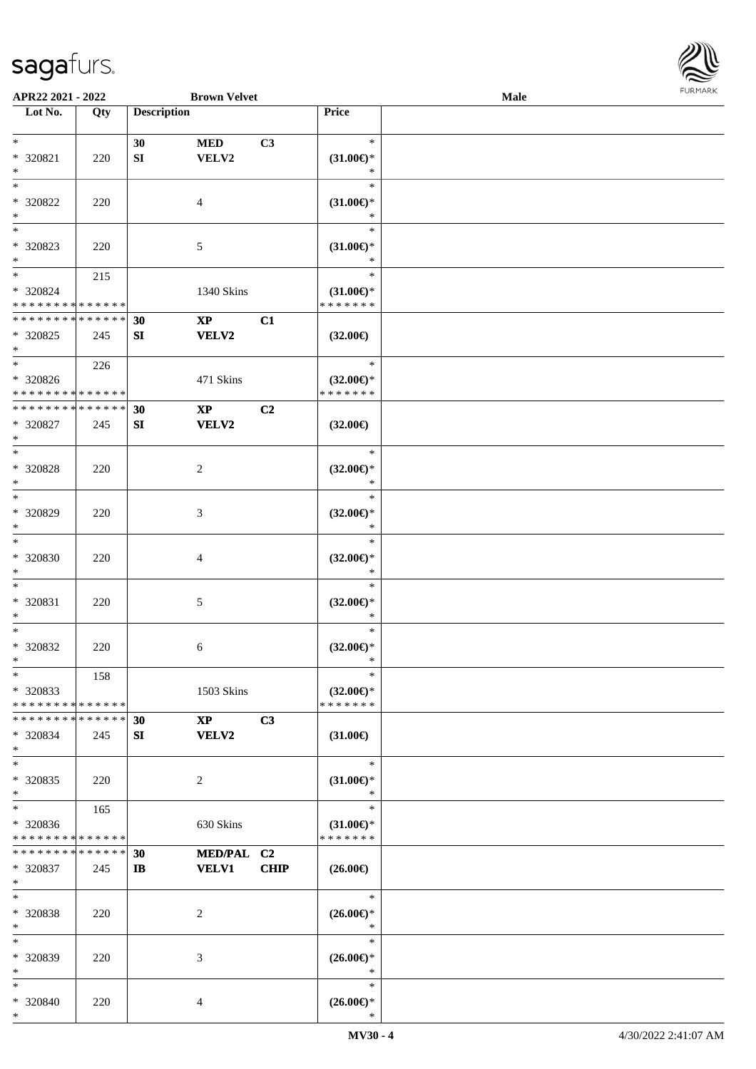APR22 2021 - 2022 | Brown Velvet | Male

| Lot No. | Qty | Description | | | Price | |
|---|---|---|---|---|---|---|
| * | | 30 | MED | C3 | * | |
| * 320821 | 220 | SI | VELV2 | | (31.00€)* | |
| * | | | | | * | |
| * | | | | | * | |
| * 320822 | 220 | | 4 | | (31.00€)* | |
| * | | | | | * | |
| * | | | | | * | |
| * 320823 | 220 | | 5 | | (31.00€)* | |
| * | | | | | * | |
| * | 215 | | | | * | |
| * 320824 | | | 1340 Skins | | (31.00€)* | |
| * * * * * * * * * * * * * * | | | | | * * * * * * * | |
| * * * * * * * * * * * * * * | | 30 | XP | C1 | | |
| * 320825 | 245 | SI | VELV2 | | (32.00€) | |
| * | | | | | | |
| * | 226 | | | | * | |
| * 320826 | | | 471 Skins | | (32.00€)* | |
| * * * * * * * * * * * * * * | | | | | * * * * * * * | |
| * * * * * * * * * * * * * * | | 30 | XP | C2 | | |
| * 320827 | 245 | SI | VELV2 | | (32.00€) | |
| * | | | | | | |
| * | | | | | * | |
| * 320828 | 220 | | 2 | | (32.00€)* | |
| * | | | | | * | |
| * | | | | | * | |
| * 320829 | 220 | | 3 | | (32.00€)* | |
| * | | | | | * | |
| * | | | | | * | |
| * 320830 | 220 | | 4 | | (32.00€)* | |
| * | | | | | * | |
| * | | | | | * | |
| * 320831 | 220 | | 5 | | (32.00€)* | |
| * | | | | | * | |
| * | | | | | * | |
| * 320832 | 220 | | 6 | | (32.00€)* | |
| * | | | | | * | |
| * | 158 | | | | * | |
| * 320833 | | | 1503 Skins | | (32.00€)* | |
| * * * * * * * * * * * * * * | | | | | * * * * * * * | |
| * * * * * * * * * * * * * * | | 30 | XP | C3 | | |
| * 320834 | 245 | SI | VELV2 | | (31.00€) | |
| * | | | | | | |
| * | | | | | * | |
| * 320835 | 220 | | 2 | | (31.00€)* | |
| * | | | | | * | |
| * | 165 | | | | * | |
| * 320836 | | | 630 Skins | | (31.00€)* | |
| * * * * * * * * * * * * * * | | | | | * * * * * * * | |
| * * * * * * * * * * * * * * | | 30 | MED/PAL | C2 | | |
| * 320837 | 245 | IB | VELV1 | CHIP | (26.00€) | |
| * | | | | | | |
| * | | | | | * | |
| * 320838 | 220 | | 2 | | (26.00€)* | |
| * | | | | | * | |
| * | | | | | * | |
| * 320839 | 220 | | 3 | | (26.00€)* | |
| * | | | | | * | |
| * | | | | | * | |
| * 320840 | 220 | | 4 | | (26.00€)* | |
| * | | | | | * | |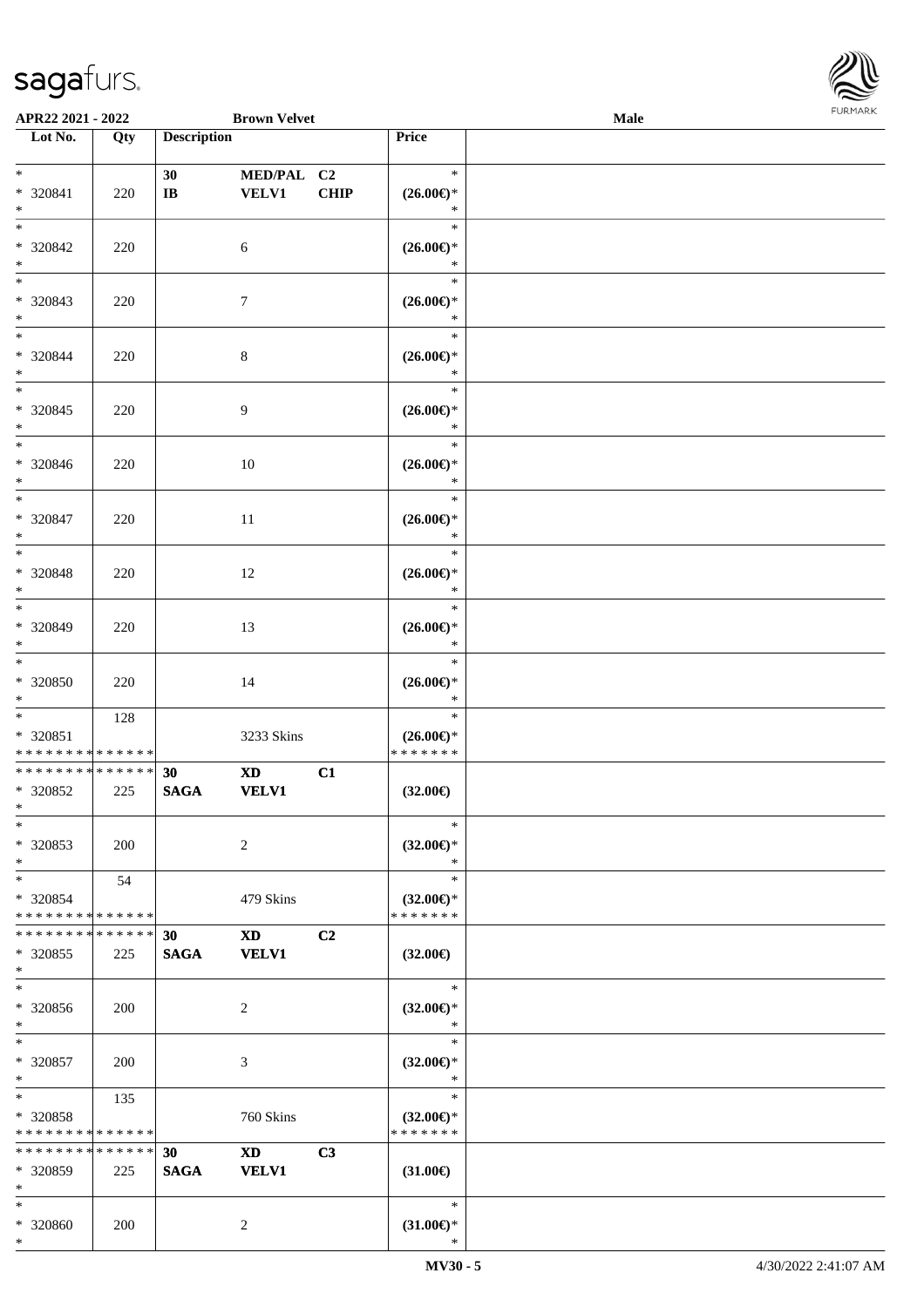| Lot No. | Qty | Description | | | Price | |
|---|---|---|---|---|---|---|
| * | | 30 | MED/PAL | C2 | * | |
| * 320841 | 220 | IB | VELV1 | CHIP | (26.00€)* | |
| * | | | | | * | |
| * | | | | | * | |
| * 320842 | 220 | | 6 | | (26.00€)* | |
| * | | | | | * | |
| * | | | | | * | |
| * 320843 | 220 | | 7 | | (26.00€)* | |
| * | | | | | * | |
| * | | | | | * | |
| * 320844 | 220 | | 8 | | (26.00€)* | |
| * | | | | | * | |
| * | | | | | * | |
| * 320845 | 220 | | 9 | | (26.00€)* | |
| * | | | | | * | |
| * | | | | | * | |
| * 320846 | 220 | | 10 | | (26.00€)* | |
| * | | | | | * | |
| * | | | | | * | |
| * 320847 | 220 | | 11 | | (26.00€)* | |
| * | | | | | * | |
| * | | | | | * | |
| * 320848 | 220 | | 12 | | (26.00€)* | |
| * | | | | | * | |
| * | | | | | * | |
| * 320849 | 220 | | 13 | | (26.00€)* | |
| * | | | | | * | |
| * | | | | | * | |
| * 320850 | 220 | | 14 | | (26.00€)* | |
| * | | | | | * | |
| * | 128 | | | | * | |
| * 320851 | | | 3233 Skins | | (26.00€)* | |
| * * * * * * * * * * * * * * | | | | | * * * * * * * | |
| * * * * * * * * * * * * * * | | 30 | XD | C1 | | |
| * 320852 | 225 | SAGA | VELV1 | | (32.00€) | |
| * | | | | | | |
| * | | | | | * | |
| * 320853 | 200 | | 2 | | (32.00€)* | |
| * | | | | | * | |
| * | 54 | | | | * | |
| * 320854 | | | 479 Skins | | (32.00€)* | |
| * * * * * * * * * * * * * * | | | | | * * * * * * * | |
| * * * * * * * * * * * * * * | | 30 | XD | C2 | | |
| * 320855 | 225 | SAGA | VELV1 | | (32.00€) | |
| * | | | | | | |
| * | | | | | * | |
| * 320856 | 200 | | 2 | | (32.00€)* | |
| * | | | | | * | |
| * | | | | | * | |
| * 320857 | 200 | | 3 | | (32.00€)* | |
| * | | | | | * | |
| * | 135 | | | | * | |
| * 320858 | | | 760 Skins | | (32.00€)* | |
| * * * * * * * * * * * * * * | | | | | * * * * * * * | |
| * * * * * * * * * * * * * * | | 30 | XD | C3 | | |
| * 320859 | 225 | SAGA | VELV1 | | (31.00€) | |
| * | | | | | | |
| * | | | | | * | |
| * 320860 | 200 | | 2 | | (31.00€)* | |
| * | | | | | * | |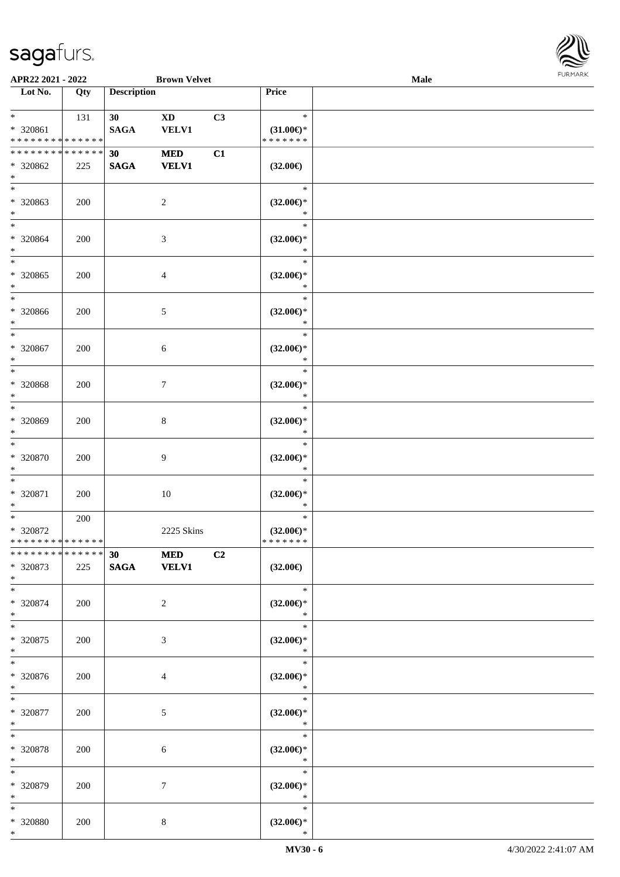| Lot No. | Qty | Description | | | Price | |
|---|---|---|---|---|---|---|
| * | 131 | 30 | XD | C3 | * | |
| * 320861 | | SAGA | VELV1 | | (31.00€)* | |
| * * * * * * * * * * * * * * | | | | | * * * * * * * | |
| * * * * * * * * * * * * * * | | 30 | MED | C1 | | |
| * 320862 | 225 | SAGA | VELV1 | | (32.00€) | |
| * | | | | | | |
| * | | | | | * | |
| * 320863 | 200 | | 2 | | (32.00€)* | |
| * | | | | | * | |
| * | | | | | * | |
| * 320864 | 200 | | 3 | | (32.00€)* | |
| * | | | | | * | |
| * | | | | | * | |
| * 320865 | 200 | | 4 | | (32.00€)* | |
| * | | | | | * | |
| * | | | | | * | |
| * 320866 | 200 | | 5 | | (32.00€)* | |
| * | | | | | * | |
| * | | | | | * | |
| * 320867 | 200 | | 6 | | (32.00€)* | |
| * | | | | | * | |
| * | | | | | * | |
| * 320868 | 200 | | 7 | | (32.00€)* | |
| * | | | | | * | |
| * | | | | | * | |
| * 320869 | 200 | | 8 | | (32.00€)* | |
| * | | | | | * | |
| * | | | | | * | |
| * 320870 | 200 | | 9 | | (32.00€)* | |
| * | | | | | * | |
| * | | | | | * | |
| * 320871 | 200 | | 10 | | (32.00€)* | |
| * | | | | | * | |
| * | 200 | | | | * | |
| * 320872 | | | 2225 Skins | | (32.00€)* | |
| * * * * * * * * * * * * * * | | | | | * * * * * * * | |
| * * * * * * * * * * * * * * | | 30 | MED | C2 | | |
| * 320873 | 225 | SAGA | VELV1 | | (32.00€) | |
| * | | | | | | |
| * | | | | | * | |
| * 320874 | 200 | | 2 | | (32.00€)* | |
| * | | | | | * | |
| * | | | | | * | |
| * 320875 | 200 | | 3 | | (32.00€)* | |
| * | | | | | * | |
| * | | | | | * | |
| * 320876 | 200 | | 4 | | (32.00€)* | |
| * | | | | | * | |
| * | | | | | * | |
| * 320877 | 200 | | 5 | | (32.00€)* | |
| * | | | | | * | |
| * | | | | | * | |
| * 320878 | 200 | | 6 | | (32.00€)* | |
| * | | | | | * | |
| * | | | | | * | |
| * 320879 | 200 | | 7 | | (32.00€)* | |
| * | | | | | * | |
| * | | | | | * | |
| * 320880 | 200 | | 8 | | (32.00€)* | |
| * | | | | | * | |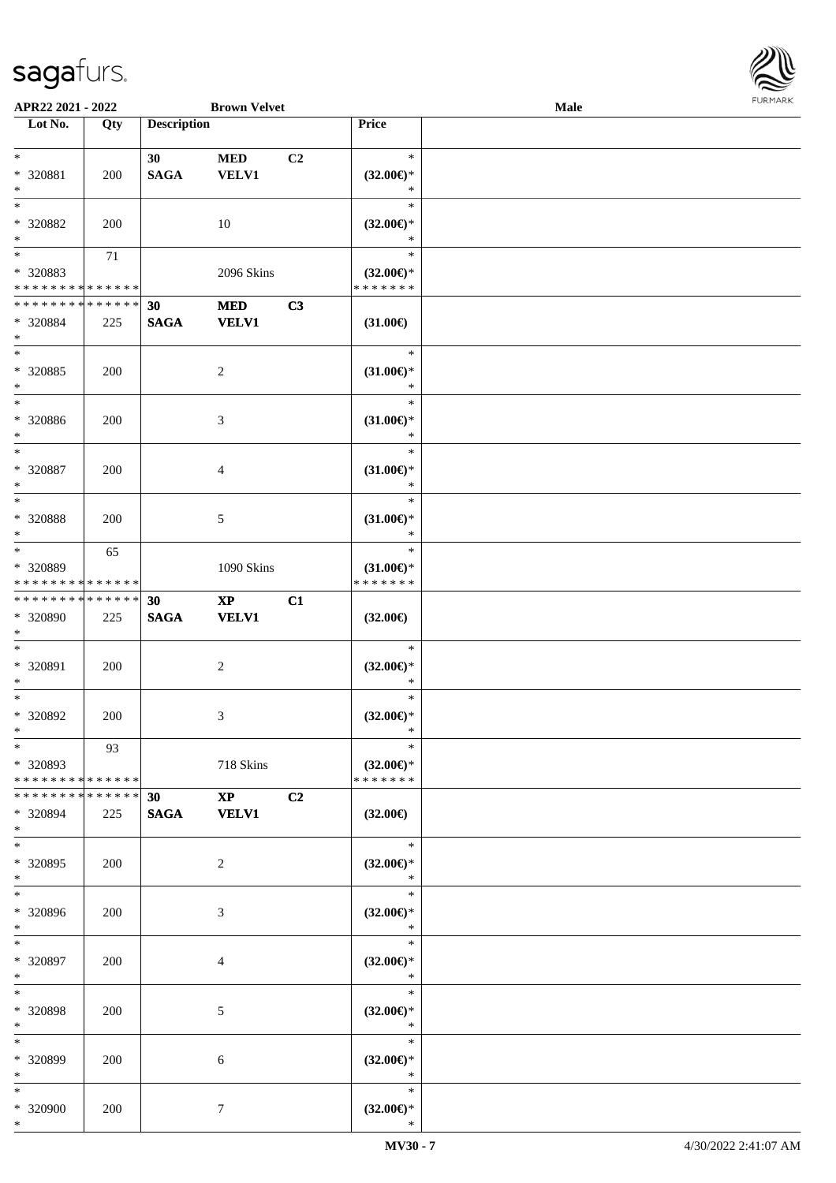**APR22 2021 - 2022** **Brown Velvet** **Male**

| Lot No. | Qty | Description | | | Price |
|---|---|---|---|---|---|
| * | | 30 | MED | C2 | * |
| * 320881 | 200 | SAGA | VELV1 | | (32.00€)* |
| * | | | | | * |
| * | | | | | * |
| * 320882 | 200 | | 10 | | (32.00€)* |
| * | | | | | * |
| * | 71 | | | | * |
| * 320883 | | | 2096 Skins | | (32.00€)* |
| * * * * * * * * * * * * * * | | | | | * * * * * * * |
| * * * * * * * * * * * * * * | | 30 | MED | C3 | |
| * 320884 | 225 | SAGA | VELV1 | | (31.00€) |
| * | | | | | |
| * | | | | | * |
| * 320885 | 200 | | 2 | | (31.00€)* |
| * | | | | | * |
| * | | | | | * |
| * 320886 | 200 | | 3 | | (31.00€)* |
| * | | | | | * |
| * | | | | | * |
| * 320887 | 200 | | 4 | | (31.00€)* |
| * | | | | | * |
| * | | | | | * |
| * 320888 | 200 | | 5 | | (31.00€)* |
| * | | | | | * |
| * | 65 | | | | * |
| * 320889 | | | 1090 Skins | | (31.00€)* |
| * * * * * * * * * * * * * * | | | | | * * * * * * * |
| * * * * * * * * * * * * * * | | 30 | XP | C1 | |
| * 320890 | 225 | SAGA | VELV1 | | (32.00€) |
| * | | | | | |
| * | | | | | * |
| * 320891 | 200 | | 2 | | (32.00€)* |
| * | | | | | * |
| * | | | | | * |
| * 320892 | 200 | | 3 | | (32.00€)* |
| * | | | | | * |
| * | 93 | | | | * |
| * 320893 | | | 718 Skins | | (32.00€)* |
| * * * * * * * * * * * * * * | | | | | * * * * * * * |
| * * * * * * * * * * * * * * | | 30 | XP | C2 | |
| * 320894 | 225 | SAGA | VELV1 | | (32.00€) |
| * | | | | | |
| * | | | | | * |
| * 320895 | 200 | | 2 | | (32.00€)* |
| * | | | | | * |
| * | | | | | * |
| * 320896 | 200 | | 3 | | (32.00€)* |
| * | | | | | * |
| * | | | | | * |
| * 320897 | 200 | | 4 | | (32.00€)* |
| * | | | | | * |
| * | | | | | * |
| * 320898 | 200 | | 5 | | (32.00€)* |
| * | | | | | * |
| * | | | | | * |
| * 320899 | 200 | | 6 | | (32.00€)* |
| * | | | | | * |
| * | | | | | * |
| * 320900 | 200 | | 7 | | (32.00€)* |
| * | | | | | * |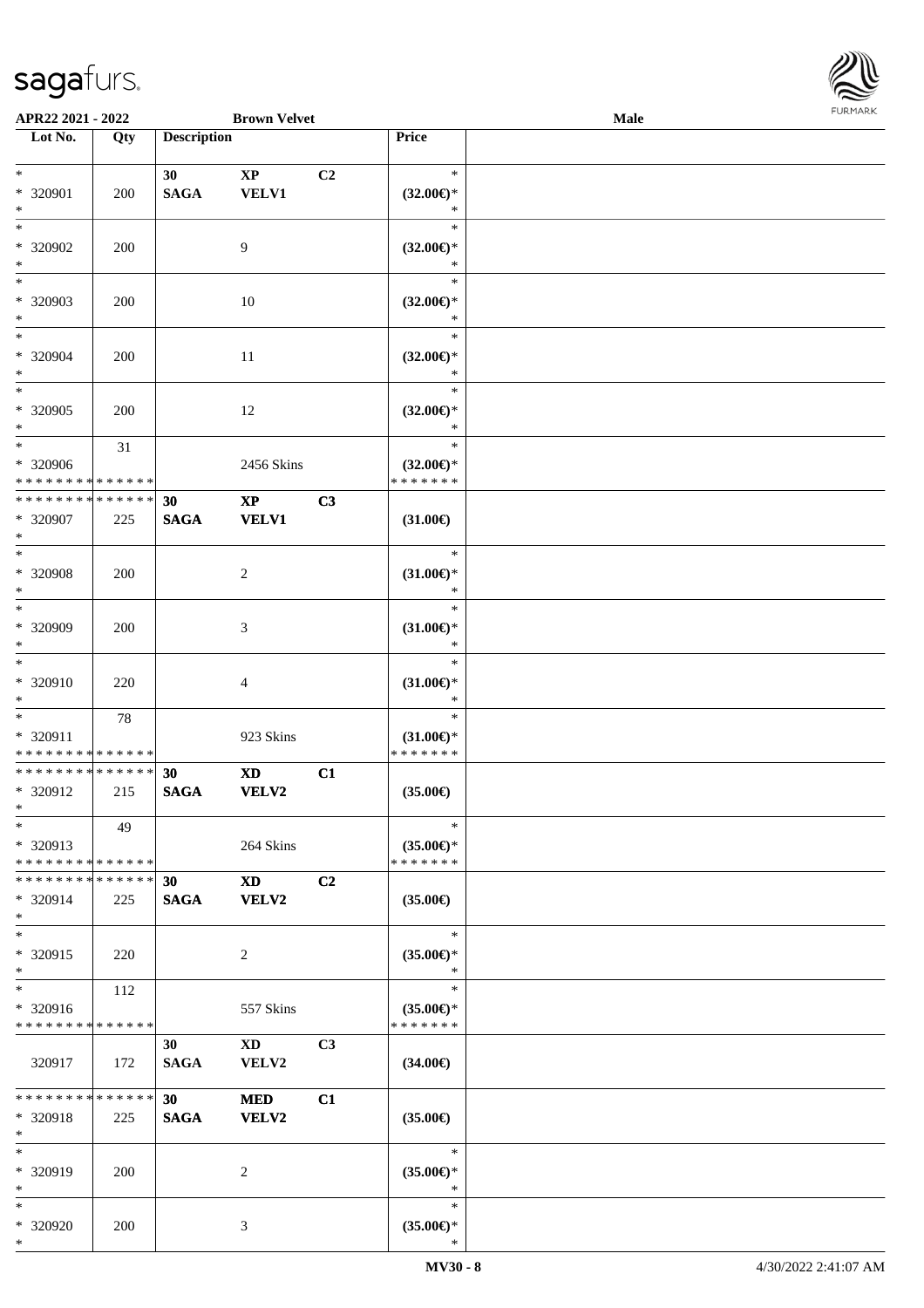| Lot No. | Qty | Description | | | Price |
|---|---|---|---|---|---|
| * | | 30 | XP | C2 | * |
| * 320901 | 200 | SAGA | VELV1 | | (32.00€)* |
| * | | | | | * |
| * | | | | | * |
| * 320902 | 200 | | 9 | | (32.00€)* |
| * | | | | | * |
| * | | | | | * |
| * 320903 | 200 | | 10 | | (32.00€)* |
| * | | | | | * |
| * | | | | | * |
| * 320904 | 200 | | 11 | | (32.00€)* |
| * | | | | | * |
| * | | | | | * |
| * 320905 | 200 | | 12 | | (32.00€)* |
| * | | | | | * |
| * | 31 | | | | * |
| * 320906 | | | 2456 Skins | | (32.00€)* |
| * * * * * * * * * * * * * * | | | | | * * * * * * * |
| * * * * * * * * * * * * * * | | 30 | XP | C3 | |
| * 320907 | 225 | SAGA | VELV1 | | (31.00€) |
| * | | | | | |
| * | | | | | * |
| * 320908 | 200 | | 2 | | (31.00€)* |
| * | | | | | * |
| * | | | | | * |
| * 320909 | 200 | | 3 | | (31.00€)* |
| * | | | | | * |
| * | | | | | * |
| * 320910 | 220 | | 4 | | (31.00€)* |
| * | | | | | * |
| * | 78 | | | | * |
| * 320911 | | | 923 Skins | | (31.00€)* |
| * * * * * * * * * * * * * * | | | | | * * * * * * * |
| * * * * * * * * * * * * * * | | 30 | XD | C1 | |
| * 320912 | 215 | SAGA | VELV2 | | (35.00€) |
| * | | | | | |
| * | 49 | | | | * |
| * 320913 | | | 264 Skins | | (35.00€)* |
| * * * * * * * * * * * * * * | | | | | * * * * * * * |
| * * * * * * * * * * * * * * | | 30 | XD | C2 | |
| * 320914 | 225 | SAGA | VELV2 | | (35.00€) |
| * | | | | | |
| * | | | | | * |
| * 320915 | 220 | | 2 | | (35.00€)* |
| * | | | | | * |
| * | 112 | | | | * |
| * 320916 | | | 557 Skins | | (35.00€)* |
| * * * * * * * * * * * * * * | | | | | * * * * * * * |
| | | 30 | XD | C3 | |
| 320917 | 172 | SAGA | VELV2 | | (34.00€) |
| * * * * * * * * * * * * * * | | 30 | MED | C1 | |
| * 320918 | 225 | SAGA | VELV2 | | (35.00€) |
| * | | | | | |
| * | | | | | * |
| * 320919 | 200 | | 2 | | (35.00€)* |
| * | | | | | * |
| * | | | | | * |
| * 320920 | 200 | | 3 | | (35.00€)* |
| * | | | | | * |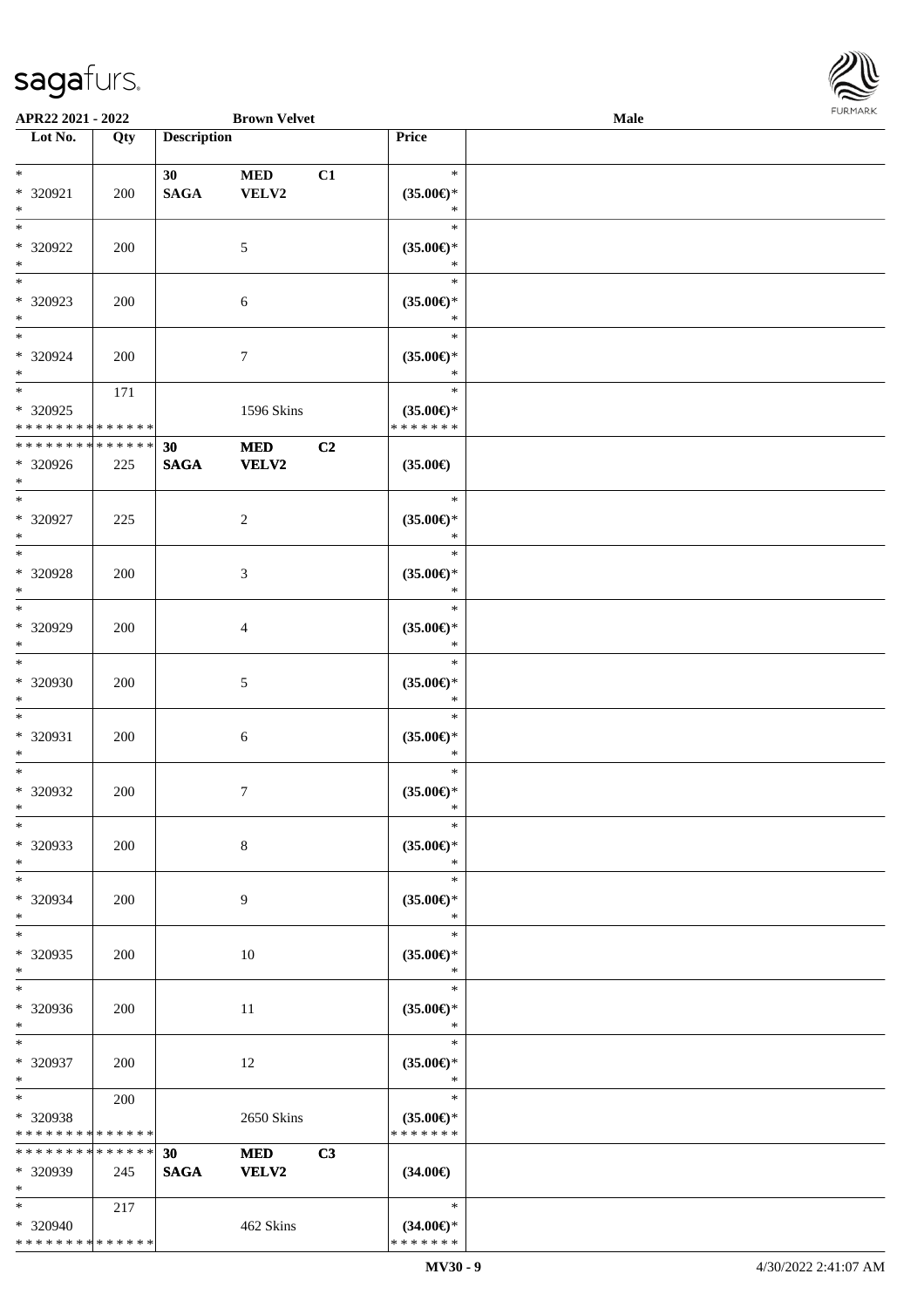| Lot No. | Qty | Description | | | Price | |
|---|---|---|---|---|---|---|
| * <br> * 320921 <br> * | 200 | 30 <br> SAGA | MED <br> VELV2 | C1 | * <br> (35.00€)* <br> * | |
| * <br> * 320922 <br> * | 200 | | 5 | | * <br> (35.00€)* <br> * | |
| * <br> * 320923 <br> * | 200 | | 6 | | * <br> (35.00€)* <br> * | |
| * <br> * 320924 <br> * | 200 | | 7 | | * <br> (35.00€)* <br> * | |
| * <br> * 320925 <br> * * * * * * * * * * * * * * | 171 | | 1596 Skins | | * <br> (35.00€)* <br> * * * * * * * | |
| * * * * * * * * * * * * * * <br> * 320926 <br> * | 225 | 30 <br> SAGA | MED <br> VELV2 | C2 | (35.00€) | |
| * <br> * 320927 <br> * | 225 | | 2 | | * <br> (35.00€)* <br> * | |
| * <br> * 320928 <br> * | 200 | | 3 | | * <br> (35.00€)* <br> * | |
| * <br> * 320929 <br> * | 200 | | 4 | | * <br> (35.00€)* <br> * | |
| * <br> * 320930 <br> * | 200 | | 5 | | * <br> (35.00€)* <br> * | |
| * <br> * 320931 <br> * | 200 | | 6 | | * <br> (35.00€)* <br> * | |
| * <br> * 320932 <br> * | 200 | | 7 | | * <br> (35.00€)* <br> * | |
| * <br> * 320933 <br> * | 200 | | 8 | | * <br> (35.00€)* <br> * | |
| * <br> * 320934 <br> * | 200 | | 9 | | * <br> (35.00€)* <br> * | |
| * <br> * 320935 <br> * | 200 | | 10 | | * <br> (35.00€)* <br> * | |
| * <br> * 320936 <br> * | 200 | | 11 | | * <br> (35.00€)* <br> * | |
| * <br> * 320937 <br> * | 200 | | 12 | | * <br> (35.00€)* <br> * | |
| * <br> * 320938 <br> * * * * * * * * * * * * * * | 200 | | 2650 Skins | | * <br> (35.00€)* <br> * * * * * * * | |
| * * * * * * * * * * * * * * <br> * 320939 <br> * | 245 | 30 <br> SAGA | MED <br> VELV2 | C3 | (34.00€) | |
| * <br> * 320940 <br> * * * * * * * * * * * * * * | 217 | | 462 Skins | | * <br> (34.00€)* <br> * * * * * * * | |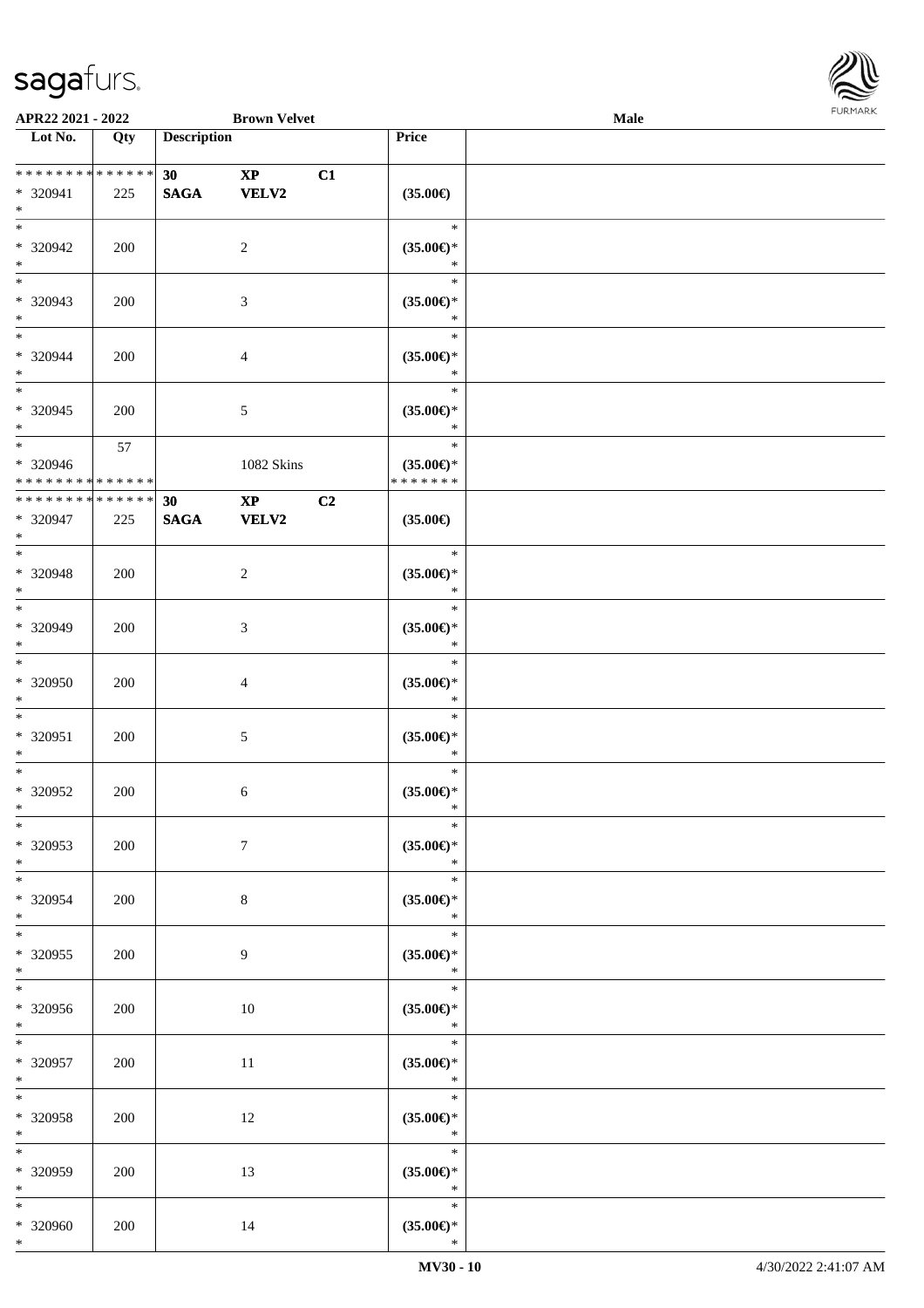| Lot No. | Qty | Description | | | Price | |
|---|---|---|---|---|---|---|
| * * * * * * * * * * * * * * | | 30 | XP | C1 | | |
| * 320941 | 225 | SAGA | VELV2 | | (35.00€) | |
| * | | | | | | |
| * | | | | | * | |
| * 320942 | 200 | | 2 | | (35.00€)* | |
| * | | | | | * | |
| * | | | | | * | |
| * 320943 | 200 | | 3 | | (35.00€)* | |
| * | | | | | * | |
| * | | | | | * | |
| * 320944 | 200 | | 4 | | (35.00€)* | |
| * | | | | | * | |
| * | | | | | * | |
| * 320945 | 200 | | 5 | | (35.00€)* | |
| * | | | | | * | |
| * | 57 | | | | * | |
| * 320946 | | | 1082 Skins | | (35.00€)* | |
| * * * * * * * * * * * * * * | | | | | * * * * * * * | |
| * * * * * * * * * * * * * * | | 30 | XP | C2 | | |
| * 320947 | 225 | SAGA | VELV2 | | (35.00€) | |
| * | | | | | | |
| * | | | | | * | |
| * 320948 | 200 | | 2 | | (35.00€)* | |
| * | | | | | * | |
| * | | | | | * | |
| * 320949 | 200 | | 3 | | (35.00€)* | |
| * | | | | | * | |
| * | | | | | * | |
| * 320950 | 200 | | 4 | | (35.00€)* | |
| * | | | | | * | |
| * | | | | | * | |
| * 320951 | 200 | | 5 | | (35.00€)* | |
| * | | | | | * | |
| * | | | | | * | |
| * 320952 | 200 | | 6 | | (35.00€)* | |
| * | | | | | * | |
| * | | | | | * | |
| * 320953 | 200 | | 7 | | (35.00€)* | |
| * | | | | | * | |
| * | | | | | * | |
| * 320954 | 200 | | 8 | | (35.00€)* | |
| * | | | | | * | |
| * | | | | | * | |
| * 320955 | 200 | | 9 | | (35.00€)* | |
| * | | | | | * | |
| * | | | | | * | |
| * 320956 | 200 | | 10 | | (35.00€)* | |
| * | | | | | * | |
| * | | | | | * | |
| * 320957 | 200 | | 11 | | (35.00€)* | |
| * | | | | | * | |
| * | | | | | * | |
| * 320958 | 200 | | 12 | | (35.00€)* | |
| * | | | | | * | |
| * | | | | | * | |
| * 320959 | 200 | | 13 | | (35.00€)* | |
| * | | | | | * | |
| * | | | | | * | |
| * 320960 | 200 | | 14 | | (35.00€)* | |
| * | | | | | * | |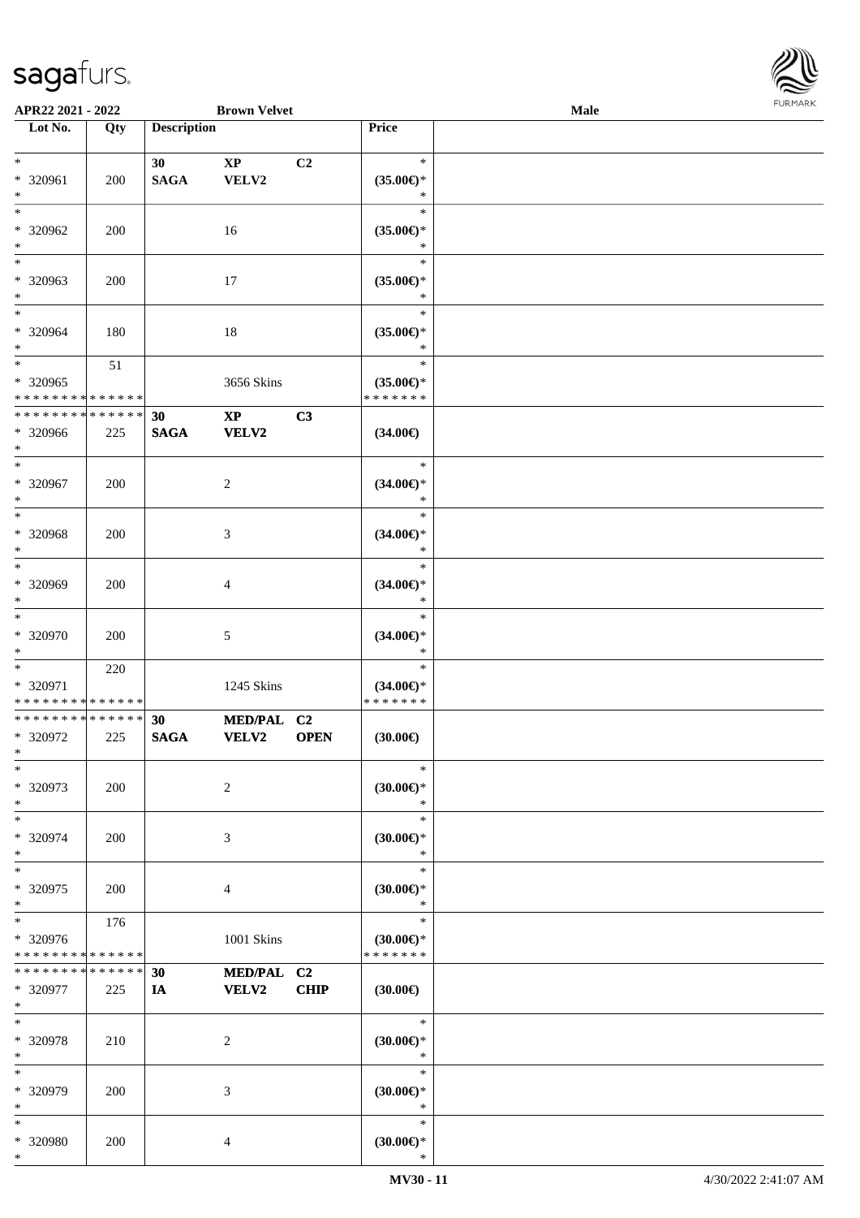APR22 2021 - 2022 | Brown Velvet | Male

| Lot No. | Qty | Description | | | Price | |
|---|---|---|---|---|---|---|
| * | | 30 | XP | C2 | * | |
| * 320961 | 200 | SAGA | VELV2 | | (35.00€)* | |
| * | | | | | * | |
| * 320962 | 200 | | 16 | | (35.00€)* | |
| * | | | | | * | |
| * 320963 | 200 | | 17 | | (35.00€)* | |
| * | | | | | * | |
| * 320964 | 180 | | 18 | | (35.00€)* | |
| * | 51 | | | | * | |
| * 320965 | | | 3656 Skins | | (35.00€)* | |
| * * * * * * * * * * * * * * | | | | | * * * * * * * | |
| * * * * * * * * * * * * * * | | 30 | XP | C3 | | |
| * 320966 | 225 | SAGA | VELV2 | | (34.00€) | |
| * | | | | | * | |
| * 320967 | 200 | | 2 | | (34.00€)* | |
| * | | | | | * | |
| * 320968 | 200 | | 3 | | (34.00€)* | |
| * | | | | | * | |
| * 320969 | 200 | | 4 | | (34.00€)* | |
| * | | | | | * | |
| * 320970 | 200 | | 5 | | (34.00€)* | |
| * | 220 | | | | * | |
| * 320971 | | | 1245 Skins | | (34.00€)* | |
| * * * * * * * * * * * * * * | | | | | * * * * * * * | |
| * * * * * * * * * * * * * * | | 30 | MED/PAL | C2 | | |
| * 320972 | 225 | SAGA | VELV2 | OPEN | (30.00€) | |
| * | | | | | * | |
| * 320973 | 200 | | 2 | | (30.00€)* | |
| * | | | | | * | |
| * 320974 | 200 | | 3 | | (30.00€)* | |
| * | | | | | * | |
| * 320975 | 200 | | 4 | | (30.00€)* | |
| * | 176 | | | | * | |
| * 320976 | | | 1001 Skins | | (30.00€)* | |
| * * * * * * * * * * * * * * | | | | | * * * * * * * | |
| * * * * * * * * * * * * * * | | 30 | MED/PAL | C2 | | |
| * 320977 | 225 | IA | VELV2 | CHIP | (30.00€) | |
| * | | | | | * | |
| * 320978 | 210 | | 2 | | (30.00€)* | |
| * | | | | | * | |
| * 320979 | 200 | | 3 | | (30.00€)* | |
| * | | | | | * | |
| * 320980 | 200 | | 4 | | (30.00€)* | |
| * | | | | | * | |

MV30 - 11 | 4/30/2022 2:41:07 AM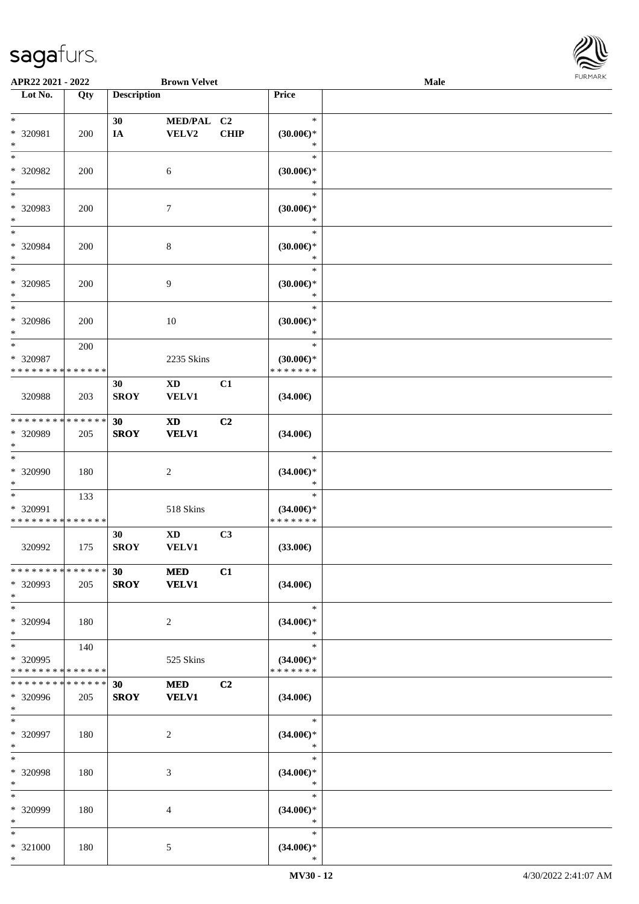| Lot No. | Qty | Description | | | Price | |
|---|---|---|---|---|---|---|
| *<br>* 320981<br>* | 200 | 30<br>IA | MED/PAL<br>VELV2 | C2<br>CHIP | *<br>(30.00€)*<br>* | |
| *<br>* 320982<br>* | 200 | | 6 | | *<br>(30.00€)*<br>* | |
| *<br>* 320983<br>* | 200 | | 7 | | *<br>(30.00€)*<br>* | |
| *<br>* 320984<br>* | 200 | | 8 | | *<br>(30.00€)*<br>* | |
| *<br>* 320985<br>* | 200 | | 9 | | *<br>(30.00€)*<br>* | |
| *<br>* 320986<br>* | 200 | | 10 | | *<br>(30.00€)*<br>* | |
| *<br>* 320987<br>* * * * * * * * * * * * * * | 200 | | 2235 Skins | | *<br>(30.00€)*<br>* * * * * * * | |
| 320988 | 203 | 30<br>SROY | XD<br>VELV1 | C1 | (34.00€) | |
| * * * * * * * * * * * * * *<br>* 320989<br>* | 205 | 30<br>SROY | XD<br>VELV1 | C2 | (34.00€) | |
| *<br>* 320990<br>* | 180 | | 2 | | *<br>(34.00€)*<br>* | |
| *<br>* 320991<br>* * * * * * * * * * * * * * | 133 | | 518 Skins | | *<br>(34.00€)*<br>* * * * * * * | |
| 320992 | 175 | 30<br>SROY | XD<br>VELV1 | C3 | (33.00€) | |
| * * * * * * * * * * * * * *<br>* 320993<br>* | 205 | 30<br>SROY | MED<br>VELV1 | C1 | (34.00€) | |
| *<br>* 320994<br>* | 180 | | 2 | | *<br>(34.00€)*<br>* | |
| *<br>* 320995<br>* * * * * * * * * * * * * * | 140 | | 525 Skins | | *<br>(34.00€)*<br>* * * * * * * | |
| * * * * * * * * * * * * * *<br>* 320996<br>* | 205 | 30<br>SROY | MED<br>VELV1 | C2 | (34.00€) | |
| *<br>* 320997<br>* | 180 | | 2 | | *<br>(34.00€)*<br>* | |
| *<br>* 320998<br>* | 180 | | 3 | | *<br>(34.00€)*<br>* | |
| *<br>* 320999<br>* | 180 | | 4 | | *<br>(34.00€)*<br>* | |
| *<br>* 321000<br>* | 180 | | 5 | | *<br>(34.00€)*<br>* | |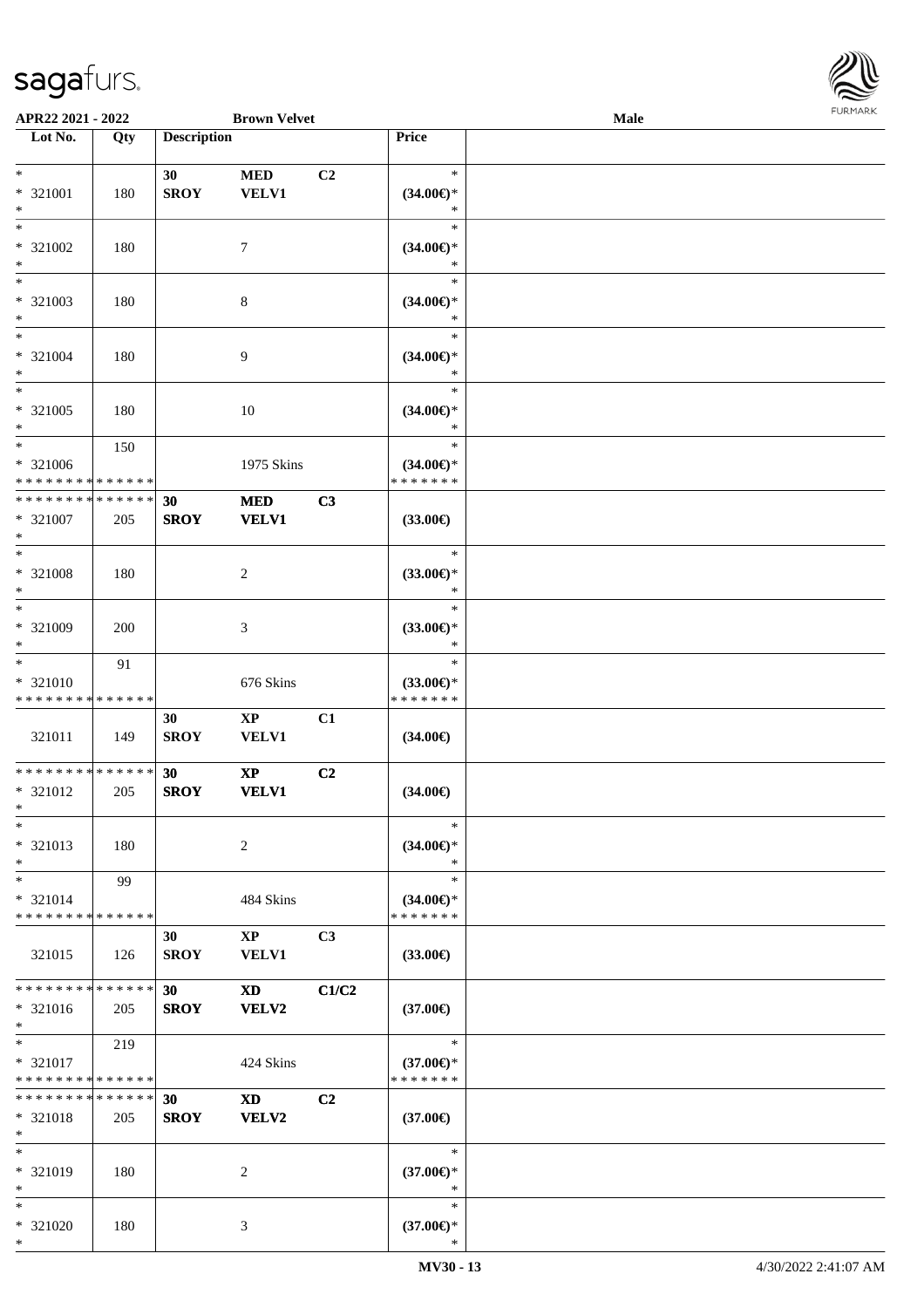APR22 2021 - 2022 | Brown Velvet | Male

| Lot No. | Qty | Description | | | Price | |
|---|---|---|---|---|---|---|
| * | | 30 | MED | C2 | * | |
| * 321001 | 180 | SROY | VELV1 | | (34.00€)* | |
| * | | | | | * | |
| * | | | | | * | |
| * 321002 | 180 | | 7 | | (34.00€)* | |
| * | | | | | * | |
| * | | | | | * | |
| * 321003 | 180 | | 8 | | (34.00€)* | |
| * | | | | | * | |
| * | | | | | * | |
| * 321004 | 180 | | 9 | | (34.00€)* | |
| * | | | | | * | |
| * | | | | | * | |
| * 321005 | 180 | | 10 | | (34.00€)* | |
| * | | | | | * | |
| * | 150 | | | | * | |
| * 321006 | | | 1975 Skins | | (34.00€)* | |
| * * * * * * * * * * * * * * | | | | | * * * * * * * | |
| * * * * * * * * * * * * * * | | 30 | MED | C3 | | |
| * 321007 | 205 | SROY | VELV1 | | (33.00€) | |
| * | | | | | | |
| * | | | | | * | |
| * 321008 | 180 | | 2 | | (33.00€)* | |
| * | | | | | * | |
| * | | | | | * | |
| * 321009 | 200 | | 3 | | (33.00€)* | |
| * | | | | | * | |
| * | 91 | | | | * | |
| * 321010 | | | 676 Skins | | (33.00€)* | |
| * * * * * * * * * * * * * * | | | | | * * * * * * * | |
| | | 30 | XP | C1 | | |
| 321011 | 149 | SROY | VELV1 | | (34.00€) | |
| * * * * * * * * * * * * * * | | 30 | XP | C2 | | |
| * 321012 | 205 | SROY | VELV1 | | (34.00€) | |
| * | | | | | | |
| * | | | | | * | |
| * 321013 | 180 | | 2 | | (34.00€)* | |
| * | | | | | * | |
| * | 99 | | | | * | |
| * 321014 | | | 484 Skins | | (34.00€)* | |
| * * * * * * * * * * * * * * | | | | | * * * * * * * | |
| | | 30 | XP | C3 | | |
| 321015 | 126 | SROY | VELV1 | | (33.00€) | |
| * * * * * * * * * * * * * * | | 30 | XD | C1/C2 | | |
| * 321016 | 205 | SROY | VELV2 | | (37.00€) | |
| * | | | | | | |
| * | 219 | | | | * | |
| * 321017 | | | 424 Skins | | (37.00€)* | |
| * * * * * * * * * * * * * * | | | | | * * * * * * * | |
| * * * * * * * * * * * * * * | | 30 | XD | C2 | | |
| * 321018 | 205 | SROY | VELV2 | | (37.00€) | |
| * | | | | | | |
| * | | | | | * | |
| * 321019 | 180 | | 2 | | (37.00€)* | |
| * | | | | | * | |
| * | | | | | * | |
| * 321020 | 180 | | 3 | | (37.00€)* | |
| * | | | | | * | |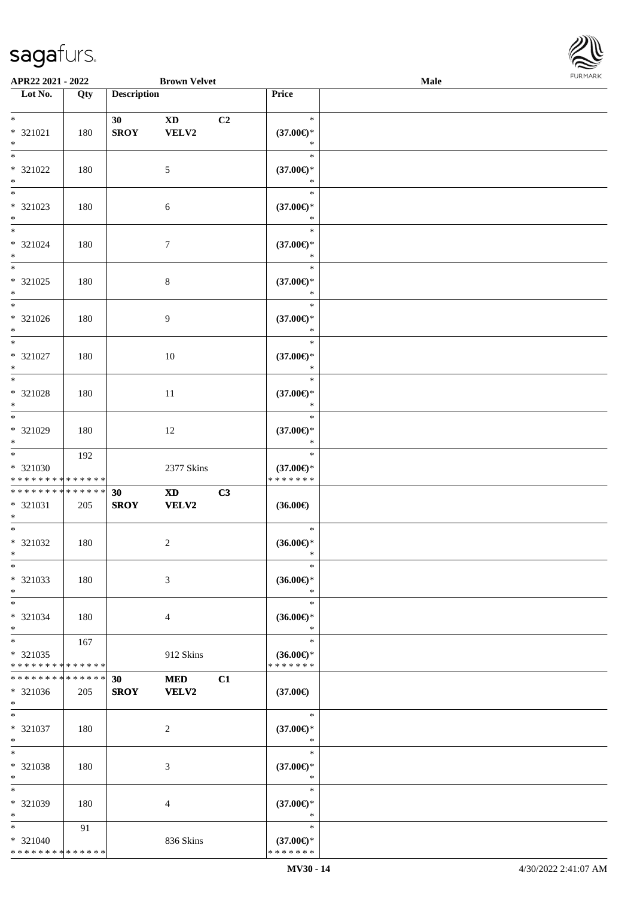APR22 2021 - 2022 &nbsp;&nbsp;&nbsp;&nbsp; Brown Velvet &nbsp;&nbsp;&nbsp;&nbsp; Male

| Lot No. | Qty | Description | | | Price | |
|---|---|---|---|---|---|---|
| * | | 30 | XD | C2 | * | |
| * 321021 | 180 | SROY | VELV2 | | (37.00€)* | |
| * | | | | | * | |
| * | | | | | * | |
| * 321022 | 180 | | 5 | | (37.00€)* | |
| * | | | | | * | |
| * | | | | | * | |
| * 321023 | 180 | | 6 | | (37.00€)* | |
| * | | | | | * | |
| * | | | | | * | |
| * 321024 | 180 | | 7 | | (37.00€)* | |
| * | | | | | * | |
| * | | | | | * | |
| * 321025 | 180 | | 8 | | (37.00€)* | |
| * | | | | | * | |
| * | | | | | * | |
| * 321026 | 180 | | 9 | | (37.00€)* | |
| * | | | | | * | |
| * | | | | | * | |
| * 321027 | 180 | | 10 | | (37.00€)* | |
| * | | | | | * | |
| * | | | | | * | |
| * 321028 | 180 | | 11 | | (37.00€)* | |
| * | | | | | * | |
| * | | | | | * | |
| * 321029 | 180 | | 12 | | (37.00€)* | |
| * | | | | | * | |
| * | 192 | | | | * | |
| * 321030 | | | 2377 Skins | | (37.00€)* | |
| * * * * * * * * * * * * * * | | | | | * * * * * * * | |
| * * * * * * * * * * * * * * | | 30 | XD | C3 | | |
| * 321031 | 205 | SROY | VELV2 | | (36.00€) | |
| * | | | | | | |
| * | | | | | * | |
| * 321032 | 180 | | 2 | | (36.00€)* | |
| * | | | | | * | |
| * | | | | | * | |
| * 321033 | 180 | | 3 | | (36.00€)* | |
| * | | | | | * | |
| * | | | | | * | |
| * 321034 | 180 | | 4 | | (36.00€)* | |
| * | | | | | * | |
| * | 167 | | | | * | |
| * 321035 | | | 912 Skins | | (36.00€)* | |
| * * * * * * * * * * * * * * | | | | | * * * * * * * | |
| * * * * * * * * * * * * * * | | 30 | MED | C1 | | |
| * 321036 | 205 | SROY | VELV2 | | (37.00€) | |
| * | | | | | | |
| * | | | | | * | |
| * 321037 | 180 | | 2 | | (37.00€)* | |
| * | | | | | * | |
| * | | | | | * | |
| * 321038 | 180 | | 3 | | (37.00€)* | |
| * | | | | | * | |
| * | | | | | * | |
| * 321039 | 180 | | 4 | | (37.00€)* | |
| * | | | | | * | |
| * | 91 | | | | * | |
| * 321040 | | | 836 Skins | | (37.00€)* | |
| * * * * * * * * * * * * * * | | | | | * * * * * * * | |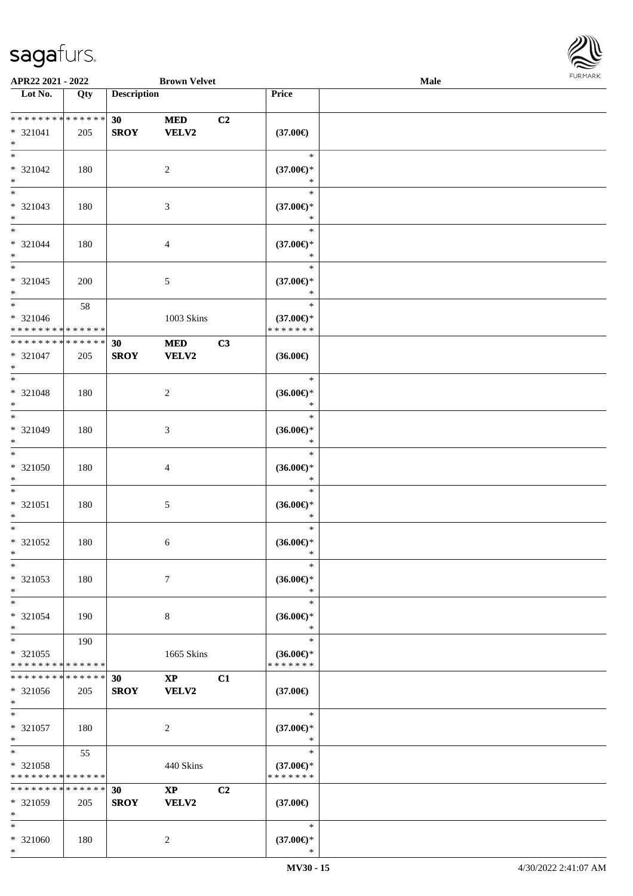| Lot No. | Qty | Description | | | Price | |
|---|---|---|---|---|---|---|
| * * * * * * * * * * * * * * | | 30 | MED | C2 | | |
| * 321041 | 205 | SROY | VELV2 | | (37.00€) | |
| * | | | | | | |
| * | | | | | * | |
| * 321042 | 180 | | 2 | | (37.00€)* | |
| * | | | | | * | |
| * | | | | | * | |
| * 321043 | 180 | | 3 | | (37.00€)* | |
| * | | | | | * | |
| * | | | | | * | |
| * 321044 | 180 | | 4 | | (37.00€)* | |
| * | | | | | * | |
| * | | | | | * | |
| * 321045 | 200 | | 5 | | (37.00€)* | |
| * | | | | | * | |
| * | 58 | | | | * | |
| * 321046 | | | 1003 Skins | | (37.00€)* | |
| * * * * * * * * * * * * * * | | | | | * * * * * * * | |
| * * * * * * * * * * * * * * | | 30 | MED | C3 | | |
| * 321047 | 205 | SROY | VELV2 | | (36.00€) | |
| * | | | | | | |
| * | | | | | * | |
| * 321048 | 180 | | 2 | | (36.00€)* | |
| * | | | | | * | |
| * | | | | | * | |
| * 321049 | 180 | | 3 | | (36.00€)* | |
| * | | | | | * | |
| * | | | | | * | |
| * 321050 | 180 | | 4 | | (36.00€)* | |
| * | | | | | * | |
| * | | | | | * | |
| * 321051 | 180 | | 5 | | (36.00€)* | |
| * | | | | | * | |
| * | | | | | * | |
| * 321052 | 180 | | 6 | | (36.00€)* | |
| * | | | | | * | |
| * | | | | | * | |
| * 321053 | 180 | | 7 | | (36.00€)* | |
| * | | | | | * | |
| * | | | | | * | |
| * 321054 | 190 | | 8 | | (36.00€)* | |
| * | | | | | * | |
| * | 190 | | | | * | |
| * 321055 | | | 1665 Skins | | (36.00€)* | |
| * * * * * * * * * * * * * * | | | | | * * * * * * * | |
| * * * * * * * * * * * * * * | | 30 | XP | C1 | | |
| * 321056 | 205 | SROY | VELV2 | | (37.00€) | |
| * | | | | | | |
| * | | | | | * | |
| * 321057 | 180 | | 2 | | (37.00€)* | |
| * | | | | | * | |
| * | 55 | | | | * | |
| * 321058 | | | 440 Skins | | (37.00€)* | |
| * * * * * * * * * * * * * * | | | | | * * * * * * * | |
| * * * * * * * * * * * * * * | | 30 | XP | C2 | | |
| * 321059 | 205 | SROY | VELV2 | | (37.00€) | |
| * | | | | | | |
| * | | | | | * | |
| * 321060 | 180 | | 2 | | (37.00€)* | |
| * | | | | | * | |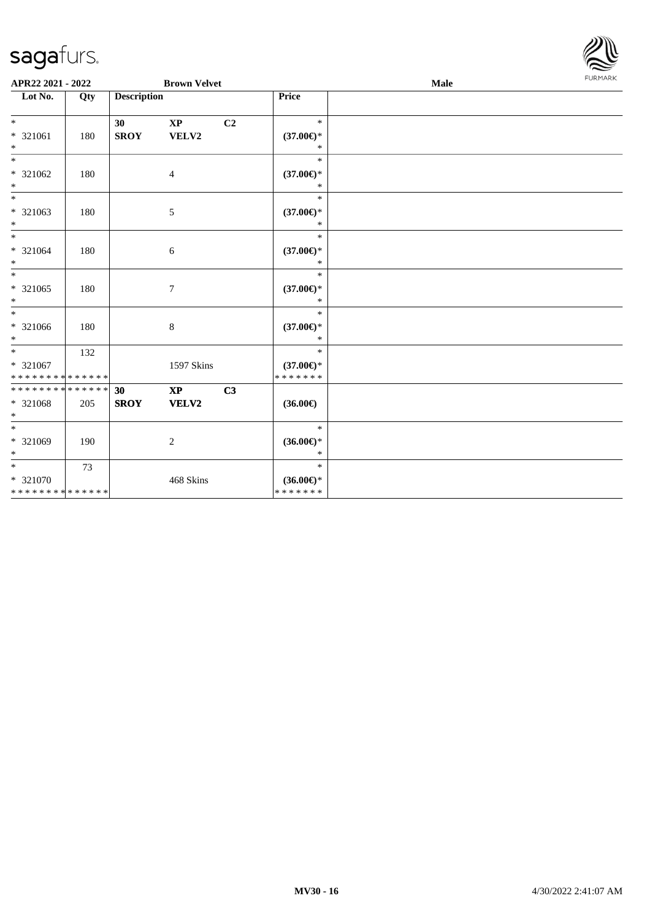**APR22 2021 - 2022** **Brown Velvet** **Male**

| Lot No. | Qty | Description | | | Price | |
|---|---|---|---|---|---|---|
| *<br>* 321061<br>* | 180 | **30**<br>**SROY** | **XP**<br>**VELV2** | **C2** | *<br>**(37.00€)***<br>* | |
| *<br>* 321062<br>* | 180 | | 4 | | *<br>**(37.00€)***<br>* | |
| *<br>* 321063<br>* | 180 | | 5 | | *<br>**(37.00€)***<br>* | |
| *<br>* 321064<br>* | 180 | | 6 | | *<br>**(37.00€)***<br>* | |
| *<br>* 321065<br>* | 180 | | 7 | | *<br>**(37.00€)***<br>* | |
| *<br>* 321066<br>* | 180 | | 8 | | *<br>**(37.00€)***<br>* | |
| *<br>* 321067<br>************** | 132 | | 1597 Skins | | *<br>**(37.00€)***<br>******* | |
| **************<br>* 321068<br>* | 205 | **30**<br>**SROY** | **XP**<br>**VELV2** | **C3** | **(36.00€)** | |
| *<br>* 321069<br>* | 190 | | 2 | | *<br>**(36.00€)***<br>* | |
| *<br>* 321070<br>************** | 73 | | 468 Skins | | *<br>**(36.00€)***<br>******* | |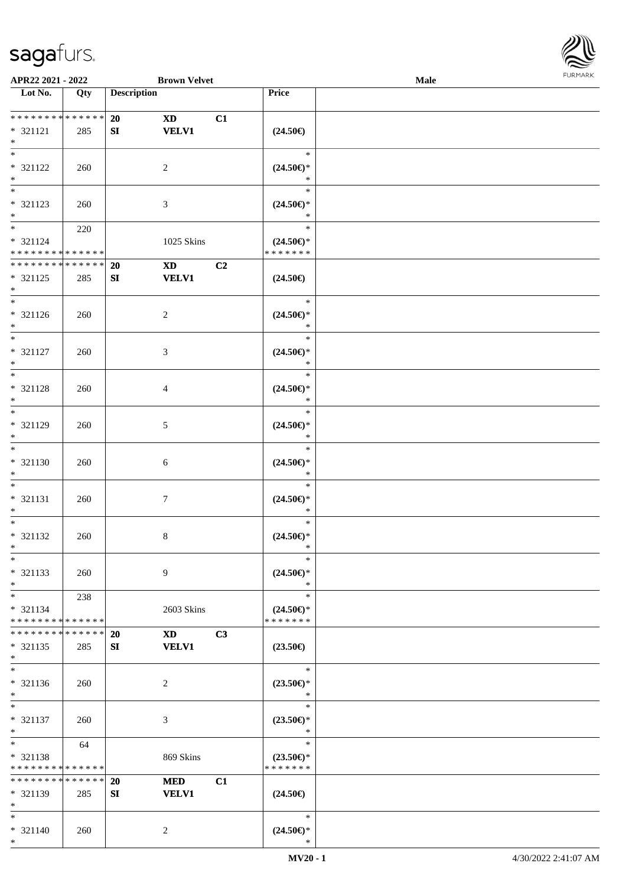APR22 2021 - 2022 — Brown Velvet — Male

| Lot No. | Qty | Description | | | Price | |
|---|---|---|---|---|---|---|
| * * * * * * * * * * * * * * | | 20 | XD | C1 | | |
| * 321121 | 285 | SI | VELV1 | | (24.50€) | |
| * | | | | | | |
| * 321122 | 260 | | 2 | | (24.50€)* | |
| * | | | | | | |
| * 321123 | 260 | | 3 | | (24.50€)* | |
| * | | | | | | |
| * 321124 | 220 | | 1025 Skins | | (24.50€)* | |
| * * * * * * * * * * * * * * | | | | | * * * * * * * | |
| * * * * * * * * * * * * * * | | 20 | XD | C2 | | |
| * 321125 | 285 | SI | VELV1 | | (24.50€) | |
| * | | | | | | |
| * 321126 | 260 | | 2 | | (24.50€)* | |
| * | | | | | | |
| * 321127 | 260 | | 3 | | (24.50€)* | |
| * | | | | | | |
| * 321128 | 260 | | 4 | | (24.50€)* | |
| * | | | | | | |
| * 321129 | 260 | | 5 | | (24.50€)* | |
| * | | | | | | |
| * 321130 | 260 | | 6 | | (24.50€)* | |
| * | | | | | | |
| * 321131 | 260 | | 7 | | (24.50€)* | |
| * | | | | | | |
| * 321132 | 260 | | 8 | | (24.50€)* | |
| * | | | | | | |
| * 321133 | 260 | | 9 | | (24.50€)* | |
| * | | | | | | |
| * 321134 | 238 | | 2603 Skins | | (24.50€)* | |
| * * * * * * * * * * * * * * | | | | | * * * * * * * | |
| * * * * * * * * * * * * * * | | 20 | XD | C3 | | |
| * 321135 | 285 | SI | VELV1 | | (23.50€) | |
| * | | | | | | |
| * 321136 | 260 | | 2 | | (23.50€)* | |
| * | | | | | | |
| * 321137 | 260 | | 3 | | (23.50€)* | |
| * | | | | | | |
| * 321138 | 64 | | 869 Skins | | (23.50€)* | |
| * * * * * * * * * * * * * * | | | | | * * * * * * * | |
| * * * * * * * * * * * * * * | | 20 | MED | C1 | | |
| * 321139 | 285 | SI | VELV1 | | (24.50€) | |
| * | | | | | | |
| * 321140 | 260 | | 2 | | (24.50€)* | |
| * | | | | | * | |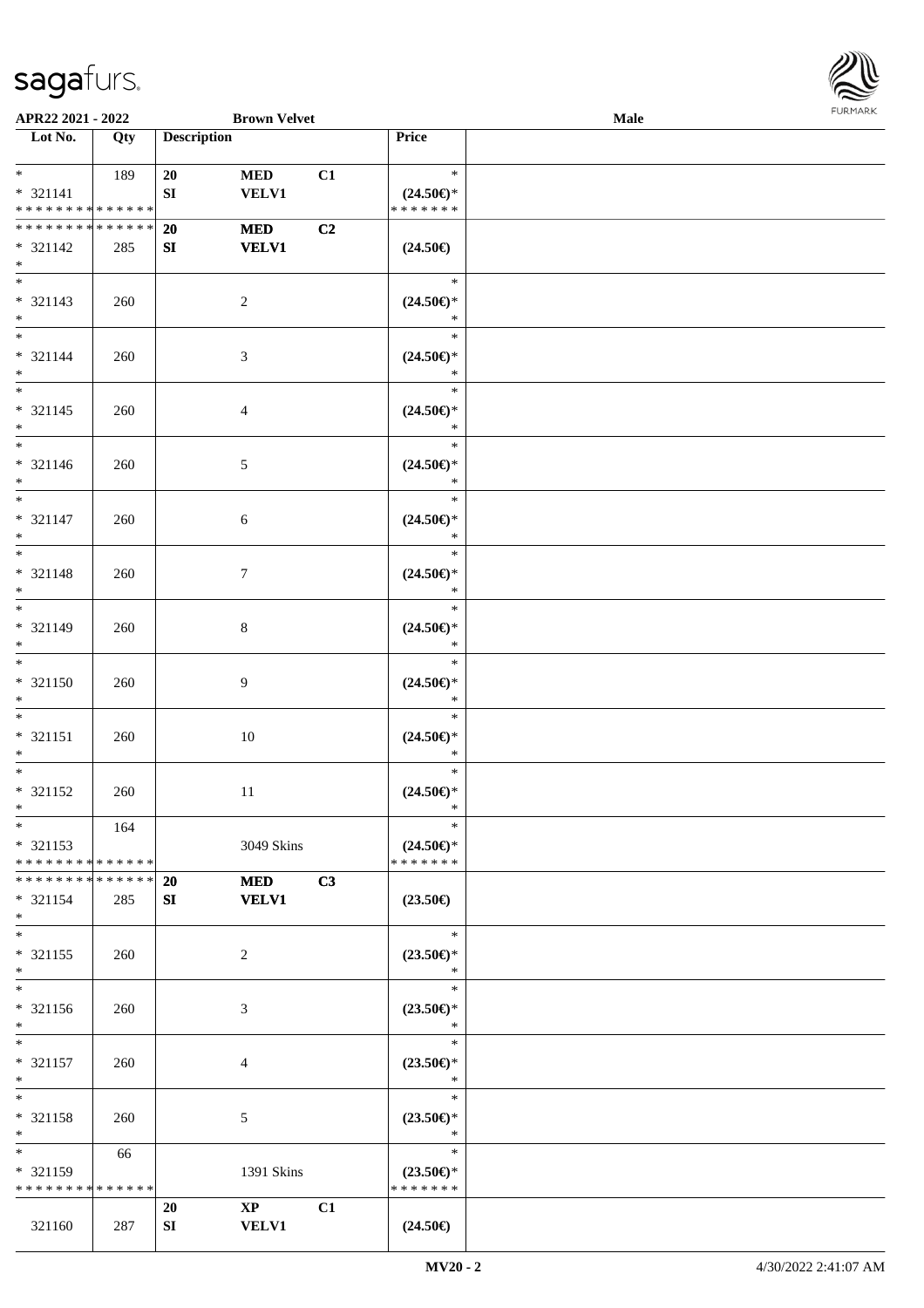**APR22 2021 - 2022** | **Brown Velvet** | **Male**

| Lot No. | Qty | Description | | | Price | |
|---|---|---|---|---|---|---|
| * | 189 | 20 | MED | C1 | * | |
| * 321141 | | SI | VELV1 | | (24.50€)* | |
| * * * * * * * * * * * * * * | | | | | * * * * * * * | |
| * * * * * * * * * * * * * * | | 20 | MED | C2 | | |
| * 321142 | 285 | SI | VELV1 | | (24.50€) | |
| * | | | | | | |
| * | | | | | * | |
| * 321143 | 260 | | 2 | | (24.50€)* | |
| * | | | | | * | |
| * | | | | | * | |
| * 321144 | 260 | | 3 | | (24.50€)* | |
| * | | | | | * | |
| * | | | | | * | |
| * 321145 | 260 | | 4 | | (24.50€)* | |
| * | | | | | * | |
| * | | | | | * | |
| * 321146 | 260 | | 5 | | (24.50€)* | |
| * | | | | | * | |
| * | | | | | * | |
| * 321147 | 260 | | 6 | | (24.50€)* | |
| * | | | | | * | |
| * | | | | | * | |
| * 321148 | 260 | | 7 | | (24.50€)* | |
| * | | | | | * | |
| * | | | | | * | |
| * 321149 | 260 | | 8 | | (24.50€)* | |
| * | | | | | * | |
| * | | | | | * | |
| * 321150 | 260 | | 9 | | (24.50€)* | |
| * | | | | | * | |
| * | | | | | * | |
| * 321151 | 260 | | 10 | | (24.50€)* | |
| * | | | | | * | |
| * | | | | | * | |
| * 321152 | 260 | | 11 | | (24.50€)* | |
| * | | | | | * | |
| * | 164 | | | | * | |
| * 321153 | | | 3049 Skins | | (24.50€)* | |
| * * * * * * * * * * * * * * | | | | | * * * * * * * | |
| * * * * * * * * * * * * * * | | 20 | MED | C3 | | |
| * 321154 | 285 | SI | VELV1 | | (23.50€) | |
| * | | | | | | |
| * | | | | | * | |
| * 321155 | 260 | | 2 | | (23.50€)* | |
| * | | | | | * | |
| * | | | | | * | |
| * 321156 | 260 | | 3 | | (23.50€)* | |
| * | | | | | * | |
| * | | | | | * | |
| * 321157 | 260 | | 4 | | (23.50€)* | |
| * | | | | | * | |
| * | | | | | * | |
| * 321158 | 260 | | 5 | | (23.50€)* | |
| * | | | | | * | |
| * | 66 | | | | * | |
| * 321159 | | | 1391 Skins | | (23.50€)* | |
| * * * * * * * * * * * * * * | | | | | * * * * * * * | |
| | | 20 | XP | C1 | | |
| 321160 | 287 | SI | VELV1 | | (24.50€) | |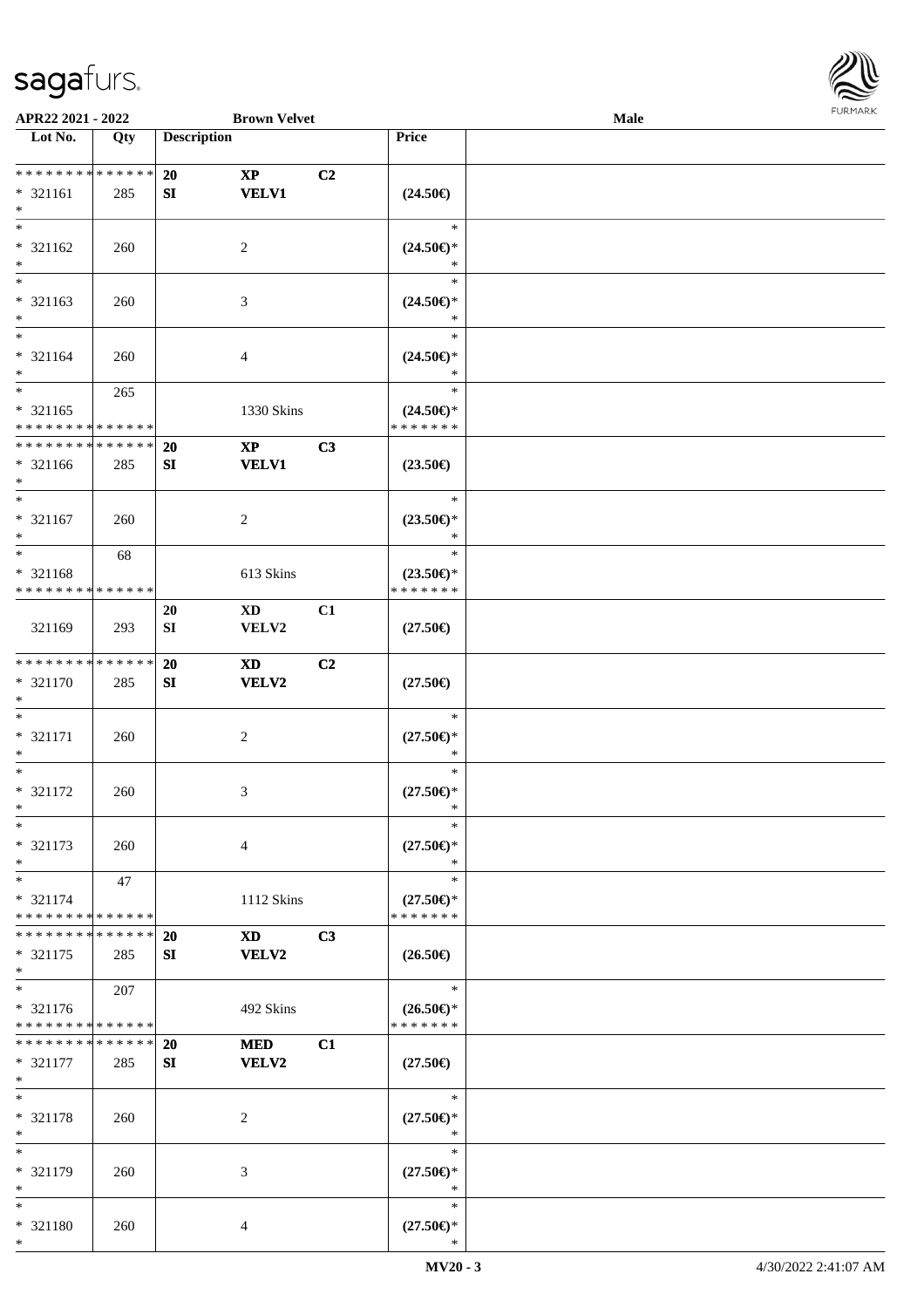APR22 2021 - 2022 | Brown Velvet | Male

| Lot No. | Qty | Description | | | Price | |
|---|---|---|---|---|---|---|
| * * * * * * * * * * * * * * | | 20 | XP | C2 | | |
| * 321161 | 285 | SI | VELV1 | | (24.50€) | |
| * | | | | | | |
| * 321162 | 260 | | 2 | | * (24.50€)* * | |
| * 321163 | 260 | | 3 | | * (24.50€)* * | |
| * 321164 | 260 | | 4 | | * (24.50€)* * | |
| * 321165 | 265 | | 1330 Skins | | * (24.50€)* * * * * * * * | |
| * * * * * * * * * * * * * * | | 20 | XP | C3 | | |
| * 321166 | 285 | SI | VELV1 | | (23.50€) | |
| * 321167 | 260 | | 2 | | * (23.50€)* * | |
| * 321168 | 68 | | 613 Skins | | * (23.50€)* * * * * * * * | |
| | | 20 | XD | C1 | | |
| 321169 | 293 | SI | VELV2 | | (27.50€) | |
| * * * * * * * * * * * * * * | | 20 | XD | C2 | | |
| * 321170 | 285 | SI | VELV2 | | (27.50€) | |
| * 321171 | 260 | | 2 | | * (27.50€)* * | |
| * 321172 | 260 | | 3 | | * (27.50€)* * | |
| * 321173 | 260 | | 4 | | * (27.50€)* * | |
| * 321174 | 47 | | 1112 Skins | | * (27.50€)* * * * * * * * | |
| * * * * * * * * * * * * * * | | 20 | XD | C3 | | |
| * 321175 | 285 | SI | VELV2 | | (26.50€) | |
| * 321176 | 207 | | 492 Skins | | * (26.50€)* * * * * * * * | |
| * * * * * * * * * * * * * * | | 20 | MED | C1 | | |
| * 321177 | 285 | SI | VELV2 | | (27.50€) | |
| * 321178 | 260 | | 2 | | * (27.50€)* * | |
| * 321179 | 260 | | 3 | | * (27.50€)* * | |
| * 321180 | 260 | | 4 | | * (27.50€)* * | |

MV20 - 3 | 4/30/2022 2:41:07 AM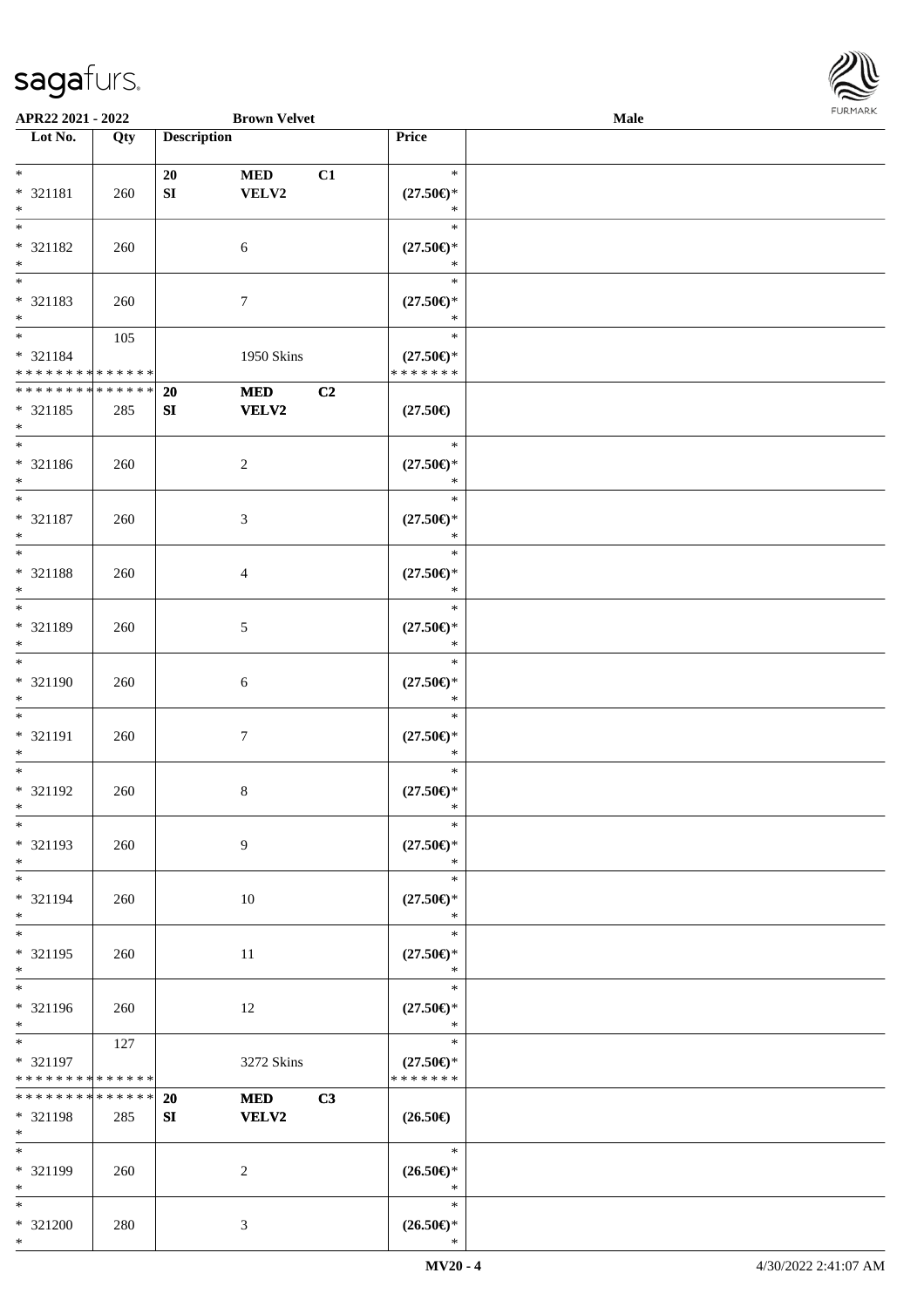| Lot No. | Qty | Description | | | Price |
|---|---|---|---|---|---|
| * | | 20 | MED | C1 | * |
| * 321181 | 260 | SI | VELV2 | | (27.50€)* |
| * | | | | | * |
| * | | | | | * |
| * 321182 | 260 | | 6 | | (27.50€)* |
| * | | | | | * |
| * | | | | | * |
| * 321183 | 260 | | 7 | | (27.50€)* |
| * | | | | | * |
| * | 105 | | | | * |
| * 321184 | | | 1950 Skins | | (27.50€)* |
| * * * * * * * * * * * * * * | | | | | * * * * * * * |
| * * * * * * * * * * * * * * | | 20 | MED | C2 | |
| * 321185 | 285 | SI | VELV2 | | (27.50€) |
| * | | | | | |
| * | | | | | * |
| * 321186 | 260 | | 2 | | (27.50€)* |
| * | | | | | * |
| * | | | | | * |
| * 321187 | 260 | | 3 | | (27.50€)* |
| * | | | | | * |
| * | | | | | * |
| * 321188 | 260 | | 4 | | (27.50€)* |
| * | | | | | * |
| * | | | | | * |
| * 321189 | 260 | | 5 | | (27.50€)* |
| * | | | | | * |
| * | | | | | * |
| * 321190 | 260 | | 6 | | (27.50€)* |
| * | | | | | * |
| * | | | | | * |
| * 321191 | 260 | | 7 | | (27.50€)* |
| * | | | | | * |
| * | | | | | * |
| * 321192 | 260 | | 8 | | (27.50€)* |
| * | | | | | * |
| * | | | | | * |
| * 321193 | 260 | | 9 | | (27.50€)* |
| * | | | | | * |
| * | | | | | * |
| * 321194 | 260 | | 10 | | (27.50€)* |
| * | | | | | * |
| * | | | | | * |
| * 321195 | 260 | | 11 | | (27.50€)* |
| * | | | | | * |
| * | | | | | * |
| * 321196 | 260 | | 12 | | (27.50€)* |
| * | | | | | * |
| * | 127 | | | | * |
| * 321197 | | | 3272 Skins | | (27.50€)* |
| * * * * * * * * * * * * * * | | | | | * * * * * * * |
| * * * * * * * * * * * * * * | | 20 | MED | C3 | |
| * 321198 | 285 | SI | VELV2 | | (26.50€) |
| * | | | | | |
| * | | | | | * |
| * 321199 | 260 | | 2 | | (26.50€)* |
| * | | | | | * |
| * | | | | | * |
| * 321200 | 280 | | 3 | | (26.50€)* |
| * | | | | | * |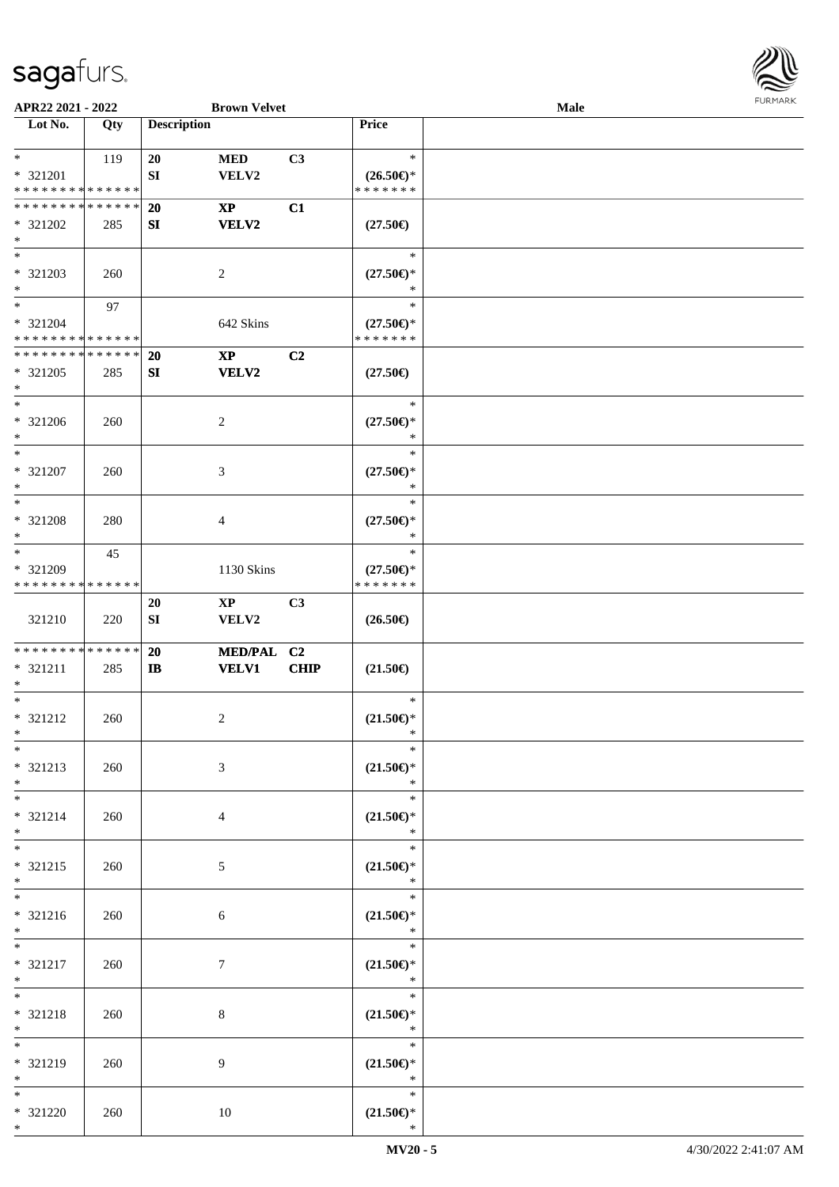APR22 2021 - 2022 | Brown Velvet | Male

| Lot No. | Qty | Description | | | Price | |
|---|---|---|---|---|---|---|
| * | 119 | 20 | MED | C3 | * | |
| * 321201 | | SI | VELV2 | | (26.50€)* | |
| * * * * * * * * * * * * * * | | | | | * * * * * * * | |
| * * * * * * * * * * * * * * | | 20 | XP | C1 | | |
| * 321202 | 285 | SI | VELV2 | | (27.50€) | |
| * | | | | | | |
| * | | | | | * | |
| * 321203 | 260 | | 2 | | (27.50€)* | |
| * | | | | | * | |
| * | 97 | | | | * | |
| * 321204 | | | 642 Skins | | (27.50€)* | |
| * * * * * * * * * * * * * * | | | | | * * * * * * * | |
| * * * * * * * * * * * * * * | | 20 | XP | C2 | | |
| * 321205 | 285 | SI | VELV2 | | (27.50€) | |
| * | | | | | | |
| * | | | | | * | |
| * 321206 | 260 | | 2 | | (27.50€)* | |
| * | | | | | * | |
| * | | | | | * | |
| * 321207 | 260 | | 3 | | (27.50€)* | |
| * | | | | | * | |
| * | | | | | * | |
| * 321208 | 280 | | 4 | | (27.50€)* | |
| * | | | | | * | |
| * | 45 | | | | * | |
| * 321209 | | | 1130 Skins | | (27.50€)* | |
| * * * * * * * * * * * * * * | | | | | * * * * * * * | |
| | | 20 | XP | C3 | | |
| 321210 | 220 | SI | VELV2 | | (26.50€) | |
| * * * * * * * * * * * * * * | | 20 | MED/PAL | C2 | | |
| * 321211 | 285 | IB | VELV1 | CHIP | (21.50€) | |
| * | | | | | | |
| * | | | | | * | |
| * 321212 | 260 | | 2 | | (21.50€)* | |
| * | | | | | * | |
| * | | | | | * | |
| * 321213 | 260 | | 3 | | (21.50€)* | |
| * | | | | | * | |
| * | | | | | * | |
| * 321214 | 260 | | 4 | | (21.50€)* | |
| * | | | | | * | |
| * | | | | | * | |
| * 321215 | 260 | | 5 | | (21.50€)* | |
| * | | | | | * | |
| * | | | | | * | |
| * 321216 | 260 | | 6 | | (21.50€)* | |
| * | | | | | * | |
| * | | | | | * | |
| * 321217 | 260 | | 7 | | (21.50€)* | |
| * | | | | | * | |
| * | | | | | * | |
| * 321218 | 260 | | 8 | | (21.50€)* | |
| * | | | | | * | |
| * | | | | | * | |
| * 321219 | 260 | | 9 | | (21.50€)* | |
| * | | | | | * | |
| * | | | | | * | |
| * 321220 | 260 | | 10 | | (21.50€)* | |
| * | | | | | * | |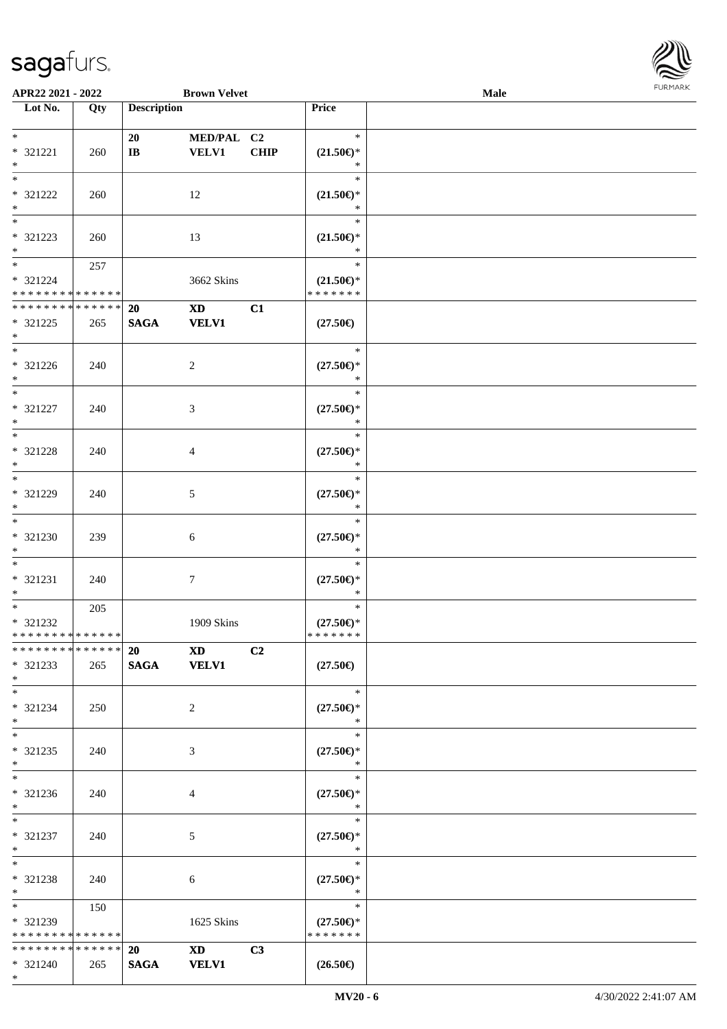APR22 2021 - 2022 | Brown Velvet | Male

| Lot No. | Qty | Description | | | Price | |
|---|---|---|---|---|---|---|
| * <br> * 321221 <br> * | 260 | 20 <br> IB | MED/PAL <br> VELV1 | C2 <br> CHIP | * <br> (21.50€)* <br> * | |
| * <br> * 321222 <br> * | 260 | | 12 | | * <br> (21.50€)* <br> * | |
| * <br> * 321223 <br> * | 260 | | 13 | | * <br> (21.50€)* <br> * | |
| * <br> * 321224 <br> * * * * * * * * * * * * * * | 257 | | 3662 Skins | | * <br> (21.50€)* <br> * * * * * * * | |
| * * * * * * * * * * * * * * <br> * 321225 <br> * | 265 | 20 <br> SAGA | XD <br> VELV1 | C1 | (27.50€) | |
| * <br> * 321226 <br> * | 240 | | 2 | | * <br> (27.50€)* <br> * | |
| * <br> * 321227 <br> * | 240 | | 3 | | * <br> (27.50€)* <br> * | |
| * <br> * 321228 <br> * | 240 | | 4 | | * <br> (27.50€)* <br> * | |
| * <br> * 321229 <br> * | 240 | | 5 | | * <br> (27.50€)* <br> * | |
| * <br> * 321230 <br> * | 239 | | 6 | | * <br> (27.50€)* <br> * | |
| * <br> * 321231 <br> * | 240 | | 7 | | * <br> (27.50€)* <br> * | |
| * <br> * 321232 <br> * * * * * * * * * * * * * * | 205 | | 1909 Skins | | * <br> (27.50€)* <br> * * * * * * * | |
| * * * * * * * * * * * * * * <br> * 321233 <br> * | 265 | 20 <br> SAGA | XD <br> VELV1 | C2 | (27.50€) | |
| * <br> * 321234 <br> * | 250 | | 2 | | * <br> (27.50€)* <br> * | |
| * <br> * 321235 <br> * | 240 | | 3 | | * <br> (27.50€)* <br> * | |
| * <br> * 321236 <br> * | 240 | | 4 | | * <br> (27.50€)* <br> * | |
| * <br> * 321237 <br> * | 240 | | 5 | | * <br> (27.50€)* <br> * | |
| * <br> * 321238 <br> * | 240 | | 6 | | * <br> (27.50€)* <br> * | |
| * <br> * 321239 <br> * * * * * * * * * * * * * * | 150 | | 1625 Skins | | * <br> (27.50€)* <br> * * * * * * * | |
| * * * * * * * * * * * * * * <br> * 321240 <br> * | 265 | 20 <br> SAGA | XD <br> VELV1 | C3 | (26.50€) | |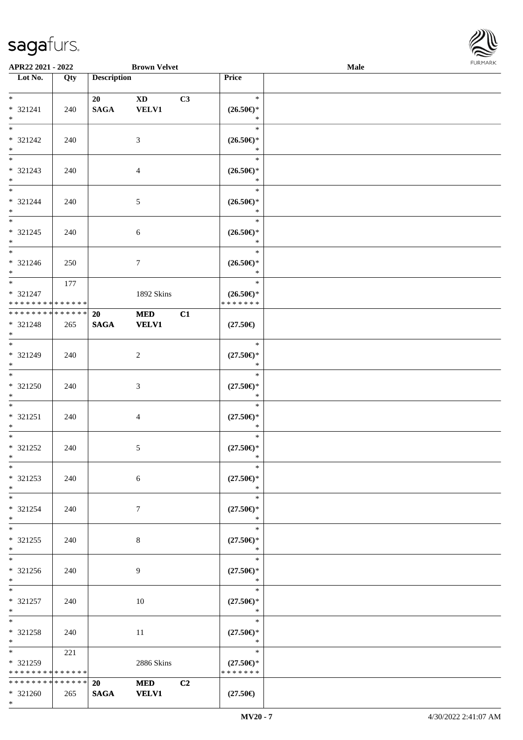| Lot No. | Qty | Description | | | Price | |
|---|---|---|---|---|---|---|
| * <br> * 321241 <br> * | 240 | 20 <br> SAGA | XD <br> VELV1 | C3 | * <br> (26.50€)* <br> * | |
| * <br> * 321242 <br> * | 240 | | 3 | | * <br> (26.50€)* <br> * | |
| * <br> * 321243 <br> * | 240 | | 4 | | * <br> (26.50€)* <br> * | |
| * <br> * 321244 <br> * | 240 | | 5 | | * <br> (26.50€)* <br> * | |
| * <br> * 321245 <br> * | 240 | | 6 | | * <br> (26.50€)* <br> * | |
| * <br> * 321246 <br> * | 250 | | 7 | | * <br> (26.50€)* <br> * | |
| * <br> * 321247 <br> * * * * * * * * * * * * * * | 177 | | 1892 Skins | | * <br> (26.50€)* <br> * * * * * * * | |
| * * * * * * * * * * * * * * <br> * 321248 <br> * | 265 | 20 <br> SAGA | MED <br> VELV1 | C1 | (27.50€) | |
| * <br> * 321249 <br> * | 240 | | 2 | | * <br> (27.50€)* <br> * | |
| * <br> * 321250 <br> * | 240 | | 3 | | * <br> (27.50€)* <br> * | |
| * <br> * 321251 <br> * | 240 | | 4 | | * <br> (27.50€)* <br> * | |
| * <br> * 321252 <br> * | 240 | | 5 | | * <br> (27.50€)* <br> * | |
| * <br> * 321253 <br> * | 240 | | 6 | | * <br> (27.50€)* <br> * | |
| * <br> * 321254 <br> * | 240 | | 7 | | * <br> (27.50€)* <br> * | |
| * <br> * 321255 <br> * | 240 | | 8 | | * <br> (27.50€)* <br> * | |
| * <br> * 321256 <br> * | 240 | | 9 | | * <br> (27.50€)* <br> * | |
| * <br> * 321257 <br> * | 240 | | 10 | | * <br> (27.50€)* <br> * | |
| * <br> * 321258 <br> * | 240 | | 11 | | * <br> (27.50€)* <br> * | |
| * <br> * 321259 <br> * * * * * * * * * * * * * * | 221 | | 2886 Skins | | * <br> (27.50€)* <br> * * * * * * * | |
| * * * * * * * * * * * * * * <br> * 321260 <br> * | 265 | 20 <br> SAGA | MED <br> VELV1 | C2 | (27.50€) | |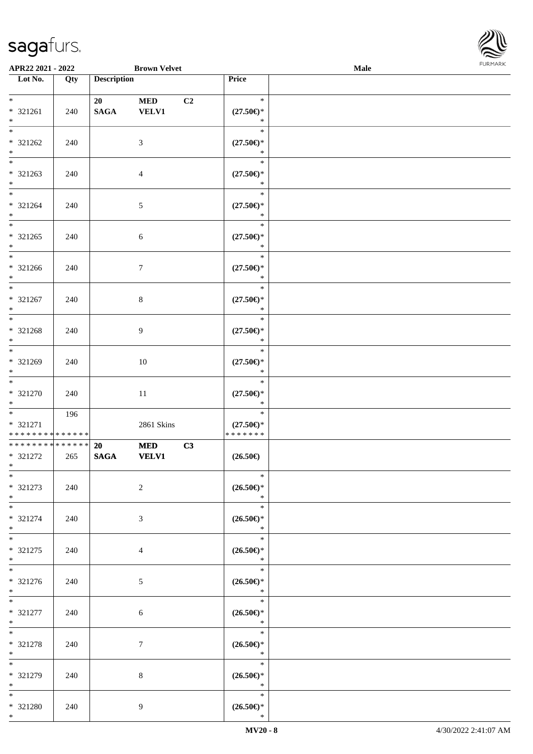| Lot No. | Qty | Description | | | Price | |
|---|---|---|---|---|---|---|
| *<br>* 321261<br>* | 240 | 20<br>SAGA | MED<br>VELV1 | C2 | *<br>(27.50€)*<br>* | |
| *<br>* 321262<br>* | 240 | | 3 | | *<br>(27.50€)*<br>* | |
| *<br>* 321263<br>* | 240 | | 4 | | *<br>(27.50€)*<br>* | |
| *<br>* 321264<br>* | 240 | | 5 | | *<br>(27.50€)*<br>* | |
| *<br>* 321265<br>* | 240 | | 6 | | *<br>(27.50€)*<br>* | |
| *<br>* 321266<br>* | 240 | | 7 | | *<br>(27.50€)*<br>* | |
| *<br>* 321267<br>* | 240 | | 8 | | *<br>(27.50€)*<br>* | |
| *<br>* 321268<br>* | 240 | | 9 | | *<br>(27.50€)*<br>* | |
| *<br>* 321269<br>* | 240 | | 10 | | *<br>(27.50€)*<br>* | |
| *<br>* 321270<br>* | 240 | | 11 | | *<br>(27.50€)*<br>* | |
| *<br>* 321271<br>* * * * * * * * * * * * * * | 196 | | 2861 Skins | | *<br>(27.50€)*<br>* * * * * * * | |
| * * * * * * * * * * * * * *<br>* 321272<br>* | 265 | 20<br>SAGA | MED<br>VELV1 | C3 | (26.50€) | |
| *<br>* 321273<br>* | 240 | | 2 | | *<br>(26.50€)*<br>* | |
| *<br>* 321274<br>* | 240 | | 3 | | *<br>(26.50€)*<br>* | |
| *<br>* 321275<br>* | 240 | | 4 | | *<br>(26.50€)*<br>* | |
| *<br>* 321276<br>* | 240 | | 5 | | *<br>(26.50€)*<br>* | |
| *<br>* 321277<br>* | 240 | | 6 | | *<br>(26.50€)*<br>* | |
| *<br>* 321278<br>* | 240 | | 7 | | *<br>(26.50€)*<br>* | |
| *<br>* 321279<br>* | 240 | | 8 | | *<br>(26.50€)*<br>* | |
| *<br>* 321280<br>* | 240 | | 9 | | *<br>(26.50€)*<br>* | |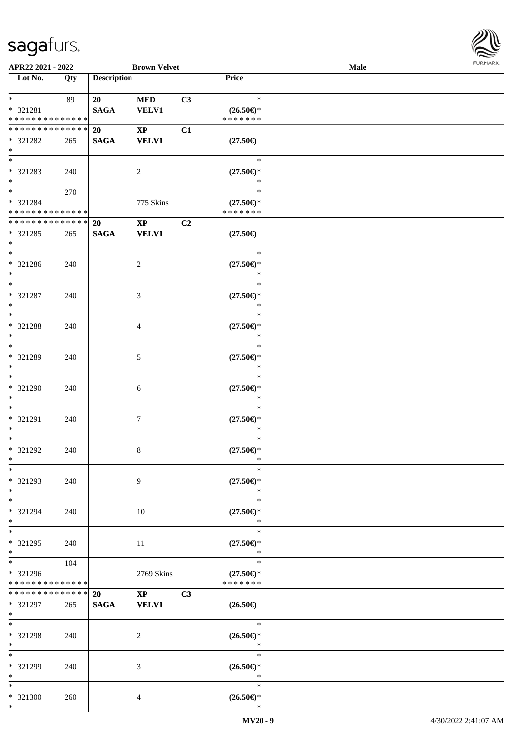APR22 2021 - 2022 **Brown Velvet** **Male**

| Lot No. | Qty | Description | | | Price |
|---|---|---|---|---|---|
| * <br> * 321281 <br> * * * * * * * * * * * * * * | 89 | 20 <br> SAGA | MED <br> VELV1 | C3 | * <br> (26.50€)* <br> * * * * * * * |
| * * * * * * * * * * * * * * <br> * 321282 <br> * | 265 | 20 <br> SAGA | XP <br> VELV1 | C1 | (27.50€) |
| * <br> * 321283 <br> * | 240 | | 2 | | * <br> (27.50€)* <br> * |
| * <br> * 321284 <br> * * * * * * * * * * * * * * | 270 | | 775 Skins | | * <br> (27.50€)* <br> * * * * * * * |
| * * * * * * * * * * * * * * <br> * 321285 <br> * | 265 | 20 <br> SAGA | XP <br> VELV1 | C2 | (27.50€) |
| * <br> * 321286 <br> * | 240 | | 2 | | * <br> (27.50€)* <br> * |
| * <br> * 321287 <br> * | 240 | | 3 | | * <br> (27.50€)* <br> * |
| * <br> * 321288 <br> * | 240 | | 4 | | * <br> (27.50€)* <br> * |
| * <br> * 321289 <br> * | 240 | | 5 | | * <br> (27.50€)* <br> * |
| * <br> * 321290 <br> * | 240 | | 6 | | * <br> (27.50€)* <br> * |
| * <br> * 321291 <br> * | 240 | | 7 | | * <br> (27.50€)* <br> * |
| * <br> * 321292 <br> * | 240 | | 8 | | * <br> (27.50€)* <br> * |
| * <br> * 321293 <br> * | 240 | | 9 | | * <br> (27.50€)* <br> * |
| * <br> * 321294 <br> * | 240 | | 10 | | * <br> (27.50€)* <br> * |
| * <br> * 321295 <br> * | 240 | | 11 | | * <br> (27.50€)* <br> * |
| * <br> * 321296 <br> * * * * * * * * * * * * * * | 104 | | 2769 Skins | | * <br> (27.50€)* <br> * * * * * * * |
| * * * * * * * * * * * * * * <br> * 321297 <br> * | 265 | 20 <br> SAGA | XP <br> VELV1 | C3 | (26.50€) |
| * <br> * 321298 <br> * | 240 | | 2 | | * <br> (26.50€)* <br> * |
| * <br> * 321299 <br> * | 240 | | 3 | | * <br> (26.50€)* <br> * |
| * <br> * 321300 <br> * | 260 | | 4 | | * <br> (26.50€)* <br> * |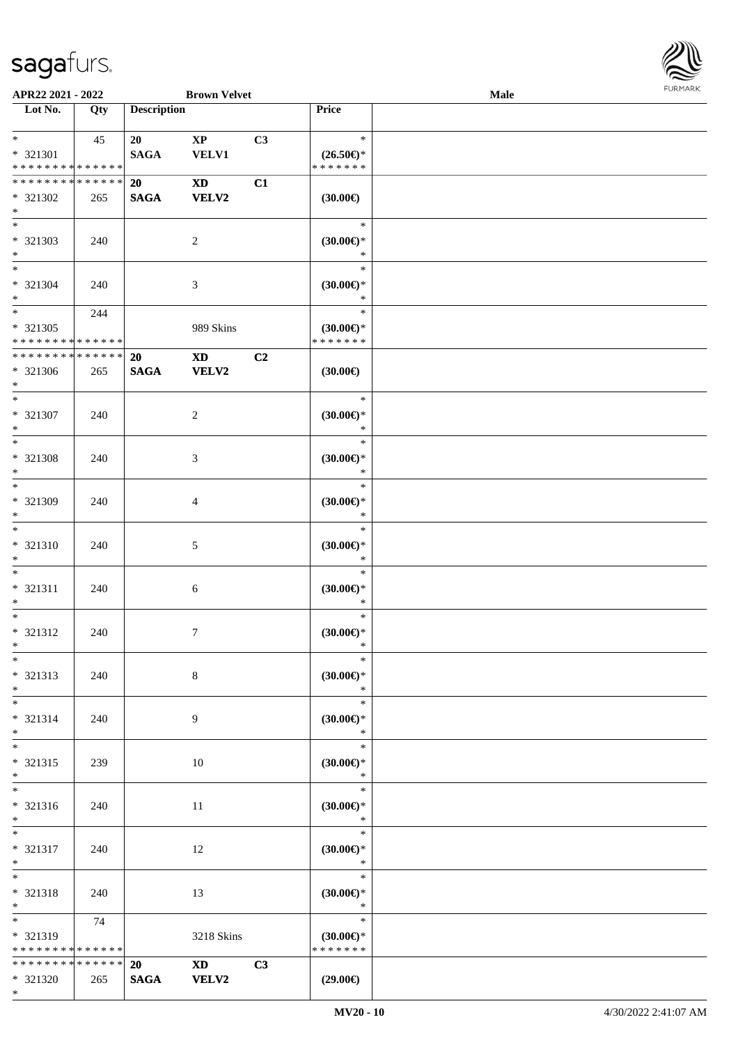APR22 2021 - 2022 | Brown Velvet | Male

| Lot No. | Qty | Description | | | Price | |
|---|---|---|---|---|---|---|
| * <br> * 321301 <br> * * * * * * * * * * * * * * | 45 | 20 <br> SAGA | XP <br> VELV1 | C3 | * <br> (26.50€)* <br> * * * * * * * | |
| * * * * * * * * * * * * * * <br> * 321302 <br> * | 265 | 20 <br> SAGA | XD <br> VELV2 | C1 | (30.00€) | |
| * <br> * 321303 <br> * | 240 | | 2 | | * <br> (30.00€)* <br> * | |
| * <br> * 321304 <br> * | 240 | | 3 | | * <br> (30.00€)* <br> * | |
| * <br> * 321305 <br> * * * * * * * * * * * * * * | 244 | | 989 Skins | | * <br> (30.00€)* <br> * * * * * * * | |
| * * * * * * * * * * * * * * <br> * 321306 <br> * | 265 | 20 <br> SAGA | XD <br> VELV2 | C2 | (30.00€) | |
| * <br> * 321307 <br> * | 240 | | 2 | | * <br> (30.00€)* <br> * | |
| * <br> * 321308 <br> * | 240 | | 3 | | * <br> (30.00€)* <br> * | |
| * <br> * 321309 <br> * | 240 | | 4 | | * <br> (30.00€)* <br> * | |
| * <br> * 321310 <br> * | 240 | | 5 | | * <br> (30.00€)* <br> * | |
| * <br> * 321311 <br> * | 240 | | 6 | | * <br> (30.00€)* <br> * | |
| * <br> * 321312 <br> * | 240 | | 7 | | * <br> (30.00€)* <br> * | |
| * <br> * 321313 <br> * | 240 | | 8 | | * <br> (30.00€)* <br> * | |
| * <br> * 321314 <br> * | 240 | | 9 | | * <br> (30.00€)* <br> * | |
| * <br> * 321315 <br> * | 239 | | 10 | | * <br> (30.00€)* <br> * | |
| * <br> * 321316 <br> * | 240 | | 11 | | * <br> (30.00€)* <br> * | |
| * <br> * 321317 <br> * | 240 | | 12 | | * <br> (30.00€)* <br> * | |
| * <br> * 321318 <br> * | 240 | | 13 | | * <br> (30.00€)* <br> * | |
| * <br> * 321319 <br> * * * * * * * * * * * * * * | 74 | | 3218 Skins | | * <br> (30.00€)* <br> * * * * * * * | |
| * * * * * * * * * * * * * * <br> * 321320 <br> * | 265 | 20 <br> SAGA | XD <br> VELV2 | C3 | (29.00€) | |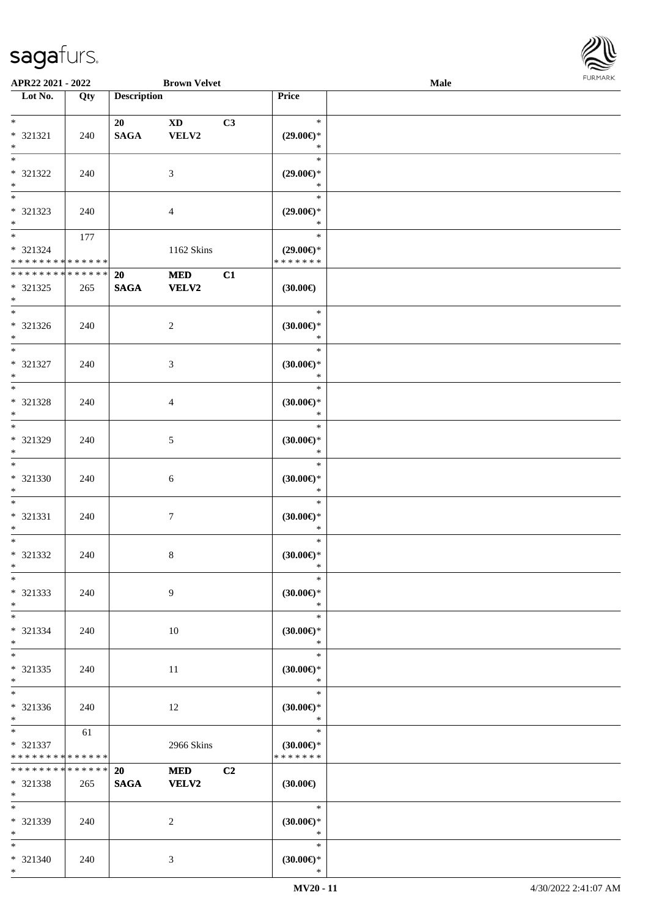APR22 2021 - 2022 &nbsp;&nbsp;&nbsp; Brown Velvet &nbsp;&nbsp;&nbsp; Male

| Lot No. | Qty | Description | | | Price | |
|---|---|---|---|---|---|---|
| *<br>* 321321<br>* | 240 | 20<br>SAGA | XD<br>VELV2 | C3 | *<br>(29.00€)*<br>* | |
| *<br>* 321322<br>* | 240 | | 3 | | *<br>(29.00€)*<br>* | |
| *<br>* 321323<br>* | 240 | | 4 | | *<br>(29.00€)*<br>* | |
| *<br>* 321324<br>* * * * * * * * * * * * * * | 177 | | 1162 Skins | | *<br>(29.00€)*<br>* * * * * * * | |
| * * * * * * * * * * * * * *<br>* 321325<br>* | 265 | 20<br>SAGA | MED<br>VELV2 | C1 | (30.00€) | |
| *<br>* 321326<br>* | 240 | | 2 | | *<br>(30.00€)*<br>* | |
| *<br>* 321327<br>* | 240 | | 3 | | *<br>(30.00€)*<br>* | |
| *<br>* 321328<br>* | 240 | | 4 | | *<br>(30.00€)*<br>* | |
| *<br>* 321329<br>* | 240 | | 5 | | *<br>(30.00€)*<br>* | |
| *<br>* 321330<br>* | 240 | | 6 | | *<br>(30.00€)*<br>* | |
| *<br>* 321331<br>* | 240 | | 7 | | *<br>(30.00€)*<br>* | |
| *<br>* 321332<br>* | 240 | | 8 | | *<br>(30.00€)*<br>* | |
| *<br>* 321333<br>* | 240 | | 9 | | *<br>(30.00€)*<br>* | |
| *<br>* 321334<br>* | 240 | | 10 | | *<br>(30.00€)*<br>* | |
| *<br>* 321335<br>* | 240 | | 11 | | *<br>(30.00€)*<br>* | |
| *<br>* 321336<br>* | 240 | | 12 | | *<br>(30.00€)*<br>* | |
| *<br>* 321337<br>* * * * * * * * * * * * * * | 61 | | 2966 Skins | | *<br>(30.00€)*<br>* * * * * * * | |
| * * * * * * * * * * * * * *<br>* 321338<br>* | 265 | 20<br>SAGA | MED<br>VELV2 | C2 | (30.00€) | |
| *<br>* 321339<br>* | 240 | | 2 | | *<br>(30.00€)*<br>* | |
| *<br>* 321340<br>* | 240 | | 3 | | *<br>(30.00€)*<br>* | |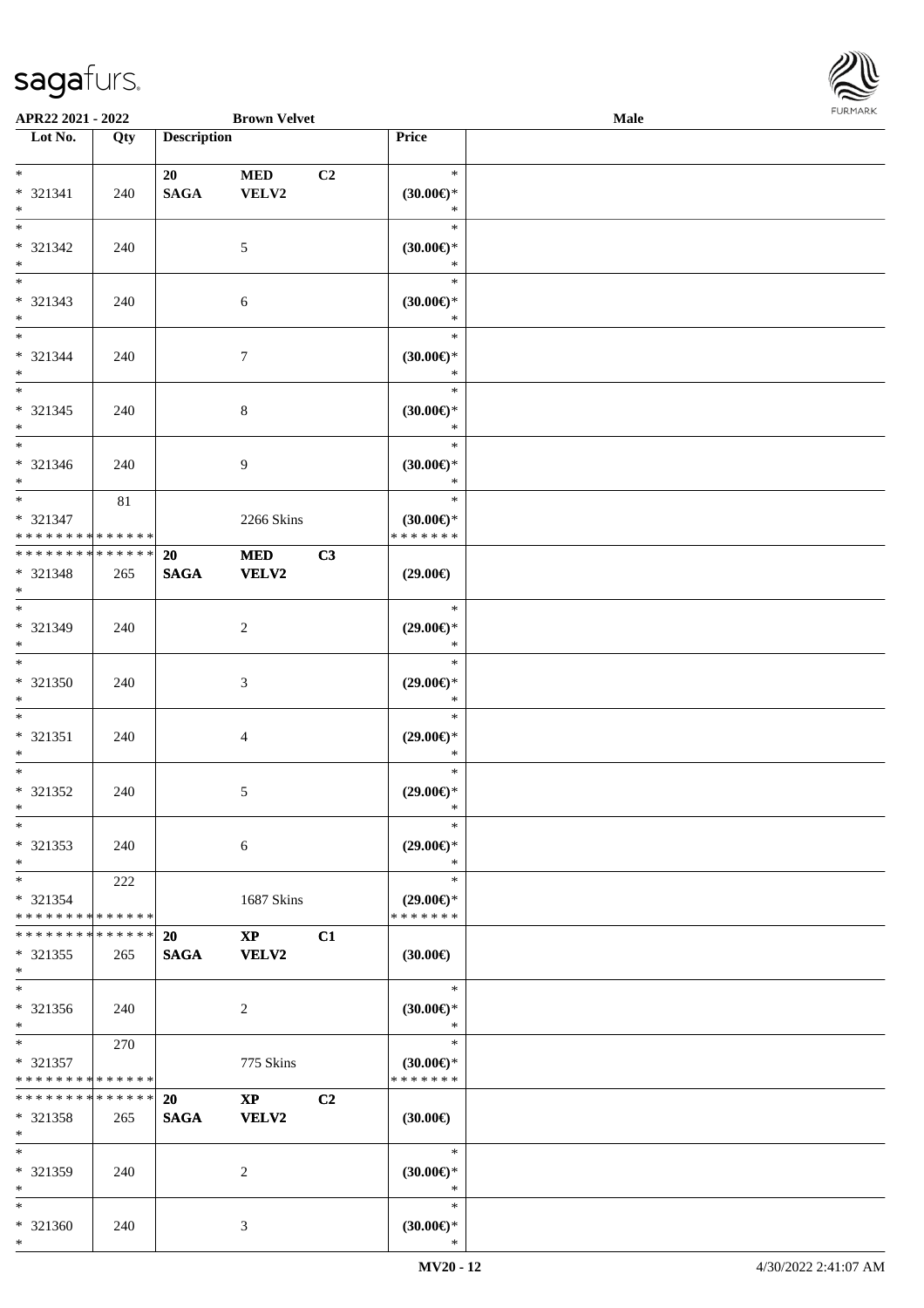| Lot No. | Qty | Description | | | Price |
|---|---|---|---|---|---|
| * <br> * 321341 <br> * | 240 | 20 <br> SAGA | MED <br> VELV2 | C2 | * <br> (30.00€)* <br> * |
| * <br> * 321342 <br> * | 240 | | 5 | | * <br> (30.00€)* <br> * |
| * <br> * 321343 <br> * | 240 | | 6 | | * <br> (30.00€)* <br> * |
| * <br> * 321344 <br> * | 240 | | 7 | | * <br> (30.00€)* <br> * |
| * <br> * 321345 <br> * | 240 | | 8 | | * <br> (30.00€)* <br> * |
| * <br> * 321346 <br> * | 240 | | 9 | | * <br> (30.00€)* <br> * |
| * <br> * 321347 <br> * * * * * * * * * * * * * * | 81 | | 2266 Skins | | * <br> (30.00€)* <br> * * * * * * * |
| * * * * * * * * * * * * * * <br> * 321348 <br> * | 265 | 20 <br> SAGA | MED <br> VELV2 | C3 | (29.00€) |
| * <br> * 321349 <br> * | 240 | | 2 | | * <br> (29.00€)* <br> * |
| * <br> * 321350 <br> * | 240 | | 3 | | * <br> (29.00€)* <br> * |
| * <br> * 321351 <br> * | 240 | | 4 | | * <br> (29.00€)* <br> * |
| * <br> * 321352 <br> * | 240 | | 5 | | * <br> (29.00€)* <br> * |
| * <br> * 321353 <br> * | 240 | | 6 | | * <br> (29.00€)* <br> * |
| * <br> * 321354 <br> * * * * * * * * * * * * * * | 222 | | 1687 Skins | | * <br> (29.00€)* <br> * * * * * * * |
| * * * * * * * * * * * * * * <br> * 321355 <br> * | 265 | 20 <br> SAGA | XP <br> VELV2 | C1 | (30.00€) |
| * <br> * 321356 <br> * | 240 | | 2 | | * <br> (30.00€)* <br> * |
| * <br> * 321357 <br> * * * * * * * * * * * * * * | 270 | | 775 Skins | | * <br> (30.00€)* <br> * * * * * * * |
| * * * * * * * * * * * * * * <br> * 321358 <br> * | 265 | 20 <br> SAGA | XP <br> VELV2 | C2 | (30.00€) |
| * <br> * 321359 <br> * | 240 | | 2 | | * <br> (30.00€)* <br> * |
| * <br> * 321360 <br> * | 240 | | 3 | | * <br> (30.00€)* <br> * |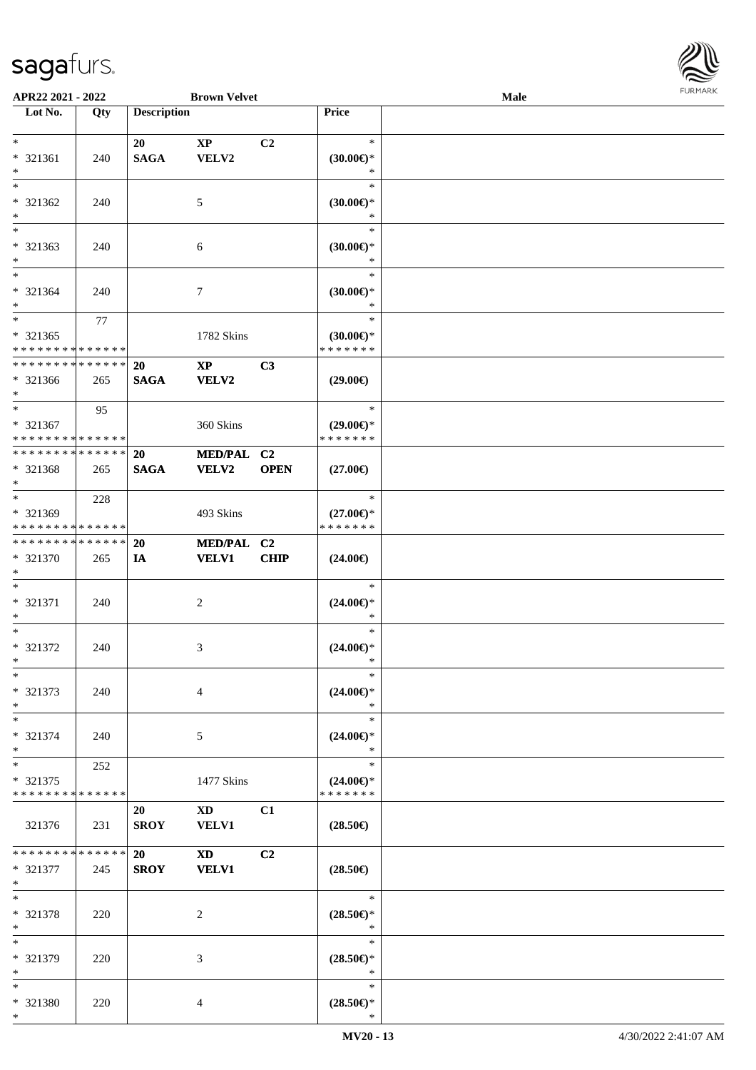APR22 2021 - 2022 Brown Velvet Male

| Lot No. | Qty | Description | | | Price |
|---|---|---|---|---|---|
| * 321361 * | 240 | 20 SAGA | XP VELV2 | C2 | * (30.00€)* * |
| * 321362 * | 240 | | 5 | | * (30.00€)* * |
| * 321363 * | 240 | | 6 | | * (30.00€)* * |
| * 321364 * | 240 | | 7 | | * (30.00€)* * |
| * 321365 * * * * * * * * * * * * * * | 77 | | 1782 Skins | | * (30.00€)* * * * * * * * |
| * * * * * * * * * * * * * * 321366 * | 265 | 20 SAGA | XP VELV2 | C3 | (29.00€) |
| * 321367 * * * * * * * * * * * * * * | 95 | | 360 Skins | | * (29.00€)* * * * * * * * |
| * * * * * * * * * * * * * * 321368 * | 265 | 20 SAGA | MED/PAL VELV2 | C2 OPEN | (27.00€) |
| * 321369 * * * * * * * * * * * * * * | 228 | | 493 Skins | | * (27.00€)* * * * * * * * |
| * * * * * * * * * * * * * * 321370 * | 265 | 20 IA | MED/PAL VELV1 | C2 CHIP | (24.00€) |
| * 321371 * | 240 | | 2 | | * (24.00€)* * |
| * 321372 * | 240 | | 3 | | * (24.00€)* * |
| * 321373 * | 240 | | 4 | | * (24.00€)* * |
| * 321374 * | 240 | | 5 | | * (24.00€)* * |
| * 321375 * * * * * * * * * * * * * * | 252 | | 1477 Skins | | * (24.00€)* * * * * * * * |
| 321376 | 231 | 20 SROY | XD VELV1 | C1 | (28.50€) |
| * * * * * * * * * * * * * * 321377 * | 245 | 20 SROY | XD VELV1 | C2 | (28.50€) |
| * 321378 * | 220 | | 2 | | * (28.50€)* * |
| * 321379 * | 220 | | 3 | | * (28.50€)* * |
| * 321380 * | 220 | | 4 | | * (28.50€)* * |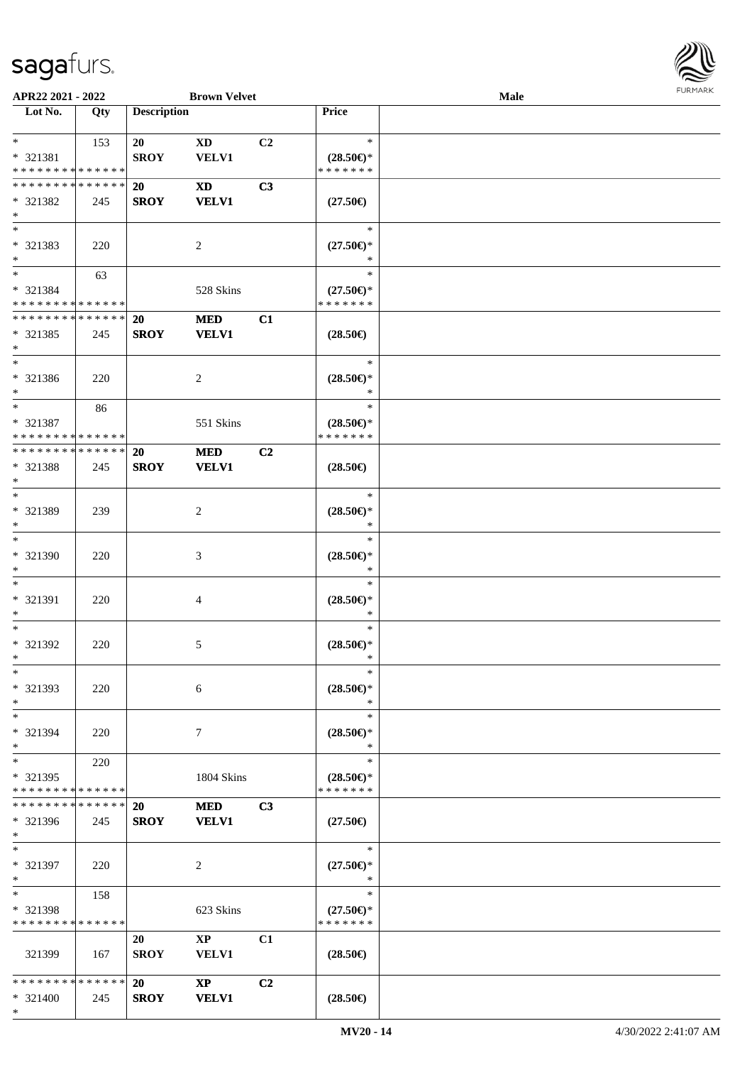APR22 2021 - 2022 — Brown Velvet — Male

| Lot No. | Qty | Description | | | Price | |
|---|---|---|---|---|---|---|
| * <br> * 321381 <br> * * * * * * * * * * * * * * | 153 | 20 <br> SROY | XD <br> VELV1 | C2 | * <br> (28.50€)* <br> * * * * * * * | |
| * * * * * * * * * * * * * * <br> * 321382 <br> * | 245 | 20 <br> SROY | XD <br> VELV1 | C3 | (27.50€) | |
| * <br> * 321383 <br> * | 220 | | 2 | | * <br> (27.50€)* <br> * | |
| * <br> * 321384 <br> * * * * * * * * * * * * * * | 63 | | 528 Skins | | * <br> (27.50€)* <br> * * * * * * * | |
| * * * * * * * * * * * * * * <br> * 321385 <br> * | 245 | 20 <br> SROY | MED <br> VELV1 | C1 | (28.50€) | |
| * <br> * 321386 <br> * | 220 | | 2 | | * <br> (28.50€)* <br> * | |
| * <br> * 321387 <br> * * * * * * * * * * * * * * | 86 | | 551 Skins | | * <br> (28.50€)* <br> * * * * * * * | |
| * * * * * * * * * * * * * * <br> * 321388 <br> * | 245 | 20 <br> SROY | MED <br> VELV1 | C2 | (28.50€) | |
| * <br> * 321389 <br> * | 239 | | 2 | | * <br> (28.50€)* <br> * | |
| * <br> * 321390 <br> * | 220 | | 3 | | * <br> (28.50€)* <br> * | |
| * <br> * 321391 <br> * | 220 | | 4 | | * <br> (28.50€)* <br> * | |
| * <br> * 321392 <br> * | 220 | | 5 | | * <br> (28.50€)* <br> * | |
| * <br> * 321393 <br> * | 220 | | 6 | | * <br> (28.50€)* <br> * | |
| * <br> * 321394 <br> * | 220 | | 7 | | * <br> (28.50€)* <br> * | |
| * <br> * 321395 <br> * * * * * * * * * * * * * * | 220 | | 1804 Skins | | * <br> (28.50€)* <br> * * * * * * * | |
| * * * * * * * * * * * * * * <br> * 321396 <br> * | 245 | 20 <br> SROY | MED <br> VELV1 | C3 | (27.50€) | |
| * <br> * 321397 <br> * | 220 | | 2 | | * <br> (27.50€)* <br> * | |
| * <br> * 321398 <br> * * * * * * * * * * * * * * | 158 | | 623 Skins | | * <br> (27.50€)* <br> * * * * * * * | |
| 321399 | 167 | 20 <br> SROY | XP <br> VELV1 | C1 | (28.50€) | |
| * * * * * * * * * * * * * * <br> * 321400 <br> * | 245 | 20 <br> SROY | XP <br> VELV1 | C2 | (28.50€) | |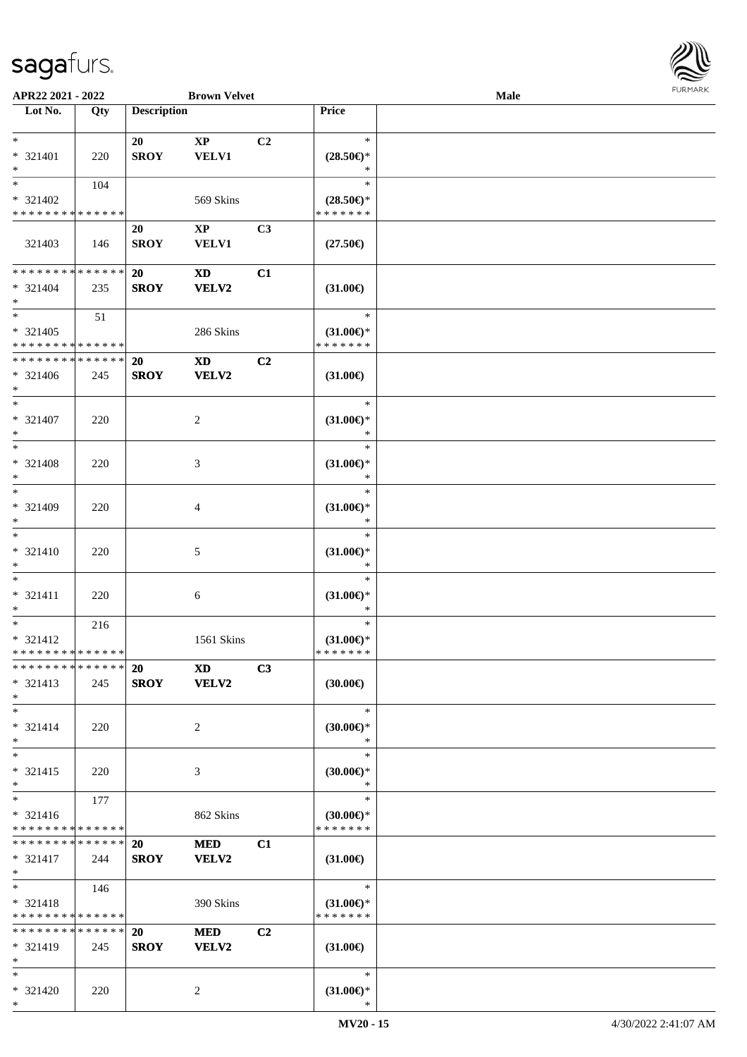APR22 2021 - 2022 | Brown Velvet | Male

| Lot No. | Qty | Description | | | Price | |
|---|---|---|---|---|---|---|
| * <br> * 321401 <br> * | 220 | 20 <br> SROY | XP <br> VELV1 | C2 | * <br> (28.50€)* <br> * | |
| * <br> * 321402 <br> * * * * * * * * * * * * * * | 104 | | 569 Skins | | * <br> (28.50€)* <br> * * * * * * * | |
| 321403 | 146 | 20 <br> SROY | XP <br> VELV1 | C3 | (27.50€) | |
| * * * * * * * * * * * * * * <br> * 321404 <br> * | 235 | 20 <br> SROY | XD <br> VELV2 | C1 | (31.00€) | |
| * <br> * 321405 <br> * * * * * * * * * * * * * * | 51 | | 286 Skins | | * <br> (31.00€)* <br> * * * * * * * | |
| * * * * * * * * * * * * * * <br> * 321406 <br> * | 245 | 20 <br> SROY | XD <br> VELV2 | C2 | (31.00€) | |
| * <br> * 321407 <br> * | 220 | | 2 | | * <br> (31.00€)* <br> * | |
| * <br> * 321408 <br> * | 220 | | 3 | | * <br> (31.00€)* <br> * | |
| * <br> * 321409 <br> * | 220 | | 4 | | * <br> (31.00€)* <br> * | |
| * <br> * 321410 <br> * | 220 | | 5 | | * <br> (31.00€)* <br> * | |
| * <br> * 321411 <br> * | 220 | | 6 | | * <br> (31.00€)* <br> * | |
| * <br> * 321412 <br> * * * * * * * * * * * * * * | 216 | | 1561 Skins | | * <br> (31.00€)* <br> * * * * * * * | |
| * * * * * * * * * * * * * * <br> * 321413 <br> * | 245 | 20 <br> SROY | XD <br> VELV2 | C3 | (30.00€) | |
| * <br> * 321414 <br> * | 220 | | 2 | | * <br> (30.00€)* <br> * | |
| * <br> * 321415 <br> * | 220 | | 3 | | * <br> (30.00€)* <br> * | |
| * <br> * 321416 <br> * * * * * * * * * * * * * * | 177 | | 862 Skins | | * <br> (30.00€)* <br> * * * * * * * | |
| * * * * * * * * * * * * * * <br> * 321417 <br> * | 244 | 20 <br> SROY | MED <br> VELV2 | C1 | (31.00€) | |
| * <br> * 321418 <br> * * * * * * * * * * * * * * | 146 | | 390 Skins | | * <br> (31.00€)* <br> * * * * * * * | |
| * * * * * * * * * * * * * * <br> * 321419 <br> * | 245 | 20 <br> SROY | MED <br> VELV2 | C2 | (31.00€) | |
| * <br> * 321420 <br> * | 220 | | 2 | | * <br> (31.00€)* <br> * | |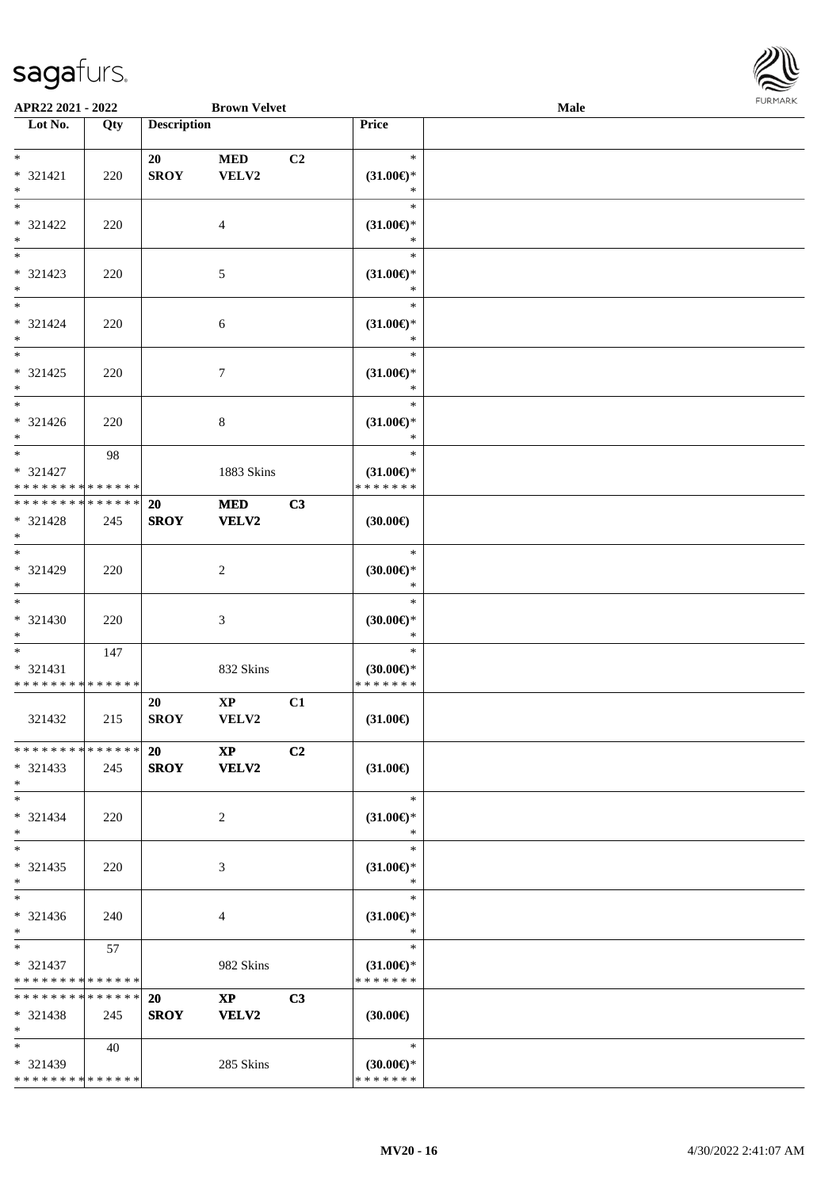APR22 2021 - 2022 Brown Velvet Male

| Lot No. | Qty | Description | | | Price | |
|---|---|---|---|---|---|---|
| * <br> * 321421 <br> * | 220 | 20 <br> SROY | MED <br> VELV2 | C2 | * <br> (31.00€)* <br> * | |
| * <br> * 321422 <br> * | 220 | | 4 | | * <br> (31.00€)* <br> * | |
| * <br> * 321423 <br> * | 220 | | 5 | | * <br> (31.00€)* <br> * | |
| * <br> * 321424 <br> * | 220 | | 6 | | * <br> (31.00€)* <br> * | |
| * <br> * 321425 <br> * | 220 | | 7 | | * <br> (31.00€)* <br> * | |
| * <br> * 321426 <br> * | 220 | | 8 | | * <br> (31.00€)* <br> * | |
| * <br> * 321427 <br> * * * * * * * * * * * * * * | 98 | | 1883 Skins | | * <br> (31.00€)* <br> * * * * * * * | |
| * * * * * * * * * * * * * * <br> * 321428 <br> * | 245 | 20 <br> SROY | MED <br> VELV2 | C3 | (30.00€) | |
| * <br> * 321429 <br> * | 220 | | 2 | | * <br> (30.00€)* <br> * | |
| * <br> * 321430 <br> * | 220 | | 3 | | * <br> (30.00€)* <br> * | |
| * <br> * 321431 <br> * * * * * * * * * * * * * * | 147 | | 832 Skins | | * <br> (30.00€)* <br> * * * * * * * | |
| 321432 | 215 | 20 <br> SROY | XP <br> VELV2 | C1 | (31.00€) | |
| * * * * * * * * * * * * * * <br> * 321433 <br> * | 245 | 20 <br> SROY | XP <br> VELV2 | C2 | (31.00€) | |
| * <br> * 321434 <br> * | 220 | | 2 | | * <br> (31.00€)* <br> * | |
| * <br> * 321435 <br> * | 220 | | 3 | | * <br> (31.00€)* <br> * | |
| * <br> * 321436 <br> * | 240 | | 4 | | * <br> (31.00€)* <br> * | |
| * <br> * 321437 <br> * * * * * * * * * * * * * * | 57 | | 982 Skins | | * <br> (31.00€)* <br> * * * * * * * | |
| * * * * * * * * * * * * * * <br> * 321438 <br> * | 245 | 20 <br> SROY | XP <br> VELV2 | C3 | (30.00€) | |
| * <br> * 321439 <br> * * * * * * * * * * * * * * | 40 | | 285 Skins | | * <br> (30.00€)* <br> * * * * * * * | |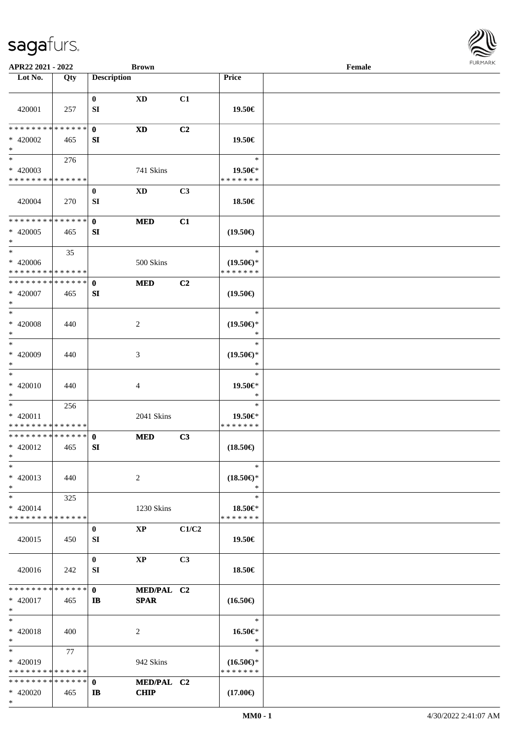APR22 2021 - 2022 &nbsp;&nbsp;&nbsp; Brown &nbsp;&nbsp;&nbsp; Female

| Lot No. | Qty | Description | | | Price | |
|---|---|---|---|---|---|---|
| 420001 | 257 | 0<br>SI | XD | C1 | 19.50€ | |
| * * * * * * * * * * * * * *<br>* 420002<br>* | 465 | 0<br>SI | XD | C2 | 19.50€ | |
| *<br>* 420003<br>* * * * * * * * * * * * * * | 276 | | 741 Skins | | *<br>19.50€*<br>* * * * * * * | |
| 420004 | 270 | 0<br>SI | XD | C3 | 18.50€ | |
| * * * * * * * * * * * * * *<br>* 420005<br>* | 465 | 0<br>SI | MED | C1 | (19.50€) | |
| *<br>* 420006<br>* * * * * * * * * * * * * * | 35 | | 500 Skins | | *<br>(19.50€)*<br>* * * * * * * | |
| * * * * * * * * * * * * * *<br>* 420007<br>* | 465 | 0<br>SI | MED | C2 | (19.50€) | |
| *<br>* 420008<br>* | 440 | | 2 | | *<br>(19.50€)*<br>* | |
| *<br>* 420009<br>* | 440 | | 3 | | *<br>(19.50€)*<br>* | |
| *<br>* 420010<br>* | 440 | | 4 | | *<br>19.50€*<br>* | |
| *<br>* 420011<br>* * * * * * * * * * * * * * | 256 | | 2041 Skins | | *<br>19.50€*<br>* * * * * * * | |
| * * * * * * * * * * * * * *<br>* 420012<br>* | 465 | 0<br>SI | MED | C3 | (18.50€) | |
| *<br>* 420013<br>* | 440 | | 2 | | *<br>(18.50€)*<br>* | |
| *<br>* 420014<br>* * * * * * * * * * * * * * | 325 | | 1230 Skins | | *<br>18.50€*<br>* * * * * * * | |
| 420015 | 450 | 0<br>SI | XP | C1/C2 | 19.50€ | |
| 420016 | 242 | 0<br>SI | XP | C3 | 18.50€ | |
| * * * * * * * * * * * * * *<br>* 420017<br>* | 465 | 0<br>IB | MED/PAL<br>SPAR | C2 | (16.50€) | |
| *<br>* 420018<br>* | 400 | | 2 | | *<br>16.50€*<br>* | |
| *<br>* 420019<br>* * * * * * * * * * * * * * | 77 | | 942 Skins | | *<br>(16.50€)*<br>* * * * * * * | |
| * * * * * * * * * * * * * *<br>* 420020<br>* | 465 | 0<br>IB | MED/PAL<br>CHIP | C2 | (17.00€) | |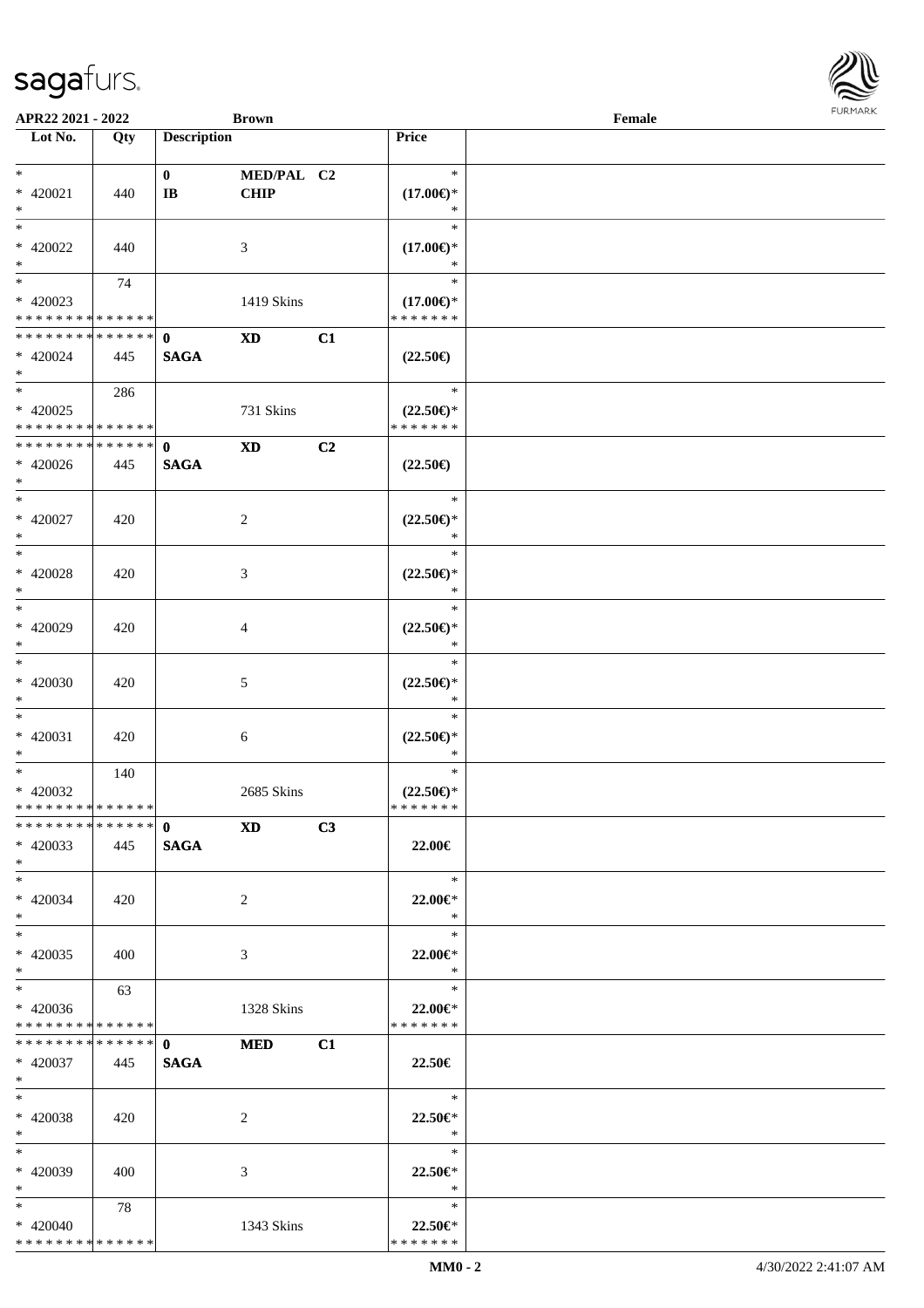APR22 2021 - 2022 | Brown | Female

| Lot No. | Qty | Description | | | Price |
|---|---|---|---|---|---|
| * | | 0 | MED/PAL | C2 | * |
| * 420021 | 440 | IB | CHIP | | (17.00€)* |
| * | | | | | * |
| * | | | | | * |
| * 420022 | 440 | | 3 | | (17.00€)* |
| * | | | | | * |
| * | 74 | | | | * |
| * 420023 | | | 1419 Skins | | (17.00€)* |
| * * * * * * * * * * * * * * | | | | | * * * * * * * |
| * * * * * * * * * * * * * * | | 0 | XD | C1 | |
| * 420024 | 445 | SAGA | | | (22.50€) |
| * | | | | | |
| * | 286 | | | | * |
| * 420025 | | | 731 Skins | | (22.50€)* |
| * * * * * * * * * * * * * * | | | | | * * * * * * * |
| * * * * * * * * * * * * * * | | 0 | XD | C2 | |
| * 420026 | 445 | SAGA | | | (22.50€) |
| * | | | | | |
| * | | | | | * |
| * 420027 | 420 | | 2 | | (22.50€)* |
| * | | | | | * |
| * | | | | | * |
| * 420028 | 420 | | 3 | | (22.50€)* |
| * | | | | | * |
| * | | | | | * |
| * 420029 | 420 | | 4 | | (22.50€)* |
| * | | | | | * |
| * | | | | | * |
| * 420030 | 420 | | 5 | | (22.50€)* |
| * | | | | | * |
| * | | | | | * |
| * 420031 | 420 | | 6 | | (22.50€)* |
| * | | | | | * |
| * | 140 | | | | * |
| * 420032 | | | 2685 Skins | | (22.50€)* |
| * * * * * * * * * * * * * * | | | | | * * * * * * * |
| * * * * * * * * * * * * * * | | 0 | XD | C3 | |
| * 420033 | 445 | SAGA | | | 22.00€ |
| * | | | | | |
| * | | | | | * |
| * 420034 | 420 | | 2 | | 22.00€* |
| * | | | | | * |
| * | | | | | * |
| * 420035 | 400 | | 3 | | 22.00€* |
| * | | | | | * |
| * | 63 | | | | * |
| * 420036 | | | 1328 Skins | | 22.00€* |
| * * * * * * * * * * * * * * | | | | | * * * * * * * |
| * * * * * * * * * * * * * * | | 0 | MED | C1 | |
| * 420037 | 445 | SAGA | | | 22.50€ |
| * | | | | | |
| * | | | | | * |
| * 420038 | 420 | | 2 | | 22.50€* |
| * | | | | | * |
| * | | | | | * |
| * 420039 | 400 | | 3 | | 22.50€* |
| * | | | | | * |
| * | 78 | | | | * |
| * 420040 | | | 1343 Skins | | 22.50€* |
| * * * * * * * * * * * * * * | | | | | * * * * * * * |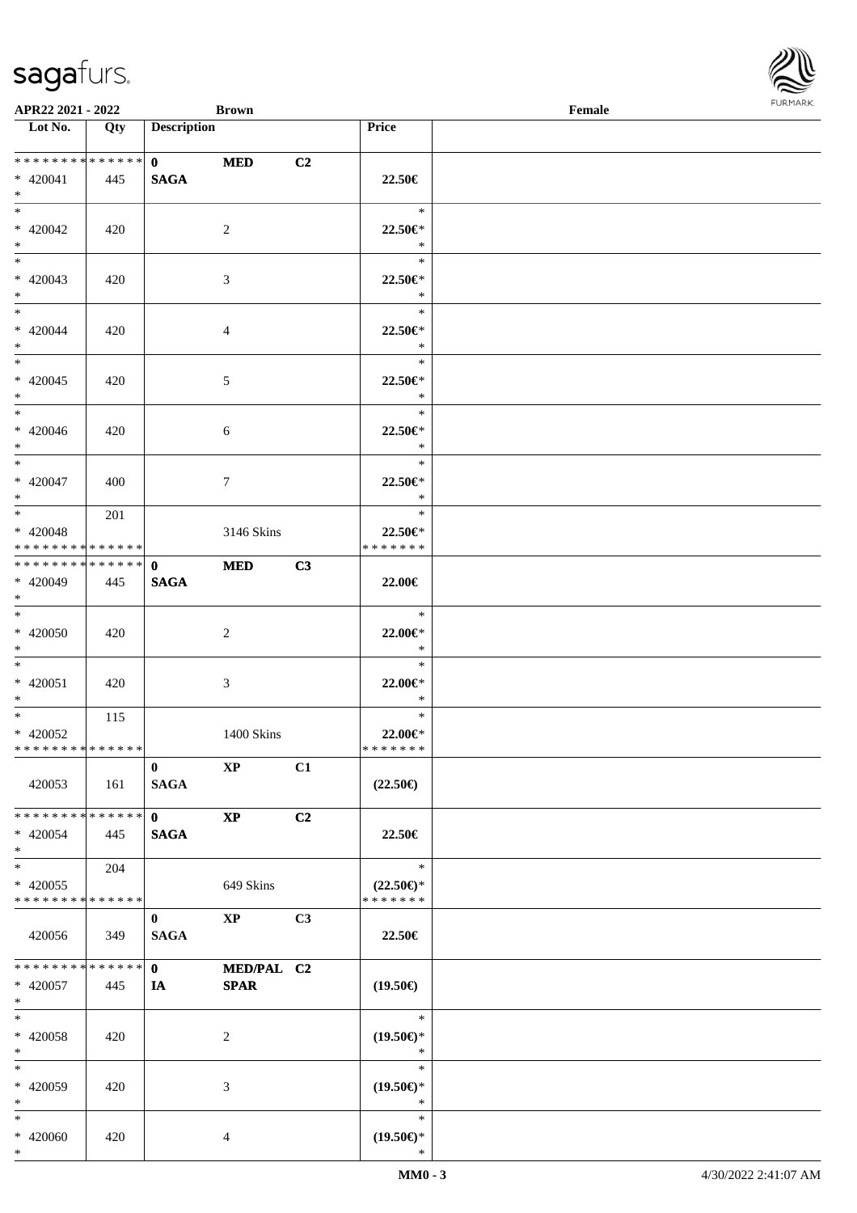APR22 2021 - 2022 | Brown | Female

| Lot No. | Qty | Description | | | Price | |
|---|---|---|---|---|---|---|
| * * * * * * * * * * * * * * | | 0 | MED | C2 | | |
| * 420041 | 445 | SAGA | | | 22.50€ | |
| * | | | | | | |
| * | | | | | * | |
| * 420042 | 420 | | 2 | | 22.50€* | |
| * | | | | | * | |
| * 420043 | 420 | | 3 | | 22.50€* | |
| * | | | | | * | |
| * 420044 | 420 | | 4 | | 22.50€* | |
| * | | | | | * | |
| * 420045 | 420 | | 5 | | 22.50€* | |
| * | | | | | * | |
| * 420046 | 420 | | 6 | | 22.50€* | |
| * | | | | | * | |
| * 420047 | 400 | | 7 | | 22.50€* | |
| * | 201 | | | | * | |
| * 420048 | | | 3146 Skins | | 22.50€* | |
| * * * * * * * * * * * * * * | | | | | * * * * * * * | |
| * * * * * * * * * * * * * * | | 0 | MED | C3 | | |
| * 420049 | 445 | SAGA | | | 22.00€ | |
| * | | | | | * | |
| * 420050 | 420 | | 2 | | 22.00€* | |
| * | | | | | * | |
| * 420051 | 420 | | 3 | | 22.00€* | |
| * | 115 | | | | * | |
| * 420052 | | | 1400 Skins | | 22.00€* | |
| * * * * * * * * * * * * * * | | | | | * * * * * * * | |
| | | 0 | XP | C1 | | |
| 420053 | 161 | SAGA | | | (22.50€) | |
| * * * * * * * * * * * * * * | | 0 | XP | C2 | | |
| * 420054 | 445 | SAGA | | | 22.50€ | |
| * | 204 | | | | * | |
| * 420055 | | | 649 Skins | | (22.50€)* | |
| * * * * * * * * * * * * * * | | | | | * * * * * * * | |
| | | 0 | XP | C3 | | |
| 420056 | 349 | SAGA | | | 22.50€ | |
| * * * * * * * * * * * * * * | | 0 | MED/PAL | C2 | | |
| * 420057 | 445 | IA | SPAR | | (19.50€) | |
| * | | | | | * | |
| * 420058 | 420 | | 2 | | (19.50€)* | |
| * | | | | | * | |
| * 420059 | 420 | | 3 | | (19.50€)* | |
| * | | | | | * | |
| * 420060 | 420 | | 4 | | (19.50€)* | |
| * | | | | | * | |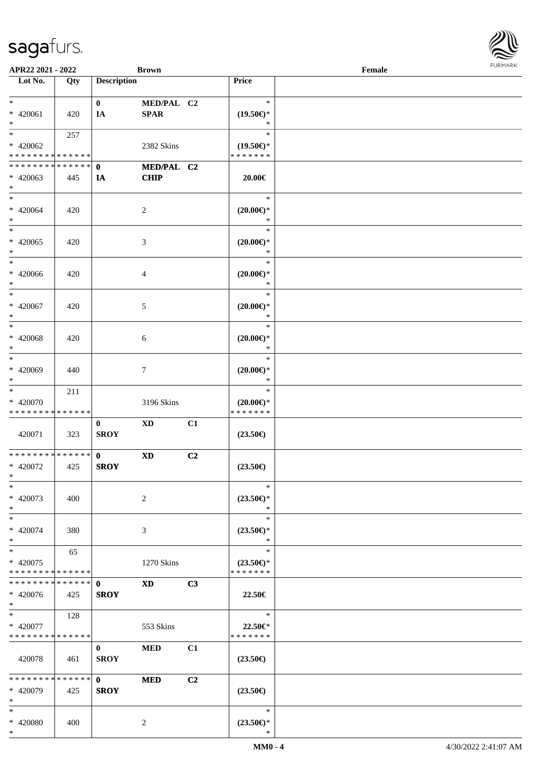| Lot No. | Qty | Description | | | Price |
|---|---|---|---|---|---|
| * | | 0 | MED/PAL | C2 | * |
| * 420061 | 420 | IA | SPAR | | (19.50€)* |
| * | | | | | * |
| * | 257 | | | | * |
| * 420062 | | | 2382 Skins | | (19.50€)* |
| * * * * * * * * * * * * * * | | | | | * * * * * * * |
| * * * * * * * * * * * * * * | | 0 | MED/PAL | C2 | |
| * 420063 | 445 | IA | CHIP | | 20.00€ |
| * | | | | | |
| * | | | | | * |
| * 420064 | 420 | | 2 | | (20.00€)* |
| * | | | | | * |
| * | | | | | * |
| * 420065 | 420 | | 3 | | (20.00€)* |
| * | | | | | * |
| * | | | | | * |
| * 420066 | 420 | | 4 | | (20.00€)* |
| * | | | | | * |
| * | | | | | * |
| * 420067 | 420 | | 5 | | (20.00€)* |
| * | | | | | * |
| * | | | | | * |
| * 420068 | 420 | | 6 | | (20.00€)* |
| * | | | | | * |
| * | | | | | * |
| * 420069 | 440 | | 7 | | (20.00€)* |
| * | | | | | * |
| * | 211 | | | | * |
| * 420070 | | | 3196 Skins | | (20.00€)* |
| * * * * * * * * * * * * * * | | | | | * * * * * * * |
| | | 0 | XD | C1 | |
| 420071 | 323 | SROY | | | (23.50€) |
| * * * * * * * * * * * * * * | | 0 | XD | C2 | |
| * 420072 | 425 | SROY | | | (23.50€) |
| * | | | | | |
| * | | | | | * |
| * 420073 | 400 | | 2 | | (23.50€)* |
| * | | | | | * |
| * | | | | | * |
| * 420074 | 380 | | 3 | | (23.50€)* |
| * | | | | | * |
| * | 65 | | | | * |
| * 420075 | | | 1270 Skins | | (23.50€)* |
| * * * * * * * * * * * * * * | | | | | * * * * * * * |
| * * * * * * * * * * * * * * | | 0 | XD | C3 | |
| * 420076 | 425 | SROY | | | 22.50€ |
| * | | | | | |
| * | 128 | | | | * |
| * 420077 | | | 553 Skins | | 22.50€* |
| * * * * * * * * * * * * * * | | | | | * * * * * * * |
| | | 0 | MED | C1 | |
| 420078 | 461 | SROY | | | (23.50€) |
| * * * * * * * * * * * * * * | | 0 | MED | C2 | |
| * 420079 | 425 | SROY | | | (23.50€) |
| * | | | | | |
| * | | | | | * |
| * 420080 | 400 | | 2 | | (23.50€)* |
| * | | | | | * |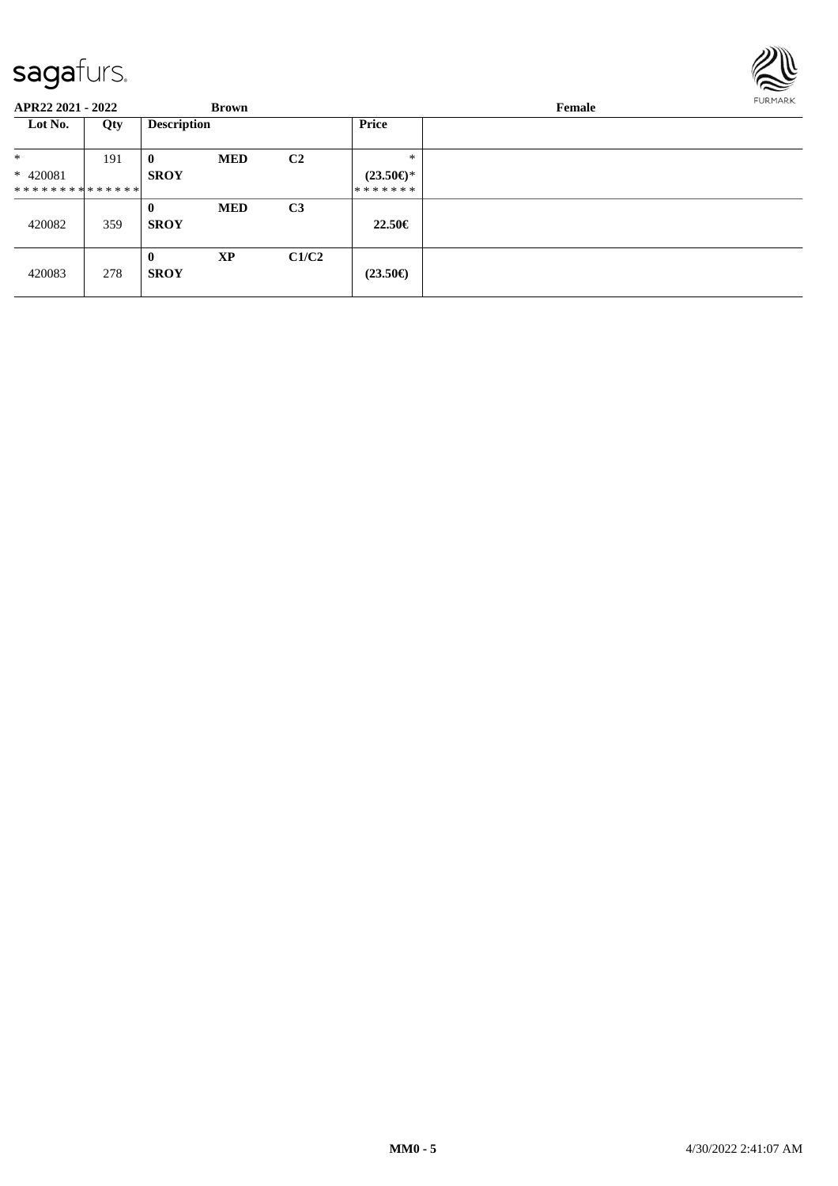APR22 2021 - 2022 Brown Female

| Lot No. | Qty | Description | | | Price |
|---|---|---|---|---|---|
| * | 191 | 0 | MED | C2 | * |
| * 420081 | | SROY | | | (23.50€)* |
| ************** | | | | | ******* |
| 420082 | 359 | 0 SROY | MED | C3 | 22.50€ |
| 420083 | 278 | 0 SROY | XP | C1/C2 | (23.50€) |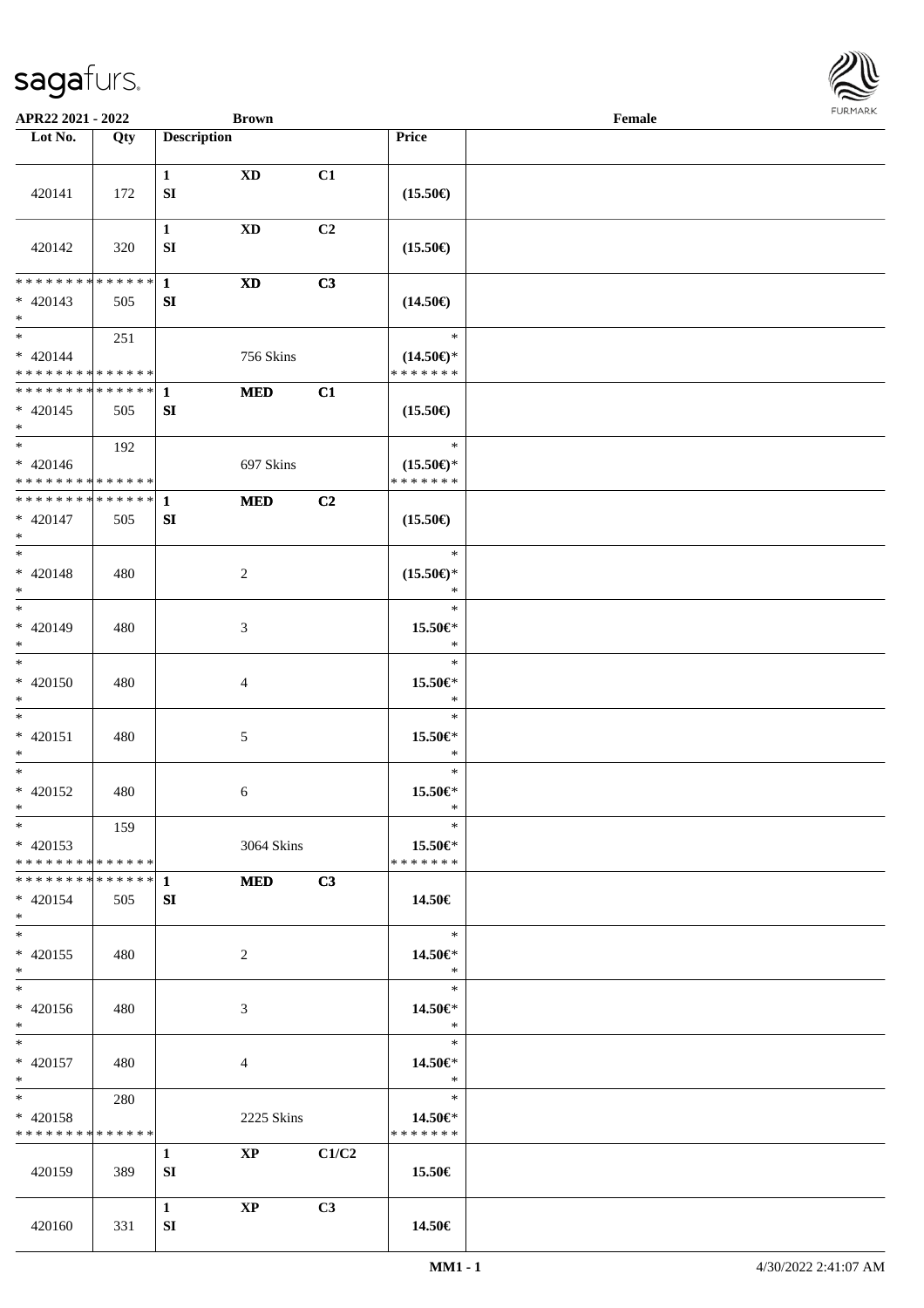APR22 2021 - 2022 &nbsp;&nbsp;&nbsp;&nbsp; Brown &nbsp;&nbsp;&nbsp;&nbsp; Female

| Lot No. | Qty | Description | | | Price | |
|---|---|---|---|---|---|---|
| 420141 | 172 | 1 SI | XD | C1 | (15.50€) | |
| 420142 | 320 | 1 SI | XD | C2 | (15.50€) | |
| * * * * * * * * * * * * * * <br>* 420143<br>* | 505 | 1 SI | XD | C3 | (14.50€) | |
| * <br>* 420144<br>* * * * * * * * * * * * * * | 251 | | 756 Skins | | *<br>(14.50€)*<br>* * * * * * * | |
| * * * * * * * * * * * * * * <br>* 420145<br>* | 505 | 1 SI | MED | C1 | (15.50€) | |
| * <br>* 420146<br>* * * * * * * * * * * * * * | 192 | | 697 Skins | | *<br>(15.50€)*<br>* * * * * * * | |
| * * * * * * * * * * * * * * <br>* 420147<br>* | 505 | 1 SI | MED | C2 | (15.50€) | |
| * <br>* 420148<br>* | 480 | | 2 | | *<br>(15.50€)*<br>* | |
| * <br>* 420149<br>* | 480 | | 3 | | *<br>15.50€*<br>* | |
| * <br>* 420150<br>* | 480 | | 4 | | *<br>15.50€*<br>* | |
| * <br>* 420151<br>* | 480 | | 5 | | *<br>15.50€*<br>* | |
| * <br>* 420152<br>* | 480 | | 6 | | *<br>15.50€*<br>* | |
| * <br>* 420153<br>* * * * * * * * * * * * * * | 159 | | 3064 Skins | | *<br>15.50€*<br>* * * * * * * | |
| * * * * * * * * * * * * * * <br>* 420154<br>* | 505 | 1 SI | MED | C3 | 14.50€ | |
| * <br>* 420155<br>* | 480 | | 2 | | *<br>14.50€*<br>* | |
| * <br>* 420156<br>* | 480 | | 3 | | *<br>14.50€*<br>* | |
| * <br>* 420157<br>* | 480 | | 4 | | *<br>14.50€*<br>* | |
| * <br>* 420158<br>* * * * * * * * * * * * * * | 280 | | 2225 Skins | | *<br>14.50€*<br>* * * * * * * | |
| 420159 | 389 | 1 SI | XP | C1/C2 | 15.50€ | |
| 420160 | 331 | 1 SI | XP | C3 | 14.50€ | |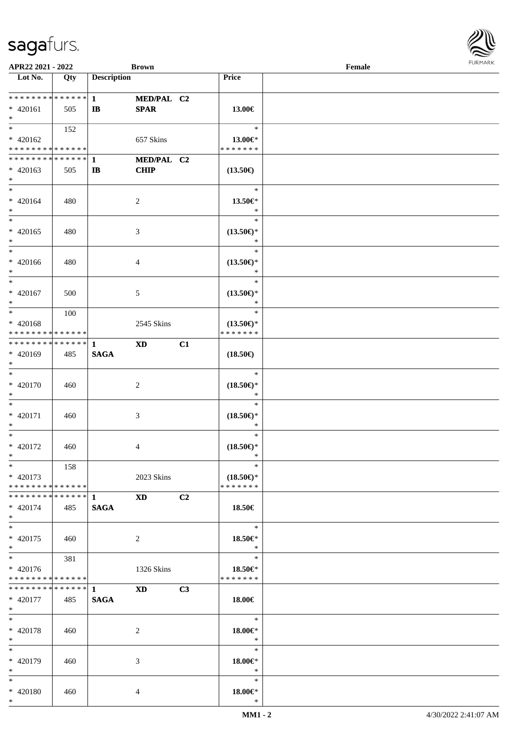APR22 2021 - 2022 | Brown | Female

| Lot No. | Qty | Description | | | Price | |
|---|---|---|---|---|---|---|
| * * * * * * * * * * * * * * | | 1 | MED/PAL | C2 | | |
| * 420161 | 505 | IB | SPAR | | 13.00€ | |
| * | | | | | | |
| * | 152 | | | | * | |
| * 420162 | | | 657 Skins | | 13.00€* | |
| * * * * * * * * * * * * * * | | | | | * * * * * * * | |
| * * * * * * * * * * * * * * | | 1 | MED/PAL | C2 | | |
| * 420163 | 505 | IB | CHIP | | (13.50€) | |
| * | | | | | | |
| * | | | | | * | |
| * 420164 | 480 | | 2 | | 13.50€* | |
| * | | | | | * | |
| * | | | | | * | |
| * 420165 | 480 | | 3 | | (13.50€)* | |
| * | | | | | * | |
| * | | | | | * | |
| * 420166 | 480 | | 4 | | (13.50€)* | |
| * | | | | | * | |
| * | | | | | * | |
| * 420167 | 500 | | 5 | | (13.50€)* | |
| * | | | | | * | |
| * | 100 | | | | * | |
| * 420168 | | | 2545 Skins | | (13.50€)* | |
| * * * * * * * * * * * * * * | | | | | * * * * * * * | |
| * * * * * * * * * * * * * * | | 1 | XD | C1 | | |
| * 420169 | 485 | SAGA | | | (18.50€) | |
| * | | | | | | |
| * | | | | | * | |
| * 420170 | 460 | | 2 | | (18.50€)* | |
| * | | | | | * | |
| * | | | | | * | |
| * 420171 | 460 | | 3 | | (18.50€)* | |
| * | | | | | * | |
| * | | | | | * | |
| * 420172 | 460 | | 4 | | (18.50€)* | |
| * | | | | | * | |
| * | 158 | | | | * | |
| * 420173 | | | 2023 Skins | | (18.50€)* | |
| * * * * * * * * * * * * * * | | | | | * * * * * * * | |
| * * * * * * * * * * * * * * | | 1 | XD | C2 | | |
| * 420174 | 485 | SAGA | | | 18.50€ | |
| * | | | | | | |
| * | | | | | * | |
| * 420175 | 460 | | 2 | | 18.50€* | |
| * | | | | | * | |
| * | 381 | | | | * | |
| * 420176 | | | 1326 Skins | | 18.50€* | |
| * * * * * * * * * * * * * * | | | | | * * * * * * * | |
| * * * * * * * * * * * * * * | | 1 | XD | C3 | | |
| * 420177 | 485 | SAGA | | | 18.00€ | |
| * | | | | | | |
| * | | | | | * | |
| * 420178 | 460 | | 2 | | 18.00€* | |
| * | | | | | * | |
| * | | | | | * | |
| * 420179 | 460 | | 3 | | 18.00€* | |
| * | | | | | * | |
| * | | | | | * | |
| * 420180 | 460 | | 4 | | 18.00€* | |
| * | | | | | * | |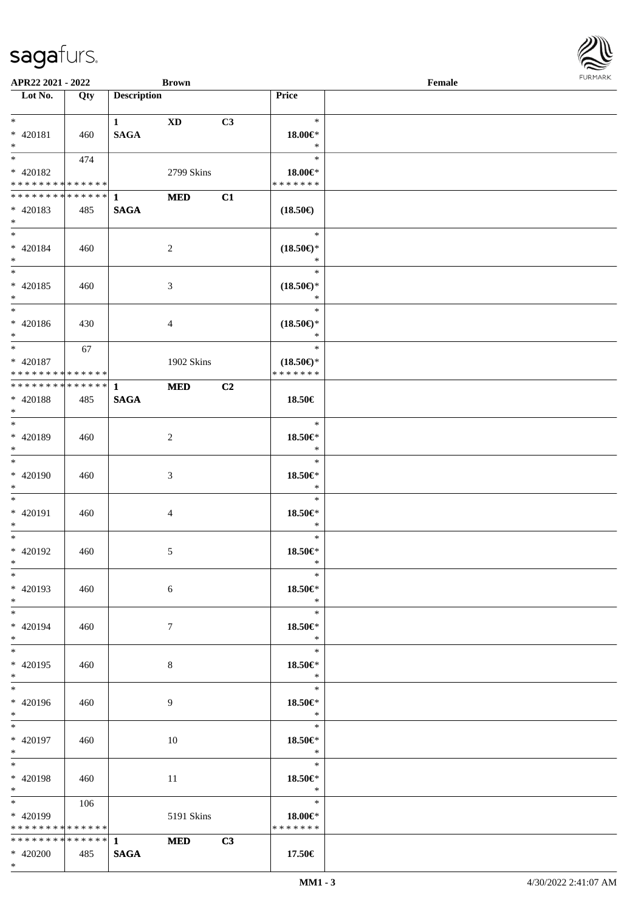APR22 2021 - 2022 | Brown | Female

| Lot No. | Qty | Description | | | Price |
|---|---|---|---|---|---|
| * 420181 * | 460 | 1 SAGA | XD | C3 | * 18.00€* * |
| * 420182 * * * * * * * * * * * * * * | 474 | | 2799 Skins | | * 18.00€* * * * * * * * |
| * * * * * * * * * * * * * * 420183 * | 485 | 1 SAGA | MED | C1 | (18.50€) |
| * 420184 * | 460 | | 2 | | * (18.50€)* * |
| * 420185 * | 460 | | 3 | | * (18.50€)* * |
| * 420186 * | 430 | | 4 | | * (18.50€)* * |
| * 420187 * * * * * * * * * * * * * * | 67 | | 1902 Skins | | * (18.50€)* * * * * * * * |
| * * * * * * * * * * * * * * 420188 * | 485 | 1 SAGA | MED | C2 | 18.50€ |
| * 420189 * | 460 | | 2 | | * 18.50€* * |
| * 420190 * | 460 | | 3 | | * 18.50€* * |
| * 420191 * | 460 | | 4 | | * 18.50€* * |
| * 420192 * | 460 | | 5 | | * 18.50€* * |
| * 420193 * | 460 | | 6 | | * 18.50€* * |
| * 420194 * | 460 | | 7 | | * 18.50€* * |
| * 420195 * | 460 | | 8 | | * 18.50€* * |
| * 420196 * | 460 | | 9 | | * 18.50€* * |
| * 420197 * | 460 | | 10 | | * 18.50€* * |
| * 420198 * | 460 | | 11 | | * 18.50€* * |
| * 420199 * * * * * * * * * * * * * * | 106 | | 5191 Skins | | * 18.00€* * * * * * * * |
| * * * * * * * * * * * * * * 420200 * | 485 | 1 SAGA | MED | C3 | 17.50€ |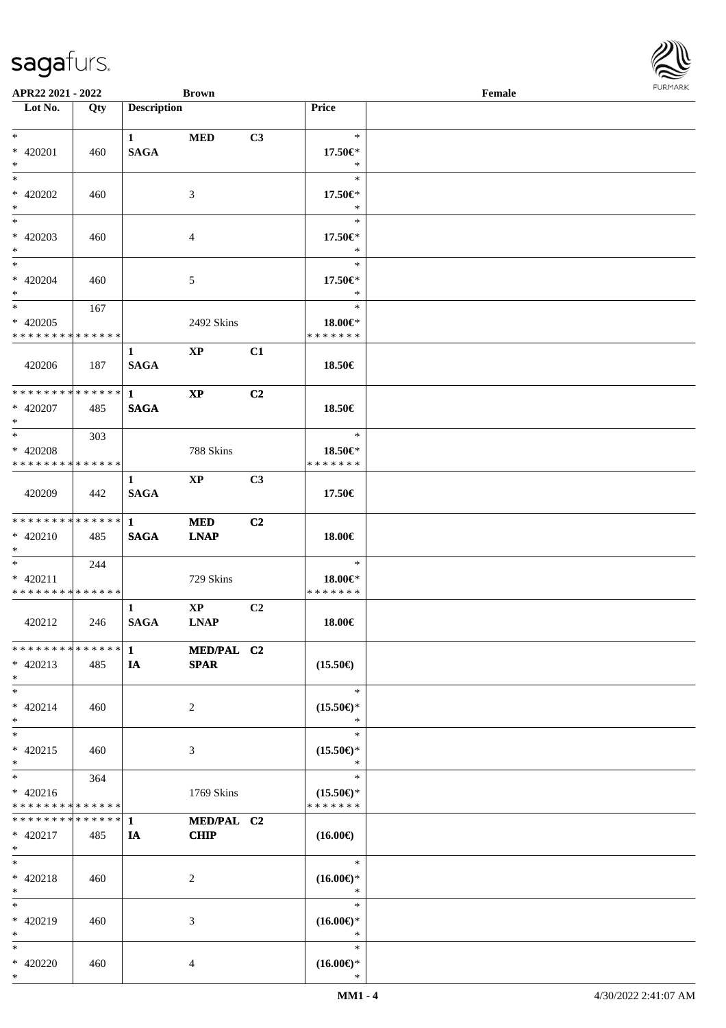APR22 2021 - 2022 | Brown | Female

| Lot No. | Qty | Description | | | Price | |
|---|---|---|---|---|---|---|
| *<br>* 420201<br>* | 460 | 1<br>SAGA | MED | C3 | *<br>17.50€*<br>* | |
| *<br>* 420202<br>* | 460 | | 3 | | *<br>17.50€*<br>* | |
| *<br>* 420203<br>* | 460 | | 4 | | *<br>17.50€*<br>* | |
| *<br>* 420204<br>* | 460 | | 5 | | *<br>17.50€*<br>* | |
| *<br>* 420205<br>* * * * * * * * * * * * * * | 167 | | 2492 Skins | | *<br>18.00€*<br>* * * * * * * | |
| 420206 | 187 | 1<br>SAGA | XP | C1 | 18.50€ | |
| * * * * * * * * * * * * * *<br>* 420207<br>* | 485 | 1<br>SAGA | XP | C2 | 18.50€ | |
| *<br>* 420208<br>* * * * * * * * * * * * * * | 303 | | 788 Skins | | *<br>18.50€*<br>* * * * * * * | |
| 420209 | 442 | 1<br>SAGA | XP | C3 | 17.50€ | |
| * * * * * * * * * * * * * *<br>* 420210<br>* | 485 | 1<br>SAGA | MED<br>LNAP | C2 | 18.00€ | |
| *<br>* 420211<br>* * * * * * * * * * * * * * | 244 | | 729 Skins | | *<br>18.00€*<br>* * * * * * * | |
| 420212 | 246 | 1<br>SAGA | XP<br>LNAP | C2 | 18.00€ | |
| * * * * * * * * * * * * * *<br>* 420213<br>* | 485 | 1<br>IA | MED/PAL<br>SPAR | C2 | (15.50€) | |
| *<br>* 420214<br>* | 460 | | 2 | | *<br>(15.50€)*<br>* | |
| *<br>* 420215<br>* | 460 | | 3 | | *<br>(15.50€)*<br>* | |
| *<br>* 420216<br>* * * * * * * * * * * * * * | 364 | | 1769 Skins | | *<br>(15.50€)*<br>* * * * * * * | |
| * * * * * * * * * * * * * *<br>* 420217<br>* | 485 | 1<br>IA | MED/PAL<br>CHIP | C2 | (16.00€) | |
| *<br>* 420218<br>* | 460 | | 2 | | *<br>(16.00€)*<br>* | |
| *<br>* 420219<br>* | 460 | | 3 | | *<br>(16.00€)*<br>* | |
| *<br>* 420220<br>* | 460 | | 4 | | *<br>(16.00€)*<br>* | |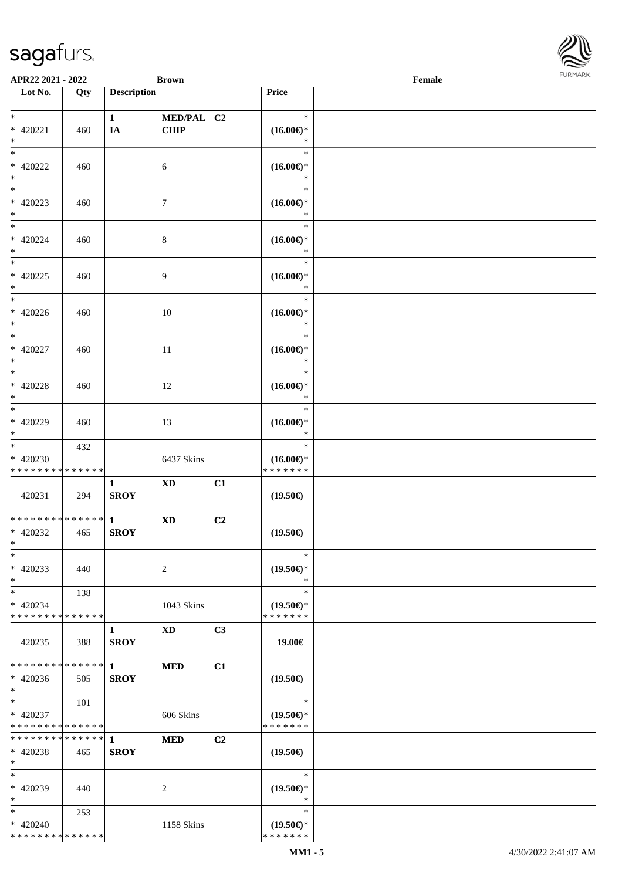APR22 2021 - 2022 Brown Female

| Lot No. | Qty | Description | | | Price | |
|---|---|---|---|---|---|---|
| * <br> * 420221 <br> * | 460 | 1 <br> IA | MED/PAL <br> CHIP | C2 | * <br> (16.00€)* <br> * | |
| * <br> * 420222 <br> * | 460 | | 6 | | * <br> (16.00€)* <br> * | |
| * <br> * 420223 <br> * | 460 | | 7 | | * <br> (16.00€)* <br> * | |
| * <br> * 420224 <br> * | 460 | | 8 | | * <br> (16.00€)* <br> * | |
| * <br> * 420225 <br> * | 460 | | 9 | | * <br> (16.00€)* <br> * | |
| * <br> * 420226 <br> * | 460 | | 10 | | * <br> (16.00€)* <br> * | |
| * <br> * 420227 <br> * | 460 | | 11 | | * <br> (16.00€)* <br> * | |
| * <br> * 420228 <br> * | 460 | | 12 | | * <br> (16.00€)* <br> * | |
| * <br> * 420229 <br> * | 460 | | 13 | | * <br> (16.00€)* <br> * | |
| * <br> * 420230 <br> * * * * * * * * * * * * * * | 432 | | 6437 Skins | | * <br> (16.00€)* <br> * * * * * * * | |
| 420231 | 294 | 1 <br> SROY | XD | C1 | (19.50€) | |
| * * * * * * * * * * * * * * <br> * 420232 <br> * | 465 | 1 <br> SROY | XD | C2 | (19.50€) | |
| * <br> * 420233 <br> * | 440 | | 2 | | * <br> (19.50€)* <br> * | |
| * <br> * 420234 <br> * * * * * * * * * * * * * * | 138 | | 1043 Skins | | * <br> (19.50€)* <br> * * * * * * * | |
| 420235 | 388 | 1 <br> SROY | XD | C3 | 19.00€ | |
| * * * * * * * * * * * * * * <br> * 420236 <br> * | 505 | 1 <br> SROY | MED | C1 | (19.50€) | |
| * <br> * 420237 <br> * * * * * * * * * * * * * * | 101 | | 606 Skins | | * <br> (19.50€)* <br> * * * * * * * | |
| * * * * * * * * * * * * * * <br> * 420238 <br> * | 465 | 1 <br> SROY | MED | C2 | (19.50€) | |
| * <br> * 420239 <br> * | 440 | | 2 | | * <br> (19.50€)* <br> * | |
| * <br> * 420240 <br> * * * * * * * * * * * * * * | 253 | | 1158 Skins | | * <br> (19.50€)* <br> * * * * * * * | |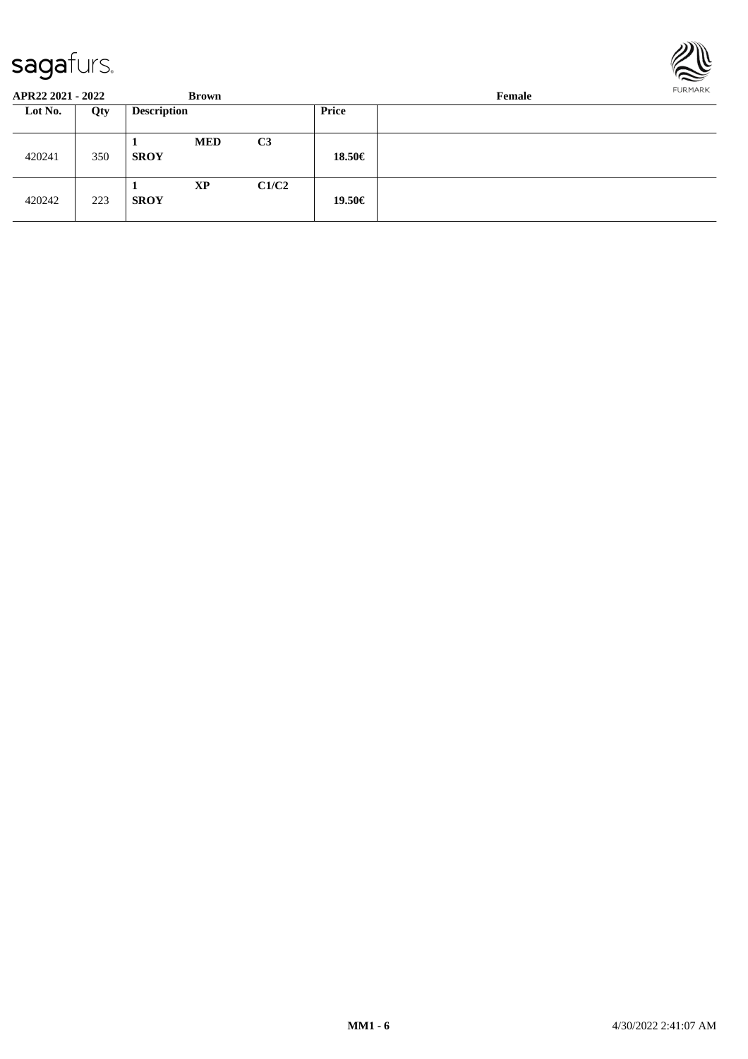**APR22 2021 - 2022** **Brown** **Female**

| Lot No. | Qty | Description | | | Price | |
|---|---|---|---|---|---|---|
| 420241 | 350 | 1 **SROY** | **MED** | **C3** | **18.50€** | |
| 420242 | 223 | 1 **SROY** | **XP** | **C1/C2** | **19.50€** | |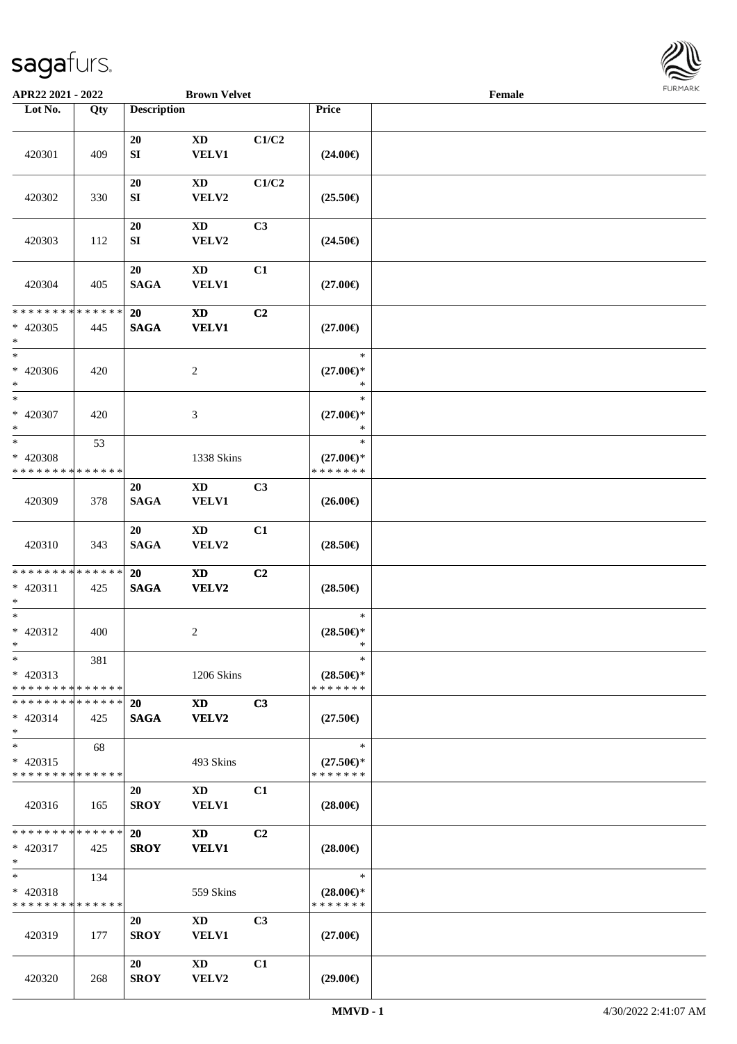APR22 2021 - 2022 &nbsp;&nbsp;&nbsp;&nbsp; Brown Velvet &nbsp;&nbsp;&nbsp;&nbsp; Female

| Lot No. | Qty | Description | | | Price | |
|---|---|---|---|---|---|---|
| 420301 | 409 | 20 SI | XD VELV1 | C1/C2 | (24.00€) | |
| 420302 | 330 | 20 SI | XD VELV2 | C1/C2 | (25.50€) | |
| 420303 | 112 | 20 SI | XD VELV2 | C3 | (24.50€) | |
| 420304 | 405 | 20 SAGA | XD VELV1 | C1 | (27.00€) | |
| * * * * * * * * * * * * * * * 420305 * | 445 | 20 SAGA | XD VELV1 | C2 | (27.00€) | |
| * * 420306 * | 420 | | 2 | | * (27.00€)* * | |
| * * 420307 * | 420 | | 3 | | * (27.00€)* * | |
| * * 420308 * * * * * * * * * * * * * * | 53 | | 1338 Skins | | * (27.00€)* * * * * * * * | |
| 420309 | 378 | 20 SAGA | XD VELV1 | C3 | (26.00€) | |
| 420310 | 343 | 20 SAGA | XD VELV2 | C1 | (28.50€) | |
| * * * * * * * * * * * * * * * 420311 * | 425 | 20 SAGA | XD VELV2 | C2 | (28.50€) | |
| * * 420312 * | 400 | | 2 | | * (28.50€)* * | |
| * * 420313 * * * * * * * * * * * * * * | 381 | | 1206 Skins | | * (28.50€)* * * * * * * * | |
| * * * * * * * * * * * * * * * 420314 * | 425 | 20 SAGA | XD VELV2 | C3 | (27.50€) | |
| * * 420315 * * * * * * * * * * * * * * | 68 | | 493 Skins | | * (27.50€)* * * * * * * * | |
| 420316 | 165 | 20 SROY | XD VELV1 | C1 | (28.00€) | |
| * * * * * * * * * * * * * * * 420317 * | 425 | 20 SROY | XD VELV1 | C2 | (28.00€) | |
| * * 420318 * * * * * * * * * * * * * * | 134 | | 559 Skins | | * (28.00€)* * * * * * * * | |
| 420319 | 177 | 20 SROY | XD VELV1 | C3 | (27.00€) | |
| 420320 | 268 | 20 SROY | XD VELV2 | C1 | (29.00€) | |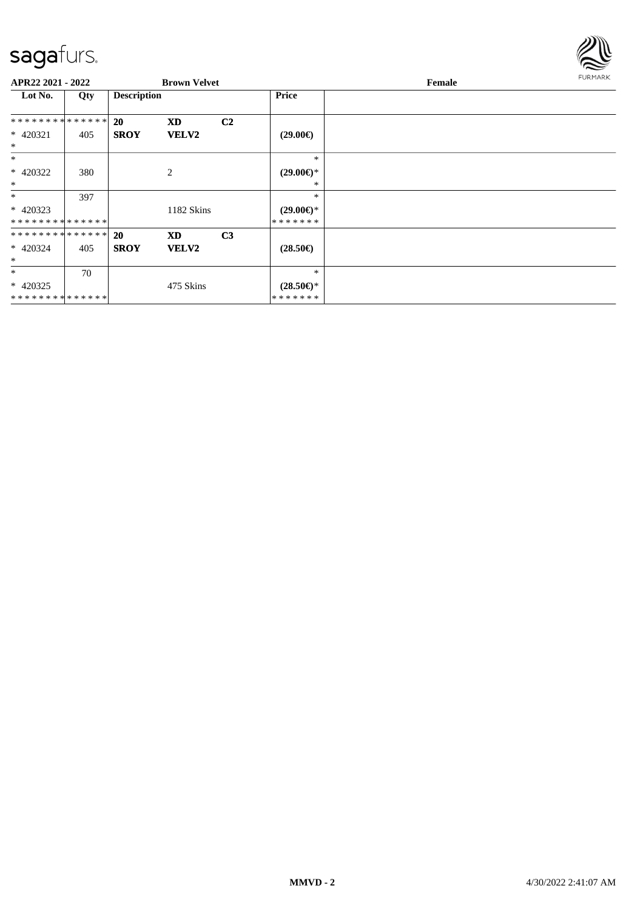**APR22 2021 - 2022** **Brown Velvet** **Female**

| Lot No. | Qty | Description | | | Price |
|---|---|---|---|---|---|
| * * * * * * * * * * * * * * | | **20** | **XD** | **C2** | |
| * 420321 | 405 | **SROY** | **VELV2** | | **(29.00€)** |
| * | | | | | |
| * | | | | | * |
| * 420322 | 380 | | 2 | | **(29.00€)*** |
| * | | | | | * |
| * | 397 | | | | * |
| * 420323 | | | 1182 Skins | | **(29.00€)*** |
| * * * * * * * * * * * * * * | | | | | * * * * * * * |
| * * * * * * * * * * * * * * | | **20** | **XD** | **C3** | |
| * 420324 | 405 | **SROY** | **VELV2** | | **(28.50€)** |
| * | | | | | |
| * | 70 | | | | * |
| * 420325 | | | 475 Skins | | **(28.50€)*** |
| * * * * * * * * * * * * * * | | | | | * * * * * * * |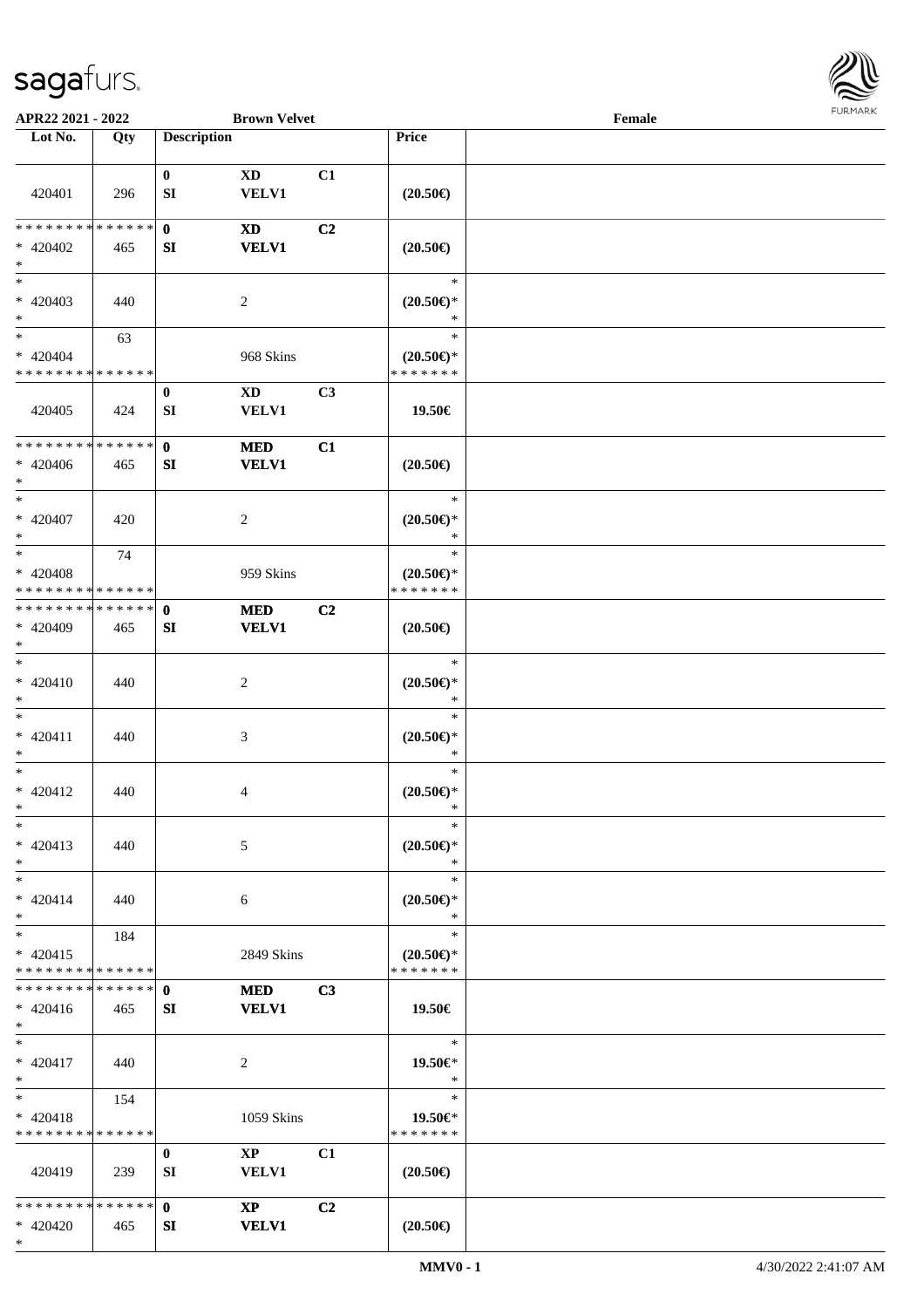APR22 2021 - 2022 &nbsp;&nbsp;&nbsp;&nbsp; Brown Velvet &nbsp;&nbsp;&nbsp;&nbsp; Female

| Lot No. | Qty | Description | | | Price | |
|---|---|---|---|---|---|---|
| 420401 | 296 | 0<br>SI | XD<br>VELV1 | C1 | (20.50€) | |
| * * * * * * * * * * * * * *<br>* 420402<br>* | 465 | 0<br>SI | XD<br>VELV1 | C2 | (20.50€) | |
| *<br>* 420403<br>* | 440 | | 2 | | *<br>(20.50€)*<br>* | |
| *<br>* 420404<br>* * * * * * * * * * * * * * | 63 | | 968 Skins | | *<br>(20.50€)*<br>* * * * * * * | |
| 420405 | 424 | 0<br>SI | XD<br>VELV1 | C3 | 19.50€ | |
| * * * * * * * * * * * * * *<br>* 420406<br>* | 465 | 0<br>SI | MED<br>VELV1 | C1 | (20.50€) | |
| *<br>* 420407<br>* | 420 | | 2 | | *<br>(20.50€)*<br>* | |
| *<br>* 420408<br>* * * * * * * * * * * * * * | 74 | | 959 Skins | | *<br>(20.50€)*<br>* * * * * * * | |
| * * * * * * * * * * * * * *<br>* 420409<br>* | 465 | 0<br>SI | MED<br>VELV1 | C2 | (20.50€) | |
| *<br>* 420410<br>* | 440 | | 2 | | *<br>(20.50€)*<br>* | |
| *<br>* 420411<br>* | 440 | | 3 | | *<br>(20.50€)*<br>* | |
| *<br>* 420412<br>* | 440 | | 4 | | *<br>(20.50€)*<br>* | |
| *<br>* 420413<br>* | 440 | | 5 | | *<br>(20.50€)*<br>* | |
| *<br>* 420414<br>* | 440 | | 6 | | *<br>(20.50€)*<br>* | |
| *<br>* 420415<br>* * * * * * * * * * * * * * | 184 | | 2849 Skins | | *<br>(20.50€)*<br>* * * * * * * | |
| * * * * * * * * * * * * * *<br>* 420416<br>* | 465 | 0<br>SI | MED<br>VELV1 | C3 | 19.50€ | |
| *<br>* 420417<br>* | 440 | | 2 | | *<br>19.50€*<br>* | |
| *<br>* 420418<br>* * * * * * * * * * * * * * | 154 | | 1059 Skins | | *<br>19.50€*<br>* * * * * * * | |
| 420419 | 239 | 0<br>SI | XP<br>VELV1 | C1 | (20.50€) | |
| * * * * * * * * * * * * * *<br>* 420420<br>* | 465 | 0<br>SI | XP<br>VELV1 | C2 | (20.50€) | |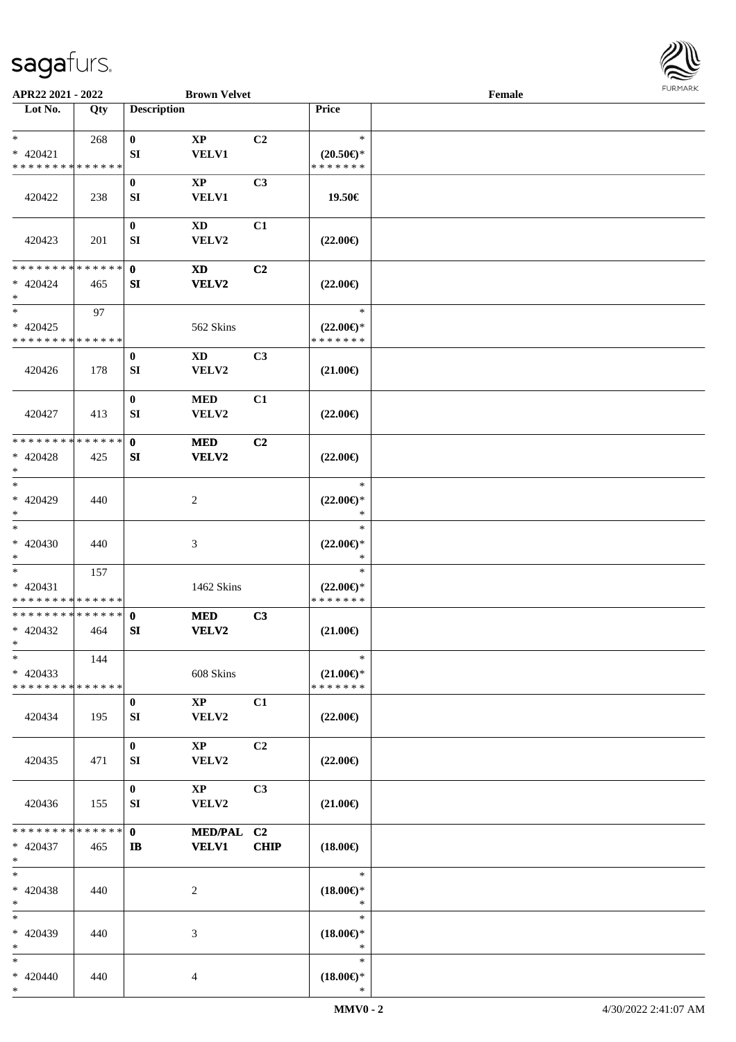APR22 2021 - 2022 Brown Velvet Female

| Lot No. | Qty | Description | | | Price | |
|---|---|---|---|---|---|---|
| * | 268 | 0 | XP | C2 | * | |
| * 420421 | | SI | VELV1 | | (20.50€)* | |
| * * * * * * * * * * * * * * | | | | | * * * * * * * | |
| | | 0 | XP | C3 | | |
| 420422 | 238 | SI | VELV1 | | 19.50€ | |
| | | 0 | XD | C1 | | |
| 420423 | 201 | SI | VELV2 | | (22.00€) | |
| * * * * * * * * * * * * * * | | 0 | XD | C2 | | |
| * 420424 | 465 | SI | VELV2 | | (22.00€) | |
| * | | | | | | |
| * | 97 | | | | * | |
| * 420425 | | | 562 Skins | | (22.00€)* | |
| * * * * * * * * * * * * * * | | | | | * * * * * * * | |
| | | 0 | XD | C3 | | |
| 420426 | 178 | SI | VELV2 | | (21.00€) | |
| | | 0 | MED | C1 | | |
| 420427 | 413 | SI | VELV2 | | (22.00€) | |
| * * * * * * * * * * * * * * | | 0 | MED | C2 | | |
| * 420428 | 425 | SI | VELV2 | | (22.00€) | |
| * | | | | | | |
| * | | | | | * | |
| * 420429 | 440 | | 2 | | (22.00€)* | |
| * | | | | | * | |
| * | | | | | * | |
| * 420430 | 440 | | 3 | | (22.00€)* | |
| * | | | | | * | |
| * | 157 | | | | * | |
| * 420431 | | | 1462 Skins | | (22.00€)* | |
| * * * * * * * * * * * * * * | | | | | * * * * * * * | |
| * * * * * * * * * * * * * * | | 0 | MED | C3 | | |
| * 420432 | 464 | SI | VELV2 | | (21.00€) | |
| * | | | | | | |
| * | 144 | | | | * | |
| * 420433 | | | 608 Skins | | (21.00€)* | |
| * * * * * * * * * * * * * * | | | | | * * * * * * * | |
| | | 0 | XP | C1 | | |
| 420434 | 195 | SI | VELV2 | | (22.00€) | |
| | | 0 | XP | C2 | | |
| 420435 | 471 | SI | VELV2 | | (22.00€) | |
| | | 0 | XP | C3 | | |
| 420436 | 155 | SI | VELV2 | | (21.00€) | |
| * * * * * * * * * * * * * * | | 0 | MED/PAL | C2 | | |
| * 420437 | 465 | IB | VELV1 | CHIP | (18.00€) | |
| * | | | | | | |
| * | | | | | * | |
| * 420438 | 440 | | 2 | | (18.00€)* | |
| * | | | | | * | |
| * | | | | | * | |
| * 420439 | 440 | | 3 | | (18.00€)* | |
| * | | | | | * | |
| * | | | | | * | |
| * 420440 | 440 | | 4 | | (18.00€)* | |
| * | | | | | * | |

MMV0 - 2 4/30/2022 2:41:07 AM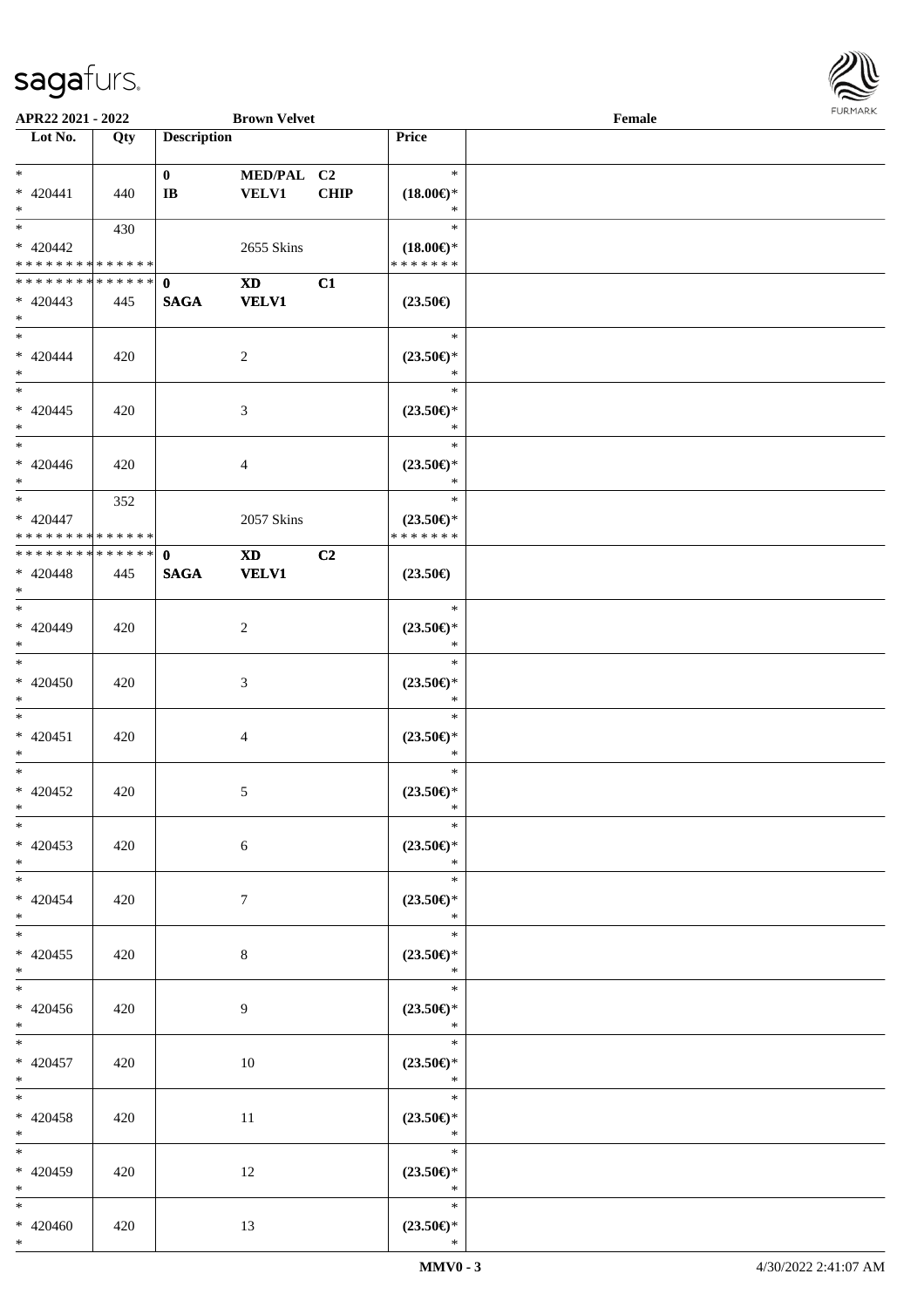APR22 2021 - 2022 **Brown Velvet** Female

| Lot No. | Qty | Description | | | Price | |
|---|---|---|---|---|---|---|
| * | | 0 | MED/PAL | C2 | * | |
| * 420441 | 440 | IB | VELV1 | CHIP | (18.00€)* | |
| * | | | | | * | |
| * | 430 | | | | * | |
| * 420442 | | | 2655 Skins | | (18.00€)* | |
| * * * * * * * * * * * * * * | | | | | * * * * * * * | |
| * * * * * * * * * * * * * * | | 0 | XD | C1 | | |
| * 420443 | 445 | SAGA | VELV1 | | (23.50€) | |
| * | | | | | | |
| * | | | | | * | |
| * 420444 | 420 | | 2 | | (23.50€)* | |
| * | | | | | * | |
| * | | | | | * | |
| * 420445 | 420 | | 3 | | (23.50€)* | |
| * | | | | | * | |
| * | | | | | * | |
| * 420446 | 420 | | 4 | | (23.50€)* | |
| * | | | | | * | |
| * | 352 | | | | * | |
| * 420447 | | | 2057 Skins | | (23.50€)* | |
| * * * * * * * * * * * * * * | | | | | * * * * * * * | |
| * * * * * * * * * * * * * * | | 0 | XD | C2 | | |
| * 420448 | 445 | SAGA | VELV1 | | (23.50€) | |
| * | | | | | | |
| * | | | | | * | |
| * 420449 | 420 | | 2 | | (23.50€)* | |
| * | | | | | * | |
| * | | | | | * | |
| * 420450 | 420 | | 3 | | (23.50€)* | |
| * | | | | | * | |
| * | | | | | * | |
| * 420451 | 420 | | 4 | | (23.50€)* | |
| * | | | | | * | |
| * | | | | | * | |
| * 420452 | 420 | | 5 | | (23.50€)* | |
| * | | | | | * | |
| * | | | | | * | |
| * 420453 | 420 | | 6 | | (23.50€)* | |
| * | | | | | * | |
| * | | | | | * | |
| * 420454 | 420 | | 7 | | (23.50€)* | |
| * | | | | | * | |
| * | | | | | * | |
| * 420455 | 420 | | 8 | | (23.50€)* | |
| * | | | | | * | |
| * | | | | | * | |
| * 420456 | 420 | | 9 | | (23.50€)* | |
| * | | | | | * | |
| * | | | | | * | |
| * 420457 | 420 | | 10 | | (23.50€)* | |
| * | | | | | * | |
| * | | | | | * | |
| * 420458 | 420 | | 11 | | (23.50€)* | |
| * | | | | | * | |
| * | | | | | * | |
| * 420459 | 420 | | 12 | | (23.50€)* | |
| * | | | | | * | |
| * | | | | | * | |
| * 420460 | 420 | | 13 | | (23.50€)* | |
| * | | | | | * | |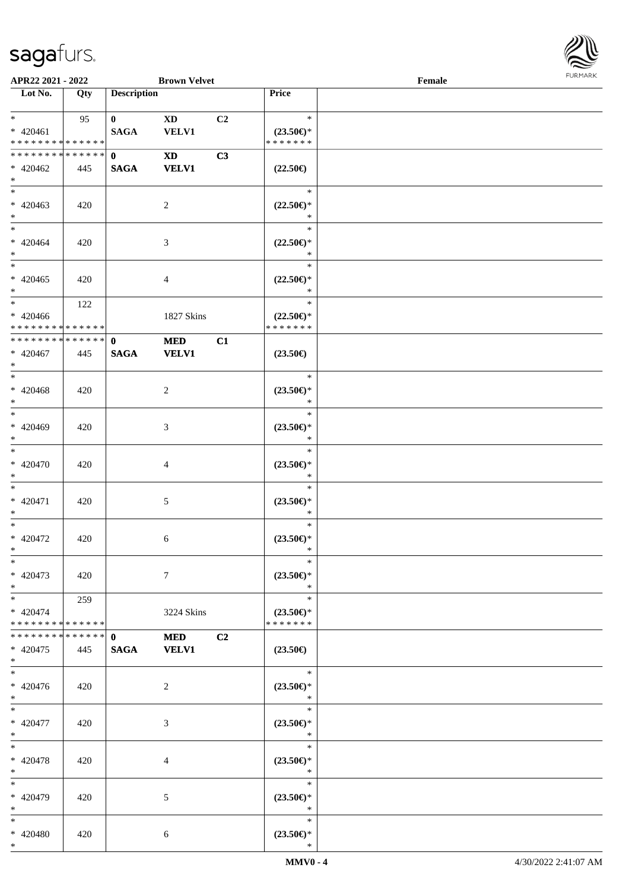**APR22 2021 - 2022** **Brown Velvet** **Female**

| Lot No. | Qty | Description | | | Price | |
|---|---|---|---|---|---|---|
| * | 95 | **0** | **XD** | **C2** | * | |
| * 420461 | | **SAGA** | **VELV1** | | **(23.50€)*** | |
| * * * * * * * * * * * * * * | | | | | * * * * * * * | |
| * * * * * * * * * * * * * * | | **0** | **XD** | **C3** | | |
| * 420462 | 445 | **SAGA** | **VELV1** | | **(22.50€)** | |
| * | | | | | | |
| * | | | | | * | |
| * 420463 | 420 | | 2 | | **(22.50€)*** | |
| * | | | | | * | |
| * | | | | | * | |
| * 420464 | 420 | | 3 | | **(22.50€)*** | |
| * | | | | | * | |
| * | | | | | * | |
| * 420465 | 420 | | 4 | | **(22.50€)*** | |
| * | | | | | * | |
| * | 122 | | | | * | |
| * 420466 | | | 1827 Skins | | **(22.50€)*** | |
| * * * * * * * * * * * * * * | | | | | * * * * * * * | |
| * * * * * * * * * * * * * * | | **0** | **MED** | **C1** | | |
| * 420467 | 445 | **SAGA** | **VELV1** | | **(23.50€)** | |
| * | | | | | | |
| * | | | | | * | |
| * 420468 | 420 | | 2 | | **(23.50€)*** | |
| * | | | | | * | |
| * | | | | | * | |
| * 420469 | 420 | | 3 | | **(23.50€)*** | |
| * | | | | | * | |
| * | | | | | * | |
| * 420470 | 420 | | 4 | | **(23.50€)*** | |
| * | | | | | * | |
| * | | | | | * | |
| * 420471 | 420 | | 5 | | **(23.50€)*** | |
| * | | | | | * | |
| * | | | | | * | |
| * 420472 | 420 | | 6 | | **(23.50€)*** | |
| * | | | | | * | |
| * | | | | | * | |
| * 420473 | 420 | | 7 | | **(23.50€)*** | |
| * | | | | | * | |
| * | 259 | | | | * | |
| * 420474 | | | 3224 Skins | | **(23.50€)*** | |
| * * * * * * * * * * * * * * | | | | | * * * * * * * | |
| * * * * * * * * * * * * * * | | **0** | **MED** | **C2** | | |
| * 420475 | 445 | **SAGA** | **VELV1** | | **(23.50€)** | |
| * | | | | | | |
| * | | | | | * | |
| * 420476 | 420 | | 2 | | **(23.50€)*** | |
| * | | | | | * | |
| * | | | | | * | |
| * 420477 | 420 | | 3 | | **(23.50€)*** | |
| * | | | | | * | |
| * | | | | | * | |
| * 420478 | 420 | | 4 | | **(23.50€)*** | |
| * | | | | | * | |
| * | | | | | * | |
| * 420479 | 420 | | 5 | | **(23.50€)*** | |
| * | | | | | * | |
| * | | | | | * | |
| * 420480 | 420 | | 6 | | **(23.50€)*** | |
| * | | | | | * | |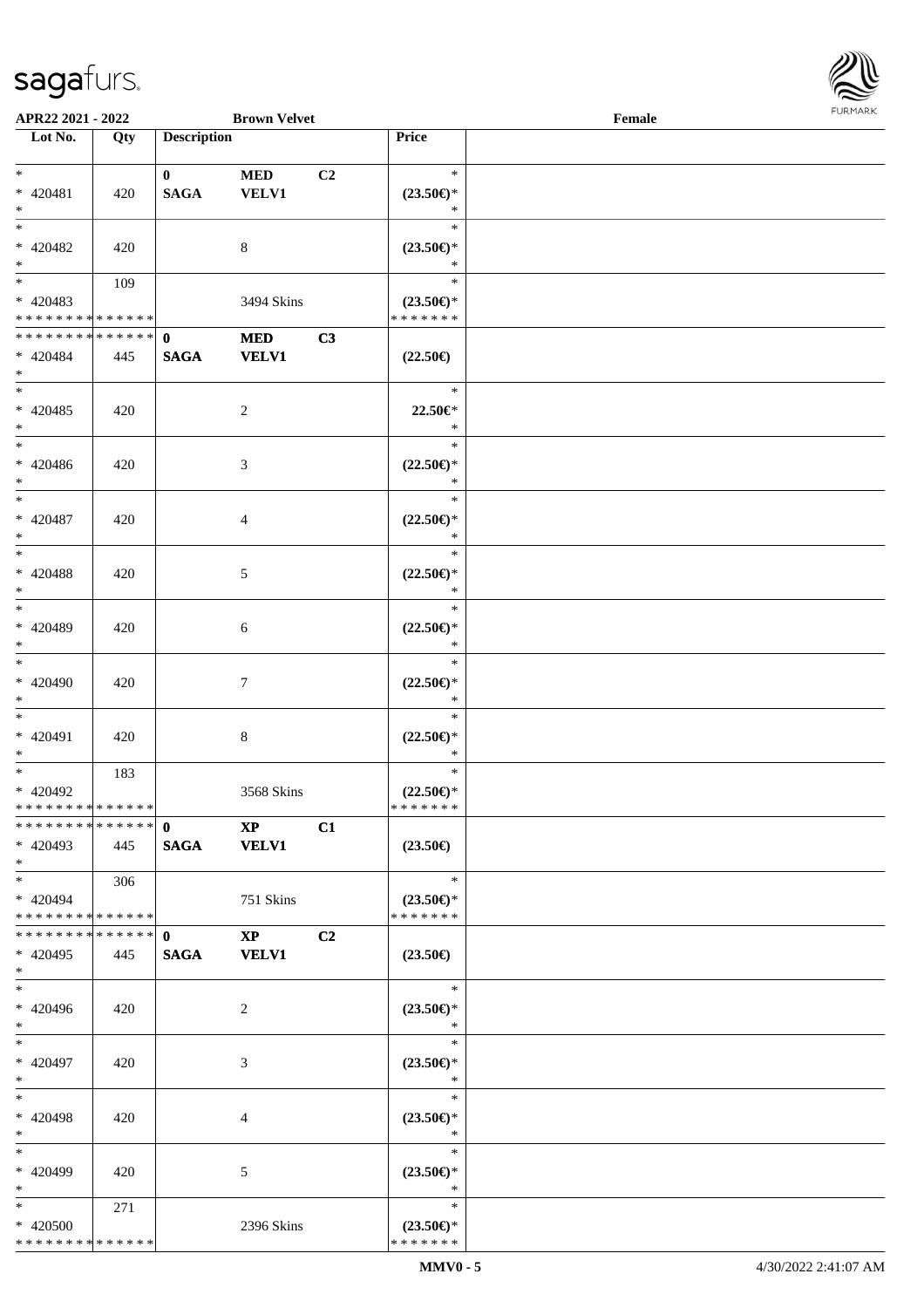**APR22 2021 - 2022** **Brown Velvet** **Female**

| Lot No. | Qty | Description | | | Price | |
|---|---|---|---|---|---|---|
| * | | **0** | **MED** | **C2** | * | |
| * 420481 | 420 | **SAGA** | **VELV1** | | **(23.50€)*** | |
| * | | | | | * | |
| * | | | | | * | |
| * 420482 | 420 | | 8 | | **(23.50€)*** | |
| * | | | | | * | |
| * | 109 | | | | * | |
| * 420483 | | | 3494 Skins | | **(23.50€)*** | |
| * * * * * * * * * * * * * * | | | | | * * * * * * * | |
| * * * * * * * * * * * * * * | | **0** | **MED** | **C3** | | |
| * 420484 | 445 | **SAGA** | **VELV1** | | **(22.50€)** | |
| * | | | | | | |
| * | | | | | * | |
| * 420485 | 420 | | 2 | | **22.50€*** | |
| * | | | | | * | |
| * | | | | | * | |
| * 420486 | 420 | | 3 | | **(22.50€)*** | |
| * | | | | | * | |
| * | | | | | * | |
| * 420487 | 420 | | 4 | | **(22.50€)*** | |
| * | | | | | * | |
| * | | | | | * | |
| * 420488 | 420 | | 5 | | **(22.50€)*** | |
| * | | | | | * | |
| * | | | | | * | |
| * 420489 | 420 | | 6 | | **(22.50€)*** | |
| * | | | | | * | |
| * | | | | | * | |
| * 420490 | 420 | | 7 | | **(22.50€)*** | |
| * | | | | | * | |
| * | | | | | * | |
| * 420491 | 420 | | 8 | | **(22.50€)*** | |
| * | | | | | * | |
| * | 183 | | | | * | |
| * 420492 | | | 3568 Skins | | **(22.50€)*** | |
| * * * * * * * * * * * * * * | | | | | * * * * * * * | |
| * * * * * * * * * * * * * * | | **0** | **XP** | **C1** | | |
| * 420493 | 445 | **SAGA** | **VELV1** | | **(23.50€)** | |
| * | | | | | | |
| * | 306 | | | | * | |
| * 420494 | | | 751 Skins | | **(23.50€)*** | |
| * * * * * * * * * * * * * * | | | | | * * * * * * * | |
| * * * * * * * * * * * * * * | | **0** | **XP** | **C2** | | |
| * 420495 | 445 | **SAGA** | **VELV1** | | **(23.50€)** | |
| * | | | | | | |
| * | | | | | * | |
| * 420496 | 420 | | 2 | | **(23.50€)*** | |
| * | | | | | * | |
| * | | | | | * | |
| * 420497 | 420 | | 3 | | **(23.50€)*** | |
| * | | | | | * | |
| * | | | | | * | |
| * 420498 | 420 | | 4 | | **(23.50€)*** | |
| * | | | | | * | |
| * | | | | | * | |
| * 420499 | 420 | | 5 | | **(23.50€)*** | |
| * | | | | | * | |
| * | 271 | | | | * | |
| * 420500 | | | 2396 Skins | | **(23.50€)*** | |
| * * * * * * * * * * * * * * | | | | | * * * * * * * | |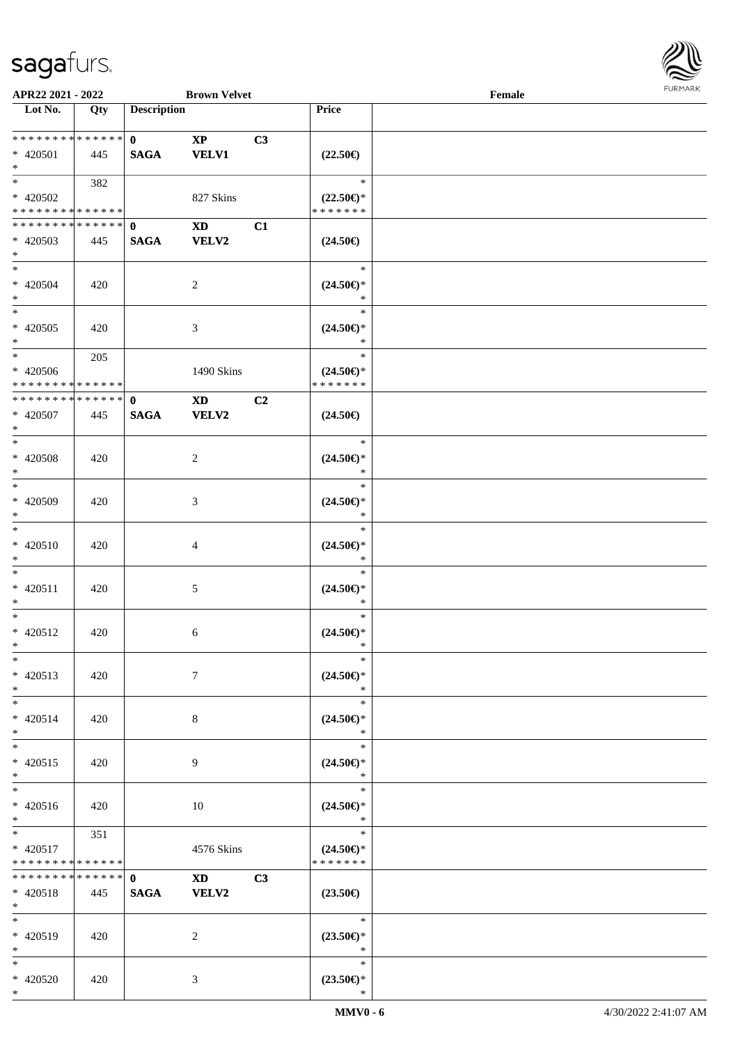| Lot No. | Qty | Description | | | Price | |
|---|---|---|---|---|---|---|
| * * * * * * * * * * * * * * | | 0 | XP | C3 | | |
| * 420501 | 445 | SAGA | VELV1 | | (22.50€) | |
| * | | | | | | |
| * | 382 | | | | * | |
| * 420502 | | | 827 Skins | | (22.50€)* | |
| * * * * * * * * * * * * * * | | | | | * * * * * * * | |
| * * * * * * * * * * * * * * | | 0 | XD | C1 | | |
| * 420503 | 445 | SAGA | VELV2 | | (24.50€) | |
| * | | | | | | |
| * | | | | | * | |
| * 420504 | 420 | | 2 | | (24.50€)* | |
| * | | | | | * | |
| * | | | | | * | |
| * 420505 | 420 | | 3 | | (24.50€)* | |
| * | | | | | * | |
| * | 205 | | | | * | |
| * 420506 | | | 1490 Skins | | (24.50€)* | |
| * * * * * * * * * * * * * * | | | | | * * * * * * * | |
| * * * * * * * * * * * * * * | | 0 | XD | C2 | | |
| * 420507 | 445 | SAGA | VELV2 | | (24.50€) | |
| * | | | | | | |
| * | | | | | * | |
| * 420508 | 420 | | 2 | | (24.50€)* | |
| * | | | | | * | |
| * | | | | | * | |
| * 420509 | 420 | | 3 | | (24.50€)* | |
| * | | | | | * | |
| * | | | | | * | |
| * 420510 | 420 | | 4 | | (24.50€)* | |
| * | | | | | * | |
| * | | | | | * | |
| * 420511 | 420 | | 5 | | (24.50€)* | |
| * | | | | | * | |
| * | | | | | * | |
| * 420512 | 420 | | 6 | | (24.50€)* | |
| * | | | | | * | |
| * | | | | | * | |
| * 420513 | 420 | | 7 | | (24.50€)* | |
| * | | | | | * | |
| * | | | | | * | |
| * 420514 | 420 | | 8 | | (24.50€)* | |
| * | | | | | * | |
| * | | | | | * | |
| * 420515 | 420 | | 9 | | (24.50€)* | |
| * | | | | | * | |
| * | | | | | * | |
| * 420516 | 420 | | 10 | | (24.50€)* | |
| * | | | | | * | |
| * | 351 | | | | * | |
| * 420517 | | | 4576 Skins | | (24.50€)* | |
| * * * * * * * * * * * * * * | | | | | * * * * * * * | |
| * * * * * * * * * * * * * * | | 0 | XD | C3 | | |
| * 420518 | 445 | SAGA | VELV2 | | (23.50€) | |
| * | | | | | | |
| * | | | | | * | |
| * 420519 | 420 | | 2 | | (23.50€)* | |
| * | | | | | * | |
| * | | | | | * | |
| * 420520 | 420 | | 3 | | (23.50€)* | |
| * | | | | | * | |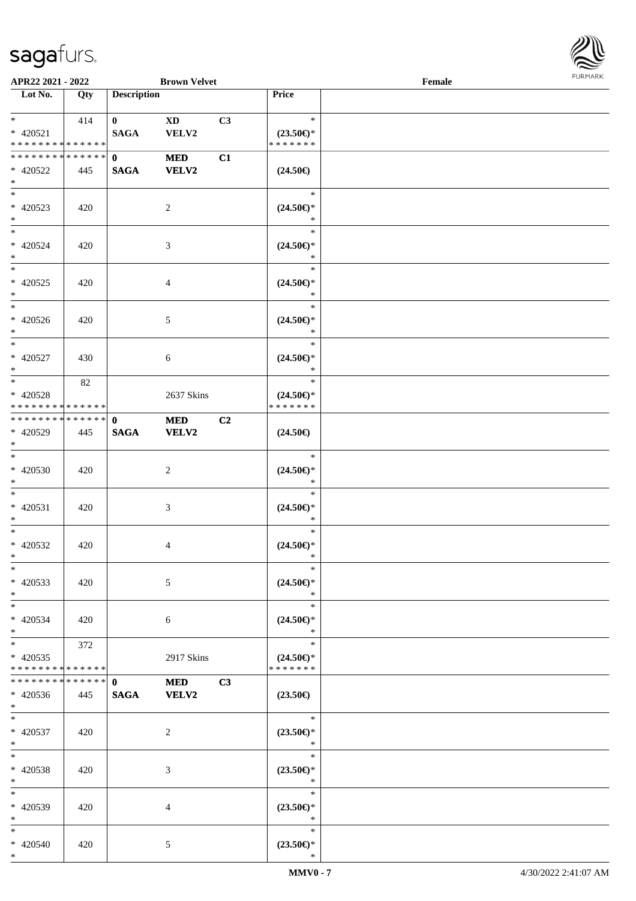**APR22 2021 - 2022** | **Brown Velvet** | **Female**

| Lot No. | Qty | Description | | | Price | |
|---|---|---|---|---|---|---|
| * | 414 | **0** | **XD** | **C3** | * | |
| * 420521 | | **SAGA** | **VELV2** | | **(23.50€)*** | |
| * * * * * * * * * * * * * * | | | | | * * * * * * * | |
| * * * * * * * * * * * * * * | | **0** | **MED** | **C1** | | |
| * 420522 | 445 | **SAGA** | **VELV2** | | **(24.50€)** | |
| * | | | | | | |
| * | | | | | * | |
| * 420523 | 420 | | 2 | | **(24.50€)*** | |
| * | | | | | * | |
| * | | | | | * | |
| * 420524 | 420 | | 3 | | **(24.50€)*** | |
| * | | | | | * | |
| * | | | | | * | |
| * 420525 | 420 | | 4 | | **(24.50€)*** | |
| * | | | | | * | |
| * | | | | | * | |
| * 420526 | 420 | | 5 | | **(24.50€)*** | |
| * | | | | | * | |
| * | | | | | * | |
| * 420527 | 430 | | 6 | | **(24.50€)*** | |
| * | | | | | * | |
| * | 82 | | | | * | |
| * 420528 | | | 2637 Skins | | **(24.50€)*** | |
| * * * * * * * * * * * * * * | | | | | * * * * * * * | |
| * * * * * * * * * * * * * * | | **0** | **MED** | **C2** | | |
| * 420529 | 445 | **SAGA** | **VELV2** | | **(24.50€)** | |
| * | | | | | | |
| * | | | | | * | |
| * 420530 | 420 | | 2 | | **(24.50€)*** | |
| * | | | | | * | |
| * | | | | | * | |
| * 420531 | 420 | | 3 | | **(24.50€)*** | |
| * | | | | | * | |
| * | | | | | * | |
| * 420532 | 420 | | 4 | | **(24.50€)*** | |
| * | | | | | * | |
| * | | | | | * | |
| * 420533 | 420 | | 5 | | **(24.50€)*** | |
| * | | | | | * | |
| * | | | | | * | |
| * 420534 | 420 | | 6 | | **(24.50€)*** | |
| * | | | | | * | |
| * | 372 | | | | * | |
| * 420535 | | | 2917 Skins | | **(24.50€)*** | |
| * * * * * * * * * * * * * * | | | | | * * * * * * * | |
| * * * * * * * * * * * * * * | | **0** | **MED** | **C3** | | |
| * 420536 | 445 | **SAGA** | **VELV2** | | **(23.50€)** | |
| * | | | | | | |
| * | | | | | * | |
| * 420537 | 420 | | 2 | | **(23.50€)*** | |
| * | | | | | * | |
| * | | | | | * | |
| * 420538 | 420 | | 3 | | **(23.50€)*** | |
| * | | | | | * | |
| * | | | | | * | |
| * 420539 | 420 | | 4 | | **(23.50€)*** | |
| * | | | | | * | |
| * | | | | | * | |
| * 420540 | 420 | | 5 | | **(23.50€)*** | |
| * | | | | | * | |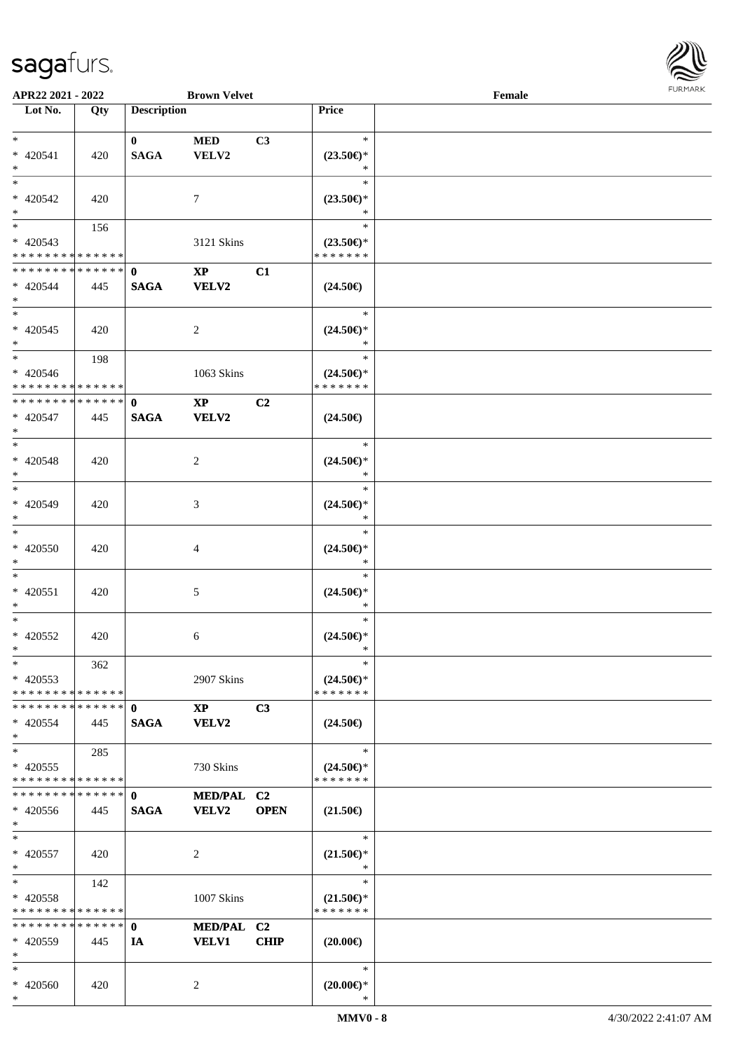APR22 2021 - 2022 | Brown Velvet | Female

| Lot No. | Qty | Description | | | Price |
|---|---|---|---|---|---|
| * | | 0 | MED | C3 | * |
| * 420541 | 420 | SAGA | VELV2 | | (23.50€)* |
| * | | | | | * |
| * | | | | | * |
| * 420542 | 420 | | 7 | | (23.50€)* |
| * | | | | | * |
| * | 156 | | | | * |
| * 420543 | | | 3121 Skins | | (23.50€)* |
| * * * * * * * * * * * * * * | | | | | * * * * * * * |
| * * * * * * * * * * * * * * | | 0 | XP | C1 | |
| * 420544 | 445 | SAGA | VELV2 | | (24.50€) |
| * | | | | | |
| * | | | | | * |
| * 420545 | 420 | | 2 | | (24.50€)* |
| * | | | | | * |
| * | 198 | | | | * |
| * 420546 | | | 1063 Skins | | (24.50€)* |
| * * * * * * * * * * * * * * | | | | | * * * * * * * |
| * * * * * * * * * * * * * * | | 0 | XP | C2 | |
| * 420547 | 445 | SAGA | VELV2 | | (24.50€) |
| * | | | | | |
| * | | | | | * |
| * 420548 | 420 | | 2 | | (24.50€)* |
| * | | | | | * |
| * | | | | | * |
| * 420549 | 420 | | 3 | | (24.50€)* |
| * | | | | | * |
| * | | | | | * |
| * 420550 | 420 | | 4 | | (24.50€)* |
| * | | | | | * |
| * | | | | | * |
| * 420551 | 420 | | 5 | | (24.50€)* |
| * | | | | | * |
| * | | | | | * |
| * 420552 | 420 | | 6 | | (24.50€)* |
| * | | | | | * |
| * | 362 | | | | * |
| * 420553 | | | 2907 Skins | | (24.50€)* |
| * * * * * * * * * * * * * * | | | | | * * * * * * * |
| * * * * * * * * * * * * * * | | 0 | XP | C3 | |
| * 420554 | 445 | SAGA | VELV2 | | (24.50€) |
| * | | | | | |
| * | 285 | | | | * |
| * 420555 | | | 730 Skins | | (24.50€)* |
| * * * * * * * * * * * * * * | | | | | * * * * * * * |
| * * * * * * * * * * * * * * | | 0 | MED/PAL | C2 | |
| * 420556 | 445 | SAGA | VELV2 | OPEN | (21.50€) |
| * | | | | | |
| * | | | | | * |
| * 420557 | 420 | | 2 | | (21.50€)* |
| * | | | | | * |
| * | 142 | | | | * |
| * 420558 | | | 1007 Skins | | (21.50€)* |
| * * * * * * * * * * * * * * | | | | | * * * * * * * |
| * * * * * * * * * * * * * * | | 0 | MED/PAL | C2 | |
| * 420559 | 445 | IA | VELV1 | CHIP | (20.00€) |
| * | | | | | |
| * | | | | | * |
| * 420560 | 420 | | 2 | | (20.00€)* |
| * | | | | | * |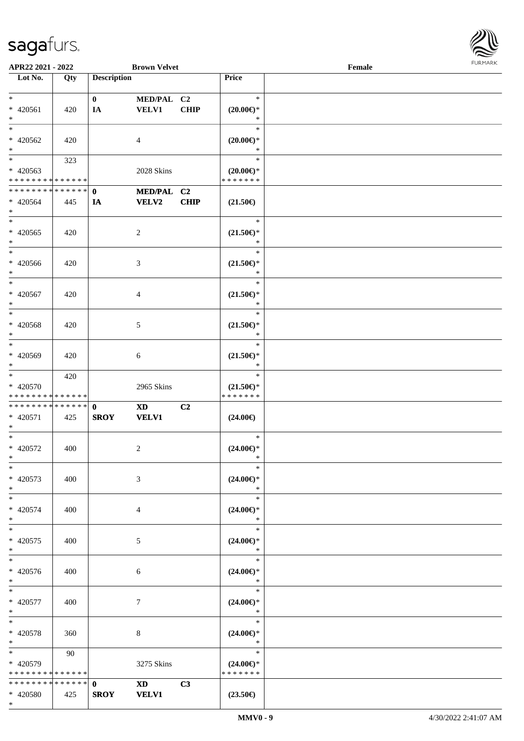APR22 2021 - 2022 | Brown Velvet | Female

| Lot No. | Qty | Description | | | Price | |
|---|---|---|---|---|---|---|
| * 420561 * | 420 | 0 IA | MED/PAL VELV1 | C2 CHIP | * (20.00€)* * | |
| * 420562 * | 420 | | 4 | | * (20.00€)* * | |
| * 420563 * * * * * * * * * * * * * * | 323 | | 2028 Skins | | * (20.00€)* * * * * * * * | |
| * * * * * * * * * * * * * * 420564 * | 445 | 0 IA | MED/PAL VELV2 | C2 CHIP | (21.50€) | |
| * 420565 * | 420 | | 2 | | * (21.50€)* * | |
| * 420566 * | 420 | | 3 | | * (21.50€)* * | |
| * 420567 * | 420 | | 4 | | * (21.50€)* * | |
| * 420568 * | 420 | | 5 | | * (21.50€)* * | |
| * 420569 * | 420 | | 6 | | * (21.50€)* * | |
| * 420570 * * * * * * * * * * * * * * | 420 | | 2965 Skins | | * (21.50€)* * * * * * * * | |
| * * * * * * * * * * * * * * 420571 * | 425 | 0 SROY | XD VELV1 | C2 | (24.00€) | |
| * 420572 * | 400 | | 2 | | * (24.00€)* * | |
| * 420573 * | 400 | | 3 | | * (24.00€)* * | |
| * 420574 * | 400 | | 4 | | * (24.00€)* * | |
| * 420575 * | 400 | | 5 | | * (24.00€)* * | |
| * 420576 * | 400 | | 6 | | * (24.00€)* * | |
| * 420577 * | 400 | | 7 | | * (24.00€)* * | |
| * 420578 * | 360 | | 8 | | * (24.00€)* * | |
| * 420579 * * * * * * * * * * * * * * | 90 | | 3275 Skins | | * (24.00€)* * * * * * * * | |
| * * * * * * * * * * * * * * 420580 * | 425 | 0 SROY | XD VELV1 | C3 | (23.50€) | |

MMV0 - 9 | 4/30/2022 2:41:07 AM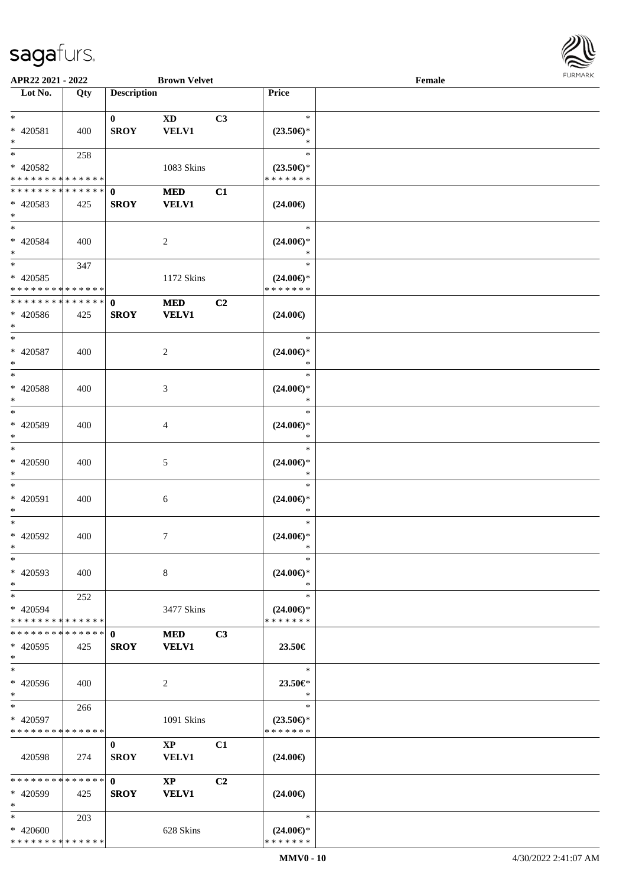APR22 2021 - 2022 | Brown Velvet | Female

| Lot No. | Qty | Description | | | Price | |
|---|---|---|---|---|---|---|
| * | | 0 | XD | C3 | * | |
| * 420581 | 400 | SROY | VELV1 | | (23.50€)* | |
| * | | | | | * | |
| * | 258 | | | | * | |
| * 420582 | | | 1083 Skins | | (23.50€)* | |
| * * * * * * * * * * * * * * | | | | | * * * * * * * | |
| * * * * * * * * * * * * * * | | 0 | MED | C1 | | |
| * 420583 | 425 | SROY | VELV1 | | (24.00€) | |
| * | | | | | | |
| * | | | | | * | |
| * 420584 | 400 | | 2 | | (24.00€)* | |
| * | | | | | * | |
| * | 347 | | | | * | |
| * 420585 | | | 1172 Skins | | (24.00€)* | |
| * * * * * * * * * * * * * * | | | | | * * * * * * * | |
| * * * * * * * * * * * * * * | | 0 | MED | C2 | | |
| * 420586 | 425 | SROY | VELV1 | | (24.00€) | |
| * | | | | | | |
| * | | | | | * | |
| * 420587 | 400 | | 2 | | (24.00€)* | |
| * | | | | | * | |
| * | | | | | * | |
| * 420588 | 400 | | 3 | | (24.00€)* | |
| * | | | | | * | |
| * | | | | | * | |
| * 420589 | 400 | | 4 | | (24.00€)* | |
| * | | | | | * | |
| * | | | | | * | |
| * 420590 | 400 | | 5 | | (24.00€)* | |
| * | | | | | * | |
| * | | | | | * | |
| * 420591 | 400 | | 6 | | (24.00€)* | |
| * | | | | | * | |
| * | | | | | * | |
| * 420592 | 400 | | 7 | | (24.00€)* | |
| * | | | | | * | |
| * | | | | | * | |
| * 420593 | 400 | | 8 | | (24.00€)* | |
| * | | | | | * | |
| * | 252 | | | | * | |
| * 420594 | | | 3477 Skins | | (24.00€)* | |
| * * * * * * * * * * * * * * | | | | | * * * * * * * | |
| * * * * * * * * * * * * * * | | 0 | MED | C3 | | |
| * 420595 | 425 | SROY | VELV1 | | 23.50€ | |
| * | | | | | | |
| * | | | | | * | |
| * 420596 | 400 | | 2 | | 23.50€* | |
| * | | | | | * | |
| * | 266 | | | | * | |
| * 420597 | | | 1091 Skins | | (23.50€)* | |
| * * * * * * * * * * * * * * | | | | | * * * * * * * | |
| | | 0 | XP | C1 | | |
| 420598 | 274 | SROY | VELV1 | | (24.00€) | |
| * * * * * * * * * * * * * * | | 0 | XP | C2 | | |
| * 420599 | 425 | SROY | VELV1 | | (24.00€) | |
| * | | | | | | |
| * | 203 | | | | * | |
| * 420600 | | | 628 Skins | | (24.00€)* | |
| * * * * * * * * * * * * * * | | | | | * * * * * * * | |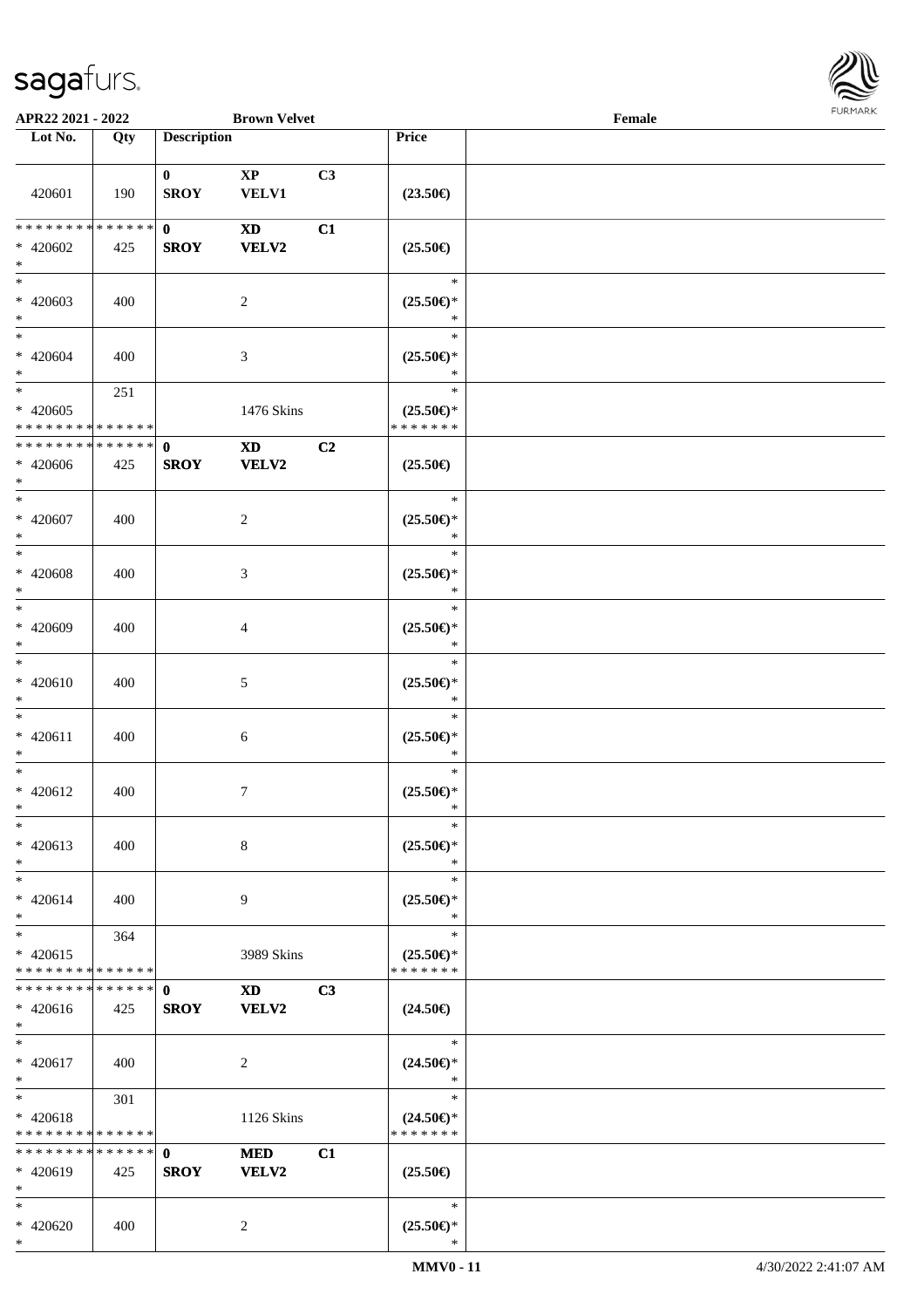APR22 2021 - 2022 &nbsp;&nbsp;&nbsp;&nbsp; Brown Velvet &nbsp;&nbsp;&nbsp;&nbsp; Female

| Lot No. | Qty | Description | | | Price | |
|---|---|---|---|---|---|---|
| 420601 | 190 | 0 SROY | XP VELV1 | C3 | (23.50€) | |
| * * * * * * * * * * * * * * * 420602 * | 425 | 0 SROY | XD VELV2 | C1 | (25.50€) | |
| * * 420603 * | 400 | | 2 | | * (25.50€)* * | |
| * * 420604 * | 400 | | 3 | | * (25.50€)* * | |
| * * 420605 * * * * * * * * * * * * * * | 251 | | 1476 Skins | | * (25.50€)* * * * * * * * | |
| * * * * * * * * * * * * * * * 420606 * | 425 | 0 SROY | XD VELV2 | C2 | (25.50€) | |
| * * 420607 * | 400 | | 2 | | * (25.50€)* * | |
| * * 420608 * | 400 | | 3 | | * (25.50€)* * | |
| * * 420609 * | 400 | | 4 | | * (25.50€)* * | |
| * * 420610 * | 400 | | 5 | | * (25.50€)* * | |
| * * 420611 * | 400 | | 6 | | * (25.50€)* * | |
| * * 420612 * | 400 | | 7 | | * (25.50€)* * | |
| * * 420613 * | 400 | | 8 | | * (25.50€)* * | |
| * * 420614 * | 400 | | 9 | | * (25.50€)* * | |
| * * 420615 * * * * * * * * * * * * * * | 364 | | 3989 Skins | | * (25.50€)* * * * * * * * | |
| * * * * * * * * * * * * * * * 420616 * | 425 | 0 SROY | XD VELV2 | C3 | (24.50€) | |
| * * 420617 * | 400 | | 2 | | * (24.50€)* * | |
| * * 420618 * * * * * * * * * * * * * * | 301 | | 1126 Skins | | * (24.50€)* * * * * * * * | |
| * * * * * * * * * * * * * * * 420619 * | 425 | 0 SROY | MED VELV2 | C1 | (25.50€) | |
| * * 420620 * | 400 | | 2 | | * (25.50€)* * | |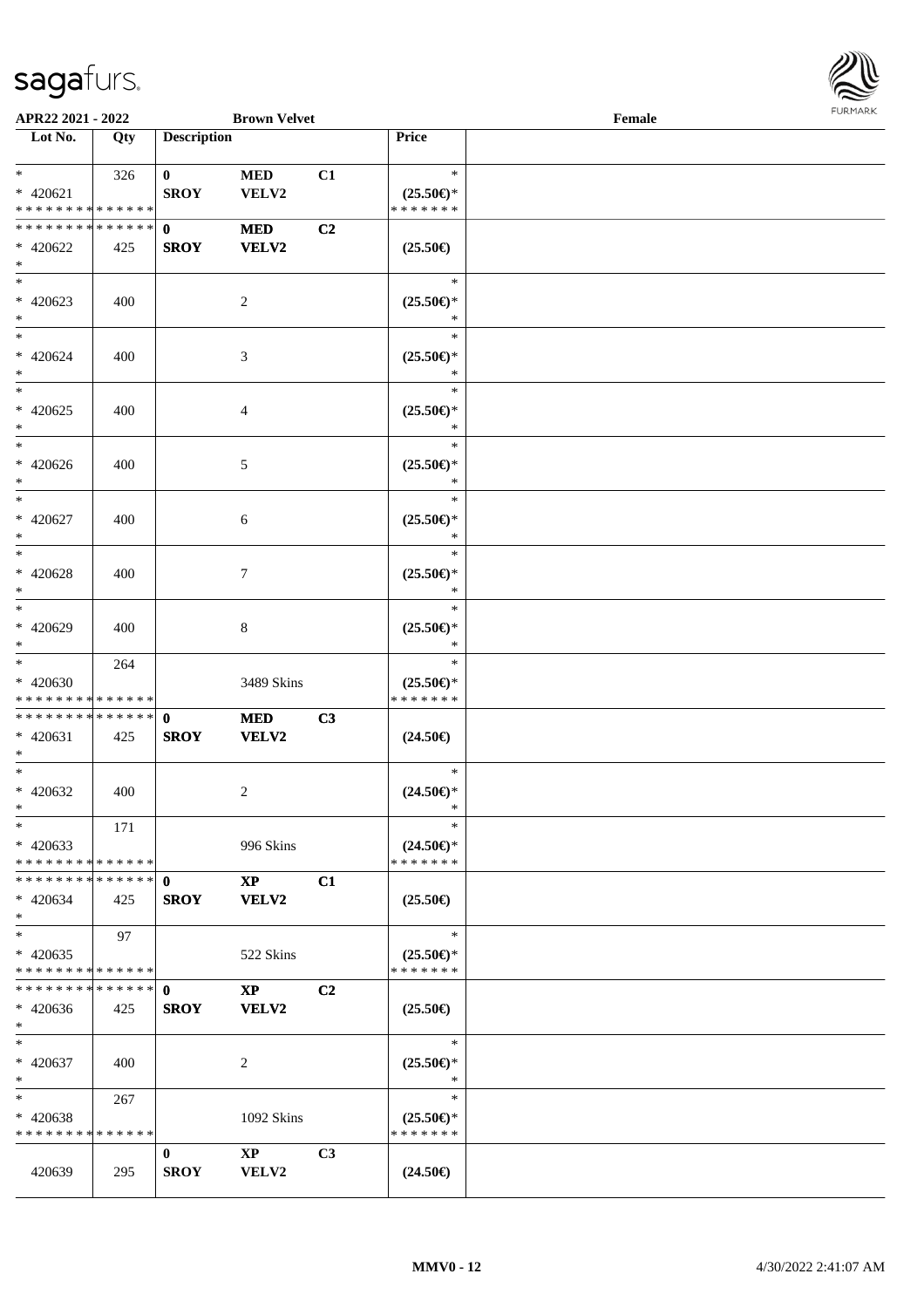APR22 2021 - 2022 | Brown Velvet | Female

| Lot No. | Qty | Description | | | Price | |
|---|---|---|---|---|---|---|
| * <br> * 420621 <br> * * * * * * * * * * * * * * | 326 | 0 <br> SROY | MED <br> VELV2 | C1 | * <br> (25.50€)* <br> * * * * * * * | |
| * * * * * * * * * * * * * * <br> * 420622 <br> * | 425 | **0** <br> **SROY** | **MED** <br> **VELV2** | **C2** | (25.50€) | |
| * <br> * 420623 <br> * | 400 | | 2 | | * <br> (25.50€)* <br> * | |
| * <br> * 420624 <br> * | 400 | | 3 | | * <br> (25.50€)* <br> * | |
| * <br> * 420625 <br> * | 400 | | 4 | | * <br> (25.50€)* <br> * | |
| * <br> * 420626 <br> * | 400 | | 5 | | * <br> (25.50€)* <br> * | |
| * <br> * 420627 <br> * | 400 | | 6 | | * <br> (25.50€)* <br> * | |
| * <br> * 420628 <br> * | 400 | | 7 | | * <br> (25.50€)* <br> * | |
| * <br> * 420629 <br> * | 400 | | 8 | | * <br> (25.50€)* <br> * | |
| * <br> * 420630 <br> * * * * * * * * * * * * * * | 264 | | 3489 Skins | | * <br> (25.50€)* <br> * * * * * * * | |
| * * * * * * * * * * * * * * <br> * 420631 <br> * | 425 | **0** <br> **SROY** | **MED** <br> **VELV2** | **C3** | (24.50€) | |
| * <br> * 420632 <br> * | 400 | | 2 | | * <br> (24.50€)* <br> * | |
| * <br> * 420633 <br> * * * * * * * * * * * * * * | 171 | | 996 Skins | | * <br> (24.50€)* <br> * * * * * * * | |
| * * * * * * * * * * * * * * <br> * 420634 <br> * | 425 | **0** <br> **SROY** | **XP** <br> **VELV2** | **C1** | (25.50€) | |
| * <br> * 420635 <br> * * * * * * * * * * * * * * | 97 | | 522 Skins | | * <br> (25.50€)* <br> * * * * * * * | |
| * * * * * * * * * * * * * * <br> * 420636 <br> * | 425 | **0** <br> **SROY** | **XP** <br> **VELV2** | **C2** | (25.50€) | |
| * <br> * 420637 <br> * | 400 | | 2 | | * <br> (25.50€)* <br> * | |
| * <br> * 420638 <br> * * * * * * * * * * * * * * | 267 | | 1092 Skins | | * <br> (25.50€)* <br> * * * * * * * | |
| 420639 | 295 | **0** <br> **SROY** | **XP** <br> **VELV2** | **C3** | (24.50€) | |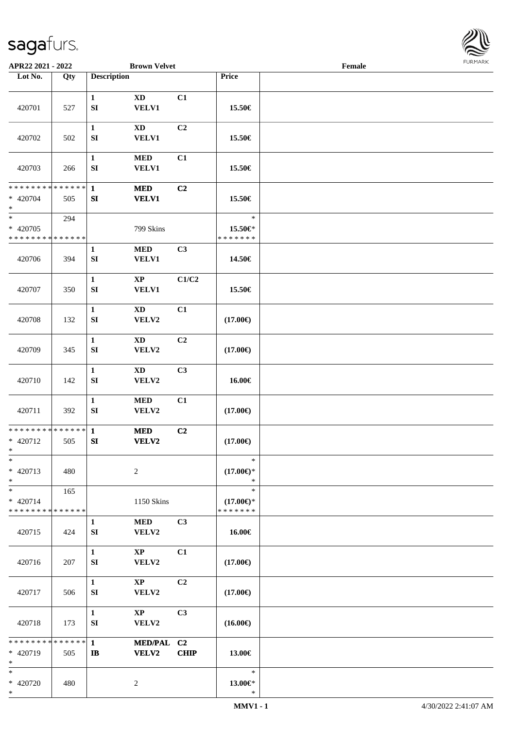**APR22 2021 - 2022** **Brown Velvet** **Female**

| Lot No. | Qty | Description | | | Price | |
|---|---|---|---|---|---|---|
| 420701 | 527 | 1 SI | XD VELV1 | C1 | 15.50€ | |
| 420702 | 502 | 1 SI | XD VELV1 | C2 | 15.50€ | |
| 420703 | 266 | 1 SI | MED VELV1 | C1 | 15.50€ | |
| * * * * * * * * * * * * * * * 420704 * | 505 | 1 SI | MED VELV1 | C2 | 15.50€ | |
| * * 420705 * * * * * * * * * * * * * * | 294 | | 799 Skins | | * 15.50€* * * * * * * * | |
| 420706 | 394 | 1 SI | MED VELV1 | C3 | 14.50€ | |
| 420707 | 350 | 1 SI | XP VELV1 | C1/C2 | 15.50€ | |
| 420708 | 132 | 1 SI | XD VELV2 | C1 | (17.00€) | |
| 420709 | 345 | 1 SI | XD VELV2 | C2 | (17.00€) | |
| 420710 | 142 | 1 SI | XD VELV2 | C3 | 16.00€ | |
| 420711 | 392 | 1 SI | MED VELV2 | C1 | (17.00€) | |
| * * * * * * * * * * * * * * * 420712 * | 505 | 1 SI | MED VELV2 | C2 | (17.00€) | |
| * * 420713 * | 480 | | 2 | | * (17.00€)* * | |
| * * 420714 * * * * * * * * * * * * * * | 165 | | 1150 Skins | | * (17.00€)* * * * * * * * | |
| 420715 | 424 | 1 SI | MED VELV2 | C3 | 16.00€ | |
| 420716 | 207 | 1 SI | XP VELV2 | C1 | (17.00€) | |
| 420717 | 506 | 1 SI | XP VELV2 | C2 | (17.00€) | |
| 420718 | 173 | 1 SI | XP VELV2 | C3 | (16.00€) | |
| * * * * * * * * * * * * * * * 420719 * | 505 | 1 IB | MED/PAL VELV2 | C2 CHIP | 13.00€ | |
| * * 420720 * | 480 | | 2 | | * 13.00€* * | |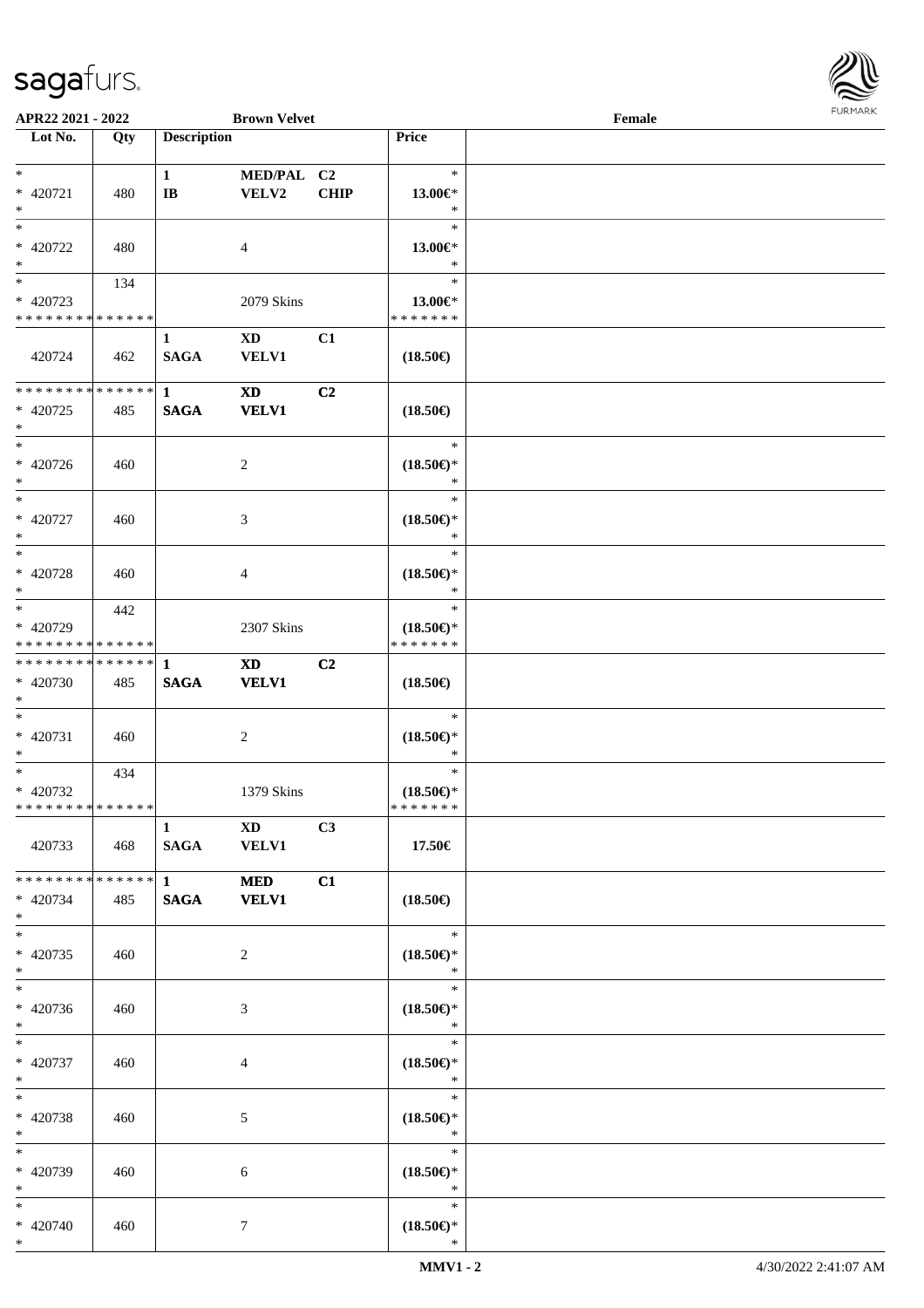**APR22 2021 - 2022** **Brown Velvet** **Female**

| Lot No. | Qty | Description | | | Price |
|---|---|---|---|---|---|
| * <br> * 420721 <br> * | 480 | 1 <br> IB | MED/PAL <br> VELV2 | C2 <br> CHIP | * <br> 13.00€* <br> * |
| * <br> * 420722 <br> * | 480 | | 4 | | * <br> 13.00€* <br> * |
| * <br> * 420723 <br> * * * * * * * * * * * * * * | 134 | | 2079 Skins | | * <br> 13.00€* <br> * * * * * * * |
| 420724 | 462 | 1 <br> SAGA | XD <br> VELV1 | C1 | (18.50€) |
| * * * * * * * * * * * * * * <br> * 420725 <br> * | 485 | 1 <br> SAGA | XD <br> VELV1 | C2 | (18.50€) |
| * <br> * 420726 <br> * | 460 | | 2 | | * <br> (18.50€)* <br> * |
| * <br> * 420727 <br> * | 460 | | 3 | | * <br> (18.50€)* <br> * |
| * <br> * 420728 <br> * | 460 | | 4 | | * <br> (18.50€)* <br> * |
| * <br> * 420729 <br> * * * * * * * * * * * * * * | 442 | | 2307 Skins | | * <br> (18.50€)* <br> * * * * * * * |
| * * * * * * * * * * * * * * <br> * 420730 <br> * | 485 | 1 <br> SAGA | XD <br> VELV1 | C2 | (18.50€) |
| * <br> * 420731 <br> * | 460 | | 2 | | * <br> (18.50€)* <br> * |
| * <br> * 420732 <br> * * * * * * * * * * * * * * | 434 | | 1379 Skins | | * <br> (18.50€)* <br> * * * * * * * |
| 420733 | 468 | 1 <br> SAGA | XD <br> VELV1 | C3 | 17.50€ |
| * * * * * * * * * * * * * * <br> * 420734 <br> * | 485 | 1 <br> SAGA | MED <br> VELV1 | C1 | (18.50€) |
| * <br> * 420735 <br> * | 460 | | 2 | | * <br> (18.50€)* <br> * |
| * <br> * 420736 <br> * | 460 | | 3 | | * <br> (18.50€)* <br> * |
| * <br> * 420737 <br> * | 460 | | 4 | | * <br> (18.50€)* <br> * |
| * <br> * 420738 <br> * | 460 | | 5 | | * <br> (18.50€)* <br> * |
| * <br> * 420739 <br> * | 460 | | 6 | | * <br> (18.50€)* <br> * |
| * <br> * 420740 <br> * | 460 | | 7 | | * <br> (18.50€)* <br> * |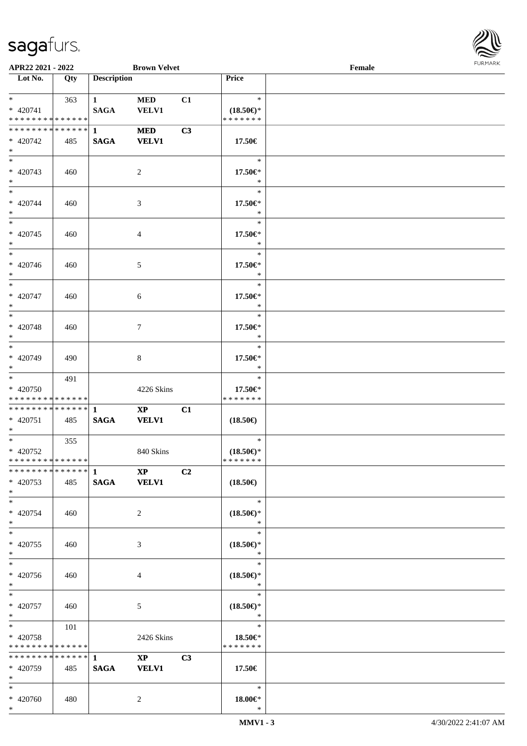APR22 2021 - 2022 | Brown Velvet | Female

| Lot No. | Qty | Description | | | Price | |
|---|---|---|---|---|---|---|
| * | 363 | 1 | MED | C1 | * | |
| * 420741 | | SAGA | VELV1 | | (18.50€)* | |
| * * * * * * * * * * * * * * | | | | | * * * * * * * | |
| * * * * * * * * * * * * * * | | 1 | MED | C3 | | |
| * 420742 | 485 | SAGA | VELV1 | | 17.50€ | |
| * | | | | | | |
| * | | | | | * | |
| * 420743 | 460 | | 2 | | 17.50€* | |
| * | | | | | * | |
| * | | | | | * | |
| * 420744 | 460 | | 3 | | 17.50€* | |
| * | | | | | * | |
| * | | | | | * | |
| * 420745 | 460 | | 4 | | 17.50€* | |
| * | | | | | * | |
| * | | | | | * | |
| * 420746 | 460 | | 5 | | 17.50€* | |
| * | | | | | * | |
| * | | | | | * | |
| * 420747 | 460 | | 6 | | 17.50€* | |
| * | | | | | * | |
| * | | | | | * | |
| * 420748 | 460 | | 7 | | 17.50€* | |
| * | | | | | * | |
| * | | | | | * | |
| * 420749 | 490 | | 8 | | 17.50€* | |
| * | | | | | * | |
| * | 491 | | | | * | |
| * 420750 | | | 4226 Skins | | 17.50€* | |
| * * * * * * * * * * * * * * | | | | | * * * * * * * | |
| * * * * * * * * * * * * * * | | 1 | XP | C1 | | |
| * 420751 | 485 | SAGA | VELV1 | | (18.50€) | |
| * | | | | | | |
| * | 355 | | | | * | |
| * 420752 | | | 840 Skins | | (18.50€)* | |
| * * * * * * * * * * * * * * | | | | | * * * * * * * | |
| * * * * * * * * * * * * * * | | 1 | XP | C2 | | |
| * 420753 | 485 | SAGA | VELV1 | | (18.50€) | |
| * | | | | | | |
| * | | | | | * | |
| * 420754 | 460 | | 2 | | (18.50€)* | |
| * | | | | | * | |
| * | | | | | * | |
| * 420755 | 460 | | 3 | | (18.50€)* | |
| * | | | | | * | |
| * | | | | | * | |
| * 420756 | 460 | | 4 | | (18.50€)* | |
| * | | | | | * | |
| * | | | | | * | |
| * 420757 | 460 | | 5 | | (18.50€)* | |
| * | | | | | * | |
| * | 101 | | | | * | |
| * 420758 | | | 2426 Skins | | 18.50€* | |
| * * * * * * * * * * * * * * | | | | | * * * * * * * | |
| * * * * * * * * * * * * * * | | 1 | XP | C3 | | |
| * 420759 | 485 | SAGA | VELV1 | | 17.50€ | |
| * | | | | | | |
| * | | | | | * | |
| * 420760 | 480 | | 2 | | 18.00€* | |
| * | | | | | * | |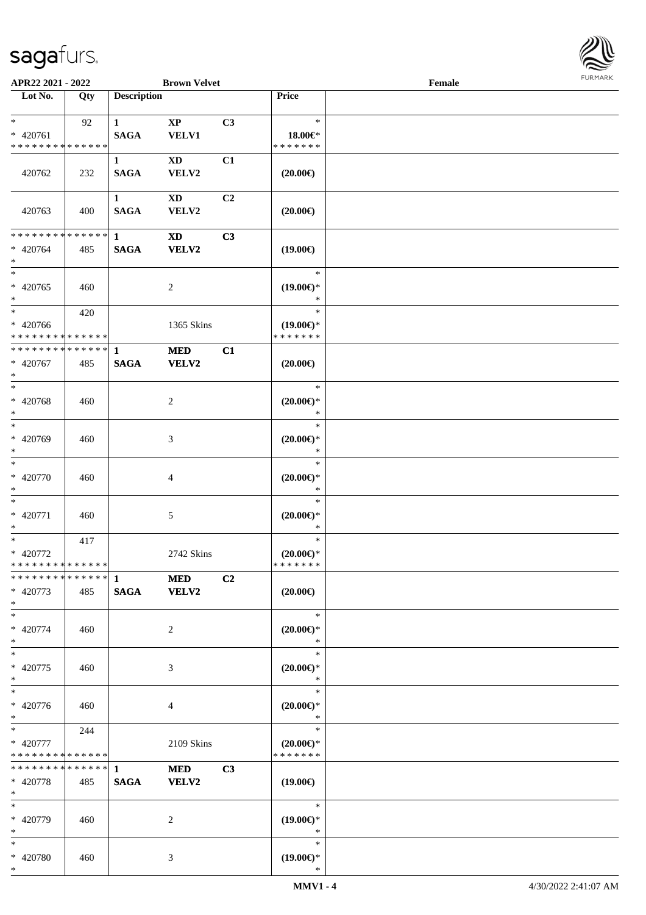APR22 2021 - 2022 Brown Velvet Female

| Lot No. | Qty | Description | | | Price | |
|---|---|---|---|---|---|---|
| * | 92 | 1 | XP | C3 | * | |
| * 420761 | | SAGA | VELV1 | | 18.00€* | |
| * * * * * * * * * * * * * * | | | | | * * * * * * * | |
| | | 1 | XD | C1 | | |
| 420762 | 232 | SAGA | VELV2 | | (20.00€) | |
| | | 1 | XD | C2 | | |
| 420763 | 400 | SAGA | VELV2 | | (20.00€) | |
| * * * * * * * * * * * * * * | | 1 | XD | C3 | | |
| * 420764 | 485 | SAGA | VELV2 | | (19.00€) | |
| * | | | | | | |
| * | | | | | * | |
| * 420765 | 460 | | 2 | | (19.00€)* | |
| * | | | | | * | |
| * | 420 | | | | * | |
| * 420766 | | | 1365 Skins | | (19.00€)* | |
| * * * * * * * * * * * * * * | | | | | * * * * * * * | |
| * * * * * * * * * * * * * * | | 1 | MED | C1 | | |
| * 420767 | 485 | SAGA | VELV2 | | (20.00€) | |
| * | | | | | | |
| * | | | | | * | |
| * 420768 | 460 | | 2 | | (20.00€)* | |
| * | | | | | * | |
| * | | | | | * | |
| * 420769 | 460 | | 3 | | (20.00€)* | |
| * | | | | | * | |
| * | | | | | * | |
| * 420770 | 460 | | 4 | | (20.00€)* | |
| * | | | | | * | |
| * | | | | | * | |
| * 420771 | 460 | | 5 | | (20.00€)* | |
| * | | | | | * | |
| * | 417 | | | | * | |
| * 420772 | | | 2742 Skins | | (20.00€)* | |
| * * * * * * * * * * * * * * | | | | | * * * * * * * | |
| * * * * * * * * * * * * * * | | 1 | MED | C2 | | |
| * 420773 | 485 | SAGA | VELV2 | | (20.00€) | |
| * | | | | | | |
| * | | | | | * | |
| * 420774 | 460 | | 2 | | (20.00€)* | |
| * | | | | | * | |
| * | | | | | * | |
| * 420775 | 460 | | 3 | | (20.00€)* | |
| * | | | | | * | |
| * | | | | | * | |
| * 420776 | 460 | | 4 | | (20.00€)* | |
| * | | | | | * | |
| * | 244 | | | | * | |
| * 420777 | | | 2109 Skins | | (20.00€)* | |
| * * * * * * * * * * * * * * | | | | | * * * * * * * | |
| * * * * * * * * * * * * * * | | 1 | MED | C3 | | |
| * 420778 | 485 | SAGA | VELV2 | | (19.00€) | |
| * | | | | | | |
| * | | | | | * | |
| * 420779 | 460 | | 2 | | (19.00€)* | |
| * | | | | | * | |
| * | | | | | * | |
| * 420780 | 460 | | 3 | | (19.00€)* | |
| * | | | | | * | |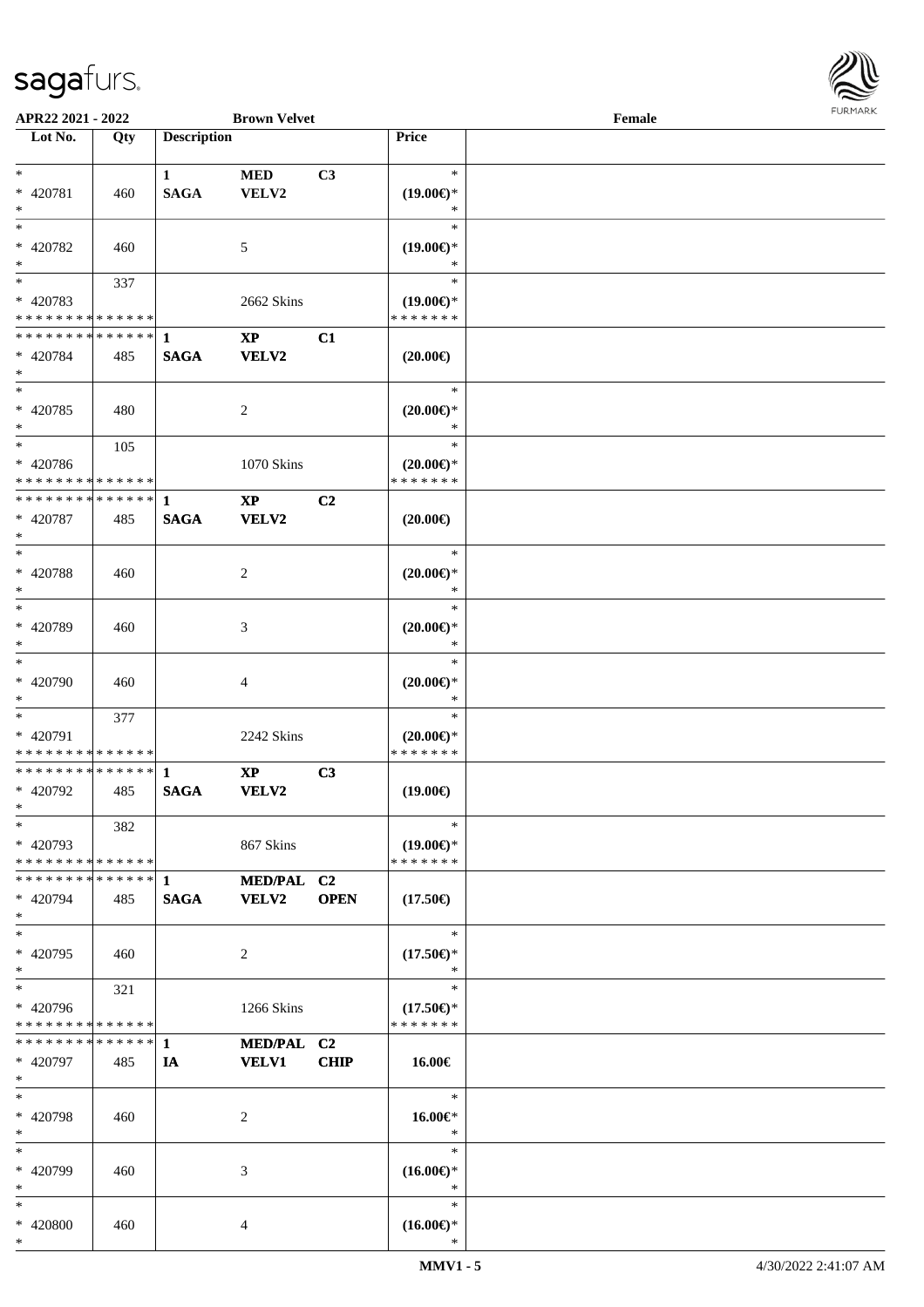APR22 2021 - 2022 Brown Velvet Female

| Lot No. | Qty | Description | | | Price | |
|---|---|---|---|---|---|---|
| * | | 1 | MED | C3 | * | |
| * 420781 | 460 | SAGA | VELV2 | | (19.00€)* | |
| * | | | | | * | |
| * | | | | | * | |
| * 420782 | 460 | | 5 | | (19.00€)* | |
| * | | | | | * | |
| * | 337 | | | | * | |
| * 420783 | | | 2662 Skins | | (19.00€)* | |
| * * * * * * * * * * * * * * | | | | | * * * * * * * | |
| * * * * * * * * * * * * * * | | 1 | XP | C1 | | |
| * 420784 | 485 | SAGA | VELV2 | | (20.00€) | |
| * | | | | | | |
| * | | | | | * | |
| * 420785 | 480 | | 2 | | (20.00€)* | |
| * | | | | | * | |
| * | 105 | | | | * | |
| * 420786 | | | 1070 Skins | | (20.00€)* | |
| * * * * * * * * * * * * * * | | | | | * * * * * * * | |
| * * * * * * * * * * * * * * | | 1 | XP | C2 | | |
| * 420787 | 485 | SAGA | VELV2 | | (20.00€) | |
| * | | | | | | |
| * | | | | | * | |
| * 420788 | 460 | | 2 | | (20.00€)* | |
| * | | | | | * | |
| * | | | | | * | |
| * 420789 | 460 | | 3 | | (20.00€)* | |
| * | | | | | * | |
| * | | | | | * | |
| * 420790 | 460 | | 4 | | (20.00€)* | |
| * | | | | | * | |
| * | 377 | | | | * | |
| * 420791 | | | 2242 Skins | | (20.00€)* | |
| * * * * * * * * * * * * * * | | | | | * * * * * * * | |
| * * * * * * * * * * * * * * | | 1 | XP | C3 | | |
| * 420792 | 485 | SAGA | VELV2 | | (19.00€) | |
| * | | | | | | |
| * | 382 | | | | * | |
| * 420793 | | | 867 Skins | | (19.00€)* | |
| * * * * * * * * * * * * * * | | | | | * * * * * * * | |
| * * * * * * * * * * * * * * | | 1 | MED/PAL | C2 | | |
| * 420794 | 485 | SAGA | VELV2 | OPEN | (17.50€) | |
| * | | | | | | |
| * | | | | | * | |
| * 420795 | 460 | | 2 | | (17.50€)* | |
| * | | | | | * | |
| * | 321 | | | | * | |
| * 420796 | | | 1266 Skins | | (17.50€)* | |
| * * * * * * * * * * * * * * | | | | | * * * * * * * | |
| * * * * * * * * * * * * * * | | 1 | MED/PAL | C2 | | |
| * 420797 | 485 | IA | VELV1 | CHIP | 16.00€ | |
| * | | | | | | |
| * | | | | | * | |
| * 420798 | 460 | | 2 | | 16.00€* | |
| * | | | | | * | |
| * | | | | | * | |
| * 420799 | 460 | | 3 | | (16.00€)* | |
| * | | | | | * | |
| * | | | | | * | |
| * 420800 | 460 | | 4 | | (16.00€)* | |
| * | | | | | * | |

MMV1 - 5 4/30/2022 2:41:07 AM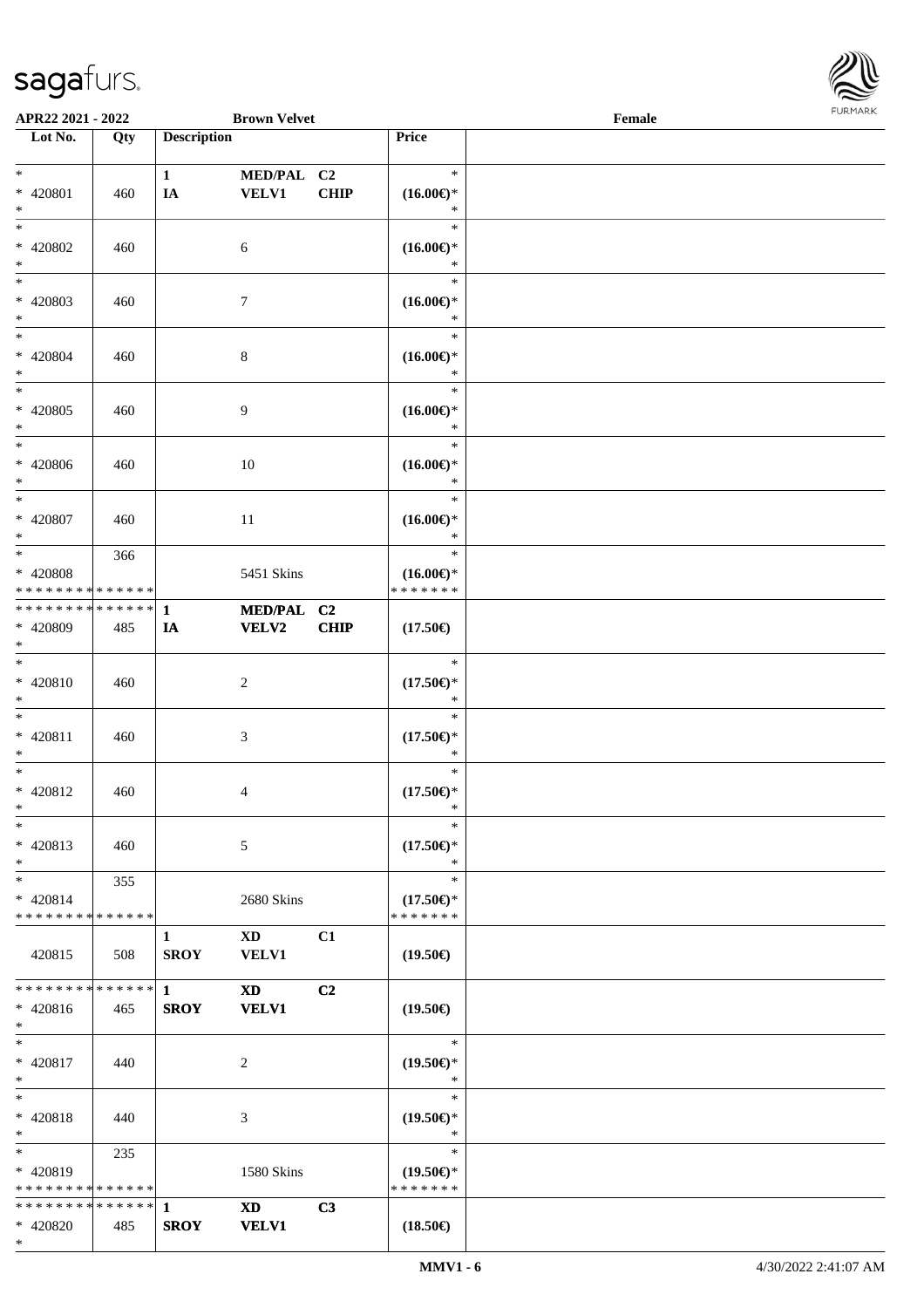APR22 2021 - 2022 | Brown Velvet | Female

| Lot No. | Qty | Description | | | Price | |
|---|---|---|---|---|---|---|
| * 420801 * | 460 | 1 IA | MED/PAL VELV1 | C2 CHIP | * (16.00€)* * | |
| * 420802 * | 460 | | 6 | | * (16.00€)* * | |
| * 420803 * | 460 | | 7 | | * (16.00€)* * | |
| * 420804 * | 460 | | 8 | | * (16.00€)* * | |
| * 420805 * | 460 | | 9 | | * (16.00€)* * | |
| * 420806 * | 460 | | 10 | | * (16.00€)* * | |
| * 420807 * | 460 | | 11 | | * (16.00€)* * | |
| * 420808 * * * * * * * * * * * * * * | 366 | | 5451 Skins | | * (16.00€)* * * * * * * * | |
| * * * * * * * * * * * * * * 420809 * | 485 | 1 IA | MED/PAL VELV2 | C2 CHIP | (17.50€) | |
| * 420810 * | 460 | | 2 | | * (17.50€)* * | |
| * 420811 * | 460 | | 3 | | * (17.50€)* * | |
| * 420812 * | 460 | | 4 | | * (17.50€)* * | |
| * 420813 * | 460 | | 5 | | * (17.50€)* * | |
| * 420814 * * * * * * * * * * * * * * | 355 | | 2680 Skins | | * (17.50€)* * * * * * * * | |
| 420815 | 508 | 1 SROY | XD VELV1 | C1 | (19.50€) | |
| * * * * * * * * * * * * * * 420816 * | 465 | 1 SROY | XD VELV1 | C2 | (19.50€) | |
| * 420817 * | 440 | | 2 | | * (19.50€)* * | |
| * 420818 * | 440 | | 3 | | * (19.50€)* * | |
| * 420819 * * * * * * * * * * * * * * | 235 | | 1580 Skins | | * (19.50€)* * * * * * * * | |
| * * * * * * * * * * * * * * 420820 * | 485 | 1 SROY | XD VELV1 | C3 | (18.50€) | |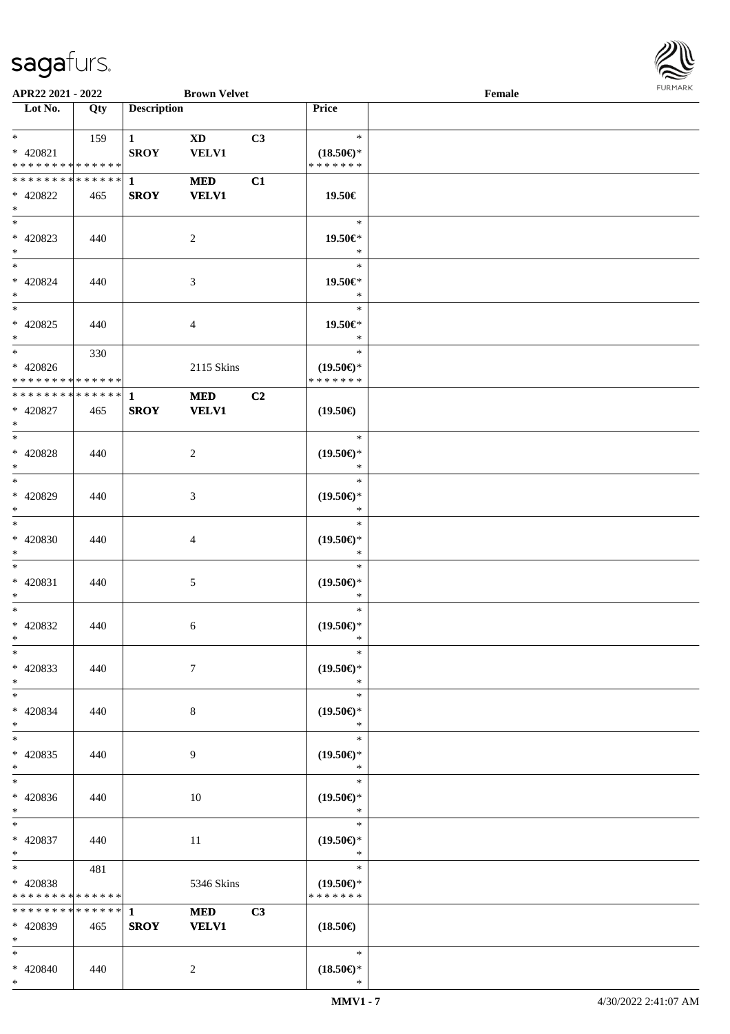| Lot No. | Qty | Description | | | Price | |
|---|---|---|---|---|---|---|
| * <br> * 420821 <br> * * * * * * * * * * * * * * | 159 | 1 <br> SROY | XD <br> VELV1 | C3 | * <br> (18.50€)* <br> * * * * * * * | |
| * * * * * * * * * * * * * * <br> * 420822 <br> * | 465 | 1 <br> SROY | MED <br> VELV1 | C1 | 19.50€ | |
| * <br> * 420823 <br> * | 440 | | 2 | | * <br> 19.50€* <br> * | |
| * <br> * 420824 <br> * | 440 | | 3 | | * <br> 19.50€* <br> * | |
| * <br> * 420825 <br> * | 440 | | 4 | | * <br> 19.50€* <br> * | |
| * <br> * 420826 <br> * * * * * * * * * * * * * * | 330 | | 2115 Skins | | * <br> (19.50€)* <br> * * * * * * * | |
| * * * * * * * * * * * * * * <br> * 420827 <br> * | 465 | 1 <br> SROY | MED <br> VELV1 | C2 | (19.50€) | |
| * <br> * 420828 <br> * | 440 | | 2 | | * <br> (19.50€)* <br> * | |
| * <br> * 420829 <br> * | 440 | | 3 | | * <br> (19.50€)* <br> * | |
| * <br> * 420830 <br> * | 440 | | 4 | | * <br> (19.50€)* <br> * | |
| * <br> * 420831 <br> * | 440 | | 5 | | * <br> (19.50€)* <br> * | |
| * <br> * 420832 <br> * | 440 | | 6 | | * <br> (19.50€)* <br> * | |
| * <br> * 420833 <br> * | 440 | | 7 | | * <br> (19.50€)* <br> * | |
| * <br> * 420834 <br> * | 440 | | 8 | | * <br> (19.50€)* <br> * | |
| * <br> * 420835 <br> * | 440 | | 9 | | * <br> (19.50€)* <br> * | |
| * <br> * 420836 <br> * | 440 | | 10 | | * <br> (19.50€)* <br> * | |
| * <br> * 420837 <br> * | 440 | | 11 | | * <br> (19.50€)* <br> * | |
| * <br> * 420838 <br> * * * * * * * * * * * * * * | 481 | | 5346 Skins | | * <br> (19.50€)* <br> * * * * * * * | |
| * * * * * * * * * * * * * * <br> * 420839 <br> * | 465 | 1 <br> SROY | MED <br> VELV1 | C3 | (18.50€) | |
| * <br> * 420840 <br> * | 440 | | 2 | | * <br> (18.50€)* <br> * | |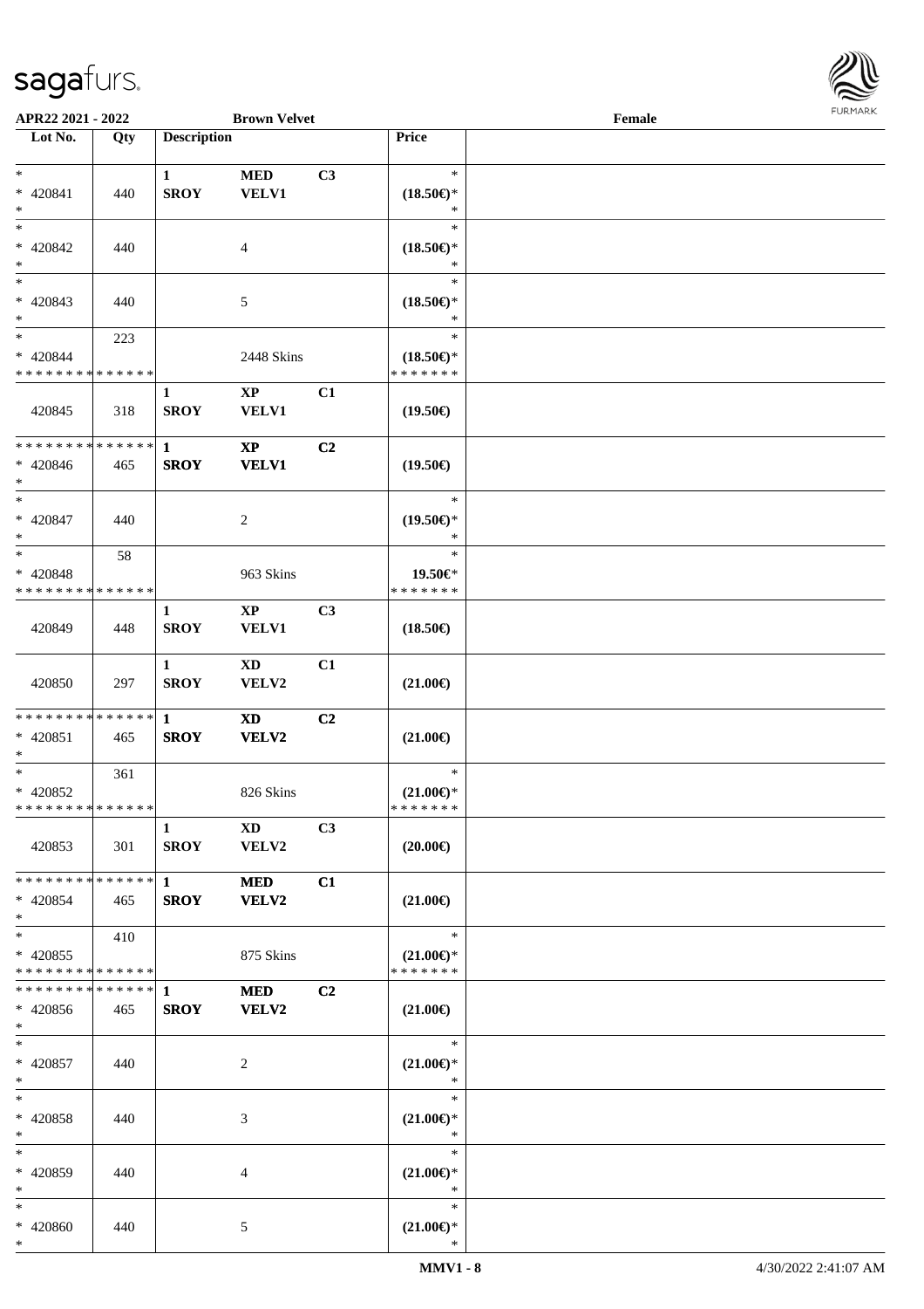APR22 2021 - 2022 | Brown Velvet | Female

| Lot No. | Qty | Description | | | Price |
|---|---|---|---|---|---|
| * <br> * 420841 <br> * | 440 | 1 <br> **SROY** | **MED** <br> **VELV1** | **C3** | * <br> **(18.50€)*** <br> * |
| * <br> * 420842 <br> * | 440 | | 4 | | * <br> **(18.50€)*** <br> * |
| * <br> * 420843 <br> * | 440 | | 5 | | * <br> **(18.50€)*** <br> * |
| * <br> * 420844 <br> * * * * * * * * * * * * * * | 223 | | 2448 Skins | | * <br> **(18.50€)*** <br> * * * * * * * |
| 420845 | 318 | 1 <br> **SROY** | **XP** <br> **VELV1** | **C1** | **(19.50€)** |
| * * * * * * * * * * * * * * <br> * 420846 <br> * | 465 | 1 <br> **SROY** | **XP** <br> **VELV1** | **C2** | **(19.50€)** |
| * <br> * 420847 <br> * | 440 | | 2 | | * <br> **(19.50€)*** <br> * |
| * <br> * 420848 <br> * * * * * * * * * * * * * * | 58 | | 963 Skins | | * <br> **19.50€*** <br> * * * * * * * |
| 420849 | 448 | 1 <br> **SROY** | **XP** <br> **VELV1** | **C3** | **(18.50€)** |
| 420850 | 297 | 1 <br> **SROY** | **XD** <br> **VELV2** | **C1** | **(21.00€)** |
| * * * * * * * * * * * * * * <br> * 420851 <br> * | 465 | 1 <br> **SROY** | **XD** <br> **VELV2** | **C2** | **(21.00€)** |
| * <br> * 420852 <br> * * * * * * * * * * * * * * | 361 | | 826 Skins | | * <br> **(21.00€)*** <br> * * * * * * * |
| 420853 | 301 | 1 <br> **SROY** | **XD** <br> **VELV2** | **C3** | **(20.00€)** |
| * * * * * * * * * * * * * * <br> * 420854 <br> * | 465 | 1 <br> **SROY** | **MED** <br> **VELV2** | **C1** | **(21.00€)** |
| * <br> * 420855 <br> * * * * * * * * * * * * * * | 410 | | 875 Skins | | * <br> **(21.00€)*** <br> * * * * * * * |
| * * * * * * * * * * * * * * <br> * 420856 <br> * | 465 | 1 <br> **SROY** | **MED** <br> **VELV2** | **C2** | **(21.00€)** |
| * <br> * 420857 <br> * | 440 | | 2 | | * <br> **(21.00€)*** <br> * |
| * <br> * 420858 <br> * | 440 | | 3 | | * <br> **(21.00€)*** <br> * |
| * <br> * 420859 <br> * | 440 | | 4 | | * <br> **(21.00€)*** <br> * |
| * <br> * 420860 <br> * | 440 | | 5 | | * <br> **(21.00€)*** <br> * |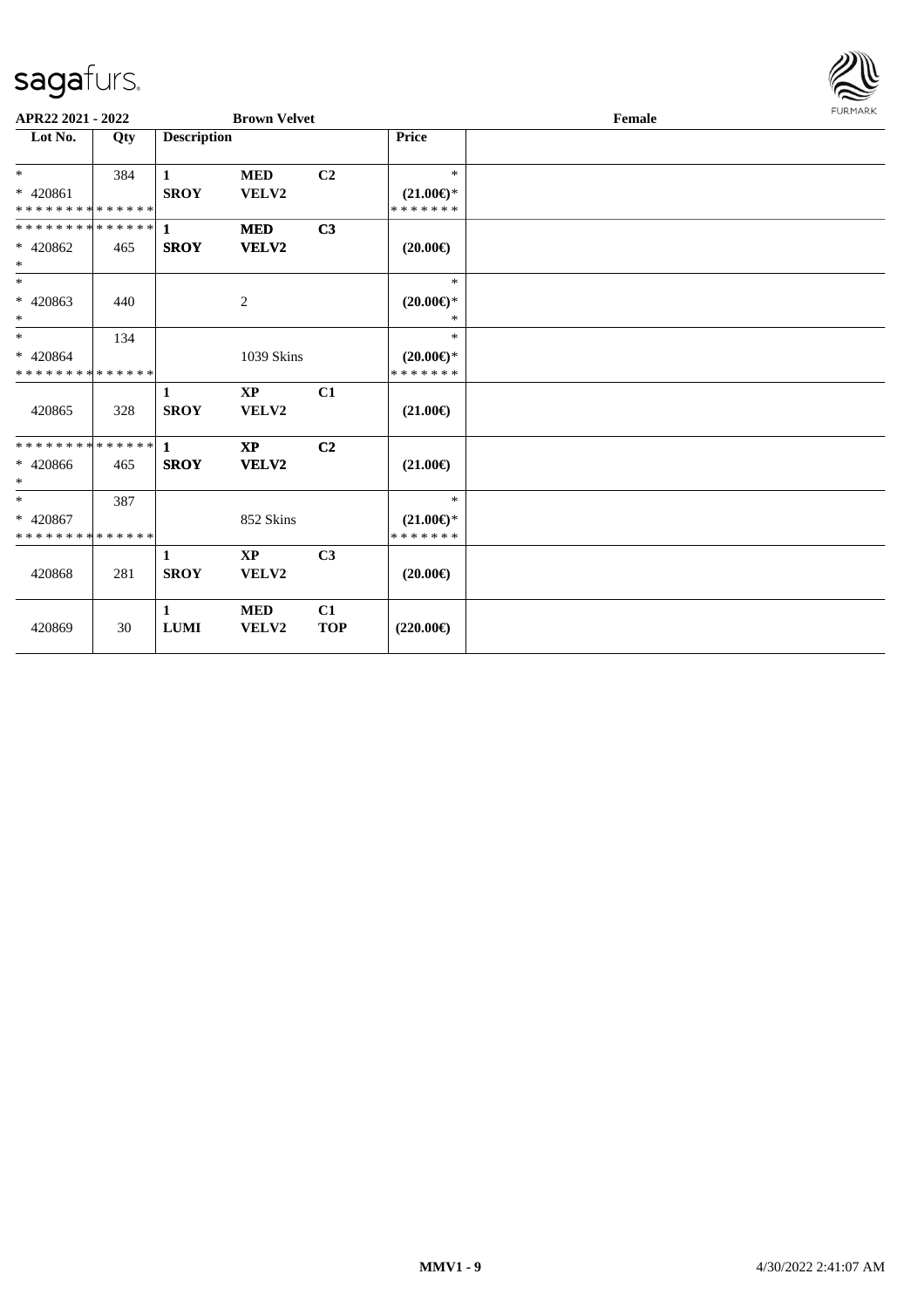**APR22 2021 - 2022** **Brown Velvet** **Female**

| Lot No. | Qty | Description | | | Price | |
|---|---|---|---|---|---|---|
| * <br> * 420861 <br> * * * * * * * * * * * * * * | 384 | **1** <br> **SROY** | **MED** <br> **VELV2** | **C2** | * <br> **(21.00€)*** <br> * * * * * * * | |
| * * * * * * * * * * * * * * <br> * 420862 <br> * | 465 | **1** <br> **SROY** | **MED** <br> **VELV2** | **C3** | **(20.00€)** | |
| * <br> * 420863 <br> * | 440 | | 2 | | * <br> **(20.00€)*** <br> * | |
| * <br> * 420864 <br> * * * * * * * * * * * * * * | 134 | | 1039 Skins | | * <br> **(20.00€)*** <br> * * * * * * * | |
| 420865 | 328 | **1** <br> **SROY** | **XP** <br> **VELV2** | **C1** | **(21.00€)** | |
| * * * * * * * * * * * * * * <br> * 420866 <br> * | 465 | **1** <br> **SROY** | **XP** <br> **VELV2** | **C2** | **(21.00€)** | |
| * <br> * 420867 <br> * * * * * * * * * * * * * * | 387 | | 852 Skins | | * <br> **(21.00€)*** <br> * * * * * * * | |
| 420868 | 281 | **1** <br> **SROY** | **XP** <br> **VELV2** | **C3** | **(20.00€)** | |
| 420869 | 30 | **1** <br> **LUMI** | **MED** <br> **VELV2** | **C1** <br> **TOP** | **(220.00€)** | |

**MMV1 - 9** 4/30/2022 2:41:07 AM